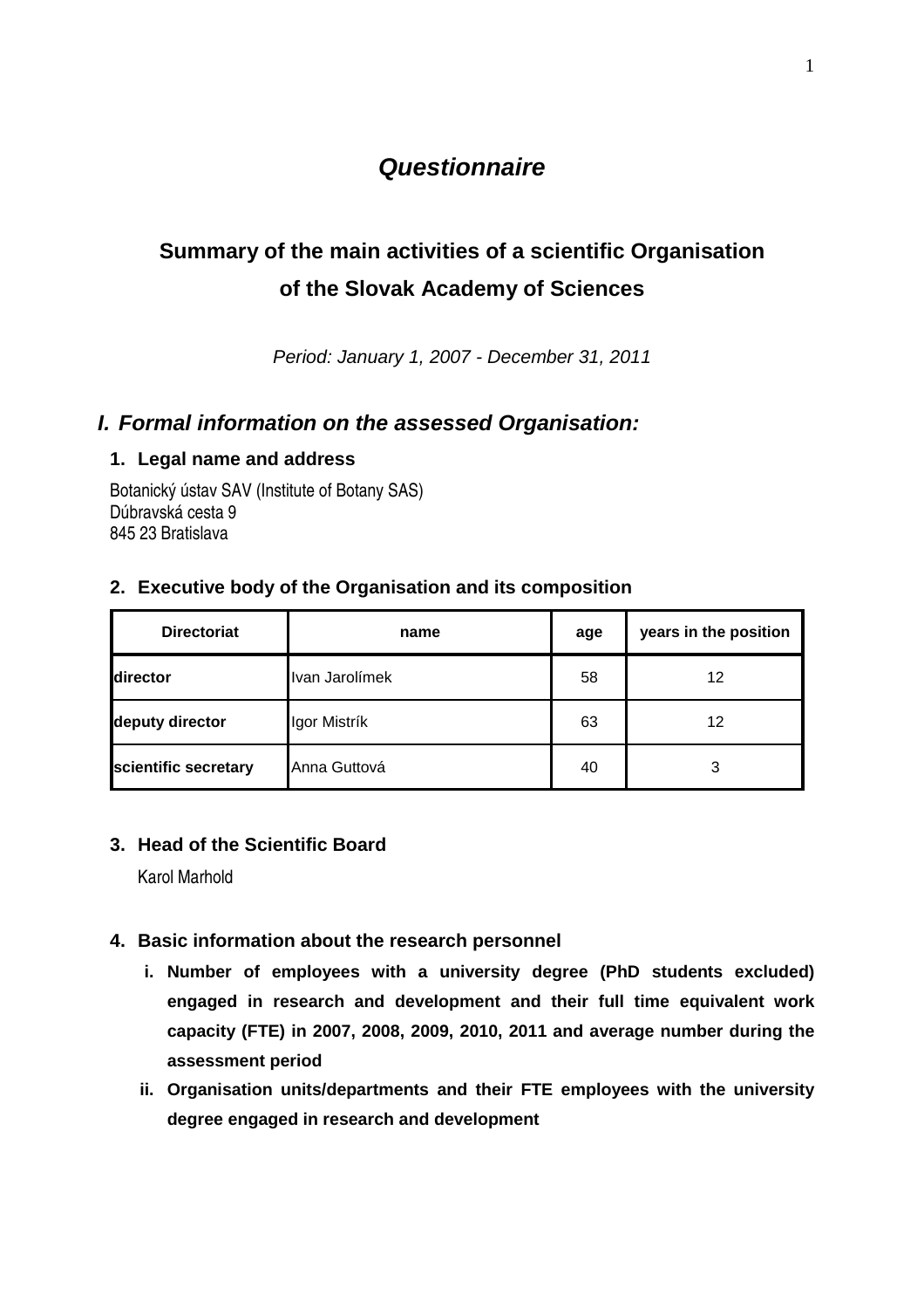# *Questionnaire*

## Summary of the main activities of a scientific Organisation of the Slovak Academy of Sciences

*Period: January 1, 2007 - December 31, 2011*

## *I. Formal information on the assessed Organisation:*

### 1. Legal name and address

Botanický ústav SAV (Institute of Botany SAS)
Dúbravská cesta 9
845 23 Bratislava

### 2. Executive body of the Organisation and its composition

| Directoriat | name | age | years in the position |
|---|---|---|---|
| **director** | Ivan Jarolímek | 58 | 12 |
| **deputy director** | Igor Mistrík | 63 | 12 |
| **scientific secretary** | Anna Guttová | 40 | 3 |

### 3. Head of the Scientific Board

Karol Marhold

### 4. Basic information about the research personnel

i. **Number of employees with a university degree (PhD students excluded) engaged in research and development and their full time equivalent work capacity (FTE) in 2007, 2008, 2009, 2010, 2011 and average number during the assessment period**

ii. **Organisation units/departments and their FTE employees with the university degree engaged in research and development**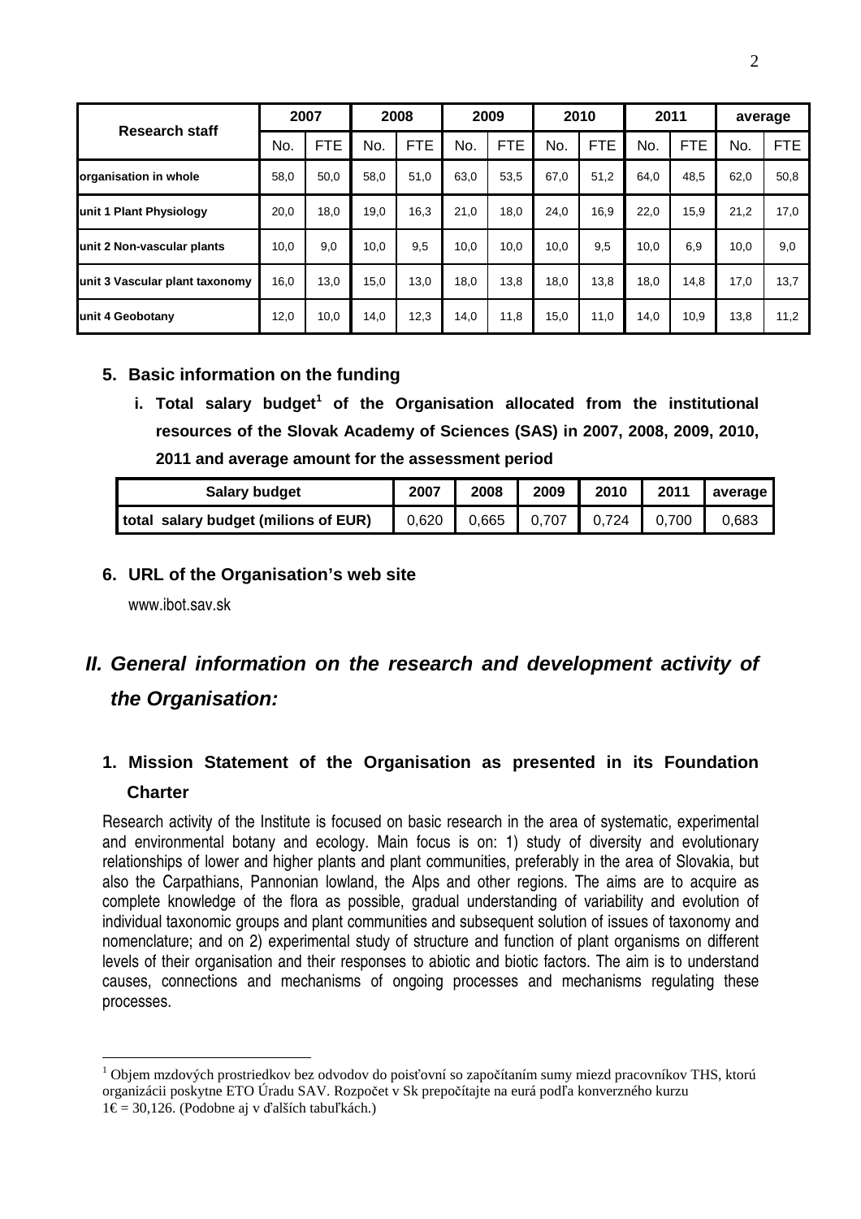| Research staff | 2007 | | 2008 | | 2009 | | 2010 | | 2011 | | average | |
|---|---|---|---|---|---|---|---|---|---|---|---|---|
| | No. | FTE | No. | FTE | No. | FTE | No. | FTE | No. | FTE | No. | FTE |
| **organisation in whole** | 58,0 | 50,0 | 58,0 | 51,0 | 63,0 | 53,5 | 67,0 | 51,2 | 64,0 | 48,5 | 62,0 | 50,8 |
| **unit 1 Plant Physiology** | 20,0 | 18,0 | 19,0 | 16,3 | 21,0 | 18,0 | 24,0 | 16,9 | 22,0 | 15,9 | 21,2 | 17,0 |
| **unit 2 Non-vascular plants** | 10,0 | 9,0 | 10,0 | 9,5 | 10,0 | 10,0 | 10,0 | 9,5 | 10,0 | 6,9 | 10,0 | 9,0 |
| **unit 3 Vascular plant taxonomy** | 16,0 | 13,0 | 15,0 | 13,0 | 18,0 | 13,8 | 18,0 | 13,8 | 18,0 | 14,8 | 17,0 | 13,7 |
| **unit 4 Geobotany** | 12,0 | 10,0 | 14,0 | 12,3 | 14,0 | 11,8 | 15,0 | 11,0 | 14,0 | 10,9 | 13,8 | 11,2 |

### 5. Basic information on the funding

**i. Total salary budget[1] of the Organisation allocated from the institutional resources of the Slovak Academy of Sciences (SAS) in 2007, 2008, 2009, 2010, 2011 and average amount for the assessment period**

| Salary budget | 2007 | 2008 | 2009 | 2010 | 2011 | average |
|---|---|---|---|---|---|---|
| **total salary budget (milions of EUR)** | 0,620 | 0,665 | 0,707 | 0,724 | 0,700 | 0,683 |

### 6. URL of the Organisation's web site

www.ibot.sav.sk

## *II. General information on the research and development activity of the Organisation:*

### 1. Mission Statement of the Organisation as presented in its Foundation Charter

Research activity of the Institute is focused on basic research in the area of systematic, experimental and environmental botany and ecology. Main focus is on: 1) study of diversity and evolutionary relationships of lower and higher plants and plant communities, preferably in the area of Slovakia, but also the Carpathians, Pannonian lowland, the Alps and other regions. The aims are to acquire as complete knowledge of the flora as possible, gradual understanding of variability and evolution of individual taxonomic groups and plant communities and subsequent solution of issues of taxonomy and nomenclature; and on 2) experimental study of structure and function of plant organisms on different levels of their organisation and their responses to abiotic and biotic factors. The aim is to understand causes, connections and mechanisms of ongoing processes and mechanisms regulating these processes.

---

[1] Objem mzdových prostriedkov bez odvodov do poisťovní so započítaním sumy miezd pracovníkov THS, ktorú organizácii poskytne ETO Úradu SAV. Rozpočet v Sk prepočítajte na eurá podľa konverzného kurzu 1€ = 30,126. (Podobne aj v ďalších tabuľkách.)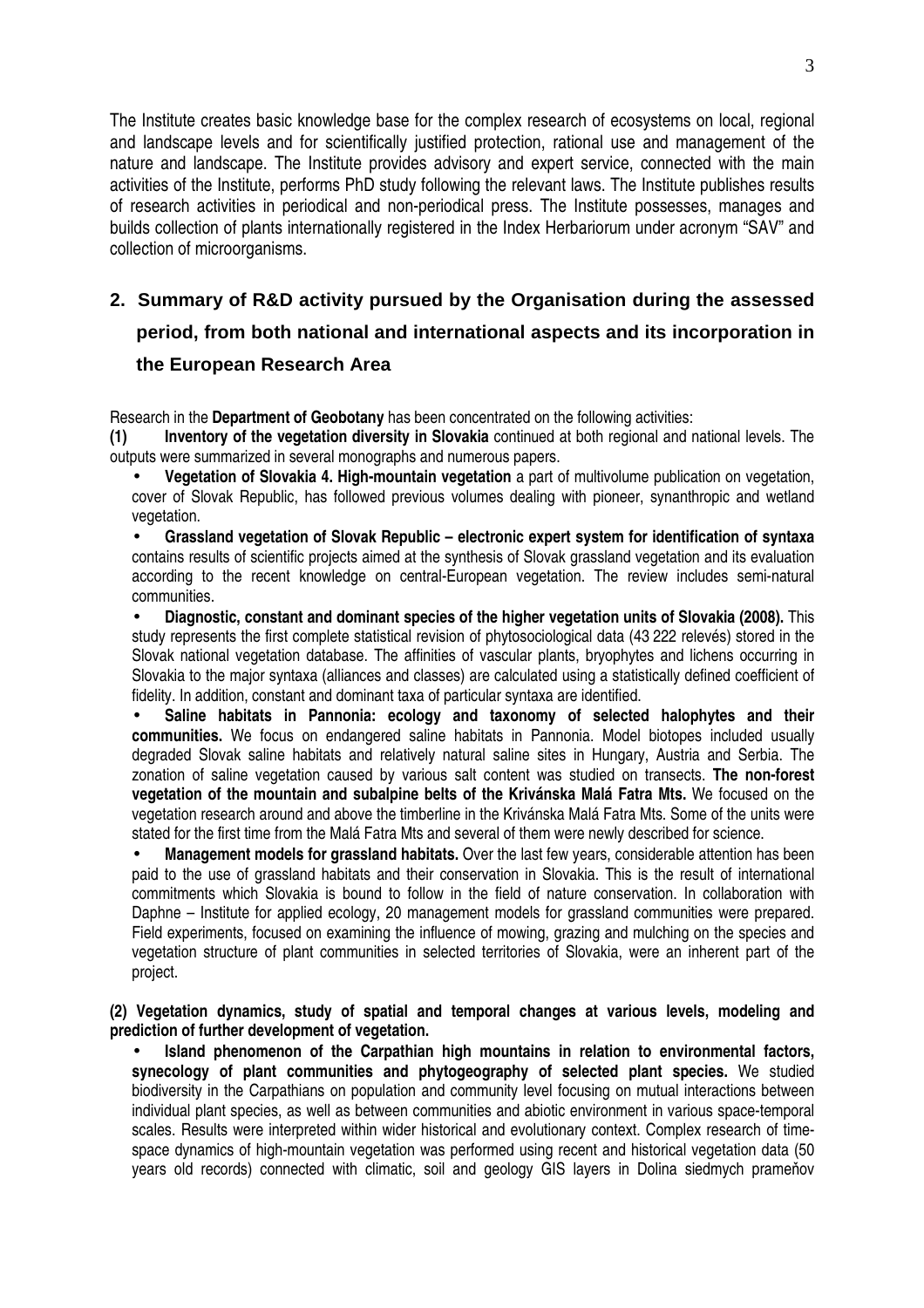The Institute creates basic knowledge base for the complex research of ecosystems on local, regional and landscape levels and for scientifically justified protection, rational use and management of the nature and landscape. The Institute provides advisory and expert service, connected with the main activities of the Institute, performs PhD study following the relevant laws. The Institute publishes results of research activities in periodical and non-periodical press. The Institute possesses, manages and builds collection of plants internationally registered in the Index Herbariorum under acronym "SAV" and collection of microorganisms.

## 2. Summary of R&D activity pursued by the Organisation during the assessed period, from both national and international aspects and its incorporation in the European Research Area

Research in the **Department of Geobotany** has been concentrated on the following activities:

**(1) Inventory of the vegetation diversity in Slovakia** continued at both regional and national levels. The outputs were summarized in several monographs and numerous papers.

- **Vegetation of Slovakia 4. High-mountain vegetation** a part of multivolume publication on vegetation, cover of Slovak Republic, has followed previous volumes dealing with pioneer, synanthropic and wetland vegetation.
- **Grassland vegetation of Slovak Republic – electronic expert system for identification of syntaxa** contains results of scientific projects aimed at the synthesis of Slovak grassland vegetation and its evaluation according to the recent knowledge on central-European vegetation. The review includes semi-natural communities.
- **Diagnostic, constant and dominant species of the higher vegetation units of Slovakia (2008).** This study represents the first complete statistical revision of phytosociological data (43 222 relevés) stored in the Slovak national vegetation database. The affinities of vascular plants, bryophytes and lichens occurring in Slovakia to the major syntaxa (alliances and classes) are calculated using a statistically defined coefficient of fidelity. In addition, constant and dominant taxa of particular syntaxa are identified.
- **Saline habitats in Pannonia: ecology and taxonomy of selected halophytes and their communities.** We focus on endangered saline habitats in Pannonia. Model biotopes included usually degraded Slovak saline habitats and relatively natural saline sites in Hungary, Austria and Serbia. The zonation of saline vegetation caused by various salt content was studied on transects. **The non-forest vegetation of the mountain and subalpine belts of the Krivánska Malá Fatra Mts.** We focused on the vegetation research around and above the timberline in the Krivánska Malá Fatra Mts. Some of the units were stated for the first time from the Malá Fatra Mts and several of them were newly described for science.
- **Management models for grassland habitats.** Over the last few years, considerable attention has been paid to the use of grassland habitats and their conservation in Slovakia. This is the result of international commitments which Slovakia is bound to follow in the field of nature conservation. In collaboration with Daphne – Institute for applied ecology, 20 management models for grassland communities were prepared. Field experiments, focused on examining the influence of mowing, grazing and mulching on the species and vegetation structure of plant communities in selected territories of Slovakia, were an inherent part of the project.

**(2) Vegetation dynamics, study of spatial and temporal changes at various levels, modeling and prediction of further development of vegetation.**

- **Island phenomenon of the Carpathian high mountains in relation to environmental factors, synecology of plant communities and phytogeography of selected plant species.** We studied biodiversity in the Carpathians on population and community level focusing on mutual interactions between individual plant species, as well as between communities and abiotic environment in various space-temporal scales. Results were interpreted within wider historical and evolutionary context. Complex research of time-space dynamics of high-mountain vegetation was performed using recent and historical vegetation data (50 years old records) connected with climatic, soil and geology GIS layers in Dolina siedmych prameňov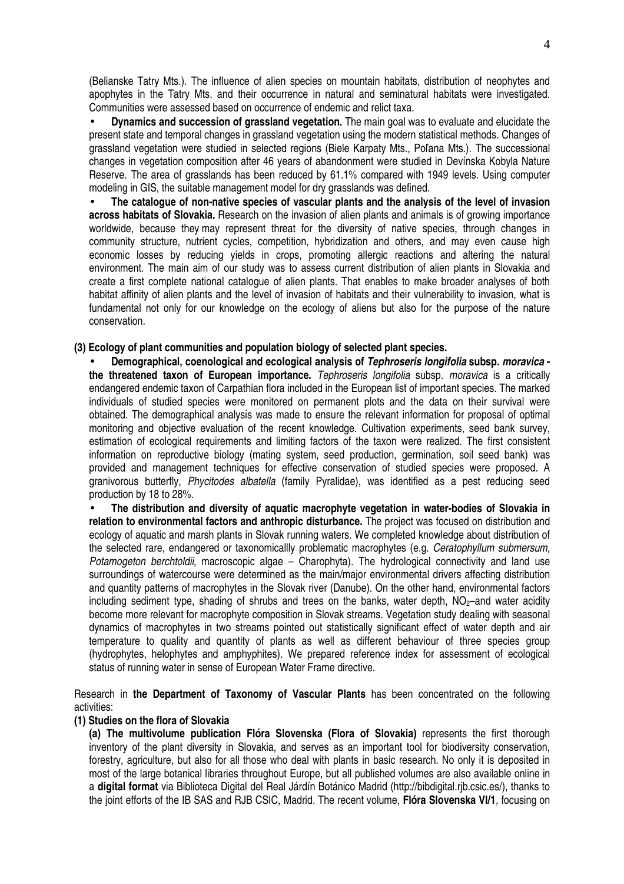(Belianske Tatry Mts.). The influence of alien species on mountain habitats, distribution of neophytes and apophytes in the Tatry Mts. and their occurrence in natural and seminatural habitats were investigated. Communities were assessed based on occurrence of endemic and relict taxa.

- **Dynamics and succession of grassland vegetation.** The main goal was to evaluate and elucidate the present state and temporal changes in grassland vegetation using the modern statistical methods. Changes of grassland vegetation were studied in selected regions (Biele Karpaty Mts., Poľana Mts.). The successional changes in vegetation composition after 46 years of abandonment were studied in Devínska Kobyla Nature Reserve. The area of grasslands has been reduced by 61.1% compared with 1949 levels. Using computer modeling in GIS, the suitable management model for dry grasslands was defined.
- **The catalogue of non-native species of vascular plants and the analysis of the level of invasion across habitats of Slovakia.** Research on the invasion of alien plants and animals is of growing importance worldwide, because they may represent threat for the diversity of native species, through changes in community structure, nutrient cycles, competition, hybridization and others, and may even cause high economic losses by reducing yields in crops, promoting allergic reactions and altering the natural environment. The main aim of our study was to assess current distribution of alien plants in Slovakia and create a first complete national catalogue of alien plants. That enables to make broader analyses of both habitat affinity of alien plants and the level of invasion of habitats and their vulnerability to invasion, what is fundamental not only for our knowledge on the ecology of aliens but also for the purpose of the nature conservation.

**(3) Ecology of plant communities and population biology of selected plant species.**

- **Demographical, coenological and ecological analysis of *Tephroseris longifolia* subsp. *moravica* - the threatened taxon of European importance.** *Tephroseris longifolia* subsp. *moravica* is a critically endangered endemic taxon of Carpathian flora included in the European list of important species. The marked individuals of studied species were monitored on permanent plots and the data on their survival were obtained. The demographical analysis was made to ensure the relevant information for proposal of optimal monitoring and objective evaluation of the recent knowledge. Cultivation experiments, seed bank survey, estimation of ecological requirements and limiting factors of the taxon were realized. The first consistent information on reproductive biology (mating system, seed production, germination, soil seed bank) was provided and management techniques for effective conservation of studied species were proposed. A granivorous butterfly, *Phycitodes albatella* (family Pyralidae), was identified as a pest reducing seed production by 18 to 28%.
- **The distribution and diversity of aquatic macrophyte vegetation in water-bodies of Slovakia in relation to environmental factors and anthropic disturbance.** The project was focused on distribution and ecology of aquatic and marsh plants in Slovak running waters. We completed knowledge about distribution of the selected rare, endangered or taxonomicallly problematic macrophytes (e.g. *Ceratophyllum submersum, Potamogeton berchtoldii*, macroscopic algae – Charophyta). The hydrological connectivity and land use surroundings of watercourse were determined as the main/major environmental drivers affecting distribution and quantity patterns of macrophytes in the Slovak river (Danube). On the other hand, environmental factors including sediment type, shading of shrubs and trees on the banks, water depth, $NO_2$–and water acidity become more relevant for macrophyte composition in Slovak streams. Vegetation study dealing with seasonal dynamics of macrophytes in two streams pointed out statistically significant effect of water depth and air temperature to quality and quantity of plants as well as different behaviour of three species group (hydrophytes, helophytes and amphyphites). We prepared reference index for assessment of ecological status of running water in sense of European Water Frame directive.

Research in **the Department of Taxonomy of Vascular Plants** has been concentrated on the following activities:

**(1) Studies on the flora of Slovakia**

**(a) The multivolume publication Flóra Slovenska (Flora of Slovakia)** represents the first thorough inventory of the plant diversity in Slovakia, and serves as an important tool for biodiversity conservation, forestry, agriculture, but also for all those who deal with plants in basic research. No only it is deposited in most of the large botanical libraries throughout Europe, but all published volumes are also available online in a **digital format** via Biblioteca Digital del Real Járdín Botánico Madrid (http://bibdigital.rjb.csic.es/), thanks to the joint efforts of the IB SAS and RJB CSIC, Madrid. The recent volume, **Flóra Slovenska VI/1**, focusing on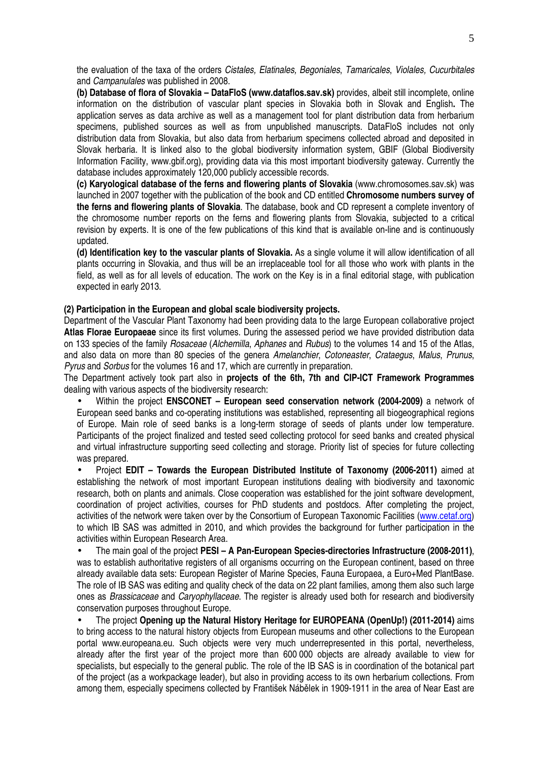the evaluation of the taxa of the orders *Cistales, Elatinales, Begoniales*, *Tamaricales*, *Violales, Cucurbitales* and *Campanulales* was published in 2008.

**(b) Database of flora of Slovakia – DataFloS (www.dataflos.sav.sk)** provides, albeit still incomplete, online information on the distribution of vascular plant species in Slovakia both in Slovak and English**.** The application serves as data archive as well as a management tool for plant distribution data from herbarium specimens, published sources as well as from unpublished manuscripts. DataFloS includes not only distribution data from Slovakia, but also data from herbarium specimens collected abroad and deposited in Slovak herbaria. It is linked also to the global biodiversity information system, GBIF (Global Biodiversity Information Facility, www.gbif.org), providing data via this most important biodiversity gateway. Currently the database includes approximately 120,000 publicly accessible records.

**(c) Karyological database of the ferns and flowering plants of Slovakia** (www.chromosomes.sav.sk) was launched in 2007 together with the publication of the book and CD entitled **Chromosome numbers survey of the ferns and flowering plants of Slovakia**. The database, book and CD represent a complete inventory of the chromosome number reports on the ferns and flowering plants from Slovakia, subjected to a critical revision by experts. It is one of the few publications of this kind that is available on-line and is continuously updated.

**(d) Identification key to the vascular plants of Slovakia.** As a single volume it will allow identification of all plants occurring in Slovakia, and thus will be an irreplaceable tool for all those who work with plants in the field, as well as for all levels of education. The work on the Key is in a final editorial stage, with publication expected in early 2013.

**(2) Participation in the European and global scale biodiversity projects.**

Department of the Vascular Plant Taxonomy had been providing data to the large European collaborative project **Atlas Florae Europaeae** since its first volumes. During the assessed period we have provided distribution data on 133 species of the family *Rosaceae* (*Alchemilla*, *Aphanes* and *Rubus*) to the volumes 14 and 15 of the Atlas, and also data on more than 80 species of the genera *Amelanchier*, *Cotoneaster*, *Crataegus*, *Malus*, *Prunus*, *Pyrus* and *Sorbus* for the volumes 16 and 17, which are currently in preparation.

The Department actively took part also in **projects of the 6th, 7th and CIP-ICT Framework Programmes** dealing with various aspects of the biodiversity research:

- Within the project **ENSCONET – European seed conservation network (2004-2009)** a network of European seed banks and co-operating institutions was established, representing all biogeographical regions of Europe. Main role of seed banks is a long-term storage of seeds of plants under low temperature. Participants of the project finalized and tested seed collecting protocol for seed banks and created physical and virtual infrastructure supporting seed collecting and storage. Priority list of species for future collecting was prepared.
- Project **EDIT – Towards the European Distributed Institute of Taxonomy (2006-2011)** aimed at establishing the network of most important European institutions dealing with biodiversity and taxonomic research, both on plants and animals. Close cooperation was established for the joint software development, coordination of project activities, courses for PhD students and postdocs. After completing the project, activities of the network were taken over by the Consortium of European Taxonomic Facilities (www.cetaf.org) to which IB SAS was admitted in 2010, and which provides the background for further participation in the activities within European Research Area.
- The main goal of the project **PESI – A Pan-European Species-directories Infrastructure (2008-2011)**, was to establish authoritative registers of all organisms occurring on the European continent, based on three already available data sets: European Register of Marine Species, Fauna Europaea, a Euro+Med PlantBase. The role of IB SAS was editing and quality check of the data on 22 plant families, among them also such large ones as *Brassicaceae* and *Caryophyllaceae*. The register is already used both for research and biodiversity conservation purposes throughout Europe.
- The project **Opening up the Natural History Heritage for EUROPEANA (OpenUp!) (2011-2014)** aims to bring access to the natural history objects from European museums and other collections to the European portal www.europeana.eu. Such objects were very much underrepresented in this portal, nevertheless, already after the first year of the project more than 600 000 objects are already available to view for specialists, but especially to the general public. The role of the IB SAS is in coordination of the botanical part of the project (as a workpackage leader), but also in providing access to its own herbarium collections. From among them, especially specimens collected by František Nábělek in 1909-1911 in the area of Near East are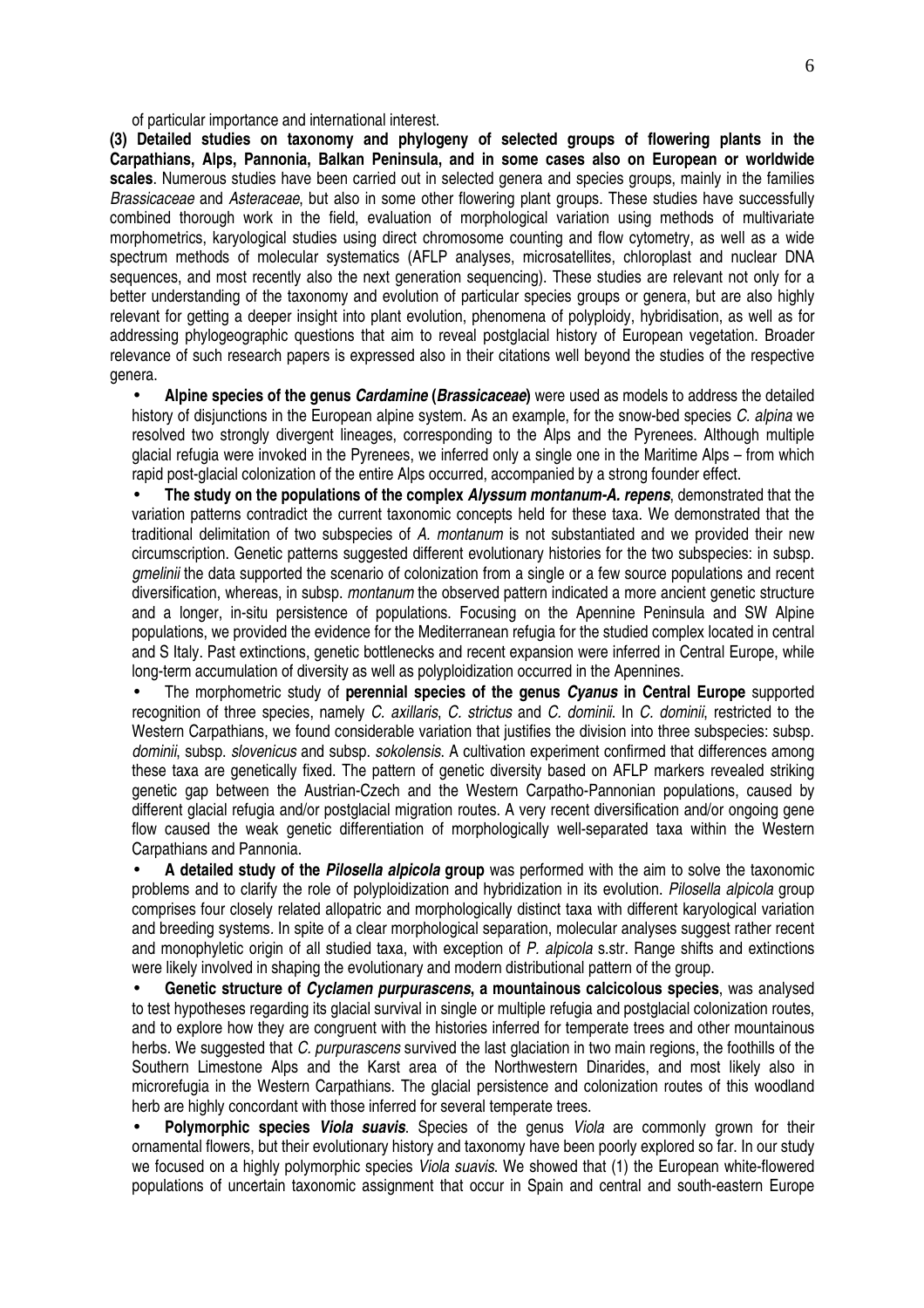of particular importance and international interest.

**(3) Detailed studies on taxonomy and phylogeny of selected groups of flowering plants in the Carpathians, Alps, Pannonia, Balkan Peninsula, and in some cases also on European or worldwide scales**. Numerous studies have been carried out in selected genera and species groups, mainly in the families *Brassicaceae* and *Asteraceae*, but also in some other flowering plant groups. These studies have successfully combined thorough work in the field, evaluation of morphological variation using methods of multivariate morphometrics, karyological studies using direct chromosome counting and flow cytometry, as well as a wide spectrum methods of molecular systematics (AFLP analyses, microsatellites, chloroplast and nuclear DNA sequences, and most recently also the next generation sequencing). These studies are relevant not only for a better understanding of the taxonomy and evolution of particular species groups or genera, but are also highly relevant for getting a deeper insight into plant evolution, phenomena of polyploidy, hybridisation, as well as for addressing phylogeographic questions that aim to reveal postglacial history of European vegetation. Broader relevance of such research papers is expressed also in their citations well beyond the studies of the respective genera.

- **Alpine species of the genus *Cardamine* (*Brassicaceae*)** were used as models to address the detailed history of disjunctions in the European alpine system. As an example, for the snow-bed species *C. alpina* we resolved two strongly divergent lineages, corresponding to the Alps and the Pyrenees. Although multiple glacial refugia were invoked in the Pyrenees, we inferred only a single one in the Maritime Alps – from which rapid post-glacial colonization of the entire Alps occurred, accompanied by a strong founder effect.
- **The study on the populations of the complex *Alyssum montanum-A. repens***, demonstrated that the variation patterns contradict the current taxonomic concepts held for these taxa. We demonstrated that the traditional delimitation of two subspecies of *A. montanum* is not substantiated and we provided their new circumscription. Genetic patterns suggested different evolutionary histories for the two subspecies: in subsp. *gmelinii* the data supported the scenario of colonization from a single or a few source populations and recent diversification, whereas, in subsp. *montanum* the observed pattern indicated a more ancient genetic structure and a longer, in-situ persistence of populations. Focusing on the Apennine Peninsula and SW Alpine populations, we provided the evidence for the Mediterranean refugia for the studied complex located in central and S Italy. Past extinctions, genetic bottlenecks and recent expansion were inferred in Central Europe, while long-term accumulation of diversity as well as polyploidization occurred in the Apennines.
- The morphometric study of **perennial species of the genus *Cyanus* in Central Europe** supported recognition of three species, namely *C. axillaris*, *C. strictus* and *C. dominii*. In *C. dominii*, restricted to the Western Carpathians, we found considerable variation that justifies the division into three subspecies: subsp. *dominii*, subsp. *slovenicus* and subsp. *sokolensis*. A cultivation experiment confirmed that differences among these taxa are genetically fixed. The pattern of genetic diversity based on AFLP markers revealed striking genetic gap between the Austrian-Czech and the Western Carpatho-Pannonian populations, caused by different glacial refugia and/or postglacial migration routes. A very recent diversification and/or ongoing gene flow caused the weak genetic differentiation of morphologically well-separated taxa within the Western Carpathians and Pannonia.
- **A detailed study of the *Pilosella alpicola* group** was performed with the aim to solve the taxonomic problems and to clarify the role of polyploidization and hybridization in its evolution. *Pilosella alpicola* group comprises four closely related allopatric and morphologically distinct taxa with different karyological variation and breeding systems. In spite of a clear morphological separation, molecular analyses suggest rather recent and monophyletic origin of all studied taxa, with exception of *P. alpicola* s.str. Range shifts and extinctions were likely involved in shaping the evolutionary and modern distributional pattern of the group.
- **Genetic structure of *Cyclamen purpurascens*, a mountainous calcicolous species**, was analysed to test hypotheses regarding its glacial survival in single or multiple refugia and postglacial colonization routes, and to explore how they are congruent with the histories inferred for temperate trees and other mountainous herbs. We suggested that *C. purpurascens* survived the last glaciation in two main regions, the foothills of the Southern Limestone Alps and the Karst area of the Northwestern Dinarides, and most likely also in microrefugia in the Western Carpathians. The glacial persistence and colonization routes of this woodland herb are highly concordant with those inferred for several temperate trees.
- **Polymorphic species *Viola suavis***. Species of the genus *Viola* are commonly grown for their ornamental flowers, but their evolutionary history and taxonomy have been poorly explored so far. In our study we focused on a highly polymorphic species *Viola suavis*. We showed that (1) the European white-flowered populations of uncertain taxonomic assignment that occur in Spain and central and south-eastern Europe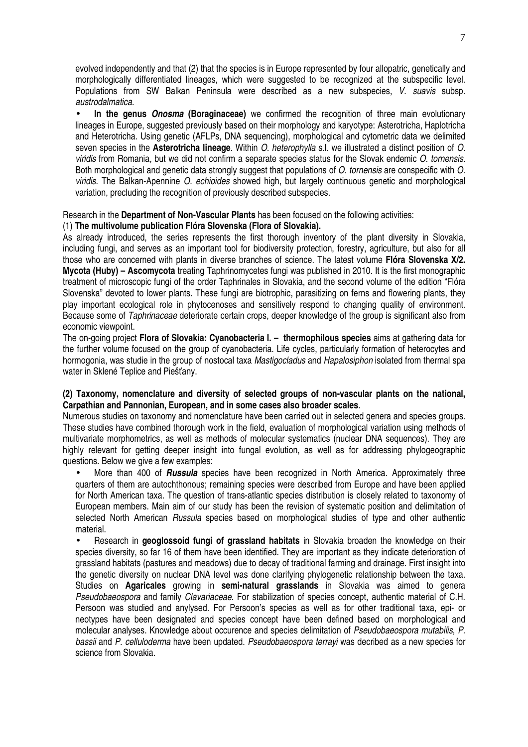evolved independently and that (2) that the species is in Europe represented by four allopatric, genetically and morphologically differentiated lineages, which were suggested to be recognized at the subspecific level. Populations from SW Balkan Peninsula were described as a new subspecies, *V. suavis* subsp. *austrodalmatica*.

- **In the genus *Onosma* (Boraginaceae)** we confirmed the recognition of three main evolutionary lineages in Europe, suggested previously based on their morphology and karyotype: Asterotricha, Haplotricha and Heterotricha. Using genetic (AFLPs, DNA sequencing), morphological and cytometric data we delimited seven species in the **Asterotricha lineage**. Within *O. heterophylla* s.l. we illustrated a distinct position of *O. viridis* from Romania, but we did not confirm a separate species status for the Slovak endemic *O. tornensis*. Both morphological and genetic data strongly suggest that populations of *O. tornensis* are conspecific with *O. viridis*. The Balkan-Apennine *O. echioides* showed high, but largely continuous genetic and morphological variation, precluding the recognition of previously described subspecies.

Research in the **Department of Non-Vascular Plants** has been focused on the following activities:

(1) **The multivolume publication Flóra Slovenska (Flora of Slovakia).**

As already introduced, the series represents the first thorough inventory of the plant diversity in Slovakia, including fungi, and serves as an important tool for biodiversity protection, forestry, agriculture, but also for all those who are concerned with plants in diverse branches of science. The latest volume **Flóra Slovenska X/2. Mycota (Huby) – Ascomycota** treating Taphrinomycetes fungi was published in 2010. It is the first monographic treatment of microscopic fungi of the order Taphrinales in Slovakia, and the second volume of the edition "Flóra Slovenska" devoted to lower plants. These fungi are biotrophic, parasitizing on ferns and flowering plants, they play important ecological role in phytocenoses and sensitively respond to changing quality of environment. Because some of *Taphrinaceae* deteriorate certain crops, deeper knowledge of the group is significant also from economic viewpoint.

The on-going project **Flora of Slovakia: Cyanobacteria I. – thermophilous species** aims at gathering data for the further volume focused on the group of cyanobacteria. Life cycles, particularly formation of heterocytes and hormogonia, was studie in the group of nostocal taxa *Mastigocladus* and *Hapalosiphon* isolated from thermal spa water in Sklené Teplice and Piešťany.

**(2) Taxonomy, nomenclature and diversity of selected groups of non-vascular plants on the national, Carpathian and Pannonian, European, and in some cases also broader scales**.

Numerous studies on taxonomy and nomenclature have been carried out in selected genera and species groups. These studies have combined thorough work in the field, evaluation of morphological variation using methods of multivariate morphometrics, as well as methods of molecular systematics (nuclear DNA sequences). They are highly relevant for getting deeper insight into fungal evolution, as well as for addressing phylogeographic questions. Below we give a few examples:

- More than 400 of ***Russula*** species have been recognized in North America. Approximately three quarters of them are autochthonous; remaining species were described from Europe and have been applied for North American taxa. The question of trans-atlantic species distribution is closely related to taxonomy of European members. Main aim of our study has been the revision of systematic position and delimitation of selected North American *Russula* species based on morphological studies of type and other authentic material.
- Research in **geoglossoid fungi of grassland habitats** in Slovakia broaden the knowledge on their species diversity, so far 16 of them have been identified. They are important as they indicate deterioration of grassland habitats (pastures and meadows) due to decay of traditional farming and drainage. First insight into the genetic diversity on nuclear DNA level was done clarifying phylogenetic relationship between the taxa. Studies on **Agaricales** growing in **semi-natural grasslands** in Slovakia was aimed to genera *Pseudobaeospora* and family *Clavariaceae*. For stabilization of species concept, authentic material of C.H. Persoon was studied and anylysed. For Persoon's species as well as for other traditional taxa, epi- or neotypes have been designated and species concept have been defined based on morphological and molecular analyses. Knowledge about occurence and species delimitation of *Pseudobaeospora mutabilis*, *P. bassii* and *P. celluloderma* have been updated. *Pseudobaeospora terrayi* was decribed as a new species for science from Slovakia.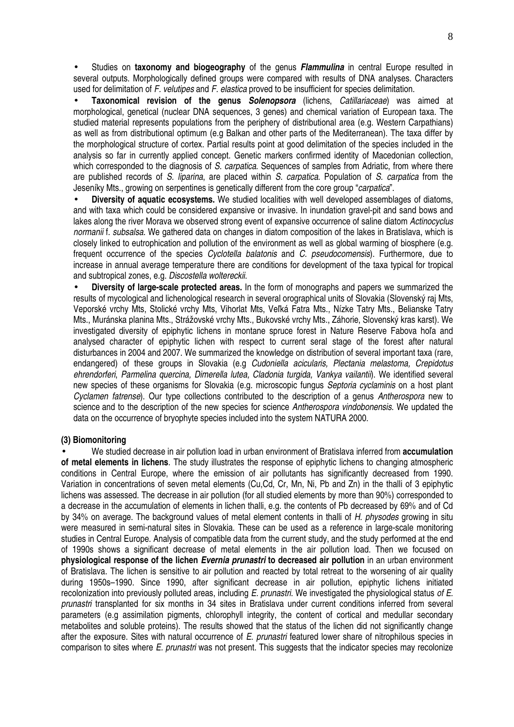- Studies on **taxonomy and biogeography** of the genus ***Flammulina*** in central Europe resulted in several outputs. Morphologically defined groups were compared with results of DNA analyses. Characters used for delimitation of *F. velutipes* and *F. elastica* proved to be insufficient for species delimitation.
- **Taxonomical revision of the genus *Solenopsora*** (lichens, *Catillariaceae*) was aimed at morphological, genetical (nuclear DNA sequences, 3 genes) and chemical variation of European taxa. The studied material represents populations from the periphery of distributional area (e.g. Western Carpathians) as well as from distributional optimum (e.g Balkan and other parts of the Mediterranean). The taxa differ by the morphological structure of cortex. Partial results point at good delimitation of the species included in the analysis so far in currently applied concept. Genetic markers confirmed identity of Macedonian collection, which corresponded to the diagnosis of *S. carpatica*. Sequences of samples from Adriatic, from where there are published records of *S. liparina*, are placed within *S. carpatica*. Population of *S. carpatica* from the Jeseníky Mts., growing on serpentines is genetically different from the core group "*carpatica*".
- **Diversity of aquatic ecosystems.** We studied localities with well developed assemblages of diatoms, and with taxa which could be considered expansive or invasive. In inundation gravel-pit and sand bows and lakes along the river Morava we observed strong event of expansive occurrence of saline diatom *Actinocyclus normanii* f. *subsalsa*. We gathered data on changes in diatom composition of the lakes in Bratislava, which is closely linked to eutrophication and pollution of the environment as well as global warming of biosphere (e.g. frequent occurrence of the species *Cyclotella balatonis* and *C. pseudocomensis*). Furthermore, due to increase in annual average temperature there are conditions for development of the taxa typical for tropical and subtropical zones, e.g. *Discostella woltereckii*.
- **Diversity of large-scale protected areas.** In the form of monographs and papers we summarized the results of mycological and lichenological research in several orographical units of Slovakia (Slovenský raj Mts, Veporské vrchy Mts, Stolické vrchy Mts, Vihorlat Mts, Veľká Fatra Mts., Nízke Tatry Mts., Belianske Tatry Mts., Muránska planina Mts., Strážovské vrchy Mts., Bukovské vrchy Mts., Záhorie, Slovenský kras karst). We investigated diversity of epiphytic lichens in montane spruce forest in Nature Reserve Fabova hoľa and analysed character of epiphytic lichen with respect to current seral stage of the forest after natural disturbances in 2004 and 2007. We summarized the knowledge on distribution of several important taxa (rare, endangered) of these groups in Slovakia (e.g *Cudoniella acicularis, Plectania melastoma, Crepidotus ehrendorferi*, *Parmelina quercina, Dimerella lutea, Cladonia turgida, Vankya vailantii*). We identified several new species of these organisms for Slovakia (e.g. microscopic fungus *Septoria cyclaminis* on a host plant *Cyclamen fatrense*). Our type collections contributed to the description of a genus *Antherospora* new to science and to the description of the new species for science *Antherospora vindobonensis*. We updated the data on the occurrence of bryophyte species included into the system NATURA 2000.

**(3) Biomonitoring**

- We studied decrease in air pollution load in urban environment of Bratislava inferred from **accumulation of metal elements in lichens**. The study illustrates the response of epiphytic lichens to changing atmospheric conditions in Central Europe, where the emission of air pollutants has significantly decreased from 1990. Variation in concentrations of seven metal elements (Cu,Cd, Cr, Mn, Ni, Pb and Zn) in the thalli of 3 epiphytic lichens was assessed. The decrease in air pollution (for all studied elements by more than 90%) corresponded to a decrease in the accumulation of elements in lichen thalli, e.g. the contents of Pb decreased by 69% and of Cd by 34% on average. The background values of metal element contents in thalli of *H. physodes* growing in situ were measured in semi-natural sites in Slovakia. These can be used as a reference in large-scale monitoring studies in Central Europe. Analysis of compatible data from the current study, and the study performed at the end of 1990s shows a significant decrease of metal elements in the air pollution load. Then we focused on **physiological response of the lichen *Evernia prunastri* to decreased air pollution** in an urban environment of Bratislava. The lichen is sensitive to air pollution and reacted by total retreat to the worsening of air quality during 1950s–1990. Since 1990, after significant decrease in air pollution, epiphytic lichens initiated recolonization into previously polluted areas, including *E. prunastri*. We investigated the physiological status *of E. prunastri* transplanted for six months in 34 sites in Bratislava under current conditions inferred from several parameters (e.g assimilation pigments, chlorophyll integrity, the content of cortical and medullar secondary metabolites and soluble proteins). The results showed that the status of the lichen did not significantly change after the exposure. Sites with natural occurrence of *E. prunastri* featured lower share of nitrophilous species in comparison to sites where *E. prunastri* was not present. This suggests that the indicator species may recolonize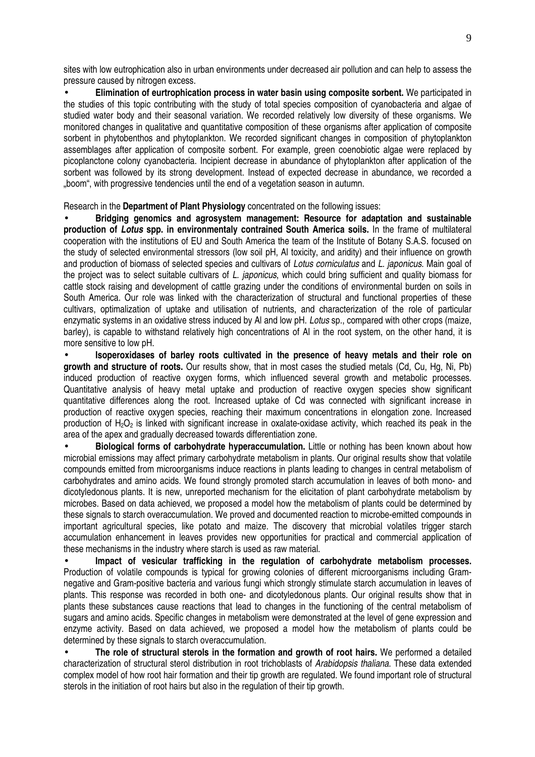sites with low eutrophication also in urban environments under decreased air pollution and can help to assess the pressure caused by nitrogen excess.

- **Elimination of eurtrophication process in water basin using composite sorbent.** We participated in the studies of this topic contributing with the study of total species composition of cyanobacteria and algae of studied water body and their seasonal variation. We recorded relatively low diversity of these organisms. We monitored changes in qualitative and quantitative composition of these organisms after application of composite sorbent in phytobenthos and phytoplankton. We recorded significant changes in composition of phytoplankton assemblages after application of composite sorbent. For example, green coenobiotic algae were replaced by picoplanctone colony cyanobacteria. Incipient decrease in abundance of phytoplankton after application of the sorbent was followed by its strong development. Instead of expected decrease in abundance, we recorded a „boom", with progressive tendencies until the end of a vegetation season in autumn.

Research in the **Department of Plant Physiology** concentrated on the following issues:

- **Bridging genomics and agrosystem management: Resource for adaptation and sustainable production of *Lotus* spp. in environmentaly contrained South America soils.** In the frame of multilateral cooperation with the institutions of EU and South America the team of the Institute of Botany S.A.S. focused on the study of selected environmental stressors (low soil pH, Al toxicity, and aridity) and their influence on growth and production of biomass of selected species and cultivars of *Lotus corniculatus* and *L. japonicus*. Main goal of the project was to select suitable cultivars of *L. japonicus*, which could bring sufficient and quality biomass for cattle stock raising and development of cattle grazing under the conditions of environmental burden on soils in South America. Our role was linked with the characterization of structural and functional properties of these cultivars, optimalization of uptake and utilisation of nutrients, and characterization of the role of particular enzymatic systems in an oxidative stress induced by Al and low pH. *Lotus* sp., compared with other crops (maize, barley), is capable to withstand relatively high concentrations of Al in the root system, on the other hand, it is more sensitive to low pH.
- **Isoperoxidases of barley roots cultivated in the presence of heavy metals and their role on growth and structure of roots.** Our results show, that in most cases the studied metals (Cd, Cu, Hg, Ni, Pb) induced production of reactive oxygen forms, which influenced several growth and metabolic processes. Quantitative analysis of heavy metal uptake and production of reactive oxygen species show significant quantitative differences along the root. Increased uptake of Cd was connected with significant increase in production of reactive oxygen species, reaching their maximum concentrations in elongation zone. Increased production of $H_2O_2$ is linked with significant increase in oxalate-oxidase activity, which reached its peak in the area of the apex and gradually decreased towards differentiation zone.
- **Biological forms of carbohydrate hyperaccumulation.** Little or nothing has been known about how microbial emissions may affect primary carbohydrate metabolism in plants. Our original results show that volatile compounds emitted from microorganisms induce reactions in plants leading to changes in central metabolism of carbohydrates and amino acids. We found strongly promoted starch accumulation in leaves of both mono- and dicotyledonous plants. It is new, unreported mechanism for the elicitation of plant carbohydrate metabolism by microbes. Based on data achieved, we proposed a model how the metabolism of plants could be determined by these signals to starch overaccumulation. We proved and documented reaction to microbe-emitted compounds in important agricultural species, like potato and maize. The discovery that microbial volatiles trigger starch accumulation enhancement in leaves provides new opportunities for practical and commercial application of these mechanisms in the industry where starch is used as raw material.
- **Impact of vesicular trafficking in the regulation of carbohydrate metabolism processes.** Production of volatile compounds is typical for growing colonies of different microorganisms including Gram-negative and Gram-positive bacteria and various fungi which strongly stimulate starch accumulation in leaves of plants. This response was recorded in both one- and dicotyledonous plants. Our original results show that in plants these substances cause reactions that lead to changes in the functioning of the central metabolism of sugars and amino acids. Specific changes in metabolism were demonstrated at the level of gene expression and enzyme activity. Based on data achieved, we proposed a model how the metabolism of plants could be determined by these signals to starch overaccumulation.
- **The role of structural sterols in the formation and growth of root hairs.** We performed a detailed characterization of structural sterol distribution in root trichoblasts of *Arabidopsis thaliana*. These data extended complex model of how root hair formation and their tip growth are regulated. We found important role of structural sterols in the initiation of root hairs but also in the regulation of their tip growth.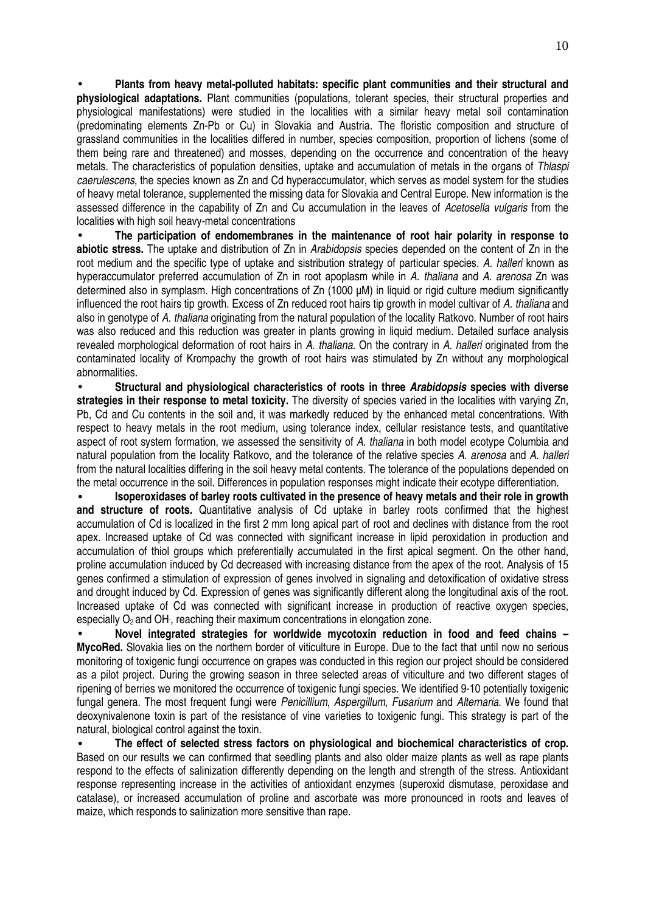- **Plants from heavy metal-polluted habitats: specific plant communities and their structural and physiological adaptations.** Plant communities (populations, tolerant species, their structural properties and physiological manifestations) were studied in the localities with a similar heavy metal soil contamination (predominating elements Zn-Pb or Cu) in Slovakia and Austria. The floristic composition and structure of grassland communities in the localities differed in number, species composition, proportion of lichens (some of them being rare and threatened) and mosses, depending on the occurrence and concentration of the heavy metals. The characteristics of population densities, uptake and accumulation of metals in the organs of *Thlaspi caerulescens*, the species known as Zn and Cd hyperaccumulator, which serves as model system for the studies of heavy metal tolerance, supplemented the missing data for Slovakia and Central Europe. New information is the assessed difference in the capability of Zn and Cu accumulation in the leaves of *Acetosella vulgaris* from the localities with high soil heavy-metal concentrations

- **The participation of endomembranes in the maintenance of root hair polarity in response to abiotic stress.** The uptake and distribution of Zn in *Arabidopsis* species depended on the content of Zn in the root medium and the specific type of uptake and sistribution strategy of particular species. *A. halleri* known as hyperaccumulator preferred accumulation of Zn in root apoplasm while in *A. thaliana* and *A. arenosa* Zn was determined also in symplasm. High concentrations of Zn (1000 μM) in liquid or rigid culture medium significantly influenced the root hairs tip growth. Excess of Zn reduced root hairs tip growth in model cultivar of *A. thaliana* and also in genotype of *A. thaliana* originating from the natural population of the locality Ratkovo. Number of root hairs was also reduced and this reduction was greater in plants growing in liquid medium. Detailed surface analysis revealed morphological deformation of root hairs in *A. thaliana*. On the contrary in *A. halleri* originated from the contaminated locality of Krompachy the growth of root hairs was stimulated by Zn without any morphological abnormalities.

- **Structural and physiological characteristics of roots in three *Arabidopsis* species with diverse strategies in their response to metal toxicity.** The diversity of species varied in the localities with varying Zn, Pb, Cd and Cu contents in the soil and, it was markedly reduced by the enhanced metal concentrations. With respect to heavy metals in the root medium, using tolerance index, cellular resistance tests, and quantitative aspect of root system formation, we assessed the sensitivity of *A. thaliana* in both model ecotype Columbia and natural population from the locality Ratkovo, and the tolerance of the relative species *A. arenosa* and *A. halleri* from the natural localities differing in the soil heavy metal contents. The tolerance of the populations depended on the metal occurrence in the soil. Differences in population responses might indicate their ecotype differentiation.

- **Isoperoxidases of barley roots cultivated in the presence of heavy metals and their role in growth and structure of roots.** Quantitative analysis of Cd uptake in barley roots confirmed that the highest accumulation of Cd is localized in the first 2 mm long apical part of root and declines with distance from the root apex. Increased uptake of Cd was connected with significant increase in lipid peroxidation in production and accumulation of thiol groups which preferentially accumulated in the first apical segment. On the other hand, proline accumulation induced by Cd decreased with increasing distance from the apex of the root. Analysis of 15 genes confirmed a stimulation of expression of genes involved in signaling and detoxification of oxidative stress and drought induced by Cd. Expression of genes was significantly different along the longitudinal axis of the root. Increased uptake of Cd was connected with significant increase in production of reactive oxygen species, especially $O_2$ and $OH^-$, reaching their maximum concentrations in elongation zone.

- **Novel integrated strategies for worldwide mycotoxin reduction in food and feed chains – MycoRed.** Slovakia lies on the northern border of viticulture in Europe. Due to the fact that until now no serious monitoring of toxigenic fungi occurrence on grapes was conducted in this region our project should be considered as a pilot project. During the growing season in three selected areas of viticulture and two different stages of ripening of berries we monitored the occurrence of toxigenic fungi species. We identified 9-10 potentially toxigenic fungal genera. The most frequent fungi were *Penicillium*, *Aspergillum*, *Fusarium* and *Alternaria*. We found that deoxynivalenone toxin is part of the resistance of vine varieties to toxigenic fungi. This strategy is part of the natural, biological control against the toxin.

- **The effect of selected stress factors on physiological and biochemical characteristics of crop.** Based on our results we can confirmed that seedling plants and also older maize plants as well as rape plants respond to the effects of salinization differently depending on the length and strength of the stress. Antioxidant response representing increase in the activities of antioxidant enzymes (superoxid dismutase, peroxidase and catalase), or increased accumulation of proline and ascorbate was more pronounced in roots and leaves of maize, which responds to salinization more sensitive than rape.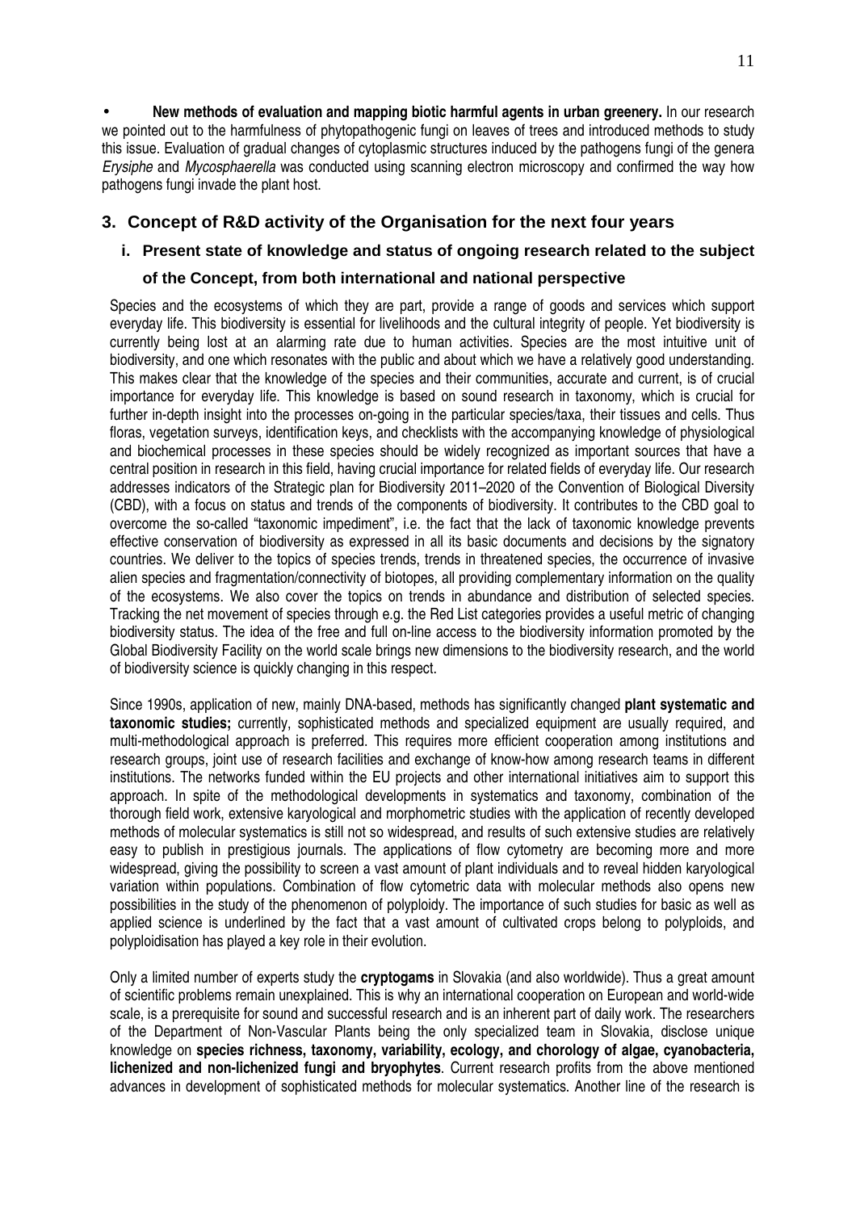- **New methods of evaluation and mapping biotic harmful agents in urban greenery.** In our research we pointed out to the harmfulness of phytopathogenic fungi on leaves of trees and introduced methods to study this issue. Evaluation of gradual changes of cytoplasmic structures induced by the pathogens fungi of the genera *Erysiphe* and *Mycosphaerella* was conducted using scanning electron microscopy and confirmed the way how pathogens fungi invade the plant host.

## 3. Concept of R&D activity of the Organisation for the next four years

### i. Present state of knowledge and status of ongoing research related to the subject of the Concept, from both international and national perspective

Species and the ecosystems of which they are part, provide a range of goods and services which support everyday life. This biodiversity is essential for livelihoods and the cultural integrity of people. Yet biodiversity is currently being lost at an alarming rate due to human activities. Species are the most intuitive unit of biodiversity, and one which resonates with the public and about which we have a relatively good understanding. This makes clear that the knowledge of the species and their communities, accurate and current, is of crucial importance for everyday life. This knowledge is based on sound research in taxonomy, which is crucial for further in-depth insight into the processes on-going in the particular species/taxa, their tissues and cells. Thus floras, vegetation surveys, identification keys, and checklists with the accompanying knowledge of physiological and biochemical processes in these species should be widely recognized as important sources that have a central position in research in this field, having crucial importance for related fields of everyday life. Our research addresses indicators of the Strategic plan for Biodiversity 2011–2020 of the Convention of Biological Diversity (CBD), with a focus on status and trends of the components of biodiversity. It contributes to the CBD goal to overcome the so-called "taxonomic impediment", i.e. the fact that the lack of taxonomic knowledge prevents effective conservation of biodiversity as expressed in all its basic documents and decisions by the signatory countries. We deliver to the topics of species trends, trends in threatened species, the occurrence of invasive alien species and fragmentation/connectivity of biotopes, all providing complementary information on the quality of the ecosystems. We also cover the topics on trends in abundance and distribution of selected species. Tracking the net movement of species through e.g. the Red List categories provides a useful metric of changing biodiversity status. The idea of the free and full on-line access to the biodiversity information promoted by the Global Biodiversity Facility on the world scale brings new dimensions to the biodiversity research, and the world of biodiversity science is quickly changing in this respect.

Since 1990s, application of new, mainly DNA-based, methods has significantly changed **plant systematic and taxonomic studies;** currently, sophisticated methods and specialized equipment are usually required, and multi-methodological approach is preferred. This requires more efficient cooperation among institutions and research groups, joint use of research facilities and exchange of know-how among research teams in different institutions. The networks funded within the EU projects and other international initiatives aim to support this approach. In spite of the methodological developments in systematics and taxonomy, combination of the thorough field work, extensive karyological and morphometric studies with the application of recently developed methods of molecular systematics is still not so widespread, and results of such extensive studies are relatively easy to publish in prestigious journals. The applications of flow cytometry are becoming more and more widespread, giving the possibility to screen a vast amount of plant individuals and to reveal hidden karyological variation within populations. Combination of flow cytometric data with molecular methods also opens new possibilities in the study of the phenomenon of polyploidy. The importance of such studies for basic as well as applied science is underlined by the fact that a vast amount of cultivated crops belong to polyploids, and polyploidisation has played a key role in their evolution.

Only a limited number of experts study the **cryptogams** in Slovakia (and also worldwide). Thus a great amount of scientific problems remain unexplained. This is why an international cooperation on European and world-wide scale, is a prerequisite for sound and successful research and is an inherent part of daily work. The researchers of the Department of Non-Vascular Plants being the only specialized team in Slovakia, disclose unique knowledge on **species richness, taxonomy, variability, ecology, and chorology of algae, cyanobacteria, lichenized and non-lichenized fungi and bryophytes**. Current research profits from the above mentioned advances in development of sophisticated methods for molecular systematics. Another line of the research is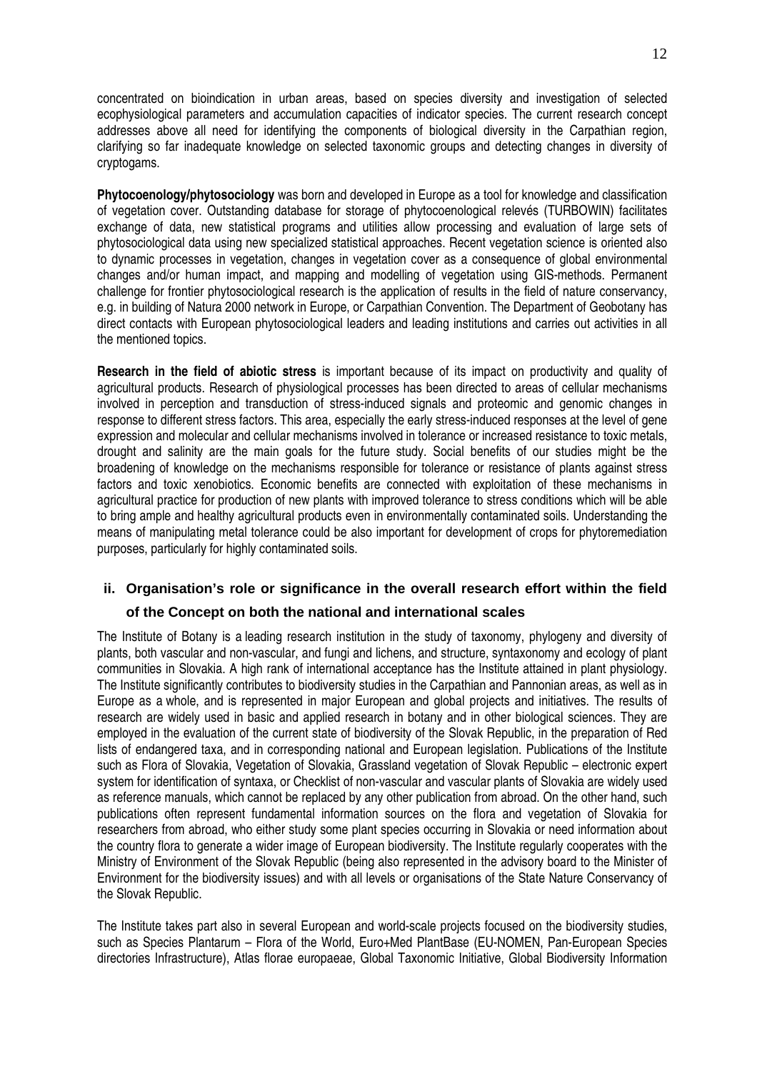concentrated on bioindication in urban areas, based on species diversity and investigation of selected ecophysiological parameters and accumulation capacities of indicator species. The current research concept addresses above all need for identifying the components of biological diversity in the Carpathian region, clarifying so far inadequate knowledge on selected taxonomic groups and detecting changes in diversity of cryptogams.

**Phytocoenology/phytosociology** was born and developed in Europe as a tool for knowledge and classification of vegetation cover. Outstanding database for storage of phytocoenological relevés (TURBOWIN) facilitates exchange of data, new statistical programs and utilities allow processing and evaluation of large sets of phytosociological data using new specialized statistical approaches. Recent vegetation science is oriented also to dynamic processes in vegetation, changes in vegetation cover as a consequence of global environmental changes and/or human impact, and mapping and modelling of vegetation using GIS-methods. Permanent challenge for frontier phytosociological research is the application of results in the field of nature conservancy, e.g. in building of Natura 2000 network in Europe, or Carpathian Convention. The Department of Geobotany has direct contacts with European phytosociological leaders and leading institutions and carries out activities in all the mentioned topics.

**Research in the field of abiotic stress** is important because of its impact on productivity and quality of agricultural products. Research of physiological processes has been directed to areas of cellular mechanisms involved in perception and transduction of stress-induced signals and proteomic and genomic changes in response to different stress factors. This area, especially the early stress-induced responses at the level of gene expression and molecular and cellular mechanisms involved in tolerance or increased resistance to toxic metals, drought and salinity are the main goals for the future study. Social benefits of our studies might be the broadening of knowledge on the mechanisms responsible for tolerance or resistance of plants against stress factors and toxic xenobiotics. Economic benefits are connected with exploitation of these mechanisms in agricultural practice for production of new plants with improved tolerance to stress conditions which will be able to bring ample and healthy agricultural products even in environmentally contaminated soils. Understanding the means of manipulating metal tolerance could be also important for development of crops for phytoremediation purposes, particularly for highly contaminated soils.

### ii. Organisation's role or significance in the overall research effort within the field of the Concept on both the national and international scales

The Institute of Botany is a leading research institution in the study of taxonomy, phylogeny and diversity of plants, both vascular and non-vascular, and fungi and lichens, and structure, syntaxonomy and ecology of plant communities in Slovakia. A high rank of international acceptance has the Institute attained in plant physiology. The Institute significantly contributes to biodiversity studies in the Carpathian and Pannonian areas, as well as in Europe as a whole, and is represented in major European and global projects and initiatives. The results of research are widely used in basic and applied research in botany and in other biological sciences. They are employed in the evaluation of the current state of biodiversity of the Slovak Republic, in the preparation of Red lists of endangered taxa, and in corresponding national and European legislation. Publications of the Institute such as Flora of Slovakia, Vegetation of Slovakia, Grassland vegetation of Slovak Republic – electronic expert system for identification of syntaxa, or Checklist of non-vascular and vascular plants of Slovakia are widely used as reference manuals, which cannot be replaced by any other publication from abroad. On the other hand, such publications often represent fundamental information sources on the flora and vegetation of Slovakia for researchers from abroad, who either study some plant species occurring in Slovakia or need information about the country flora to generate a wider image of European biodiversity. The Institute regularly cooperates with the Ministry of Environment of the Slovak Republic (being also represented in the advisory board to the Minister of Environment for the biodiversity issues) and with all levels or organisations of the State Nature Conservancy of the Slovak Republic.

The Institute takes part also in several European and world-scale projects focused on the biodiversity studies, such as Species Plantarum – Flora of the World, Euro+Med PlantBase (EU-NOMEN, Pan-European Species directories Infrastructure), Atlas florae europaeae, Global Taxonomic Initiative, Global Biodiversity Information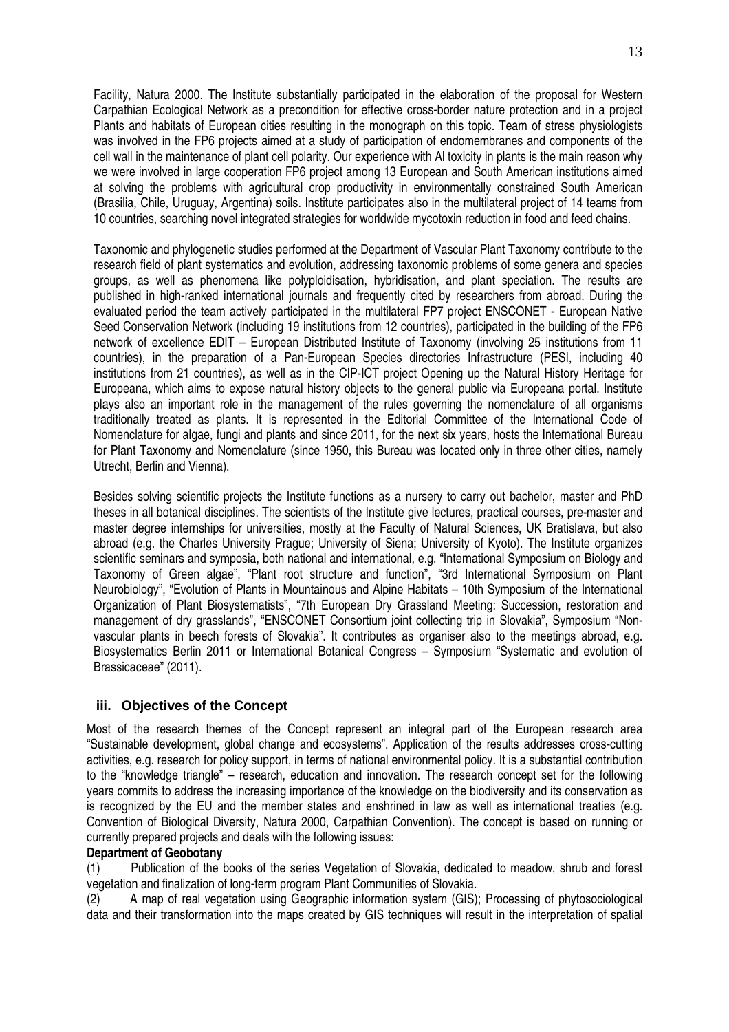Facility, Natura 2000. The Institute substantially participated in the elaboration of the proposal for Western Carpathian Ecological Network as a precondition for effective cross-border nature protection and in a project Plants and habitats of European cities resulting in the monograph on this topic. Team of stress physiologists was involved in the FP6 projects aimed at a study of participation of endomembranes and components of the cell wall in the maintenance of plant cell polarity. Our experience with Al toxicity in plants is the main reason why we were involved in large cooperation FP6 project among 13 European and South American institutions aimed at solving the problems with agricultural crop productivity in environmentally constrained South American (Brasilia, Chile, Uruguay, Argentina) soils. Institute participates also in the multilateral project of 14 teams from 10 countries, searching novel integrated strategies for worldwide mycotoxin reduction in food and feed chains.

Taxonomic and phylogenetic studies performed at the Department of Vascular Plant Taxonomy contribute to the research field of plant systematics and evolution, addressing taxonomic problems of some genera and species groups, as well as phenomena like polyploidisation, hybridisation, and plant speciation. The results are published in high-ranked international journals and frequently cited by researchers from abroad. During the evaluated period the team actively participated in the multilateral FP7 project ENSCONET - European Native Seed Conservation Network (including 19 institutions from 12 countries), participated in the building of the FP6 network of excellence EDIT – European Distributed Institute of Taxonomy (involving 25 institutions from 11 countries), in the preparation of a Pan-European Species directories Infrastructure (PESI, including 40 institutions from 21 countries), as well as in the CIP-ICT project Opening up the Natural History Heritage for Europeana, which aims to expose natural history objects to the general public via Europeana portal. Institute plays also an important role in the management of the rules governing the nomenclature of all organisms traditionally treated as plants. It is represented in the Editorial Committee of the International Code of Nomenclature for algae, fungi and plants and since 2011, for the next six years, hosts the International Bureau for Plant Taxonomy and Nomenclature (since 1950, this Bureau was located only in three other cities, namely Utrecht, Berlin and Vienna).

Besides solving scientific projects the Institute functions as a nursery to carry out bachelor, master and PhD theses in all botanical disciplines. The scientists of the Institute give lectures, practical courses, pre-master and master degree internships for universities, mostly at the Faculty of Natural Sciences, UK Bratislava, but also abroad (e.g. the Charles University Prague; University of Siena; University of Kyoto). The Institute organizes scientific seminars and symposia, both national and international, e.g. "International Symposium on Biology and Taxonomy of Green algae", "Plant root structure and function", "3rd International Symposium on Plant Neurobiology", "Evolution of Plants in Mountainous and Alpine Habitats – 10th Symposium of the International Organization of Plant Biosystematists", "7th European Dry Grassland Meeting: Succession, restoration and management of dry grasslands", "ENSCONET Consortium joint collecting trip in Slovakia", Symposium "Non-vascular plants in beech forests of Slovakia". It contributes as organiser also to the meetings abroad, e.g. Biosystematics Berlin 2011 or International Botanical Congress – Symposium "Systematic and evolution of Brassicaceae" (2011).

### iii. Objectives of the Concept

Most of the research themes of the Concept represent an integral part of the European research area "Sustainable development, global change and ecosystems". Application of the results addresses cross-cutting activities, e.g. research for policy support, in terms of national environmental policy. It is a substantial contribution to the "knowledge triangle" – research, education and innovation. The research concept set for the following years commits to address the increasing importance of the knowledge on the biodiversity and its conservation as is recognized by the EU and the member states and enshrined in law as well as international treaties (e.g. Convention of Biological Diversity, Natura 2000, Carpathian Convention). The concept is based on running or currently prepared projects and deals with the following issues:

**Department of Geobotany**

(1) Publication of the books of the series Vegetation of Slovakia, dedicated to meadow, shrub and forest vegetation and finalization of long-term program Plant Communities of Slovakia.

(2) A map of real vegetation using Geographic information system (GIS); Processing of phytosociological data and their transformation into the maps created by GIS techniques will result in the interpretation of spatial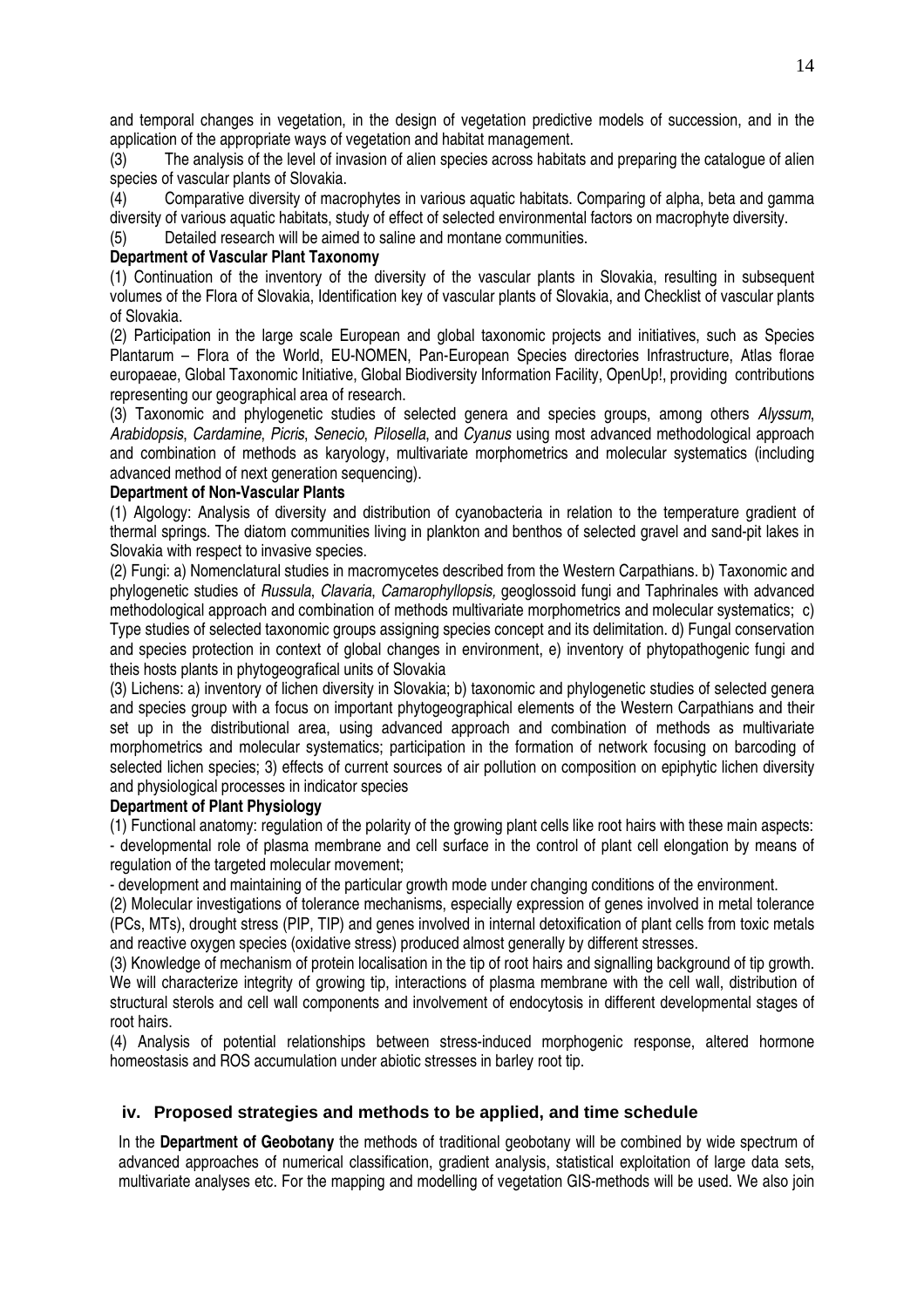and temporal changes in vegetation, in the design of vegetation predictive models of succession, and in the application of the appropriate ways of vegetation and habitat management.

(3) The analysis of the level of invasion of alien species across habitats and preparing the catalogue of alien species of vascular plants of Slovakia.

(4) Comparative diversity of macrophytes in various aquatic habitats. Comparing of alpha, beta and gamma diversity of various aquatic habitats, study of effect of selected environmental factors on macrophyte diversity.

(5) Detailed research will be aimed to saline and montane communities.

**Department of Vascular Plant Taxonomy**

(1) Continuation of the inventory of the diversity of the vascular plants in Slovakia, resulting in subsequent volumes of the Flora of Slovakia, Identification key of vascular plants of Slovakia, and Checklist of vascular plants of Slovakia.

(2) Participation in the large scale European and global taxonomic projects and initiatives, such as Species Plantarum – Flora of the World, EU-NOMEN, Pan-European Species directories Infrastructure, Atlas florae europaeae, Global Taxonomic Initiative, Global Biodiversity Information Facility, OpenUp!, providing contributions representing our geographical area of research.

(3) Taxonomic and phylogenetic studies of selected genera and species groups, among others *Alyssum*, *Arabidopsis*, *Cardamine*, *Picris*, *Senecio*, *Pilosella*, and *Cyanus* using most advanced methodological approach and combination of methods as karyology, multivariate morphometrics and molecular systematics (including advanced method of next generation sequencing).

**Department of Non-Vascular Plants**

(1) Algology: Analysis of diversity and distribution of cyanobacteria in relation to the temperature gradient of thermal springs. The diatom communities living in plankton and benthos of selected gravel and sand-pit lakes in Slovakia with respect to invasive species.

(2) Fungi: a) Nomenclatural studies in macromycetes described from the Western Carpathians. b) Taxonomic and phylogenetic studies of *Russula*, *Clavaria*, *Camarophyllopsis,* geoglossoid fungi and Taphrinales with advanced methodological approach and combination of methods multivariate morphometrics and molecular systematics; c) Type studies of selected taxonomic groups assigning species concept and its delimitation. d) Fungal conservation and species protection in context of global changes in environment, e) inventory of phytopathogenic fungi and theis hosts plants in phytogeografical units of Slovakia

(3) Lichens: a) inventory of lichen diversity in Slovakia; b) taxonomic and phylogenetic studies of selected genera and species group with a focus on important phytogeographical elements of the Western Carpathians and their set up in the distributional area, using advanced approach and combination of methods as multivariate morphometrics and molecular systematics; participation in the formation of network focusing on barcoding of selected lichen species; 3) effects of current sources of air pollution on composition on epiphytic lichen diversity and physiological processes in indicator species

**Department of Plant Physiology**

(1) Functional anatomy: regulation of the polarity of the growing plant cells like root hairs with these main aspects:
- developmental role of plasma membrane and cell surface in the control of plant cell elongation by means of regulation of the targeted molecular movement;
- development and maintaining of the particular growth mode under changing conditions of the environment.

(2) Molecular investigations of tolerance mechanisms, especially expression of genes involved in metal tolerance (PCs, MTs), drought stress (PIP, TIP) and genes involved in internal detoxification of plant cells from toxic metals and reactive oxygen species (oxidative stress) produced almost generally by different stresses.

(3) Knowledge of mechanism of protein localisation in the tip of root hairs and signalling background of tip growth. We will characterize integrity of growing tip, interactions of plasma membrane with the cell wall, distribution of structural sterols and cell wall components and involvement of endocytosis in different developmental stages of root hairs.

(4) Analysis of potential relationships between stress-induced morphogenic response, altered hormone homeostasis and ROS accumulation under abiotic stresses in barley root tip.

### iv. Proposed strategies and methods to be applied, and time schedule

In the **Department of Geobotany** the methods of traditional geobotany will be combined by wide spectrum of advanced approaches of numerical classification, gradient analysis, statistical exploitation of large data sets, multivariate analyses etc. For the mapping and modelling of vegetation GIS-methods will be used. We also join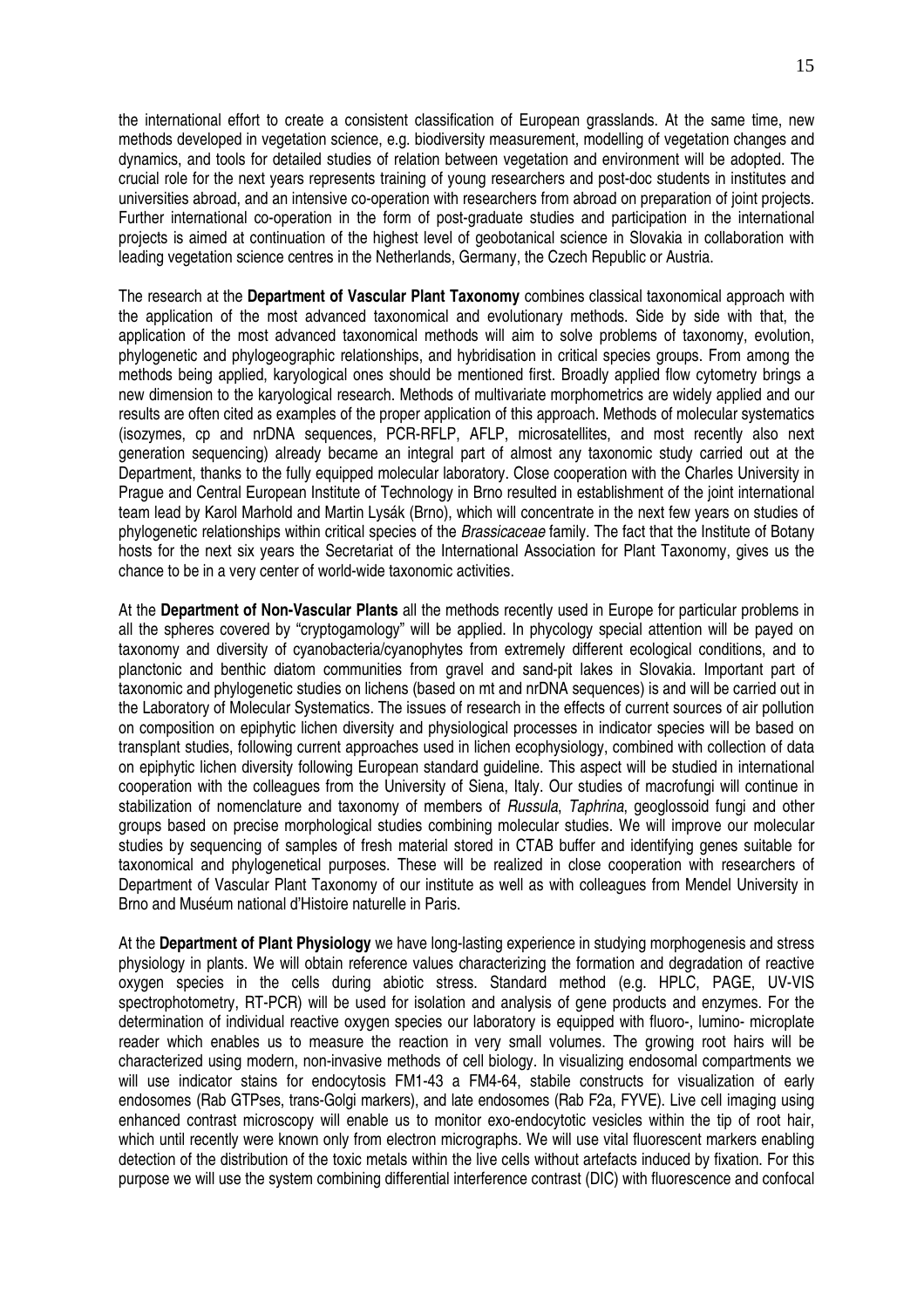the international effort to create a consistent classification of European grasslands. At the same time, new methods developed in vegetation science, e.g. biodiversity measurement, modelling of vegetation changes and dynamics, and tools for detailed studies of relation between vegetation and environment will be adopted. The crucial role for the next years represents training of young researchers and post-doc students in institutes and universities abroad, and an intensive co-operation with researchers from abroad on preparation of joint projects. Further international co-operation in the form of post-graduate studies and participation in the international projects is aimed at continuation of the highest level of geobotanical science in Slovakia in collaboration with leading vegetation science centres in the Netherlands, Germany, the Czech Republic or Austria.

The research at the **Department of Vascular Plant Taxonomy** combines classical taxonomical approach with the application of the most advanced taxonomical and evolutionary methods. Side by side with that, the application of the most advanced taxonomical methods will aim to solve problems of taxonomy, evolution, phylogenetic and phylogeographic relationships, and hybridisation in critical species groups. From among the methods being applied, karyological ones should be mentioned first. Broadly applied flow cytometry brings a new dimension to the karyological research. Methods of multivariate morphometrics are widely applied and our results are often cited as examples of the proper application of this approach. Methods of molecular systematics (isozymes, cp and nrDNA sequences, PCR-RFLP, AFLP, microsatellites, and most recently also next generation sequencing) already became an integral part of almost any taxonomic study carried out at the Department, thanks to the fully equipped molecular laboratory. Close cooperation with the Charles University in Prague and Central European Institute of Technology in Brno resulted in establishment of the joint international team lead by Karol Marhold and Martin Lysák (Brno), which will concentrate in the next few years on studies of phylogenetic relationships within critical species of the *Brassicaceae* family. The fact that the Institute of Botany hosts for the next six years the Secretariat of the International Association for Plant Taxonomy, gives us the chance to be in a very center of world-wide taxonomic activities.

At the **Department of Non-Vascular Plants** all the methods recently used in Europe for particular problems in all the spheres covered by "cryptogamology" will be applied. In phycology special attention will be payed on taxonomy and diversity of cyanobacteria/cyanophytes from extremely different ecological conditions, and to planctonic and benthic diatom communities from gravel and sand-pit lakes in Slovakia. Important part of taxonomic and phylogenetic studies on lichens (based on mt and nrDNA sequences) is and will be carried out in the Laboratory of Molecular Systematics. The issues of research in the effects of current sources of air pollution on composition on epiphytic lichen diversity and physiological processes in indicator species will be based on transplant studies, following current approaches used in lichen ecophysiology, combined with collection of data on epiphytic lichen diversity following European standard guideline. This aspect will be studied in international cooperation with the colleagues from the University of Siena, Italy. Our studies of macrofungi will continue in stabilization of nomenclature and taxonomy of members of *Russula*, *Taphrina*, geoglossoid fungi and other groups based on precise morphological studies combining molecular studies. We will improve our molecular studies by sequencing of samples of fresh material stored in CTAB buffer and identifying genes suitable for taxonomical and phylogenetical purposes. These will be realized in close cooperation with researchers of Department of Vascular Plant Taxonomy of our institute as well as with colleagues from Mendel University in Brno and Muséum national d'Histoire naturelle in Paris.

At the **Department of Plant Physiology** we have long-lasting experience in studying morphogenesis and stress physiology in plants. We will obtain reference values characterizing the formation and degradation of reactive oxygen species in the cells during abiotic stress. Standard method (e.g. HPLC, PAGE, UV-VIS spectrophotometry, RT-PCR) will be used for isolation and analysis of gene products and enzymes. For the determination of individual reactive oxygen species our laboratory is equipped with fluoro-, lumino- microplate reader which enables us to measure the reaction in very small volumes. The growing root hairs will be characterized using modern, non-invasive methods of cell biology. In visualizing endosomal compartments we will use indicator stains for endocytosis FM1-43 a FM4-64, stabile constructs for visualization of early endosomes (Rab GTPses, trans-Golgi markers), and late endosomes (Rab F2a, FYVE). Live cell imaging using enhanced contrast microscopy will enable us to monitor exo-endocytotic vesicles within the tip of root hair, which until recently were known only from electron micrographs. We will use vital fluorescent markers enabling detection of the distribution of the toxic metals within the live cells without artefacts induced by fixation. For this purpose we will use the system combining differential interference contrast (DIC) with fluorescence and confocal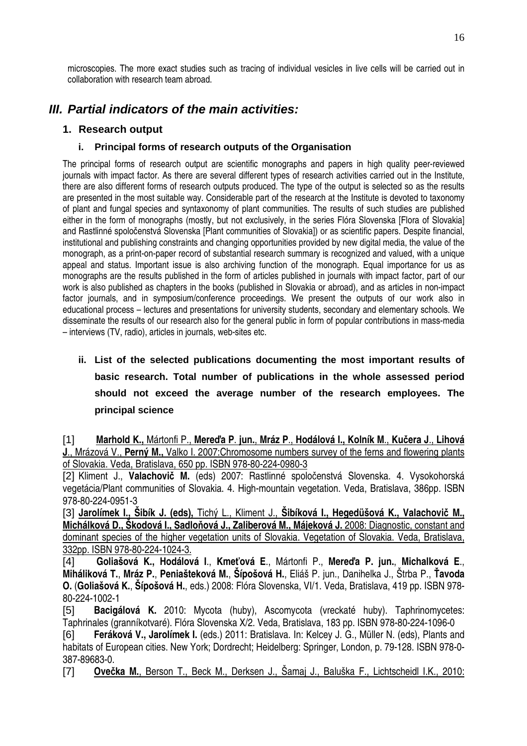microscopies. The more exact studies such as tracing of individual vesicles in live cells will be carried out in collaboration with research team abroad.

## *III. Partial indicators of the main activities:*

### 1. Research output

#### i. Principal forms of research outputs of the Organisation

The principal forms of research output are scientific monographs and papers in high quality peer-reviewed journals with impact factor. As there are several different types of research activities carried out in the Institute, there are also different forms of research outputs produced. The type of the output is selected so as the results are presented in the most suitable way. Considerable part of the research at the Institute is devoted to taxonomy of plant and fungal species and syntaxonomy of plant communities. The results of such studies are published either in the form of monographs (mostly, but not exclusively, in the series Flóra Slovenska [Flora of Slovakia] and Rastlinné spoločenstvá Slovenska [Plant communities of Slovakia]) or as scientific papers. Despite financial, institutional and publishing constraints and changing opportunities provided by new digital media, the value of the monograph, as a print-on-paper record of substantial research summary is recognized and valued, with a unique appeal and status. Important issue is also archiving function of the monograph. Equal importance for us as monographs are the results published in the form of articles published in journals with impact factor, part of our work is also published as chapters in the books (published in Slovakia or abroad), and as articles in non-impact factor journals, and in symposium/conference proceedings. We present the outputs of our work also in educational process – lectures and presentations for university students, secondary and elementary schools. We disseminate the results of our research also for the general public in form of popular contributions in mass-media – interviews (TV, radio), articles in journals, web-sites etc.

#### ii. List of the selected publications documenting the most important results of basic research. Total number of publications in the whole assessed period should not exceed the average number of the research employees. The principal science

[1] **Marhold K.,** Mártonfi P., **Mereďa P**. **jun.**, **Mráz P**., **Hodálová I., Kolník M**., **Kučera J**., **Lihová J**., Mrázová V., **Perný M.,** Valko I. 2007:Chromosome numbers survey of the ferns and flowering plants of Slovakia. Veda, Bratislava, 650 pp. ISBN 978-80-224-0980-3

[2] Kliment J., **Valachovič M.** (eds) 2007: Rastlinné spoločenstvá Slovenska. 4. Vysokohorská vegetácia/Plant communities of Slovakia. 4. High-mountain vegetation. Veda, Bratislava, 386pp. ISBN 978-80-224-0951-3

[3] **Jarolímek I., Šibík J. (eds),** Tichý L., Kliment J., **Šibíková I., Hegedüšová K., Valachovič M., Michálková D., Škodová I., Sadloňová J., Zaliberová M., Májeková J.** 2008: Diagnostic, constant and dominant species of the higher vegetation units of Slovakia. Vegetation of Slovakia. Veda, Bratislava, 332pp. ISBN 978-80-224-1024-3.

[4] **Goliašová K., Hodálová I**., **Kmeťová E**., Mártonfi P., **Mereďa P. jun.**, **Michalková E**., **Miháliková T.**, **Mráz P.**, **Peniašteková M.**, **Šípošová H.**, Eliáš P. jun., Danihelka J., Štrba P., **Ťavoda O.** (**Goliašová K.**, **Šípošová H.**, eds.) 2008: Flóra Slovenska, VI/1. Veda, Bratislava, 419 pp. ISBN 978-80-224-1002-1

[5] **Bacigálová K.** 2010: Mycota (huby), Ascomycota (vreckaté huby). Taphrinomycetes: Taphrinales (granníkotvaré). Flóra Slovenska X/2. Veda, Bratislava, 183 pp. ISBN 978-80-224-1096-0

[6] **Feráková V., Jarolímek I.** (eds.) 2011: Bratislava. In: Kelcey J. G., Müller N. (eds), Plants and habitats of European cities. New York; Dordrecht; Heidelberg: Springer, London, p. 79-128. ISBN 978-0-387-89683-0.

[7] **Ovečka M.**, Berson T., Beck M., Derksen J., Šamaj J., Baluška F., Lichtscheidl I.K., 2010: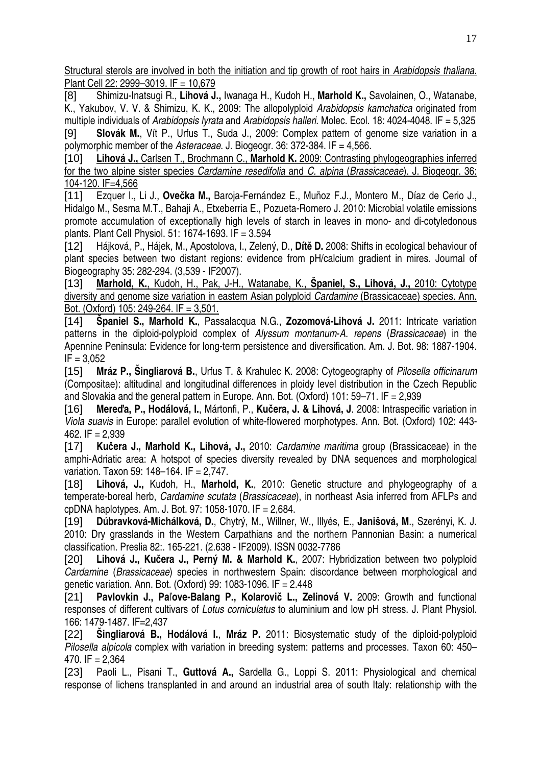Structural sterols are involved in both the initiation and tip growth of root hairs in *Arabidopsis thaliana*. Plant Cell 22: 2999–3019. IF = 10,679

[8] Shimizu-Inatsugi R., **Lihová J.,** Iwanaga H., Kudoh H., **Marhold K.,** Savolainen, O., Watanabe, K., Yakubov, V. V. & Shimizu, K. K., 2009: The allopolyploid *Arabidopsis kamchatica* originated from multiple individuals of *Arabidopsis lyrata* and *Arabidopsis halleri*. Molec. Ecol. 18: 4024-4048. IF = 5,325

[9] **Slovák M.**, Vít P., Urfus T., Suda J., 2009: Complex pattern of genome size variation in a polymorphic member of the *Asteraceae*. J. Biogeogr. 36: 372-384. IF = 4,566.

[10] **Lihová J.,** Carlsen T., Brochmann C., **Marhold K.** 2009: Contrasting phylogeographies inferred for the two alpine sister species *Cardamine resedifolia* and *C. alpina* (*Brassicaceae*). J. Biogeogr. 36: 104-120. IF=4,566

[11] Ezquer I., Li J., **Ovečka M.,** Baroja-Fernández E., Muñoz F.J., Montero M., Díaz de Cerio J., Hidalgo M., Sesma M.T., Bahaji A., Etxeberria E., Pozueta-Romero J. 2010: Microbial volatile emissions promote accumulation of exceptionally high levels of starch in leaves in mono- and di-cotyledonous plants. Plant Cell Physiol. 51: 1674-1693. IF = 3.594

[12] Hájková, P., Hájek, M., Apostolova, I., Zelený, D., **Dítě D.** 2008: Shifts in ecological behaviour of plant species between two distant regions: evidence from pH/calcium gradient in mires. Journal of Biogeography 35: 282-294. (3,539 - IF2007).

[13] **Marhold, K.**, Kudoh, H., Pak, J-H., Watanabe, K., **Španiel, S., Lihová, J.,** 2010: Cytotype diversity and genome size variation in eastern Asian polyploid *Cardamine* (Brassicaceae) species. Ann. Bot. (Oxford) 105: 249-264. IF = 3,501.

[14] **Španiel S., Marhold K.**, Passalacqua N.G., **Zozomová-Lihová J.** 2011: Intricate variation patterns in the diploid-polyploid complex of *Alyssum montanum-A. repens* (*Brassicaceae*) in the Apennine Peninsula: Evidence for long-term persistence and diversification. Am. J. Bot. 98: 1887-1904. IF = 3,052

[15] **Mráz P., Šingliarová B.**, Urfus T. & Krahulec K. 2008: Cytogeography of *Pilosella officinarum* (Compositae): altitudinal and longitudinal differences in ploidy level distribution in the Czech Republic and Slovakia and the general pattern in Europe. Ann. Bot. (Oxford) 101: 59–71. IF = 2,939

[16] **Mereďa, P., Hodálová, I.**, Mártonfi, P., **Kučera, J. & Lihová, J**. 2008: Intraspecific variation in *Viola suavis* in Europe: parallel evolution of white-flowered morphotypes. Ann. Bot. (Oxford) 102: 443-462. IF = 2,939

[17] **Kučera J., Marhold K., Lihová, J.,** 2010: *Cardamine maritima* group (Brassicaceae) in the amphi-Adriatic area: A hotspot of species diversity revealed by DNA sequences and morphological variation. Taxon 59: 148–164. IF = 2,747.

[18] **Lihová, J.,** Kudoh, H., **Marhold, K.**, 2010: Genetic structure and phylogeography of a temperate-boreal herb, *Cardamine scutata* (*Brassicaceae*), in northeast Asia inferred from AFLPs and cpDNA haplotypes. Am. J. Bot. 97: 1058-1070. IF = 2,684.

[19] **Dúbravková-Michálková, D.**, Chytrý, M., Willner, W., Illyés, E., **Janišová, M**., Szerényi, K. J. 2010: Dry grasslands in the Western Carpathians and the northern Pannonian Basin: a numerical classification. Preslia 82:. 165-221. (2.638 - IF2009). ISSN 0032-7786

[20] **Lihová J., Kučera J., Perný M. & Marhold K.**, 2007: Hybridization between two polyploid *Cardamine* (*Brassicaceae*) species in northwestern Spain: discordance between morphological and genetic variation. Ann. Bot. (Oxford) 99: 1083-1096. IF = 2.448

[21] **Pavlovkin J., Paľove-Balang P., Kolarovič L., Zelinová V.** 2009: Growth and functional responses of different cultivars of *Lotus corniculatus* to aluminium and low pH stress. J. Plant Physiol. 166: 1479-1487. IF=2,437

[22] **Šingliarová B., Hodálová I.**, **Mráz P.** 2011: Biosystematic study of the diploid-polyploid *Pilosella alpicola* complex with variation in breeding system: patterns and processes. Taxon 60: 450–470. IF = 2,364

[23] Paoli L., Pisani T., **Guttová A.,** Sardella G., Loppi S. 2011: Physiological and chemical response of lichens transplanted in and around an industrial area of south Italy: relationship with the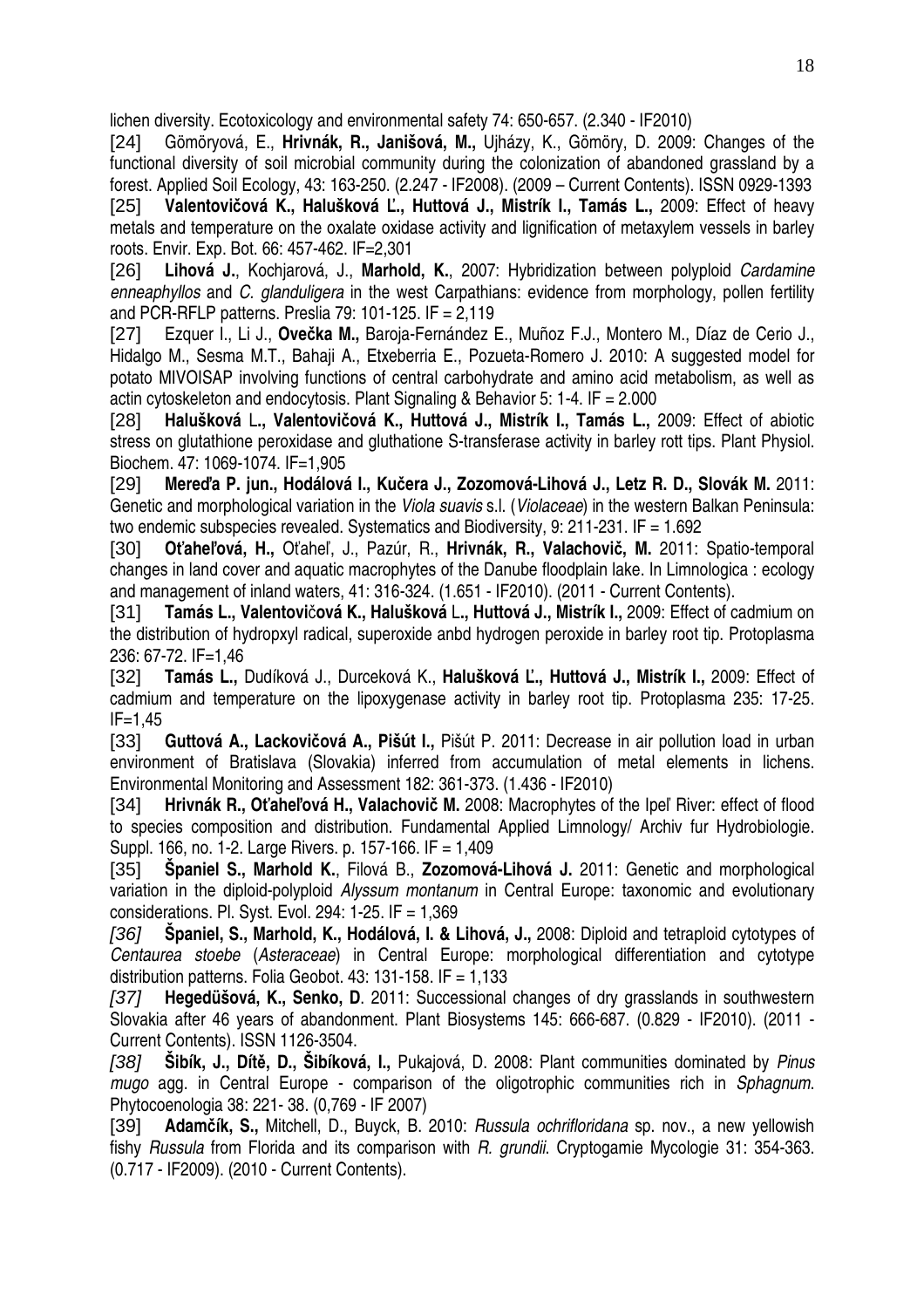lichen diversity. Ecotoxicology and environmental safety 74: 650-657. (2.340 - IF2010)

[24] Gömöryová, E., **Hrivnák, R., Janišová, M.,** Ujházy, K., Gömöry, D. 2009: Changes of the functional diversity of soil microbial community during the colonization of abandoned grassland by a forest. Applied Soil Ecology, 43: 163-250. (2.247 - IF2008). (2009 – Current Contents). ISSN 0929-1393

[25] **Valentovičová K., Halušková Ľ., Huttová J., Mistrík I., Tamás L.,** 2009: Effect of heavy metals and temperature on the oxalate oxidase activity and lignification of metaxylem vessels in barley roots. Envir. Exp. Bot. 66: 457-462. IF=2,301

[26] **Lihová J.**, Kochjarová, J., **Marhold, K.**, 2007: Hybridization between polyploid *Cardamine enneaphyllos* and *C. glanduligera* in the west Carpathians: evidence from morphology, pollen fertility and PCR-RFLP patterns. Preslia 79: 101-125. IF = 2,119

[27] Ezquer I., Li J., **Ovečka M.,** Baroja-Fernández E., Muñoz F.J., Montero M., Díaz de Cerio J., Hidalgo M., Sesma M.T., Bahaji A., Etxeberria E., Pozueta-Romero J. 2010: A suggested model for potato MIVOISAP involving functions of central carbohydrate and amino acid metabolism, as well as actin cytoskeleton and endocytosis. Plant Signaling & Behavior 5: 1-4. IF = 2.000

[28] **Halušková** L**., Valentovičová K., Huttová J., Mistrík I., Tamás L.,** 2009: Effect of abiotic stress on glutathione peroxidase and gluthatione S-transferase activity in barley rott tips. Plant Physiol. Biochem. 47: 1069-1074. IF=1,905

[29] **Mereďa P. jun., Hodálová I., Kučera J., Zozomová-Lihová J., Letz R. D., Slovák M.** 2011: Genetic and morphological variation in the *Viola suavis* s.l. (*Violaceae*) in the western Balkan Peninsula: two endemic subspecies revealed. Systematics and Biodiversity, 9: 211-231. IF = 1.692

[30] **Oťaheľová, H.,** Oťaheľ, J., Pazúr, R., **Hrivnák, R., Valachovič, M.** 2011: Spatio-temporal changes in land cover and aquatic macrophytes of the Danube floodplain lake. In Limnologica : ecology and management of inland waters, 41: 316-324. (1.651 - IF2010). (2011 - Current Contents).

[31] **Tamás L., Valentovičová K., Halušková** L**., Huttová J., Mistrík I.,** 2009: Effect of cadmium on the distribution of hydropxyl radical, superoxide anbd hydrogen peroxide in barley root tip. Protoplasma 236: 67-72. IF=1,46

[32] **Tamás L.,** Dudíková J., Durceková K., **Halušková Ľ., Huttová J., Mistrík I.,** 2009: Effect of cadmium and temperature on the lipoxygenase activity in barley root tip. Protoplasma 235: 17-25. IF=1,45

[33] **Guttová A., Lackovičová A., Pišút I.,** Pišút P. 2011: Decrease in air pollution load in urban environment of Bratislava (Slovakia) inferred from accumulation of metal elements in lichens. Environmental Monitoring and Assessment 182: 361-373. (1.436 - IF2010)

[34] **Hrivnák R., Oťaheľová H., Valachovič M.** 2008: Macrophytes of the Ipeľ River: effect of flood to species composition and distribution. Fundamental Applied Limnology/ Archiv fur Hydrobiologie. Suppl. 166, no. 1-2. Large Rivers. p. 157-166. IF = 1,409

[35] **Španiel S., Marhold K.**, Filová B., **Zozomová-Lihová J.** 2011: Genetic and morphological variation in the diploid-polyploid *Alyssum montanum* in Central Europe: taxonomic and evolutionary considerations. Pl. Syst. Evol. 294: 1-25. IF = 1,369

*[36]* **Španiel, S., Marhold, K., Hodálová, I. & Lihová, J.,** 2008: Diploid and tetraploid cytotypes of *Centaurea stoebe* (*Asteraceae*) in Central Europe: morphological differentiation and cytotype distribution patterns. Folia Geobot. 43: 131-158. IF = 1,133

*[37]* **Hegedüšová, K., Senko, D**. 2011: Successional changes of dry grasslands in southwestern Slovakia after 46 years of abandonment. Plant Biosystems 145: 666-687. (0.829 - IF2010). (2011 - Current Contents). ISSN 1126-3504.

*[38]* **Šibík, J., Dítě, D., Šibíková, I.,** Pukajová, D. 2008: Plant communities dominated by *Pinus mugo* agg. in Central Europe - comparison of the oligotrophic communities rich in *Sphagnum*. Phytocoenologia 38: 221- 38. (0,769 - IF 2007)

[39] **Adamčík, S.,** Mitchell, D., Buyck, B. 2010: *Russula ochrifloridana* sp. nov., a new yellowish fishy *Russula* from Florida and its comparison with *R. grundii*. Cryptogamie Mycologie 31: 354-363. (0.717 - IF2009). (2010 - Current Contents).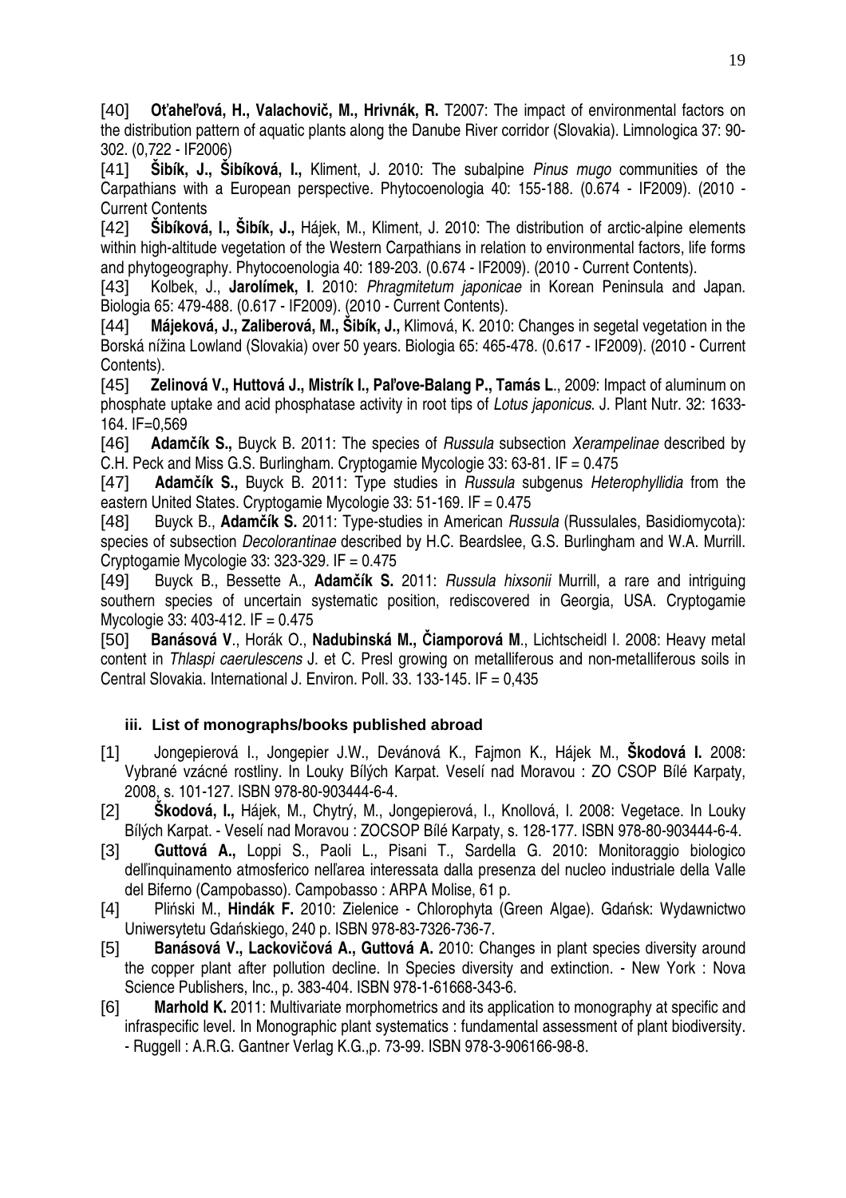[40] **Oťaheľová, H., Valachovič, M., Hrivnák, R.** T2007: The impact of environmental factors on the distribution pattern of aquatic plants along the Danube River corridor (Slovakia). Limnologica 37: 90-302. (0,722 - IF2006)

[41] **Šibík, J., Šibíková, I.,** Kliment, J. 2010: The subalpine *Pinus mugo* communities of the Carpathians with a European perspective. Phytocoenologia 40: 155-188. (0.674 - IF2009). (2010 - Current Contents

[42] **Šibíková, I., Šibík, J.,** Hájek, M., Kliment, J. 2010: The distribution of arctic-alpine elements within high-altitude vegetation of the Western Carpathians in relation to environmental factors, life forms and phytogeography. Phytocoenologia 40: 189-203. (0.674 - IF2009). (2010 - Current Contents).

[43] Kolbek, J., **Jarolímek, I**. 2010: *Phragmitetum japonicae* in Korean Peninsula and Japan. Biologia 65: 479-488. (0.617 - IF2009). (2010 - Current Contents).

[44] **Májeková, J., Zaliberová, M., Šibík, J.,** Klimová, K. 2010: Changes in segetal vegetation in the Borská nížina Lowland (Slovakia) over 50 years. Biologia 65: 465-478. (0.617 - IF2009). (2010 - Current Contents).

[45] **Zelinová V., Huttová J., Mistrík I., Paľove-Balang P., Tamás L**., 2009: Impact of aluminum on phosphate uptake and acid phosphatase activity in root tips of *Lotus japonicus*. J. Plant Nutr. 32: 1633-164. IF=0,569

[46] **Adamčík S.,** Buyck B. 2011: The species of *Russula* subsection *Xerampelinae* described by C.H. Peck and Miss G.S. Burlingham. Cryptogamie Mycologie 33: 63-81. IF = 0.475

[47] **Adamčík S.,** Buyck B. 2011: Type studies in *Russula* subgenus *Heterophyllidia* from the eastern United States. Cryptogamie Mycologie 33: 51-169. IF = 0.475

[48] Buyck B., **Adamčík S.** 2011: Type-studies in American *Russula* (Russulales, Basidiomycota): species of subsection *Decolorantinae* described by H.C. Beardslee, G.S. Burlingham and W.A. Murrill. Cryptogamie Mycologie 33: 323-329. IF = 0.475

[49] Buyck B., Bessette A., **Adamčík S.** 2011: *Russula hixsonii* Murrill, a rare and intriguing southern species of uncertain systematic position, rediscovered in Georgia, USA. Cryptogamie Mycologie 33: 403-412. IF = 0.475

[50] **Banásová V**., Horák O., **Nadubinská M., Čiamporová M**., Lichtscheidl I. 2008: Heavy metal content in *Thlaspi caerulescens* J. et C. Presl growing on metalliferous and non-metalliferous soils in Central Slovakia. International J. Environ. Poll. 33. 133-145. IF = 0,435

### iii. List of monographs/books published abroad

[1] Jongepierová I., Jongepier J.W., Devánová K., Fajmon K., Hájek M., **Škodová I.** 2008: Vybrané vzácné rostliny. In Louky Bílých Karpat. Veselí nad Moravou : ZO CSOP Bílé Karpaty, 2008, s. 101-127. ISBN 978-80-903444-6-4.

[2] **Škodová, I.,** Hájek, M., Chytrý, M., Jongepierová, I., Knollová, I. 2008: Vegetace. In Louky Bílých Karpat. - Veselí nad Moravou : ZOCSOP Bílé Karpaty, s. 128-177. ISBN 978-80-903444-6-4.

[3] **Guttová A.,** Loppi S., Paoli L., Pisani T., Sardella G. 2010: Monitoraggio biologico dell'inquinamento atmosferico nell'area interessata dalla presenza del nucleo industriale della Valle del Biferno (Campobasso). Campobasso : ARPA Molise, 61 p.

[4] Pliński M., **Hindák F.** 2010: Zielenice - Chlorophyta (Green Algae). Gdańsk: Wydawnictwo Uniwersytetu Gdańskiego, 240 p. ISBN 978-83-7326-736-7.

[5] **Banásová V., Lackovičová A., Guttová A.** 2010: Changes in plant species diversity around the copper plant after pollution decline. In Species diversity and extinction. - New York : Nova Science Publishers, Inc., p. 383-404. ISBN 978-1-61668-343-6.

[6] **Marhold K.** 2011: Multivariate morphometrics and its application to monography at specific and infraspecific level. In Monographic plant systematics : fundamental assessment of plant biodiversity. - Ruggell : A.R.G. Gantner Verlag K.G.,p. 73-99. ISBN 978-3-906166-98-8.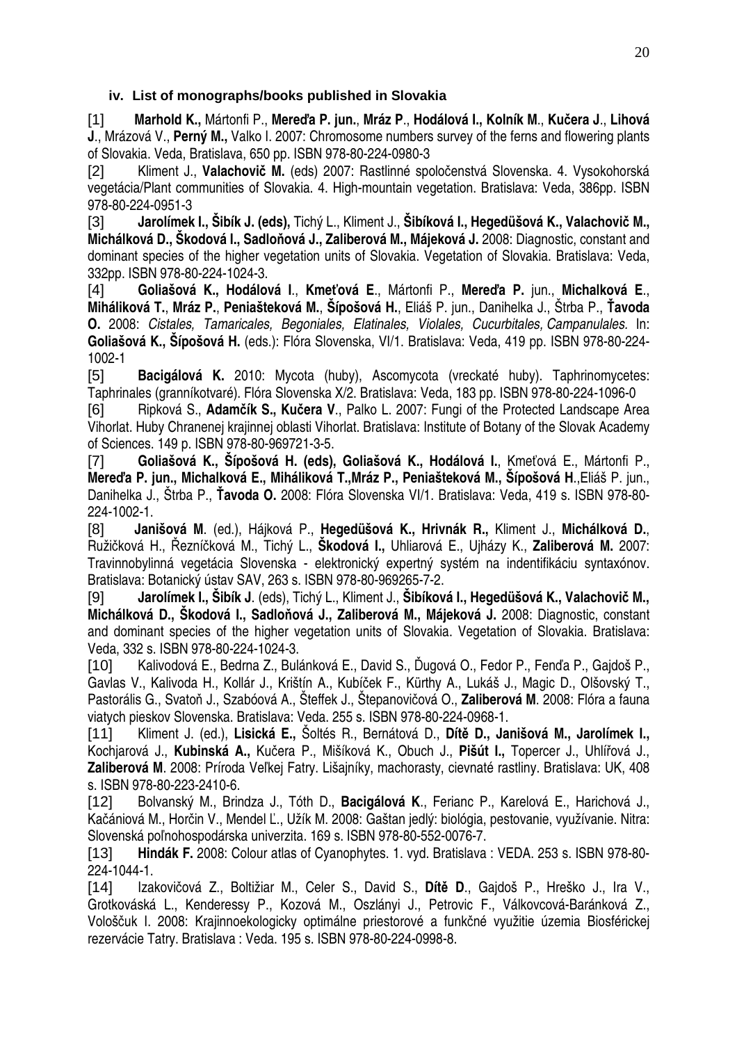### iv. List of monographs/books published in Slovakia

[1] **Marhold K.,** Mártonfi P., **Mereďa P. jun.**, **Mráz P**., **Hodálová I., Kolník M**., **Kučera J**., **Lihová J**., Mrázová V., **Perný M.,** Valko I. 2007: Chromosome numbers survey of the ferns and flowering plants of Slovakia. Veda, Bratislava, 650 pp. ISBN 978-80-224-0980-3

[2] Kliment J., **Valachovič M.** (eds) 2007: Rastlinné spoločenstvá Slovenska. 4. Vysokohorská vegetácia/Plant communities of Slovakia. 4. High-mountain vegetation. Bratislava: Veda, 386pp. ISBN 978-80-224-0951-3

[3] **Jarolímek I., Šibík J. (eds),** Tichý L., Kliment J., **Šibíková I., Hegedüšová K., Valachovič M., Michálková D., Škodová I., Sadloňová J., Zaliberová M., Májeková J.** 2008: Diagnostic, constant and dominant species of the higher vegetation units of Slovakia. Vegetation of Slovakia. Bratislava: Veda, 332pp. ISBN 978-80-224-1024-3.

[4] **Goliašová K., Hodálová I**., **Kmeťová E**., Mártonfi P., **Mereďa P.** jun., **Michalková E**., **Miháliková T**., **Mráz P**., **Peniašteková M**., **Šípošová H.**, Eliáš P. jun., Danihelka J., Štrba P., **Ťavoda O.** 2008: *Cistales, Tamaricales, Begoniales, Elatinales, Violales, Cucurbitales, Campanulales.* In: **Goliašová K., Šípošová H.** (eds.): Flóra Slovenska, VI/1. Bratislava: Veda, 419 pp. ISBN 978-80-224-1002-1

[5] **Bacigálová K.** 2010: Mycota (huby), Ascomycota (vreckaté huby). Taphrinomycetes: Taphrinales (granníkotvaré). Flóra Slovenska X/2. Bratislava: Veda, 183 pp. ISBN 978-80-224-1096-0

[6] Ripková S., **Adamčík S., Kučera V**., Palko L. 2007: Fungi of the Protected Landscape Area Vihorlat. Huby Chranenej krajinnej oblasti Vihorlat. Bratislava: Institute of Botany of the Slovak Academy of Sciences. 149 p. ISBN 978-80-969721-3-5.

[7] **Goliašová K., Šípošová H. (eds), Goliašová K., Hodálová I.**, Kmeťová E., Mártonfi P., **Mereďa P. jun., Michalková E., Miháliková T.,Mráz P., Peniašteková M., Šípošová H**.,Eliáš P. jun., Danihelka J., Štrba P., **Ťavoda O.** 2008: Flóra Slovenska VI/1. Bratislava: Veda, 419 s. ISBN 978-80-224-1002-1.

[8] **Janišová M**. (ed.), Hájková P., **Hegedüšová K., Hrivnák R.,** Kliment J., **Michálková D.**, Ružičková H., Řezníčková M., Tichý L., **Škodová I.,** Uhliarová E., Ujházy K., **Zaliberová M.** 2007: Travinnobylinná vegetácia Slovenska - elektronický expertný systém na indentifikáciu syntaxónov. Bratislava: Botanický ústav SAV, 263 s. ISBN 978-80-969265-7-2.

[9] **Jarolímek I., Šibík J**. (eds), Tichý L., Kliment J., **Šibíková I., Hegedüšová K., Valachovič M., Michálková D., Škodová I., Sadloňová J., Zaliberová M., Májeková J.** 2008: Diagnostic, constant and dominant species of the higher vegetation units of Slovakia. Vegetation of Slovakia. Bratislava: Veda, 332 s. ISBN 978-80-224-1024-3.

[10] Kalivodová E., Bedrna Z., Bulánková E., David S., Ďugová O., Fedor P., Fenďa P., Gajdoš P., Gavlas V., Kalivoda H., Kollár J., Krištín A., Kubíček F., Kürthy A., Lukáš J., Magic D., Olšovský T., Pastorális G., Svatoň J., Szabóová A., Šteffek J., Štepanovičová O., **Zaliberová M**. 2008: Flóra a fauna viatych pieskov Slovenska. Bratislava: Veda. 255 s. ISBN 978-80-224-0968-1.

[11] Kliment J. (ed.), **Lisická E.,** Šoltés R., Bernátová D., **Dítě D., Janišová M., Jarolímek I.,** Kochjarová J., **Kubinská A.,** Kučera P., Mišíková K., Obuch J., **Pišút I.,** Topercer J., Uhlířová J., **Zaliberová M**. 2008: Príroda Veľkej Fatry. Lišajníky, machorasty, cievnaté rastliny. Bratislava: UK, 408 s. ISBN 978-80-223-2410-6.

[12] Bolvanský M., Brindza J., Tóth D., **Bacigálová K**., Ferianc P., Karelová E., Harichová J., Kačániová M., Horčin V., Mendel Ľ., Užík M. 2008: Gaštan jedlý: biológia, pestovanie, využívanie. Nitra: Slovenská poľnohospodárska univerzita. 169 s. ISBN 978-80-552-0076-7.

[13] **Hindák F.** 2008: Colour atlas of Cyanophytes. 1. vyd. Bratislava : VEDA. 253 s. ISBN 978-80-224-1044-1.

[14] Izakovičová Z., Boltižiar M., Celer S., David S., **Dítě D**., Gajdoš P., Hreško J., Ira V., Grotkováská L., Kenderessy P., Kozová M., Oszlányi J., Petrovic F., Válkovcová-Baránková Z., Vološčuk I. 2008: Krajinnoekologicky optimálne priestorové a funkčné využitie územia Biosférickej rezervácie Tatry. Bratislava : Veda. 195 s. ISBN 978-80-224-0998-8.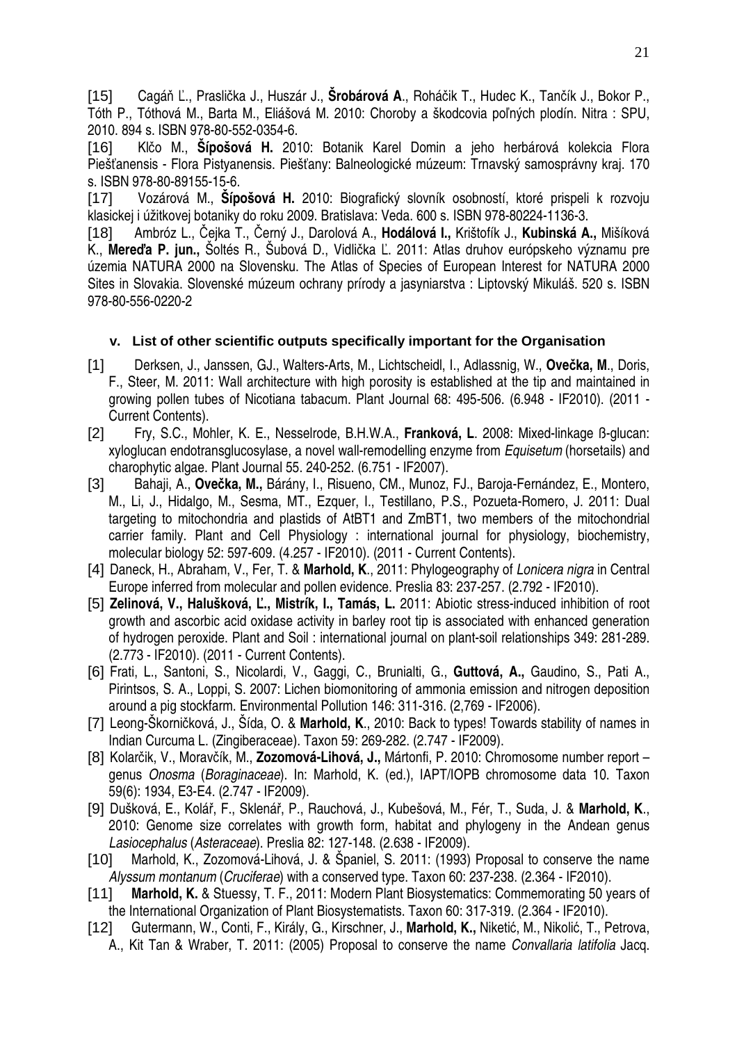[15] Cagáň Ľ., Praslička J., Huszár J., **Šrobárová A**., Roháčik T., Hudec K., Tančík J., Bokor P., Tóth P., Tóthová M., Barta M., Eliášová M. 2010: Choroby a škodcovia poľných plodín. Nitra : SPU, 2010. 894 s. ISBN 978-80-552-0354-6.

[16] Klčo M., **Šípošová H.** 2010: Botanik Karel Domin a jeho herbárová kolekcia Flora Piešťanensis - Flora Pistyanensis. Piešťany: Balneologické múzeum: Trnavský samosprávny kraj. 170 s. ISBN 978-80-89155-15-6.

[17] Vozárová M., **Šípošová H.** 2010: Biografický slovník osobností, ktoré prispeli k rozvoju klasickej i úžitkovej botaniky do roku 2009. Bratislava: Veda. 600 s. ISBN 978-80224-1136-3.

[18] Ambróz L., Čejka T., Černý J., Darolová A., **Hodálová I.,** Krištofík J., **Kubinská A.,** Mišíková K., **Mereďa P. jun.,** Šoltés R., Šubová D., Vidlička Ľ. 2011: Atlas druhov európskeho významu pre územia NATURA 2000 na Slovensku. The Atlas of Species of European Interest for NATURA 2000 Sites in Slovakia. Slovenské múzeum ochrany prírody a jasyniarstva : Liptovský Mikuláš. 520 s. ISBN 978-80-556-0220-2

### v. List of other scientific outputs specifically important for the Organisation

[1] Derksen, J., Janssen, GJ., Walters-Arts, M., Lichtscheidl, I., Adlassnig, W., **Ovečka, M**., Doris, F., Steer, M. 2011: Wall architecture with high porosity is established at the tip and maintained in growing pollen tubes of Nicotiana tabacum. Plant Journal 68: 495-506. (6.948 - IF2010). (2011 - Current Contents).

[2] Fry, S.C., Mohler, K. E., Nesselrode, B.H.W.A., **Franková, L**. 2008: Mixed-linkage ß-glucan: xyloglucan endotransglucosylase, a novel wall-remodelling enzyme from *Equisetum* (horsetails) and charophytic algae. Plant Journal 55. 240-252. (6.751 - IF2007).

[3] Bahaji, A., **Ovečka, M.,** Bárány, I., Risueno, CM., Munoz, FJ., Baroja-Fernández, E., Montero, M., Li, J., Hidalgo, M., Sesma, MT., Ezquer, I., Testillano, P.S., Pozueta-Romero, J. 2011: Dual targeting to mitochondria and plastids of AtBT1 and ZmBT1, two members of the mitochondrial carrier family. Plant and Cell Physiology : international journal for physiology, biochemistry, molecular biology 52: 597-609. (4.257 - IF2010). (2011 - Current Contents).

[4] Daneck, H., Abraham, V., Fer, T. & **Marhold, K**., 2011: Phylogeography of *Lonicera nigra* in Central Europe inferred from molecular and pollen evidence. Preslia 83: 237-257. (2.792 - IF2010).

[5] **Zelinová, V., Halušková, Ľ., Mistrík, I., Tamás, L.** 2011: Abiotic stress-induced inhibition of root growth and ascorbic acid oxidase activity in barley root tip is associated with enhanced generation of hydrogen peroxide. Plant and Soil : international journal on plant-soil relationships 349: 281-289. (2.773 - IF2010). (2011 - Current Contents).

[6] Frati, L., Santoni, S., Nicolardi, V., Gaggi, C., Brunialti, G., **Guttová, A.,** Gaudino, S., Pati A., Pirintsos, S. A., Loppi, S. 2007: Lichen biomonitoring of ammonia emission and nitrogen deposition around a pig stockfarm. Environmental Pollution 146: 311-316. (2,769 - IF2006).

[7] Leong-Škorničková, J., Šída, O. & **Marhold, K**., 2010: Back to types! Towards stability of names in Indian Curcuma L. (Zingiberaceae). Taxon 59: 269-282. (2.747 - IF2009).

[8] Kolarčik, V., Moravčík, M., **Zozomová-Lihová, J.,** Mártonfi, P. 2010: Chromosome number report – genus *Onosma* (*Boraginaceae*). In: Marhold, K. (ed.), IAPT/IOPB chromosome data 10. Taxon 59(6): 1934, E3-E4. (2.747 - IF2009).

[9] Dušková, E., Kolář, F., Sklenář, P., Rauchová, J., Kubešová, M., Fér, T., Suda, J. & **Marhold, K**., 2010: Genome size correlates with growth form, habitat and phylogeny in the Andean genus *Lasiocephalus* (*Asteraceae*). Preslia 82: 127-148. (2.638 - IF2009).

[10] Marhold, K., Zozomová-Lihová, J. & Španiel, S. 2011: (1993) Proposal to conserve the name *Alyssum montanum* (*Cruciferae*) with a conserved type. Taxon 60: 237-238. (2.364 - IF2010).

[11] **Marhold, K.** & Stuessy, T. F., 2011: Modern Plant Biosystematics: Commemorating 50 years of the International Organization of Plant Biosystematists. Taxon 60: 317-319. (2.364 - IF2010).

[12] Gutermann, W., Conti, F., Király, G., Kirschner, J., **Marhold, K.,** Niketić, M., Nikolić, T., Petrova, A., Kit Tan & Wraber, T. 2011: (2005) Proposal to conserve the name *Convallaria latifolia* Jacq.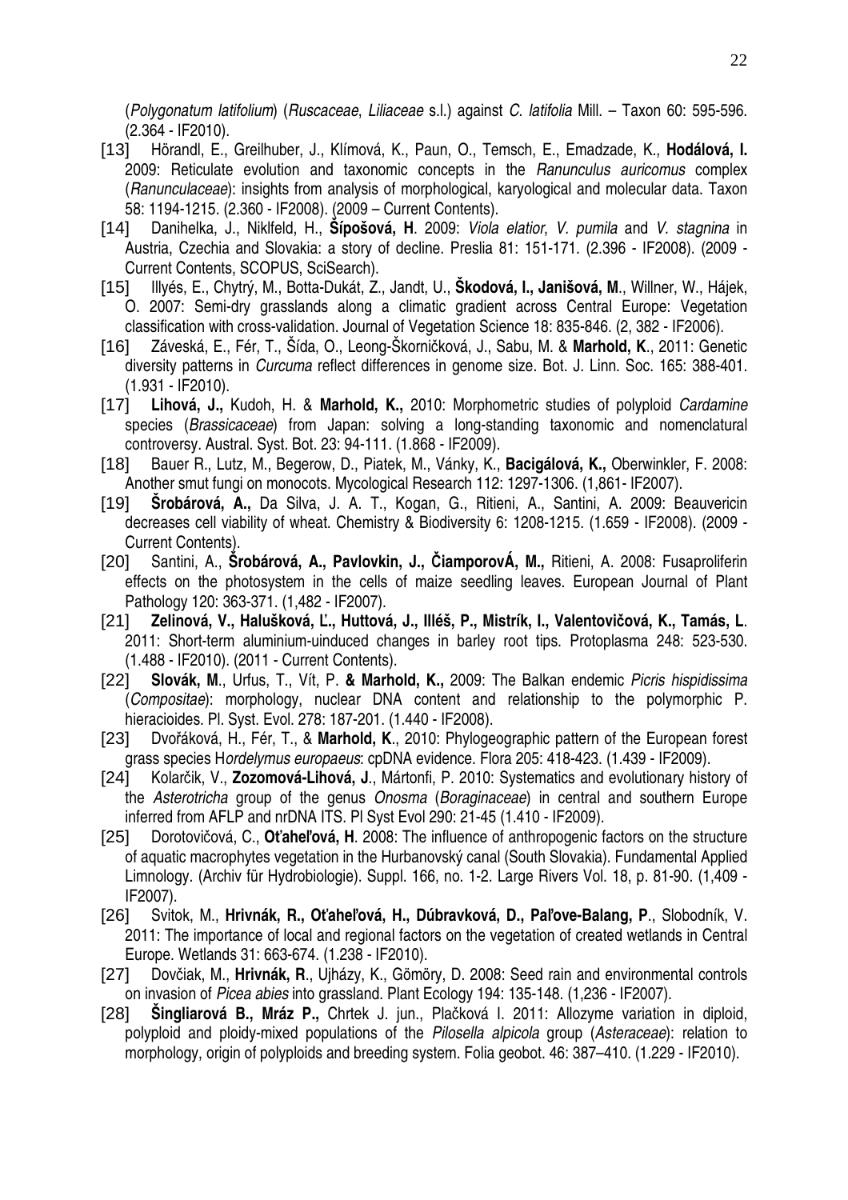(*Polygonatum latifolium*) (*Ruscaceae*, *Liliaceae* s.l.) against *C. latifolia* Mill. – Taxon 60: 595-596. (2.364 - IF2010).

[13] Hörandl, E., Greilhuber, J., Klímová, K., Paun, O., Temsch, E., Emadzade, K., **Hodálová, I.** 2009: Reticulate evolution and taxonomic concepts in the *Ranunculus auricomus* complex (*Ranunculaceae*): insights from analysis of morphological, karyological and molecular data. Taxon 58: 1194-1215. (2.360 - IF2008). (2009 – Current Contents).

[14] Danihelka, J., Niklfeld, H., **Šípošová, H**. 2009: *Viola elatior*, *V. pumila* and *V. stagnina* in Austria, Czechia and Slovakia: a story of decline. Preslia 81: 151-171. (2.396 - IF2008). (2009 - Current Contents, SCOPUS, SciSearch).

[15] Illyés, E., Chytrý, M., Botta-Dukát, Z., Jandt, U., **Škodová, I., Janišová, M**., Willner, W., Hájek, O. 2007: Semi-dry grasslands along a climatic gradient across Central Europe: Vegetation classification with cross-validation. Journal of Vegetation Science 18: 835-846. (2, 382 - IF2006).

[16] Záveská, E., Fér, T., Šída, O., Leong-Škorničková, J., Sabu, M. & **Marhold, K**., 2011: Genetic diversity patterns in *Curcuma* reflect differences in genome size. Bot. J. Linn. Soc. 165: 388-401. (1.931 - IF2010).

[17] **Lihová, J.,** Kudoh, H. & **Marhold, K.,** 2010: Morphometric studies of polyploid *Cardamine* species (*Brassicaceae*) from Japan: solving a long-standing taxonomic and nomenclatural controversy. Austral. Syst. Bot. 23: 94-111. (1.868 - IF2009).

[18] Bauer R., Lutz, M., Begerow, D., Piatek, M., Vánky, K., **Bacigálová, K.,** Oberwinkler, F. 2008: Another smut fungi on monocots. Mycological Research 112: 1297-1306. (1,861- IF2007).

[19] **Šrobárová, A.,** Da Silva, J. A. T., Kogan, G., Ritieni, A., Santini, A. 2009: Beauvericin decreases cell viability of wheat. Chemistry & Biodiversity 6: 1208-1215. (1.659 - IF2008). (2009 - Current Contents).

[20] Santini, A., **Šrobárová, A., Pavlovkin, J., ČiamporovÁ, M.,** Ritieni, A. 2008: Fusaproliferin effects on the photosystem in the cells of maize seedling leaves. European Journal of Plant Pathology 120: 363-371. (1,482 - IF2007).

[21] **Zelinová, V., Halušková, Ľ., Huttová, J., Illéš, P., Mistrík, I., Valentovičová, K., Tamás, L**. 2011: Short-term aluminium-uinduced changes in barley root tips. Protoplasma 248: 523-530. (1.488 - IF2010). (2011 - Current Contents).

[22] **Slovák, M**., Urfus, T., Vít, P. **& Marhold, K.,** 2009: The Balkan endemic *Picris hispidissima* (*Compositae*): morphology, nuclear DNA content and relationship to the polymorphic P. hieracioides. Pl. Syst. Evol. 278: 187-201. (1.440 - IF2008).

[23] Dvořáková, H., Fér, T., & **Marhold, K**., 2010: Phylogeographic pattern of the European forest grass species H*ordelymus europaeus*: cpDNA evidence. Flora 205: 418-423. (1.439 - IF2009).

[24] Kolarčik, V., **Zozomová-Lihová, J**., Mártonfi, P. 2010: Systematics and evolutionary history of the *Asterotricha* group of the genus *Onosma* (*Boraginaceae*) in central and southern Europe inferred from AFLP and nrDNA ITS. Pl Syst Evol 290: 21-45 (1.410 - IF2009).

[25] Dorotovičová, C., **Oťaheľová, H**. 2008: The influence of anthropogenic factors on the structure of aquatic macrophytes vegetation in the Hurbanovský canal (South Slovakia). Fundamental Applied Limnology. (Archiv für Hydrobiologie). Suppl. 166, no. 1-2. Large Rivers Vol. 18, p. 81-90. (1,409 - IF2007).

[26] Svitok, M., **Hrivnák, R., Oťaheľová, H., Dúbravková, D., Paľove-Balang, P**., Slobodník, V. 2011: The importance of local and regional factors on the vegetation of created wetlands in Central Europe. Wetlands 31: 663-674. (1.238 - IF2010).

[27] Dovčiak, M., **Hrivnák, R**., Ujházy, K., Gömöry, D. 2008: Seed rain and environmental controls on invasion of *Picea abies* into grassland. Plant Ecology 194: 135-148. (1,236 - IF2007).

[28] **Šingliarová B., Mráz P.,** Chrtek J. jun., Plačková I. 2011: Allozyme variation in diploid, polyploid and ploidy-mixed populations of the *Pilosella alpicola* group (*Asteraceae*): relation to morphology, origin of polyploids and breeding system. Folia geobot. 46: 387–410. (1.229 - IF2010).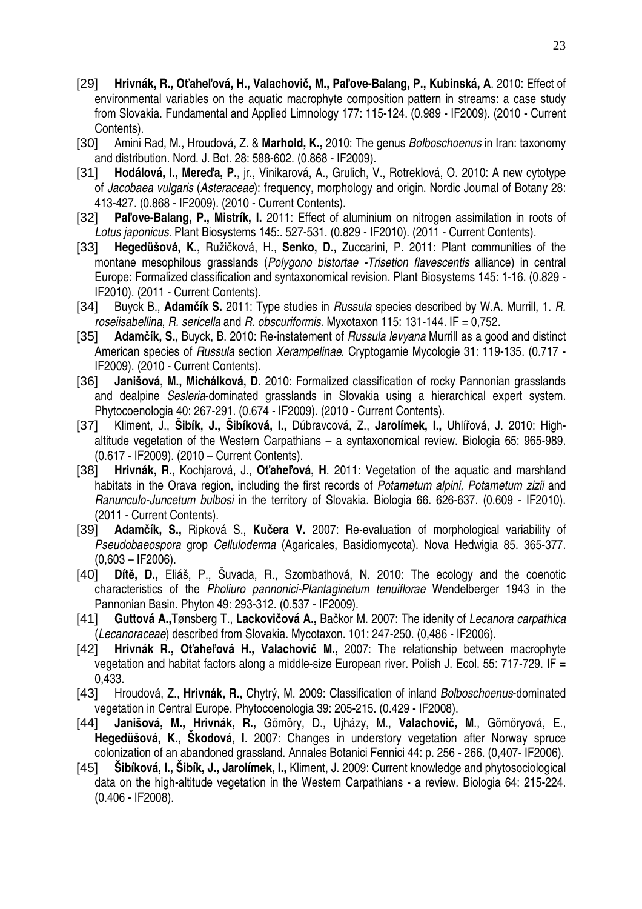[29] **Hrivnák, R., Oťaheľová, H., Valachovič, M., Paľove-Balang, P., Kubinská, A**. 2010: Effect of environmental variables on the aquatic macrophyte composition pattern in streams: a case study from Slovakia. Fundamental and Applied Limnology 177: 115-124. (0.989 - IF2009). (2010 - Current Contents).

[30] Amini Rad, M., Hroudová, Z. & **Marhold, K.,** 2010: The genus *Bolboschoenus* in Iran: taxonomy and distribution. Nord. J. Bot. 28: 588-602. (0.868 - IF2009).

[31] **Hodálová, I., Mereďa, P.**, jr., Vinikarová, A., Grulich, V., Rotreklová, O. 2010: A new cytotype of *Jacobaea vulgaris* (*Asteraceae*): frequency, morphology and origin. Nordic Journal of Botany 28: 413-427. (0.868 - IF2009). (2010 - Current Contents).

[32] **Paľove-Balang, P., Mistrík, I.** 2011: Effect of aluminium on nitrogen assimilation in roots of *Lotus japonicus*. Plant Biosystems 145:. 527-531. (0.829 - IF2010). (2011 - Current Contents).

[33] **Hegedüšová, K.,** Ružičková, H., **Senko, D.,** Zuccarini, P. 2011: Plant communities of the montane mesophilous grasslands (*Polygono bistortae -Trisetion flavescentis* alliance) in central Europe: Formalized classification and syntaxonomical revision. Plant Biosystems 145: 1-16. (0.829 - IF2010). (2011 - Current Contents).

[34] Buyck B., **Adamčík S.** 2011: Type studies in *Russula* species described by W.A. Murrill, 1. *R. roseiisabellina*, *R. sericella* and *R. obscuriformis*. Myxotaxon 115: 131-144. IF = 0,752.

[35] **Adamčík, S.,** Buyck, B. 2010: Re-instatement of *Russula levyana* Murrill as a good and distinct American species of *Russula* section *Xerampelinae*. Cryptogamie Mycologie 31: 119-135. (0.717 - IF2009). (2010 - Current Contents).

[36] **Janišová, M., Michálková, D.** 2010: Formalized classification of rocky Pannonian grasslands and dealpine *Sesleria*-dominated grasslands in Slovakia using a hierarchical expert system. Phytocoenologia 40: 267-291. (0.674 - IF2009). (2010 - Current Contents).

[37] Kliment, J., **Šibík, J., Šibíková, I.,** Dúbravcová, Z., **Jarolímek, I.,** Uhlířová, J. 2010: High-altitude vegetation of the Western Carpathians – a syntaxonomical review. Biologia 65: 965-989. (0.617 - IF2009). (2010 – Current Contents).

[38] **Hrivnák, R.,** Kochjarová, J., **Oťaheľová, H**. 2011: Vegetation of the aquatic and marshland habitats in the Orava region, including the first records of *Potametum alpini, Potametum zizii* and *Ranunculo-Juncetum bulbosi* in the territory of Slovakia. Biologia 66. 626-637. (0.609 - IF2010). (2011 - Current Contents).

[39] **Adamčík, S.,** Ripková S., **Kučera V.** 2007: Re-evaluation of morphological variability of *Pseudobaeospora* grop *Celluloderma* (Agaricales, Basidiomycota). Nova Hedwigia 85. 365-377. (0,603 – IF2006).

[40] **Dítě, D.,** Eliáš, P., Šuvada, R., Szombathová, N. 2010: The ecology and the coenotic characteristics of the *Pholiuro pannonici-Plantaginetum tenuiflorae* Wendelberger 1943 in the Pannonian Basin. Phyton 49: 293-312. (0.537 - IF2009).

[41] **Guttová A.,**Tønsberg T., **Lackovičová A.,** Bačkor M. 2007: The idenity of *Lecanora carpathica* (*Lecanoraceae*) described from Slovakia. Mycotaxon. 101: 247-250. (0,486 - IF2006).

[42] **Hrivnák R., Oťaheľová H., Valachovič M.,** 2007: The relationship between macrophyte vegetation and habitat factors along a middle-size European river. Polish J. Ecol. 55: 717-729. IF = 0,433.

[43] Hroudová, Z., **Hrivnák, R.,** Chytrý, M. 2009: Classification of inland *Bolboschoenus*-dominated vegetation in Central Europe. Phytocoenologia 39: 205-215. (0.429 - IF2008).

[44] **Janišová, M., Hrivnák, R.,** Gömöry, D., Ujházy, M., **Valachovič, M**., Gömöryová, E., **Hegedüšová, K., Škodová, I**. 2007: Changes in understory vegetation after Norway spruce colonization of an abandoned grassland. Annales Botanici Fennici 44: p. 256 - 266. (0,407- IF2006).

[45] **Šibíková, I., Šibík, J., Jarolímek, I.,** Kliment, J. 2009: Current knowledge and phytosociological data on the high-altitude vegetation in the Western Carpathians - a review. Biologia 64: 215-224. (0.406 - IF2008).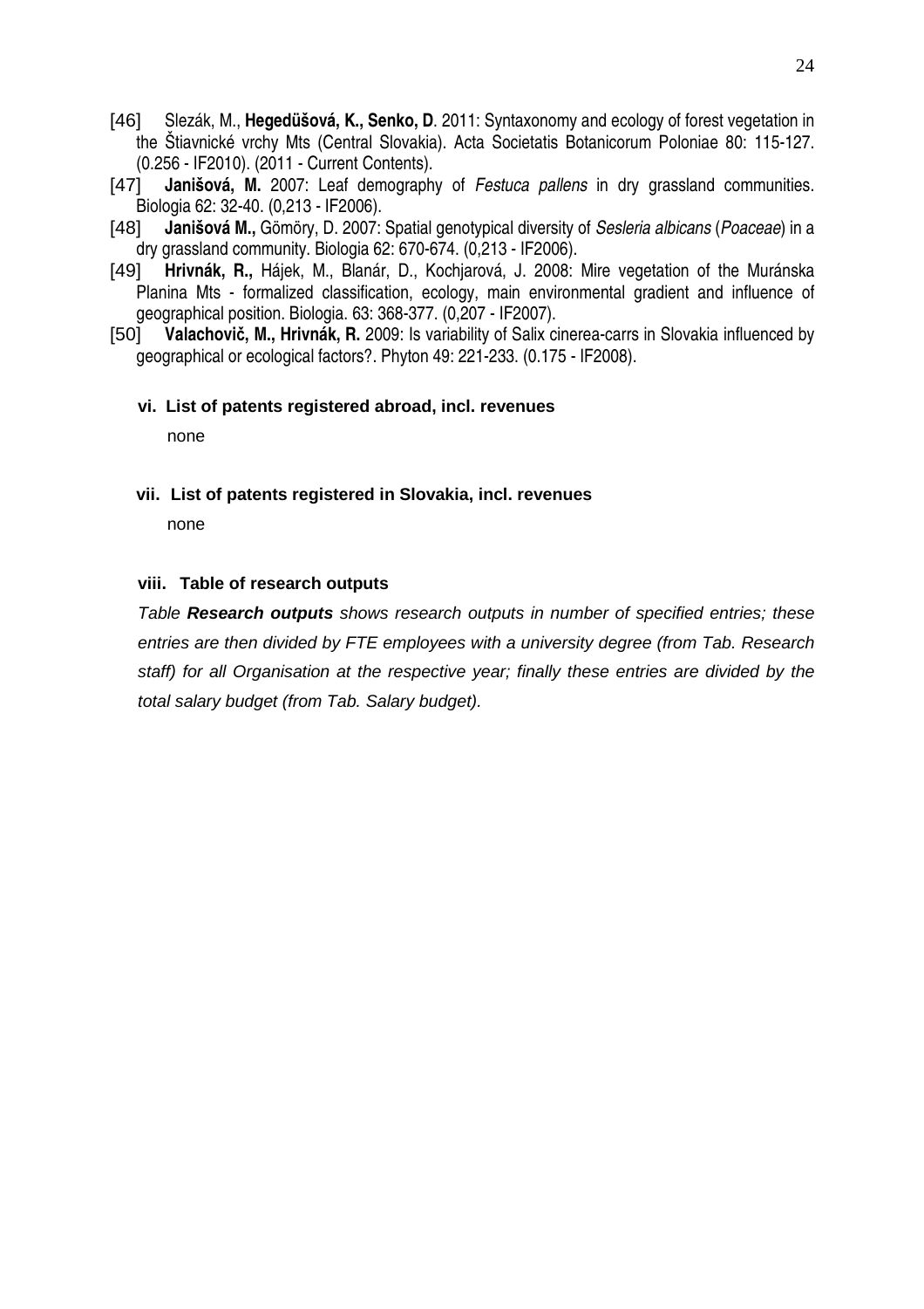[46] Slezák, M., **Hegedüšová, K., Senko, D**. 2011: Syntaxonomy and ecology of forest vegetation in the Štiavnické vrchy Mts (Central Slovakia). Acta Societatis Botanicorum Poloniae 80: 115-127. (0.256 - IF2010). (2011 - Current Contents).

[47] **Janišová, M.** 2007: Leaf demography of *Festuca pallens* in dry grassland communities. Biologia 62: 32-40. (0,213 - IF2006).

[48] **Janišová M.,** Gömöry, D. 2007: Spatial genotypical diversity of *Sesleria albicans* (*Poaceae*) in a dry grassland community. Biologia 62: 670-674. (0,213 - IF2006).

[49] **Hrivnák, R.,** Hájek, M., Blanár, D., Kochjarová, J. 2008: Mire vegetation of the Muránska Planina Mts - formalized classification, ecology, main environmental gradient and influence of geographical position. Biologia. 63: 368-377. (0,207 - IF2007).

[50] **Valachovič, M., Hrivnák, R.** 2009: Is variability of Salix cinerea-carrs in Slovakia influenced by geographical or ecological factors?. Phyton 49: 221-233. (0.175 - IF2008).

### vi. List of patents registered abroad, incl. revenues

none

### vii. List of patents registered in Slovakia, incl. revenues

none

### viii. Table of research outputs

*Table **Research outputs** shows research outputs in number of specified entries; these entries are then divided by FTE employees with a university degree (from Tab. Research staff) for all Organisation at the respective year; finally these entries are divided by the total salary budget (from Tab. Salary budget).*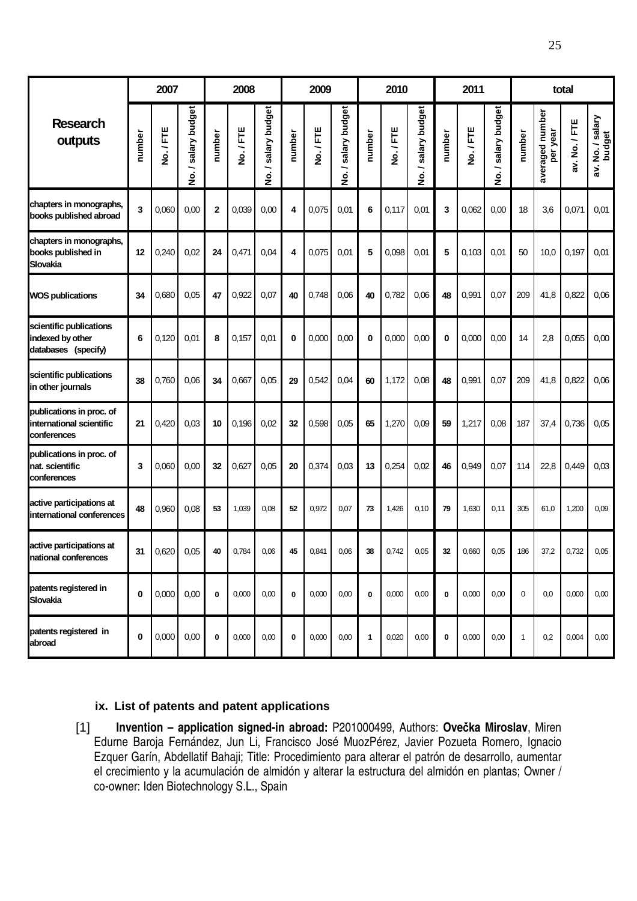| Research outputs | 2007 | | | 2008 | | | 2009 | | | 2010 | | | 2011 | | | total | | | |
|---|---|---|---|---|---|---|---|---|---|---|---|---|---|---|---|---|---|---|---|
| | number | No. / FTE | No. / salary budget | number | No. / FTE | No. / salary budget | number | No. / FTE | No. / salary budget | number | No. / FTE | No. / salary budget | number | No. / FTE | No. / salary budget | number | averaged number per year | av. No. / FTE | av. No. / salary budget |
| chapters in monographs, books published abroad | 3 | 0,060 | 0,00 | 2 | 0,039 | 0,00 | 4 | 0,075 | 0,01 | 6 | 0,117 | 0,01 | 3 | 0,062 | 0,00 | 18 | 3,6 | 0,071 | 0,01 |
| chapters in monographs, books published in Slovakia | 12 | 0,240 | 0,02 | 24 | 0,471 | 0,04 | 4 | 0,075 | 0,01 | 5 | 0,098 | 0,01 | 5 | 0,103 | 0,01 | 50 | 10,0 | 0,197 | 0,01 |
| WOS publications | 34 | 0,680 | 0,05 | 47 | 0,922 | 0,07 | 40 | 0,748 | 0,06 | 40 | 0,782 | 0,06 | 48 | 0,991 | 0,07 | 209 | 41,8 | 0,822 | 0,06 |
| scientific publications indexed by other databases (specify) | 6 | 0,120 | 0,01 | 8 | 0,157 | 0,01 | 0 | 0,000 | 0,00 | 0 | 0,000 | 0,00 | 0 | 0,000 | 0,00 | 14 | 2,8 | 0,055 | 0,00 |
| scientific publications in other journals | 38 | 0,760 | 0,06 | 34 | 0,667 | 0,05 | 29 | 0,542 | 0,04 | 60 | 1,172 | 0,08 | 48 | 0,991 | 0,07 | 209 | 41,8 | 0,822 | 0,06 |
| publications in proc. of international scientific conferences | 21 | 0,420 | 0,03 | 10 | 0,196 | 0,02 | 32 | 0,598 | 0,05 | 65 | 1,270 | 0,09 | 59 | 1,217 | 0,08 | 187 | 37,4 | 0,736 | 0,05 |
| publications in proc. of nat. scientific conferences | 3 | 0,060 | 0,00 | 32 | 0,627 | 0,05 | 20 | 0,374 | 0,03 | 13 | 0,254 | 0,02 | 46 | 0,949 | 0,07 | 114 | 22,8 | 0,449 | 0,03 |
| active participations at international conferences | 48 | 0,960 | 0,08 | 53 | 1,039 | 0,08 | 52 | 0,972 | 0,07 | 73 | 1,426 | 0,10 | 79 | 1,630 | 0,11 | 305 | 61,0 | 1,200 | 0,09 |
| active participations at national conferences | 31 | 0,620 | 0,05 | 40 | 0,784 | 0,06 | 45 | 0,841 | 0,06 | 38 | 0,742 | 0,05 | 32 | 0,660 | 0,05 | 186 | 37,2 | 0,732 | 0,05 |
| patents registered in Slovakia | 0 | 0,000 | 0,00 | 0 | 0,000 | 0,00 | 0 | 0,000 | 0,00 | 0 | 0,000 | 0,00 | 0 | 0,000 | 0,00 | 0 | 0,0 | 0,000 | 0,00 |
| patents registered in abroad | 0 | 0,000 | 0,00 | 0 | 0,000 | 0,00 | 0 | 0,000 | 0,00 | 1 | 0,020 | 0,00 | 0 | 0,000 | 0,00 | 1 | 0,2 | 0,004 | 0,00 |

### ix. List of patents and patent applications

[1] **Invention – application signed-in abroad:** P201000499, Authors: **Ovečka Miroslav**, Miren Edurne Baroja Fernández, Jun Li, Francisco José MuozPérez, Javier Pozueta Romero, Ignacio Ezquer Garín, Abdellatif Bahaji; Title: Procedimiento para alterar el patrón de desarrollo, aumentar el crecimiento y la acumulación de almidón y alterar la estructura del almidón en plantas; Owner / co-owner: Iden Biotechnology S.L., Spain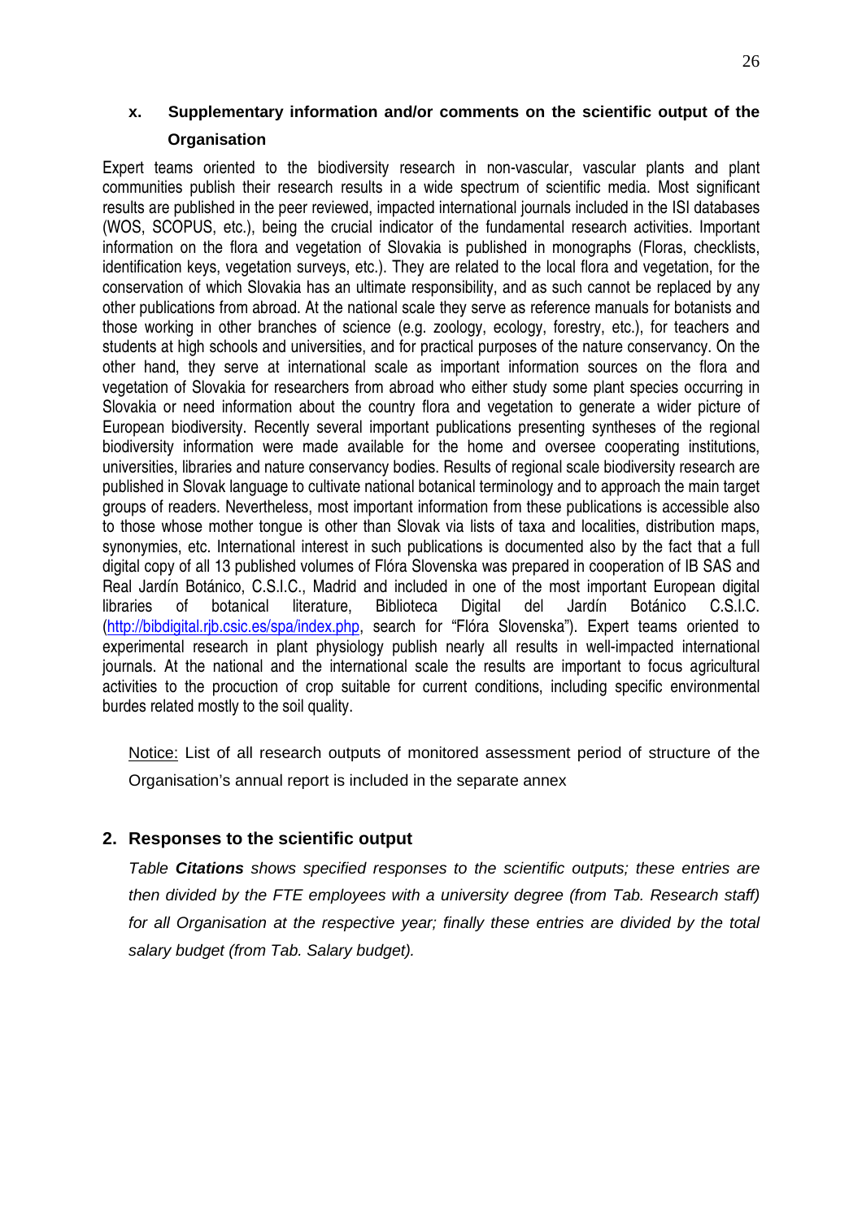### x. Supplementary information and/or comments on the scientific output of the Organisation

Expert teams oriented to the biodiversity research in non-vascular, vascular plants and plant communities publish their research results in a wide spectrum of scientific media. Most significant results are published in the peer reviewed, impacted international journals included in the ISI databases (WOS, SCOPUS, etc.), being the crucial indicator of the fundamental research activities. Important information on the flora and vegetation of Slovakia is published in monographs (Floras, checklists, identification keys, vegetation surveys, etc.). They are related to the local flora and vegetation, for the conservation of which Slovakia has an ultimate responsibility, and as such cannot be replaced by any other publications from abroad. At the national scale they serve as reference manuals for botanists and those working in other branches of science (e.g. zoology, ecology, forestry, etc.), for teachers and students at high schools and universities, and for practical purposes of the nature conservancy. On the other hand, they serve at international scale as important information sources on the flora and vegetation of Slovakia for researchers from abroad who either study some plant species occurring in Slovakia or need information about the country flora and vegetation to generate a wider picture of European biodiversity. Recently several important publications presenting syntheses of the regional biodiversity information were made available for the home and oversee cooperating institutions, universities, libraries and nature conservancy bodies. Results of regional scale biodiversity research are published in Slovak language to cultivate national botanical terminology and to approach the main target groups of readers. Nevertheless, most important information from these publications is accessible also to those whose mother tongue is other than Slovak via lists of taxa and localities, distribution maps, synonymies, etc. International interest in such publications is documented also by the fact that a full digital copy of all 13 published volumes of Flóra Slovenska was prepared in cooperation of IB SAS and Real Jardín Botánico, C.S.I.C., Madrid and included in one of the most important European digital libraries of botanical literature, Biblioteca Digital del Jardín Botánico C.S.I.C. (http://bibdigital.rjb.csic.es/spa/index.php, search for "Flóra Slovenska"). Expert teams oriented to experimental research in plant physiology publish nearly all results in well-impacted international journals. At the national and the international scale the results are important to focus agricultural activities to the procuction of crop suitable for current conditions, including specific environmental burdes related mostly to the soil quality.

Notice: List of all research outputs of monitored assessment period of structure of the Organisation's annual report is included in the separate annex

## 2. Responses to the scientific output

*Table **Citations** shows specified responses to the scientific outputs; these entries are then divided by the FTE employees with a university degree (from Tab. Research staff) for all Organisation at the respective year; finally these entries are divided by the total salary budget (from Tab. Salary budget).*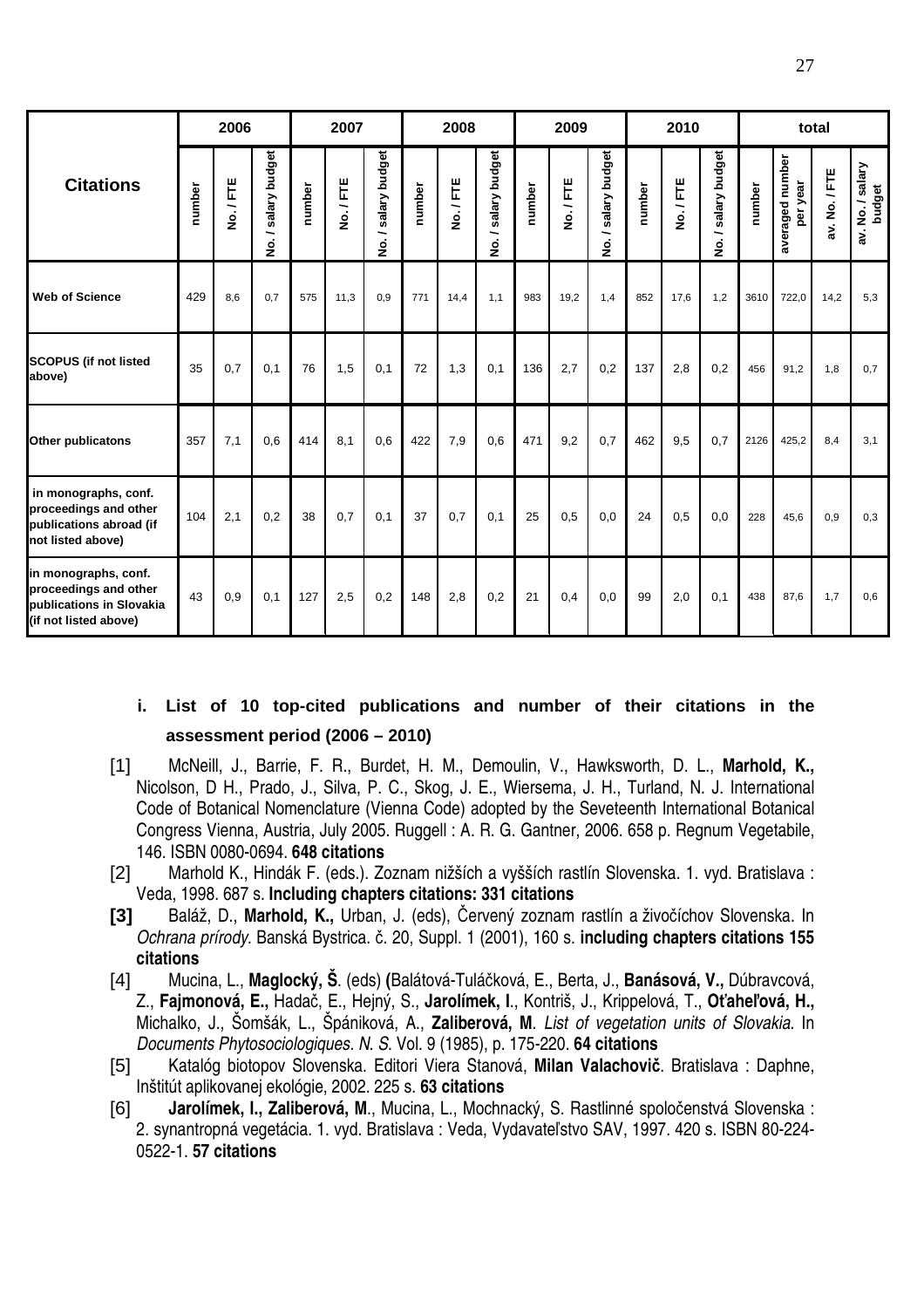| Citations | 2006 | | | 2007 | | | 2008 | | | 2009 | | | 2010 | | | total | | | |
|---|---|---|---|---|---|---|---|---|---|---|---|---|---|---|---|---|---|---|---|
| | number | No. / FTE | No. / salary budget | number | No. / FTE | No. / salary budget | number | No. / FTE | No. / salary budget | number | No. / FTE | No. / salary budget | number | No. / FTE | No. / salary budget | number | averaged number per year | av. No. / FTE | av. No. / salary budget |
| Web of Science | 429 | 8,6 | 0,7 | 575 | 11,3 | 0,9 | 771 | 14,4 | 1,1 | 983 | 19,2 | 1,4 | 852 | 17,6 | 1,2 | 3610 | 722,0 | 14,2 | 5,3 |
| SCOPUS (if not listed above) | 35 | 0,7 | 0,1 | 76 | 1,5 | 0,1 | 72 | 1,3 | 0,1 | 136 | 2,7 | 0,2 | 137 | 2,8 | 0,2 | 456 | 91,2 | 1,8 | 0,7 |
| Other publicatons | 357 | 7,1 | 0,6 | 414 | 8,1 | 0,6 | 422 | 7,9 | 0,6 | 471 | 9,2 | 0,7 | 462 | 9,5 | 0,7 | 2126 | 425,2 | 8,4 | 3,1 |
| in monographs, conf. proceedings and other publications abroad (if not listed above) | 104 | 2,1 | 0,2 | 38 | 0,7 | 0,1 | 37 | 0,7 | 0,1 | 25 | 0,5 | 0,0 | 24 | 0,5 | 0,0 | 228 | 45,6 | 0,9 | 0,3 |
| in monographs, conf. proceedings and other publications in Slovakia (if not listed above) | 43 | 0,9 | 0,1 | 127 | 2,5 | 0,2 | 148 | 2,8 | 0,2 | 21 | 0,4 | 0,0 | 99 | 2,0 | 0,1 | 438 | 87,6 | 1,7 | 0,6 |

### i. List of 10 top-cited publications and number of their citations in the assessment period (2006 – 2010)

[1] McNeill, J., Barrie, F. R., Burdet, H. M., Demoulin, V., Hawksworth, D. L., **Marhold, K.,** Nicolson, D H., Prado, J., Silva, P. C., Skog, J. E., Wiersema, J. H., Turland, N. J. International Code of Botanical Nomenclature (Vienna Code) adopted by the Seveteenth International Botanical Congress Vienna, Austria, July 2005. Ruggell : A. R. G. Gantner, 2006. 658 p. Regnum Vegetabile, 146. ISBN 0080-0694. **648 citations**

[2] Marhold K., Hindák F. (eds.). Zoznam nižších a vyšších rastlín Slovenska. 1. vyd. Bratislava : Veda, 1998. 687 s. **Including chapters citations: 331 citations**

**[3]** Baláž, D., **Marhold, K.,** Urban, J. (eds), Červený zoznam rastlín a živočíchov Slovenska. In *Ochrana prírody.* Banská Bystrica. č. 20, Suppl. 1 (2001), 160 s. **including chapters citations 155 citations**

[4] Mucina, L., **Maglocký, Š**. (eds) **(**Balátová-Tuláčková, E., Berta, J., **Banásová, V.,** Dúbravcová, Z., **Fajmonová, E.,** Hadač, E., Hejný, S., **Jarolímek, I**., Kontriš, J., Krippelová, T., **Oťaheľová, H.,** Michalko, J., Šomšák, L., Špániková, A., **Zaliberová, M**. *List of vegetation units of Slovakia.* In *Documents Phytosociologiques. N. S.* Vol. 9 (1985), p. 175-220. **64 citations**

[5] Katalóg biotopov Slovenska. Editori Viera Stanová, **Milan Valachovič**. Bratislava : Daphne, Inštitút aplikovanej ekológie, 2002. 225 s. **63 citations**

[6] **Jarolímek, I., Zaliberová, M**., Mucina, L., Mochnacký, S. Rastlinné spoločenstvá Slovenska : 2. synantropná vegetácia. 1. vyd. Bratislava : Veda, Vydavateľstvo SAV, 1997. 420 s. ISBN 80-224-0522-1. **57 citations**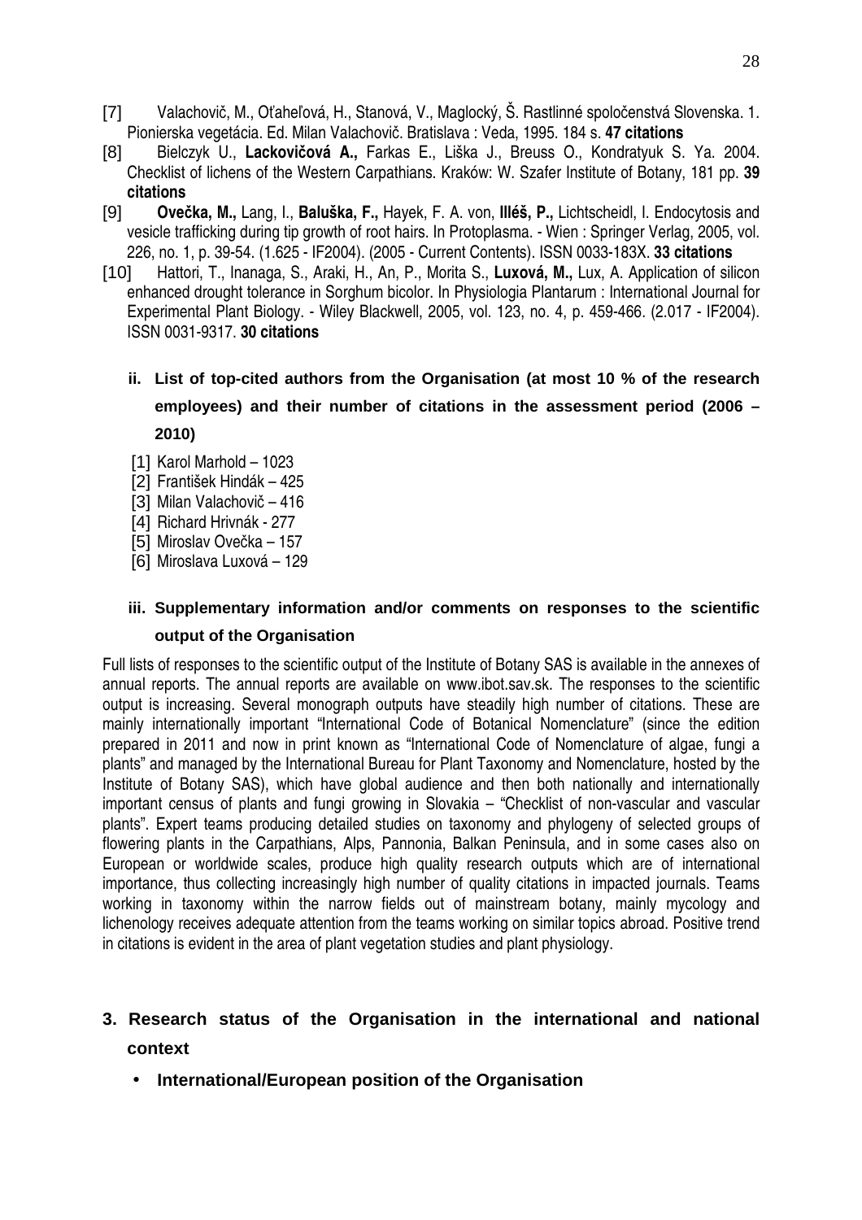[7] Valachovič, M., Oťaheľová, H., Stanová, V., Maglocký, Š. Rastlinné spoločenstvá Slovenska. 1. Pionierska vegetácia. Ed. Milan Valachovič. Bratislava : Veda, 1995. 184 s. **47 citations**

[8] Bielczyk U., **Lackovičová A.,** Farkas E., Liška J., Breuss O., Kondratyuk S. Ya. 2004. Checklist of lichens of the Western Carpathians. Kraków: W. Szafer Institute of Botany, 181 pp. **39 citations**

[9] **Ovečka, M.,** Lang, I., **Baluška, F.,** Hayek, F. A. von, **Illéš, P.,** Lichtscheidl, I. Endocytosis and vesicle trafficking during tip growth of root hairs. In Protoplasma. - Wien : Springer Verlag, 2005, vol. 226, no. 1, p. 39-54. (1.625 - IF2004). (2005 - Current Contents). ISSN 0033-183X. **33 citations**

[10] Hattori, T., Inanaga, S., Araki, H., An, P., Morita S., **Luxová, M.,** Lux, A. Application of silicon enhanced drought tolerance in Sorghum bicolor. In Physiologia Plantarum : International Journal for Experimental Plant Biology. - Wiley Blackwell, 2005, vol. 123, no. 4, p. 459-466. (2.017 - IF2004). ISSN 0031-9317. **30 citations**

### ii. List of top-cited authors from the Organisation (at most 10 % of the research employees) and their number of citations in the assessment period (2006 – 2010)

[1] Karol Marhold – 1023
[2] František Hindák – 425
[3] Milan Valachovič – 416
[4] Richard Hrivnák - 277
[5] Miroslav Ovečka – 157
[6] Miroslava Luxová – 129

### iii. Supplementary information and/or comments on responses to the scientific output of the Organisation

Full lists of responses to the scientific output of the Institute of Botany SAS is available in the annexes of annual reports. The annual reports are available on www.ibot.sav.sk. The responses to the scientific output is increasing. Several monograph outputs have steadily high number of citations. These are mainly internationally important "International Code of Botanical Nomenclature" (since the edition prepared in 2011 and now in print known as "International Code of Nomenclature of algae, fungi a plants" and managed by the International Bureau for Plant Taxonomy and Nomenclature, hosted by the Institute of Botany SAS), which have global audience and then both nationally and internationally important census of plants and fungi growing in Slovakia – "Checklist of non-vascular and vascular plants". Expert teams producing detailed studies on taxonomy and phylogeny of selected groups of flowering plants in the Carpathians, Alps, Pannonia, Balkan Peninsula, and in some cases also on European or worldwide scales, produce high quality research outputs which are of international importance, thus collecting increasingly high number of quality citations in impacted journals. Teams working in taxonomy within the narrow fields out of mainstream botany, mainly mycology and lichenology receives adequate attention from the teams working on similar topics abroad. Positive trend in citations is evident in the area of plant vegetation studies and plant physiology.

## 3. Research status of the Organisation in the international and national context

- **International/European position of the Organisation**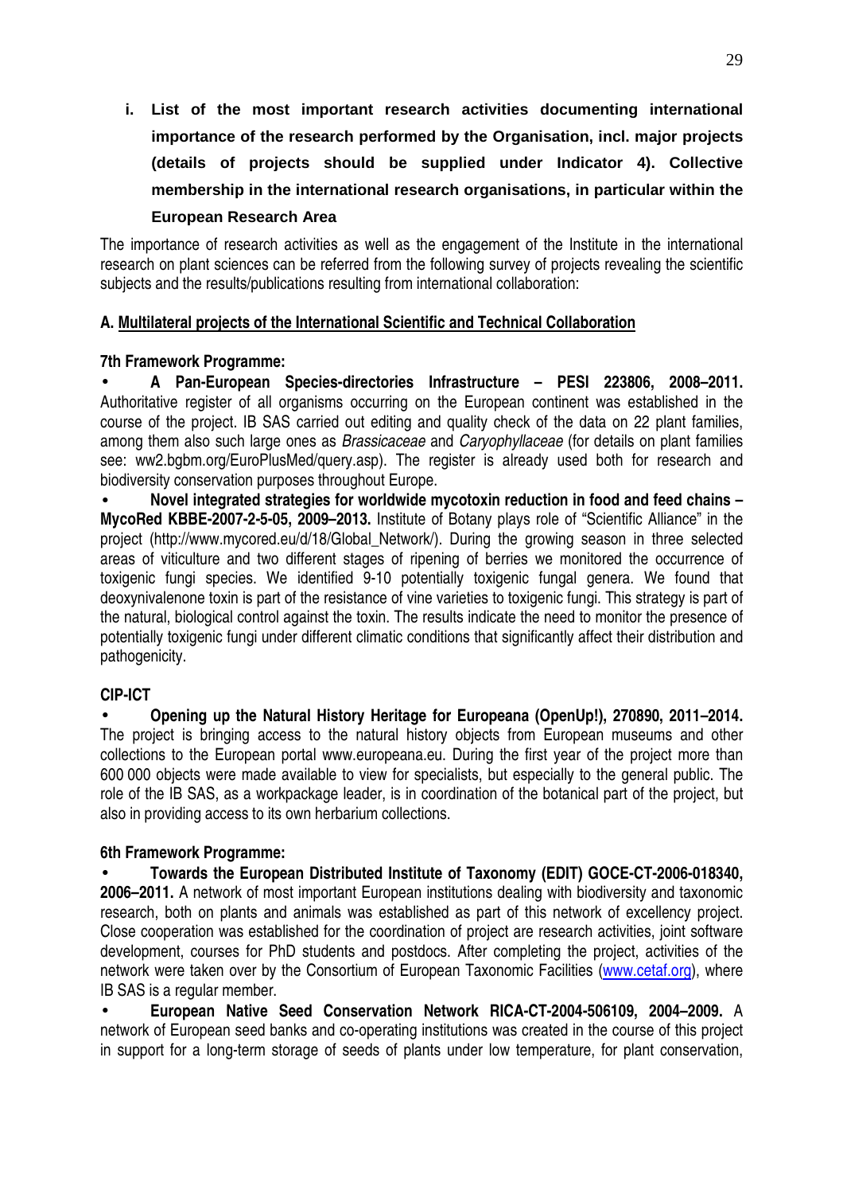**i. List of the most important research activities documenting international importance of the research performed by the Organisation, incl. major projects (details of projects should be supplied under Indicator 4). Collective membership in the international research organisations, in particular within the European Research Area**

The importance of research activities as well as the engagement of the Institute in the international research on plant sciences can be referred from the following survey of projects revealing the scientific subjects and the results/publications resulting from international collaboration:

**A. Multilateral projects of the International Scientific and Technical Collaboration**

**7th Framework Programme:**

- **A Pan-European Species-directories Infrastructure – PESI 223806, 2008–2011.** Authoritative register of all organisms occurring on the European continent was established in the course of the project. IB SAS carried out editing and quality check of the data on 22 plant families, among them also such large ones as *Brassicaceae* and *Caryophyllaceae* (for details on plant families see: ww2.bgbm.org/EuroPlusMed/query.asp). The register is already used both for research and biodiversity conservation purposes throughout Europe.
- **Novel integrated strategies for worldwide mycotoxin reduction in food and feed chains – MycoRed KBBE-2007-2-5-05, 2009–2013.** Institute of Botany plays role of "Scientific Alliance" in the project (http://www.mycored.eu/d/18/Global_Network/). During the growing season in three selected areas of viticulture and two different stages of ripening of berries we monitored the occurrence of toxigenic fungi species. We identified 9-10 potentially toxigenic fungal genera. We found that deoxynivalenone toxin is part of the resistance of vine varieties to toxigenic fungi. This strategy is part of the natural, biological control against the toxin. The results indicate the need to monitor the presence of potentially toxigenic fungi under different climatic conditions that significantly affect their distribution and pathogenicity.

**CIP-ICT**

- **Opening up the Natural History Heritage for Europeana (OpenUp!), 270890, 2011–2014.** The project is bringing access to the natural history objects from European museums and other collections to the European portal www.europeana.eu. During the first year of the project more than 600 000 objects were made available to view for specialists, but especially to the general public. The role of the IB SAS, as a workpackage leader, is in coordination of the botanical part of the project, but also in providing access to its own herbarium collections.

**6th Framework Programme:**

- **Towards the European Distributed Institute of Taxonomy (EDIT) GOCE-CT-2006-018340, 2006–2011.** A network of most important European institutions dealing with biodiversity and taxonomic research, both on plants and animals was established as part of this network of excellency project. Close cooperation was established for the coordination of project are research activities, joint software development, courses for PhD students and postdocs. After completing the project, activities of the network were taken over by the Consortium of European Taxonomic Facilities (www.cetaf.org), where IB SAS is a regular member.
- **European Native Seed Conservation Network RICA-CT-2004-506109, 2004–2009.** A network of European seed banks and co-operating institutions was created in the course of this project in support for a long-term storage of seeds of plants under low temperature, for plant conservation,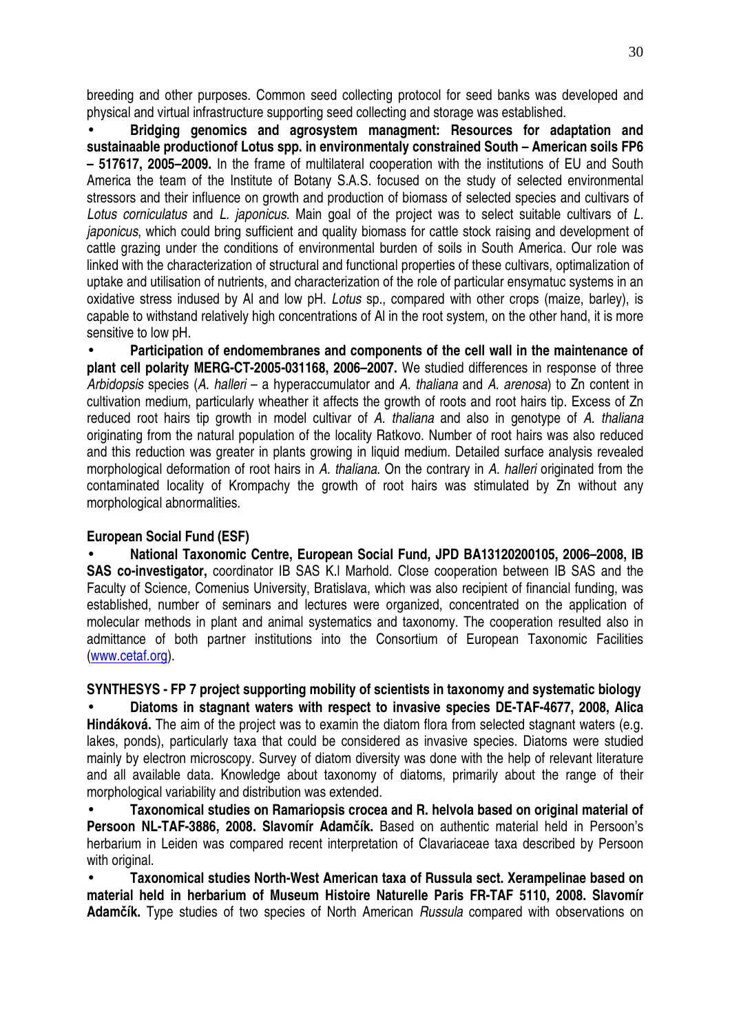breeding and other purposes. Common seed collecting protocol for seed banks was developed and physical and virtual infrastructure supporting seed collecting and storage was established.

- **Bridging genomics and agrosystem managment: Resources for adaptation and sustainaable productionof Lotus spp. in environmentaly constrained South – American soils FP6 – 517617, 2005–2009.** In the frame of multilateral cooperation with the institutions of EU and South America the team of the Institute of Botany S.A.S. focused on the study of selected environmental stressors and their influence on growth and production of biomass of selected species and cultivars of *Lotus corniculatus* and *L. japonicus*. Main goal of the project was to select suitable cultivars of *L. japonicus*, which could bring sufficient and quality biomass for cattle stock raising and development of cattle grazing under the conditions of environmental burden of soils in South America. Our role was linked with the characterization of structural and functional properties of these cultivars, optimalization of uptake and utilisation of nutrients, and characterization of the role of particular ensymatuc systems in an oxidative stress indused by Al and low pH. *Lotus* sp., compared with other crops (maize, barley), is capable to withstand relatively high concentrations of Al in the root system, on the other hand, it is more sensitive to low pH.
- **Participation of endomembranes and components of the cell wall in the maintenance of plant cell polarity MERG-CT-2005-031168, 2006–2007.** We studied differences in response of three *Arbidopsis* species (*A. halleri* – a hyperaccumulator and *A. thaliana* and *A. arenosa*) to Zn content in cultivation medium, particularly wheather it affects the growth of roots and root hairs tip. Excess of Zn reduced root hairs tip growth in model cultivar of *A. thaliana* and also in genotype of *A. thaliana* originating from the natural population of the locality Ratkovo. Number of root hairs was also reduced and this reduction was greater in plants growing in liquid medium. Detailed surface analysis revealed morphological deformation of root hairs in *A. thaliana*. On the contrary in *A. halleri* originated from the contaminated locality of Krompachy the growth of root hairs was stimulated by Zn without any morphological abnormalities.

**European Social Fund (ESF)**

- **National Taxonomic Centre, European Social Fund, JPD BA13120200105, 2006–2008, IB SAS co-investigator,** coordinator IB SAS K.l Marhold. Close cooperation between IB SAS and the Faculty of Science, Comenius University, Bratislava, which was also recipient of financial funding, was established, number of seminars and lectures were organized, concentrated on the application of molecular methods in plant and animal systematics and taxonomy. The cooperation resulted also in admittance of both partner institutions into the Consortium of European Taxonomic Facilities (www.cetaf.org).

**SYNTHESYS - FP 7 project supporting mobility of scientists in taxonomy and systematic biology**

- **Diatoms in stagnant waters with respect to invasive species DE-TAF-4677, 2008, Alica Hindáková.** The aim of the project was to examin the diatom flora from selected stagnant waters (e.g. lakes, ponds), particularly taxa that could be considered as invasive species. Diatoms were studied mainly by electron microscopy. Survey of diatom diversity was done with the help of relevant literature and all available data. Knowledge about taxonomy of diatoms, primarily about the range of their morphological variability and distribution was extended.
- **Taxonomical studies on Ramariopsis crocea and R. helvola based on original material of Persoon NL-TAF-3886, 2008. Slavomír Adamčík.** Based on authentic material held in Persoon's herbarium in Leiden was compared recent interpretation of Clavariaceae taxa described by Persoon with original.
- **Taxonomical studies North-West American taxa of Russula sect. Xerampelinae based on material held in herbarium of Museum Histoire Naturelle Paris FR-TAF 5110, 2008. Slavomír Adamčík.** Type studies of two species of North American *Russula* compared with observations on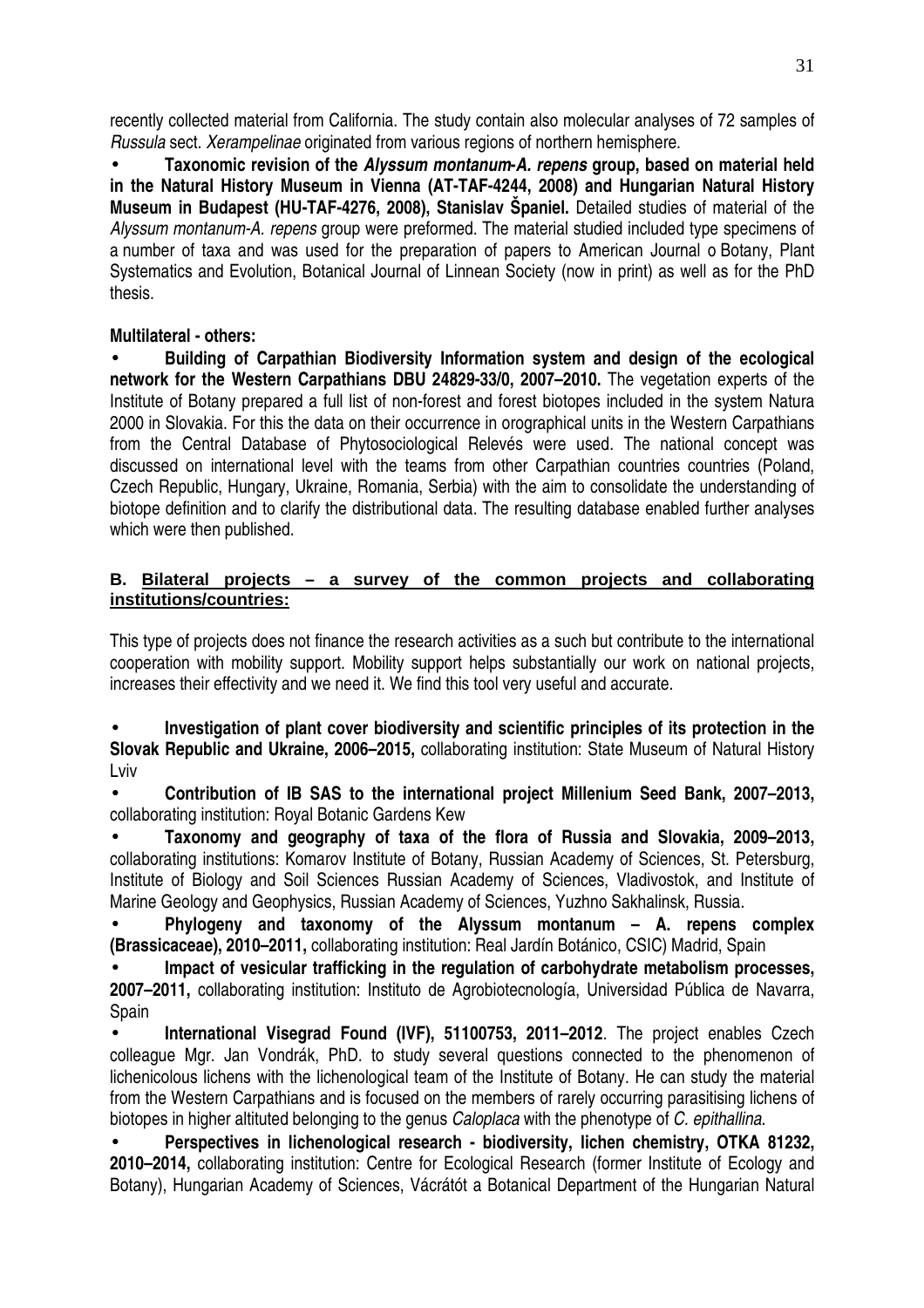recently collected material from California. The study contain also molecular analyses of 72 samples of *Russula* sect. *Xerampelinae* originated from various regions of northern hemisphere.

- **Taxonomic revision of the *Alyssum montanum-A. repens* group, based on material held in the Natural History Museum in Vienna (AT-TAF-4244, 2008) and Hungarian Natural History Museum in Budapest (HU-TAF-4276, 2008), Stanislav Španiel.** Detailed studies of material of the *Alyssum montanum-A. repens* group were preformed. The material studied included type specimens of a number of taxa and was used for the preparation of papers to American Journal o Botany, Plant Systematics and Evolution, Botanical Journal of Linnean Society (now in print) as well as for the PhD thesis.

**Multilateral - others:**

- **Building of Carpathian Biodiversity Information system and design of the ecological network for the Western Carpathians DBU 24829-33/0, 2007–2010.** The vegetation experts of the Institute of Botany prepared a full list of non-forest and forest biotopes included in the system Natura 2000 in Slovakia. For this the data on their occurrence in orographical units in the Western Carpathians from the Central Database of Phytosociological Relevés were used. The national concept was discussed on international level with the teams from other Carpathian countries countries (Poland, Czech Republic, Hungary, Ukraine, Romania, Serbia) with the aim to consolidate the understanding of biotope definition and to clarify the distributional data. The resulting database enabled further analyses which were then published.

### B. Bilateral projects – a survey of the common projects and collaborating institutions/countries:

This type of projects does not finance the research activities as a such but contribute to the international cooperation with mobility support. Mobility support helps substantially our work on national projects, increases their effectivity and we need it. We find this tool very useful and accurate.

- **Investigation of plant cover biodiversity and scientific principles of its protection in the Slovak Republic and Ukraine, 2006–2015,** collaborating institution: State Museum of Natural History Lviv
- **Contribution of IB SAS to the international project Millenium Seed Bank, 2007–2013,** collaborating institution: Royal Botanic Gardens Kew
- **Taxonomy and geography of taxa of the flora of Russia and Slovakia, 2009–2013,** collaborating institutions: Komarov Institute of Botany, Russian Academy of Sciences, St. Petersburg, Institute of Biology and Soil Sciences Russian Academy of Sciences, Vladivostok, and Institute of Marine Geology and Geophysics, Russian Academy of Sciences, Yuzhno Sakhalinsk, Russia.
- **Phylogeny and taxonomy of the Alyssum montanum – A. repens complex (Brassicaceae), 2010–2011,** collaborating institution: Real Jardín Botánico, CSIC) Madrid, Spain
- **Impact of vesicular trafficking in the regulation of carbohydrate metabolism processes, 2007–2011,** collaborating institution: Instituto de Agrobiotecnología, Universidad Pública de Navarra, Spain
- **International Visegrad Found (IVF), 51100753, 2011–2012**. The project enables Czech colleague Mgr. Jan Vondrák, PhD. to study several questions connected to the phenomenon of lichenicolous lichens with the lichenological team of the Institute of Botany. He can study the material from the Western Carpathians and is focused on the members of rarely occurring parasitising lichens of biotopes in higher altituted belonging to the genus *Caloplaca* with the phenotype of *C. epithallina*.
- **Perspectives in lichenological research - biodiversity, lichen chemistry, OTKA 81232, 2010–2014,** collaborating institution: Centre for Ecological Research (former Institute of Ecology and Botany), Hungarian Academy of Sciences, Vácrátót a Botanical Department of the Hungarian Natural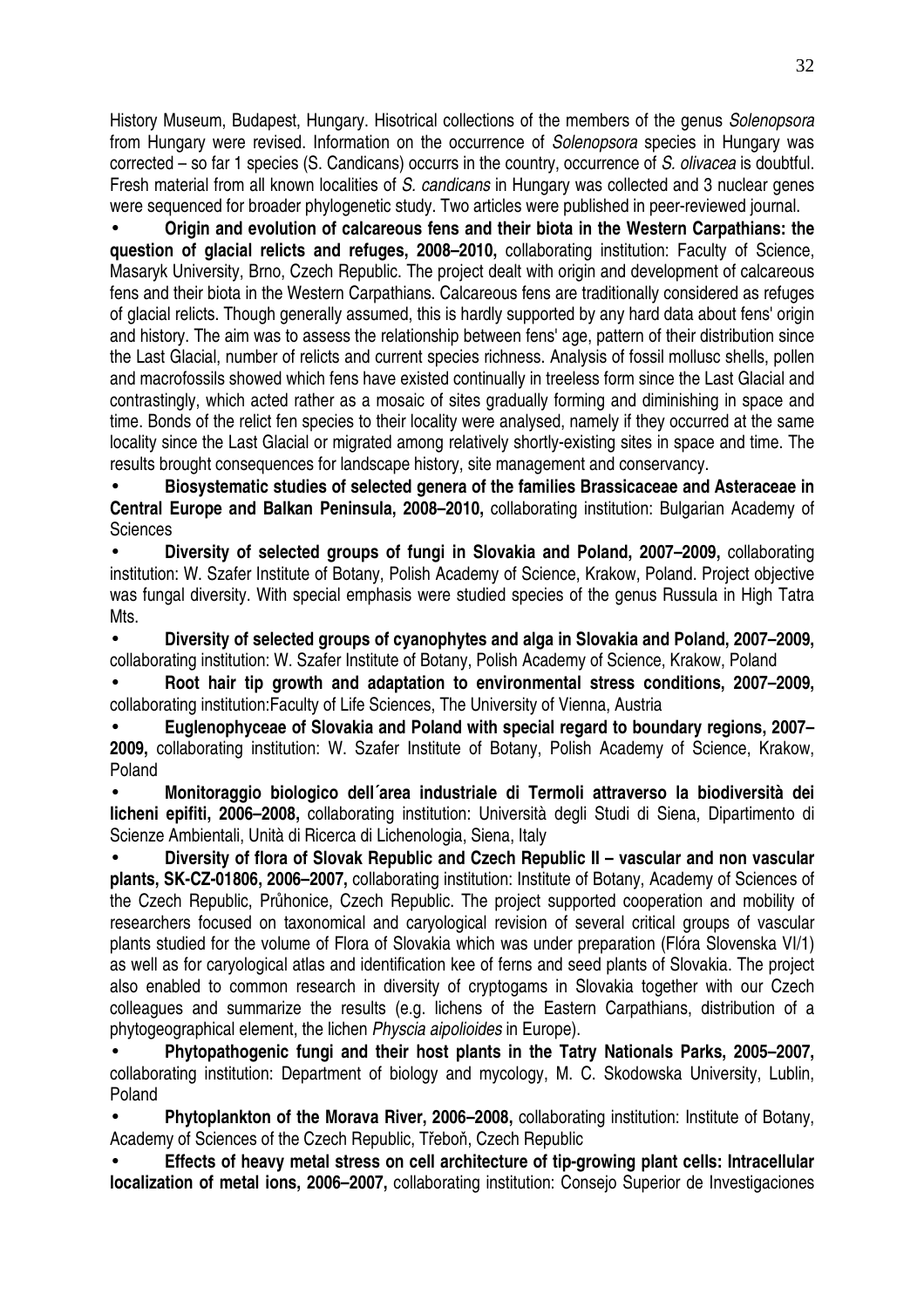History Museum, Budapest, Hungary. Hisotrical collections of the members of the genus *Solenopsora* from Hungary were revised. Information on the occurrence of *Solenopsora* species in Hungary was corrected – so far 1 species (S. Candicans) occurrs in the country, occurrence of *S. olivacea* is doubtful. Fresh material from all known localities of *S. candicans* in Hungary was collected and 3 nuclear genes were sequenced for broader phylogenetic study. Two articles were published in peer-reviewed journal.

- **Origin and evolution of calcareous fens and their biota in the Western Carpathians: the question of glacial relicts and refuges, 2008–2010,** collaborating institution: Faculty of Science, Masaryk University, Brno, Czech Republic. The project dealt with origin and development of calcareous fens and their biota in the Western Carpathians. Calcareous fens are traditionally considered as refuges of glacial relicts. Though generally assumed, this is hardly supported by any hard data about fens' origin and history. The aim was to assess the relationship between fens' age, pattern of their distribution since the Last Glacial, number of relicts and current species richness. Analysis of fossil mollusc shells, pollen and macrofossils showed which fens have existed continually in treeless form since the Last Glacial and contrastingly, which acted rather as a mosaic of sites gradually forming and diminishing in space and time. Bonds of the relict fen species to their locality were analysed, namely if they occurred at the same locality since the Last Glacial or migrated among relatively shortly-existing sites in space and time. The results brought consequences for landscape history, site management and conservancy.
- **Biosystematic studies of selected genera of the families Brassicaceae and Asteraceae in Central Europe and Balkan Peninsula, 2008–2010,** collaborating institution: Bulgarian Academy of Sciences
- **Diversity of selected groups of fungi in Slovakia and Poland, 2007–2009,** collaborating institution: W. Szafer Institute of Botany, Polish Academy of Science, Krakow, Poland. Project objective was fungal diversity. With special emphasis were studied species of the genus Russula in High Tatra Mts.
- **Diversity of selected groups of cyanophytes and alga in Slovakia and Poland, 2007–2009,** collaborating institution: W. Szafer Institute of Botany, Polish Academy of Science, Krakow, Poland
- **Root hair tip growth and adaptation to environmental stress conditions, 2007–2009,** collaborating institution:Faculty of Life Sciences, The University of Vienna, Austria
- **Euglenophyceae of Slovakia and Poland with special regard to boundary regions, 2007–2009,** collaborating institution: W. Szafer Institute of Botany, Polish Academy of Science, Krakow, Poland
- **Monitoraggio biologico dell´area industriale di Termoli attraverso la biodiversità dei licheni epifiti, 2006–2008,** collaborating institution: Università degli Studi di Siena, Dipartimento di Scienze Ambientali, Unità di Ricerca di Lichenologia, Siena, Italy
- **Diversity of flora of Slovak Republic and Czech Republic II – vascular and non vascular plants, SK-CZ-01806, 2006–2007,** collaborating institution: Institute of Botany, Academy of Sciences of the Czech Republic, Průhonice, Czech Republic. The project supported cooperation and mobility of researchers focused on taxonomical and caryological revision of several critical groups of vascular plants studied for the volume of Flora of Slovakia which was under preparation (Flóra Slovenska VI/1) as well as for caryological atlas and identification kee of ferns and seed plants of Slovakia. The project also enabled to common research in diversity of cryptogams in Slovakia together with our Czech colleagues and summarize the results (e.g. lichens of the Eastern Carpathians, distribution of a phytogeographical element, the lichen *Physcia aipolioides* in Europe).
- **Phytopathogenic fungi and their host plants in the Tatry Nationals Parks, 2005–2007,** collaborating institution: Department of biology and mycology, M. C. Skodowska University, Lublin, Poland
- **Phytoplankton of the Morava River, 2006–2008,** collaborating institution: Institute of Botany, Academy of Sciences of the Czech Republic, Třeboň, Czech Republic
- **Effects of heavy metal stress on cell architecture of tip-growing plant cells: Intracellular localization of metal ions, 2006–2007,** collaborating institution: Consejo Superior de Investigaciones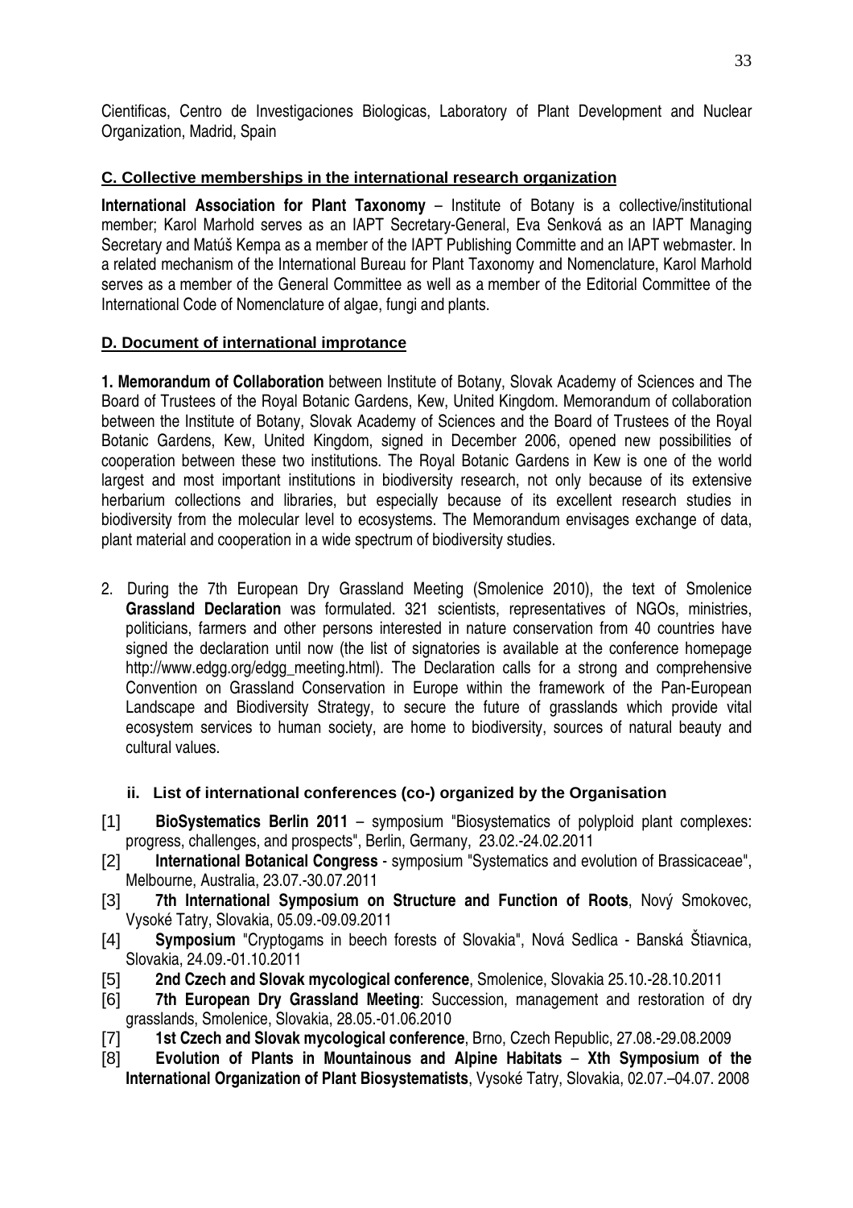Cientificas, Centro de Investigaciones Biologicas, Laboratory of Plant Development and Nuclear Organization, Madrid, Spain

### C. Collective memberships in the international research organization

**International Association for Plant Taxonomy** – Institute of Botany is a collective/institutional member; Karol Marhold serves as an IAPT Secretary-General, Eva Senková as an IAPT Managing Secretary and Matúš Kempa as a member of the IAPT Publishing Committe and an IAPT webmaster. In a related mechanism of the International Bureau for Plant Taxonomy and Nomenclature, Karol Marhold serves as a member of the General Committee as well as a member of the Editorial Committee of the International Code of Nomenclature of algae, fungi and plants.

### D. Document of international improtance

**1. Memorandum of Collaboration** between Institute of Botany, Slovak Academy of Sciences and The Board of Trustees of the Royal Botanic Gardens, Kew, United Kingdom. Memorandum of collaboration between the Institute of Botany, Slovak Academy of Sciences and the Board of Trustees of the Royal Botanic Gardens, Kew, United Kingdom, signed in December 2006, opened new possibilities of cooperation between these two institutions. The Royal Botanic Gardens in Kew is one of the world largest and most important institutions in biodiversity research, not only because of its extensive herbarium collections and libraries, but especially because of its excellent research studies in biodiversity from the molecular level to ecosystems. The Memorandum envisages exchange of data, plant material and cooperation in a wide spectrum of biodiversity studies.

2. During the 7th European Dry Grassland Meeting (Smolenice 2010), the text of Smolenice **Grassland Declaration** was formulated. 321 scientists, representatives of NGOs, ministries, politicians, farmers and other persons interested in nature conservation from 40 countries have signed the declaration until now (the list of signatories is available at the conference homepage http://www.edgg.org/edgg_meeting.html). The Declaration calls for a strong and comprehensive Convention on Grassland Conservation in Europe within the framework of the Pan-European Landscape and Biodiversity Strategy, to secure the future of grasslands which provide vital ecosystem services to human society, are home to biodiversity, sources of natural beauty and cultural values.

#### ii. List of international conferences (co-) organized by the Organisation

[1] **BioSystematics Berlin 2011** – symposium "Biosystematics of polyploid plant complexes: progress, challenges, and prospects", Berlin, Germany, 23.02.-24.02.2011

[2] **International Botanical Congress** - symposium "Systematics and evolution of Brassicaceae", Melbourne, Australia, 23.07.-30.07.2011

[3] **7th International Symposium on Structure and Function of Roots**, Nový Smokovec, Vysoké Tatry, Slovakia, 05.09.-09.09.2011

[4] **Symposium** "Cryptogams in beech forests of Slovakia", Nová Sedlica - Banská Štiavnica, Slovakia, 24.09.-01.10.2011

[5] **2nd Czech and Slovak mycological conference**, Smolenice, Slovakia 25.10.-28.10.2011

[6] **7th European Dry Grassland Meeting**: Succession, management and restoration of dry grasslands, Smolenice, Slovakia, 28.05.-01.06.2010

[7] **1st Czech and Slovak mycological conference**, Brno, Czech Republic, 27.08.-29.08.2009

[8] **Evolution of Plants in Mountainous and Alpine Habitats – Xth Symposium of the International Organization of Plant Biosystematists**, Vysoké Tatry, Slovakia, 02.07.–04.07. 2008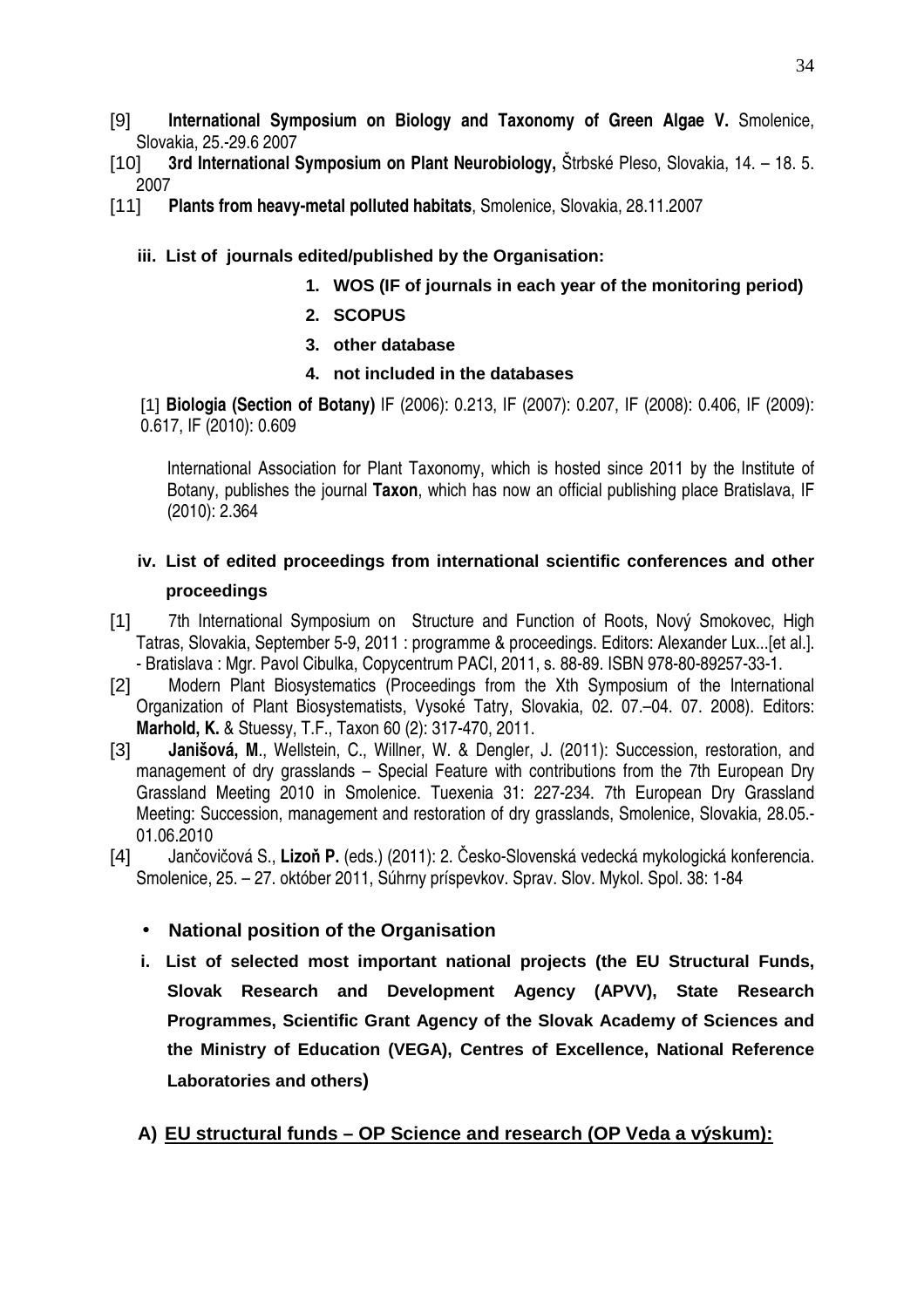[9] **International Symposium on Biology and Taxonomy of Green Algae V.** Smolenice, Slovakia, 25.-29.6 2007

[10] **3rd International Symposium on Plant Neurobiology,** Štrbské Pleso, Slovakia, 14. – 18. 5. 2007

[11] **Plants from heavy-metal polluted habitats**, Smolenice, Slovakia, 28.11.2007

**iii. List of journals edited/published by the Organisation:**

1. **WOS (IF of journals in each year of the monitoring period)**
2. **SCOPUS**
3. **other database**
4. **not included in the databases**

[1] **Biologia (Section of Botany)** IF (2006): 0.213, IF (2007): 0.207, IF (2008): 0.406, IF (2009): 0.617, IF (2010): 0.609

International Association for Plant Taxonomy, which is hosted since 2011 by the Institute of Botany, publishes the journal **Taxon**, which has now an official publishing place Bratislava, IF (2010): 2.364

**iv. List of edited proceedings from international scientific conferences and other proceedings**

[1] 7th International Symposium on Structure and Function of Roots, Nový Smokovec, High Tatras, Slovakia, September 5-9, 2011 : programme & proceedings. Editors: Alexander Lux...[et al.]. - Bratislava : Mgr. Pavol Cibulka, Copycentrum PACI, 2011, s. 88-89. ISBN 978-80-89257-33-1.

[2] Modern Plant Biosystematics (Proceedings from the Xth Symposium of the International Organization of Plant Biosystematists, Vysoké Tatry, Slovakia, 02. 07.–04. 07. 2008). Editors: **Marhold, K.** & Stuessy, T.F., Taxon 60 (2): 317-470, 2011.

[3] **Janišová, M**., Wellstein, C., Willner, W. & Dengler, J. (2011): Succession, restoration, and management of dry grasslands – Special Feature with contributions from the 7th European Dry Grassland Meeting 2010 in Smolenice. Tuexenia 31: 227-234. 7th European Dry Grassland Meeting: Succession, management and restoration of dry grasslands, Smolenice, Slovakia, 28.05.- 01.06.2010

[4] Jančovičová S., **Lizoň P.** (eds.) (2011): 2. Česko-Slovenská vedecká mykologická konferencia. Smolenice, 25. – 27. október 2011, Súhrny príspevkov. Sprav. Slov. Mykol. Spol. 38: 1-84

- **National position of the Organisation**

**i. List of selected most important national projects (the EU Structural Funds, Slovak Research and Development Agency (APVV), State Research Programmes, Scientific Grant Agency of the Slovak Academy of Sciences and the Ministry of Education (VEGA), Centres of Excellence, National Reference Laboratories and others)**

**A) <u>EU structural funds – OP Science and research (OP Veda a výskum):</u>**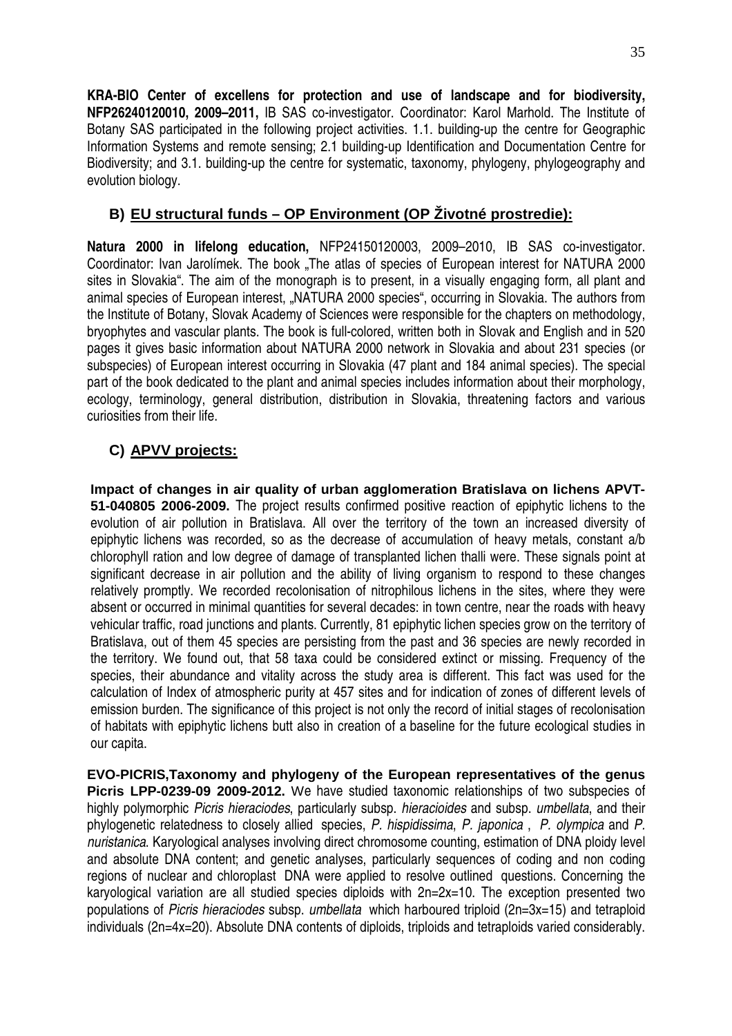**KRA-BIO Center of excellens for protection and use of landscape and for biodiversity, NFP26240120010, 2009–2011,** IB SAS co-investigator. Coordinator: Karol Marhold. The Institute of Botany SAS participated in the following project activities. 1.1. building-up the centre for Geographic Information Systems and remote sensing; 2.1 building-up Identification and Documentation Centre for Biodiversity; and 3.1. building-up the centre for systematic, taxonomy, phylogeny, phylogeography and evolution biology.

## B) EU structural funds – OP Environment (OP Životné prostredie):

**Natura 2000 in lifelong education,** NFP24150120003, 2009–2010, IB SAS co-investigator. Coordinator: Ivan Jarolímek. The book „The atlas of species of European interest for NATURA 2000 sites in Slovakia". The aim of the monograph is to present, in a visually engaging form, all plant and animal species of European interest, „NATURA 2000 species", occurring in Slovakia. The authors from the Institute of Botany, Slovak Academy of Sciences were responsible for the chapters on methodology, bryophytes and vascular plants. The book is full-colored, written both in Slovak and English and in 520 pages it gives basic information about NATURA 2000 network in Slovakia and about 231 species (or subspecies) of European interest occurring in Slovakia (47 plant and 184 animal species). The special part of the book dedicated to the plant and animal species includes information about their morphology, ecology, terminology, general distribution, distribution in Slovakia, threatening factors and various curiosities from their life.

## C) APVV projects:

**Impact of changes in air quality of urban agglomeration Bratislava on lichens APVT-51-040805 2006-2009.** The project results confirmed positive reaction of epiphytic lichens to the evolution of air pollution in Bratislava. All over the territory of the town an increased diversity of epiphytic lichens was recorded, so as the decrease of accumulation of heavy metals, constant a/b chlorophyll ration and low degree of damage of transplanted lichen thalli were. These signals point at significant decrease in air pollution and the ability of living organism to respond to these changes relatively promptly. We recorded recolonisation of nitrophilous lichens in the sites, where they were absent or occurred in minimal quantities for several decades: in town centre, near the roads with heavy vehicular traffic, road junctions and plants. Currently, 81 epiphytic lichen species grow on the territory of Bratislava, out of them 45 species are persisting from the past and 36 species are newly recorded in the territory. We found out, that 58 taxa could be considered extinct or missing. Frequency of the species, their abundance and vitality across the study area is different. This fact was used for the calculation of Index of atmospheric purity at 457 sites and for indication of zones of different levels of emission burden. The significance of this project is not only the record of initial stages of recolonisation of habitats with epiphytic lichens butt also in creation of a baseline for the future ecological studies in our capita.

**EVO-PICRIS,Taxonomy and phylogeny of the European representatives of the genus Picris LPP-0239-09 2009-2012.** We have studied taxonomic relationships of two subspecies of highly polymorphic *Picris hieraciodes*, particularly subsp. *hieracioides* and subsp. *umbellata*, and their phylogenetic relatedness to closely allied species, *P. hispidissima*, *P. japonica* , *P. olympica* and *P. nuristanica*. Karyological analyses involving direct chromosome counting, estimation of DNA ploidy level and absolute DNA content; and genetic analyses, particularly sequences of coding and non coding regions of nuclear and chloroplast DNA were applied to resolve outlined questions. Concerning the karyological variation are all studied species diploids with $2n=2x=10$. The exception presented two populations of *Picris hieraciodes* subsp. *umbellata* which harboured triploid ($2n=3x=15$) and tetraploid individuals ($2n=4x=20$). Absolute DNA contents of diploids, triploids and tetraploids varied considerably.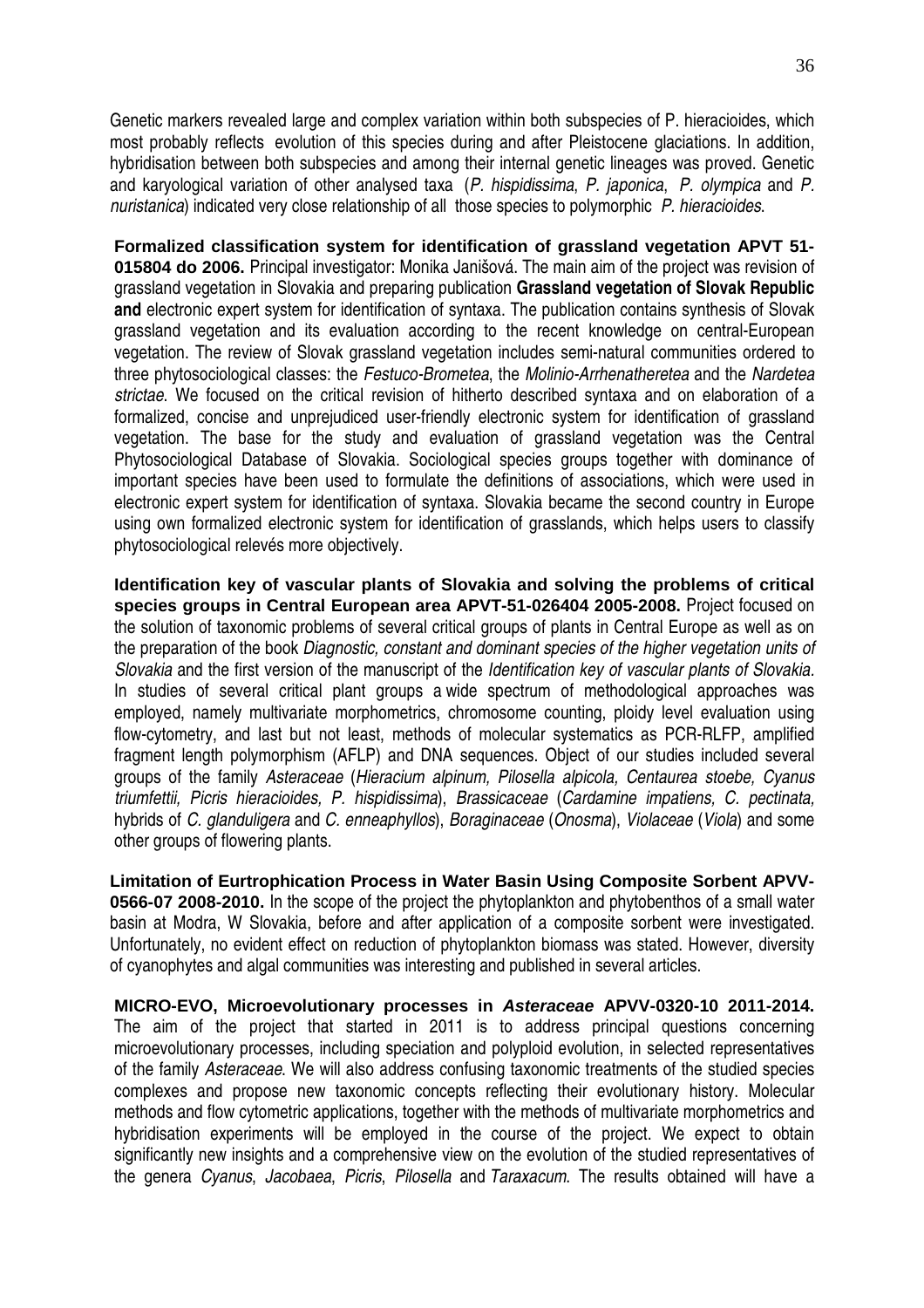Genetic markers revealed large and complex variation within both subspecies of P. hieracioides, which most probably reflects evolution of this species during and after Pleistocene glaciations. In addition, hybridisation between both subspecies and among their internal genetic lineages was proved. Genetic and karyological variation of other analysed taxa (*P. hispidissima*, *P. japonica*, *P. olympica* and *P. nuristanica*) indicated very close relationship of all those species to polymorphic *P. hieracioides*.

**Formalized classification system for identification of grassland vegetation APVT 51-015804 do 2006.** Principal investigator: Monika Janišová. The main aim of the project was revision of grassland vegetation in Slovakia and preparing publication **Grassland vegetation of Slovak Republic and** electronic expert system for identification of syntaxa. The publication contains synthesis of Slovak grassland vegetation and its evaluation according to the recent knowledge on central-European vegetation. The review of Slovak grassland vegetation includes semi-natural communities ordered to three phytosociological classes: the *Festuco-Brometea*, the *Molinio-Arrhenatheretea* and the *Nardetea strictae*. We focused on the critical revision of hitherto described syntaxa and on elaboration of a formalized, concise and unprejudiced user-friendly electronic system for identification of grassland vegetation. The base for the study and evaluation of grassland vegetation was the Central Phytosociological Database of Slovakia. Sociological species groups together with dominance of important species have been used to formulate the definitions of associations, which were used in electronic expert system for identification of syntaxa. Slovakia became the second country in Europe using own formalized electronic system for identification of grasslands, which helps users to classify phytosociological relevés more objectively.

**Identification key of vascular plants of Slovakia and solving the problems of critical species groups in Central European area APVT-51-026404 2005-2008.** Project focused on the solution of taxonomic problems of several critical groups of plants in Central Europe as well as on the preparation of the book *Diagnostic, constant and dominant species of the higher vegetation units of Slovakia* and the first version of the manuscript of the *Identification key of vascular plants of Slovakia*. In studies of several critical plant groups a wide spectrum of methodological approaches was employed, namely multivariate morphometrics, chromosome counting, ploidy level evaluation using flow-cytometry, and last but not least, methods of molecular systematics as PCR-RLFP, amplified fragment length polymorphism (AFLP) and DNA sequences. Object of our studies included several groups of the family *Asteraceae* (*Hieracium alpinum, Pilosella alpicola, Centaurea stoebe, Cyanus triumfettii, Picris hieracioides, P. hispidissima*), *Brassicaceae* (*Cardamine impatiens, C. pectinata,* hybrids of *C. glanduligera* and *C. enneaphyllos*), *Boraginaceae* (*Onosma*), *Violaceae* (*Viola*) and some other groups of flowering plants.

**Limitation of Eurtrophication Process in Water Basin Using Composite Sorbent APVV-0566-07 2008-2010.** In the scope of the project the phytoplankton and phytobenthos of a small water basin at Modra, W Slovakia, before and after application of a composite sorbent were investigated. Unfortunately, no evident effect on reduction of phytoplankton biomass was stated. However, diversity of cyanophytes and algal communities was interesting and published in several articles.

**MICRO-EVO, Microevolutionary processes in *Asteraceae* APVV-0320-10 2011-2014.** The aim of the project that started in 2011 is to address principal questions concerning microevolutionary processes, including speciation and polyploid evolution, in selected representatives of the family *Asteraceae*. We will also address confusing taxonomic treatments of the studied species complexes and propose new taxonomic concepts reflecting their evolutionary history. Molecular methods and flow cytometric applications, together with the methods of multivariate morphometrics and hybridisation experiments will be employed in the course of the project. We expect to obtain significantly new insights and a comprehensive view on the evolution of the studied representatives of the genera *Cyanus*, *Jacobaea*, *Picris*, *Pilosella* and *Taraxacum*. The results obtained will have a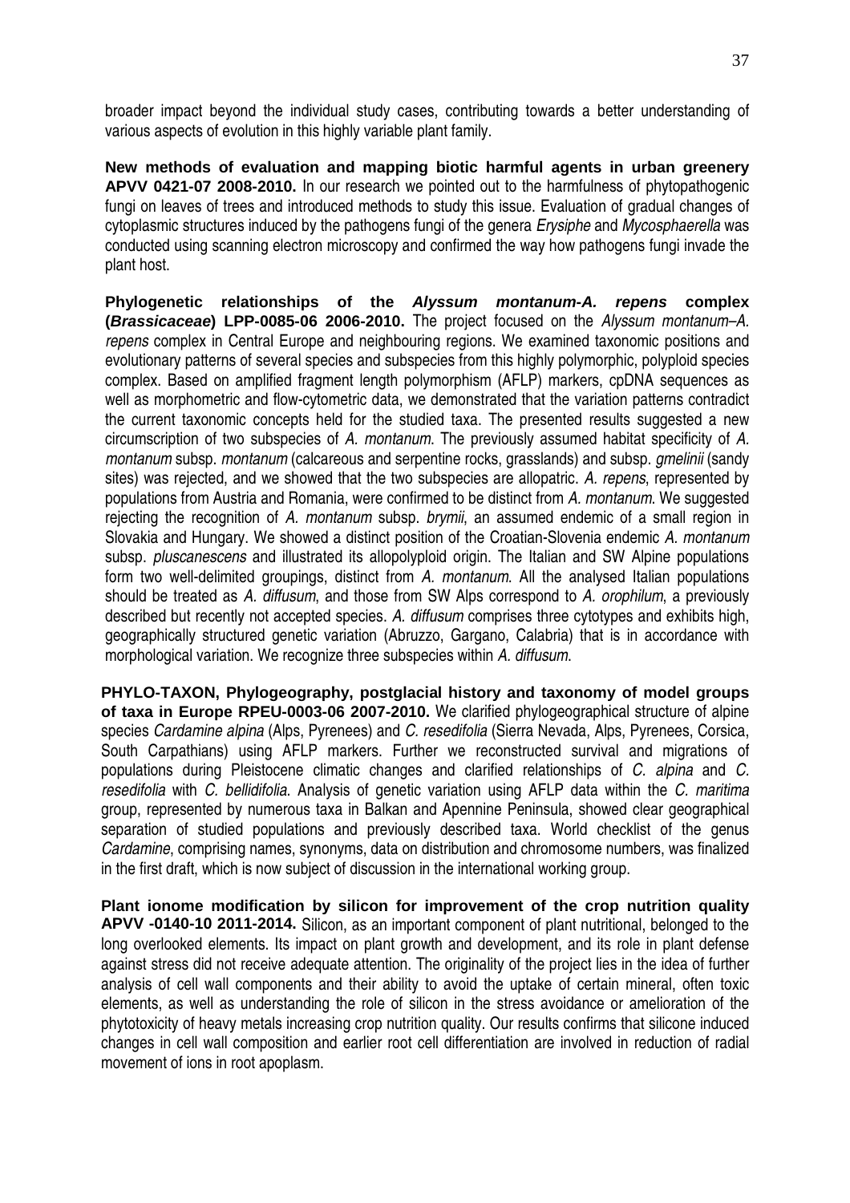broader impact beyond the individual study cases, contributing towards a better understanding of various aspects of evolution in this highly variable plant family.

**New methods of evaluation and mapping biotic harmful agents in urban greenery APVV 0421-07 2008-2010.** In our research we pointed out to the harmfulness of phytopathogenic fungi on leaves of trees and introduced methods to study this issue. Evaluation of gradual changes of cytoplasmic structures induced by the pathogens fungi of the genera *Erysiphe* and *Mycosphaerella* was conducted using scanning electron microscopy and confirmed the way how pathogens fungi invade the plant host.

**Phylogenetic relationships of the *Alyssum montanum-A. repens* complex (*Brassicaceae*) LPP-0085-06 2006-2010.** The project focused on the *Alyssum montanum–A. repens* complex in Central Europe and neighbouring regions. We examined taxonomic positions and evolutionary patterns of several species and subspecies from this highly polymorphic, polyploid species complex. Based on amplified fragment length polymorphism (AFLP) markers, cpDNA sequences as well as morphometric and flow-cytometric data, we demonstrated that the variation patterns contradict the current taxonomic concepts held for the studied taxa. The presented results suggested a new circumscription of two subspecies of *A. montanum*. The previously assumed habitat specificity of *A. montanum* subsp. *montanum* (calcareous and serpentine rocks, grasslands) and subsp. *gmelinii* (sandy sites) was rejected, and we showed that the two subspecies are allopatric. *A. repens*, represented by populations from Austria and Romania, were confirmed to be distinct from *A. montanum*. We suggested rejecting the recognition of *A. montanum* subsp. *brymii*, an assumed endemic of a small region in Slovakia and Hungary. We showed a distinct position of the Croatian-Slovenia endemic *A. montanum* subsp. *pluscanescens* and illustrated its allopolyploid origin. The Italian and SW Alpine populations form two well-delimited groupings, distinct from *A. montanum*. All the analysed Italian populations should be treated as *A. diffusum*, and those from SW Alps correspond to *A. orophilum*, a previously described but recently not accepted species. *A. diffusum* comprises three cytotypes and exhibits high, geographically structured genetic variation (Abruzzo, Gargano, Calabria) that is in accordance with morphological variation. We recognize three subspecies within *A. diffusum*.

**PHYLO-TAXON, Phylogeography, postglacial history and taxonomy of model groups of taxa in Europe RPEU-0003-06 2007-2010.** We clarified phylogeographical structure of alpine species *Cardamine alpina* (Alps, Pyrenees) and *C. resedifolia* (Sierra Nevada, Alps, Pyrenees, Corsica, South Carpathians) using AFLP markers. Further we reconstructed survival and migrations of populations during Pleistocene climatic changes and clarified relationships of *C. alpina* and *C. resedifolia* with *C. bellidifolia*. Analysis of genetic variation using AFLP data within the *C. maritima* group, represented by numerous taxa in Balkan and Apennine Peninsula, showed clear geographical separation of studied populations and previously described taxa. World checklist of the genus *Cardamine*, comprising names, synonyms, data on distribution and chromosome numbers, was finalized in the first draft, which is now subject of discussion in the international working group.

**Plant ionome modification by silicon for improvement of the crop nutrition quality APVV -0140-10 2011-2014.** Silicon, as an important component of plant nutritional, belonged to the long overlooked elements. Its impact on plant growth and development, and its role in plant defense against stress did not receive adequate attention. The originality of the project lies in the idea of further analysis of cell wall components and their ability to avoid the uptake of certain mineral, often toxic elements, as well as understanding the role of silicon in the stress avoidance or amelioration of the phytotoxicity of heavy metals increasing crop nutrition quality. Our results confirms that silicone induced changes in cell wall composition and earlier root cell differentiation are involved in reduction of radial movement of ions in root apoplasm.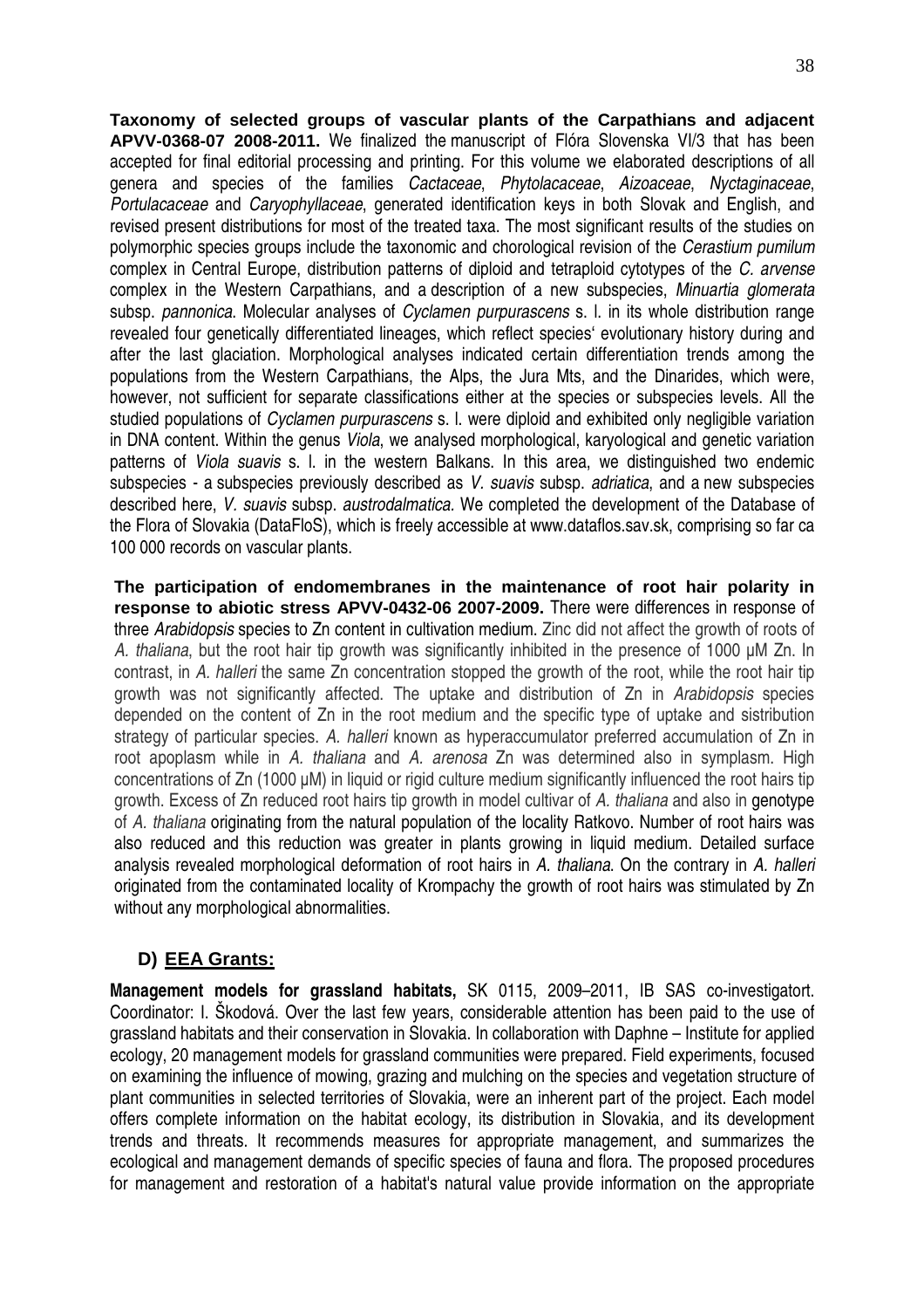**Taxonomy of selected groups of vascular plants of the Carpathians and adjacent APVV-0368-07 2008-2011.** We finalized the manuscript of Flóra Slovenska VI/3 that has been accepted for final editorial processing and printing. For this volume we elaborated descriptions of all genera and species of the families *Cactaceae*, *Phytolacaceae*, *Aizoaceae*, *Nyctaginaceae*, *Portulacaceae* and *Caryophyllaceae*, generated identification keys in both Slovak and English, and revised present distributions for most of the treated taxa. The most significant results of the studies on polymorphic species groups include the taxonomic and chorological revision of the *Cerastium pumilum* complex in Central Europe, distribution patterns of diploid and tetraploid cytotypes of the *C. arvense* complex in the Western Carpathians, and a description of a new subspecies, *Minuartia glomerata* subsp. *pannonica*. Molecular analyses of *Cyclamen purpurascens* s. l. in its whole distribution range revealed four genetically differentiated lineages, which reflect species' evolutionary history during and after the last glaciation. Morphological analyses indicated certain differentiation trends among the populations from the Western Carpathians, the Alps, the Jura Mts, and the Dinarides, which were, however, not sufficient for separate classifications either at the species or subspecies levels. All the studied populations of *Cyclamen purpurascens* s. l. were diploid and exhibited only negligible variation in DNA content. Within the genus *Viola*, we analysed morphological, karyological and genetic variation patterns of *Viola suavis* s. l. in the western Balkans. In this area, we distinguished two endemic subspecies - a subspecies previously described as *V. suavis* subsp. *adriatica*, and a new subspecies described here, *V. suavis* subsp. *austrodalmatica.* We completed the development of the Database of the Flora of Slovakia (DataFloS), which is freely accessible at www.dataflos.sav.sk, comprising so far ca 100 000 records on vascular plants.

**The participation of endomembranes in the maintenance of root hair polarity in response to abiotic stress APVV-0432-06 2007-2009.** There were differences in response of three *Arabidopsis* species to Zn content in cultivation medium. Zinc did not affect the growth of roots of *A. thaliana*, but the root hair tip growth was significantly inhibited in the presence of 1000 μM Zn. In contrast, in *A. halleri* the same Zn concentration stopped the growth of the root, while the root hair tip growth was not significantly affected. The uptake and distribution of Zn in *Arabidopsis* species depended on the content of Zn in the root medium and the specific type of uptake and sistribution strategy of particular species. *A. halleri* known as hyperaccumulator preferred accumulation of Zn in root apoplasm while in *A. thaliana* and *A. arenosa* Zn was determined also in symplasm. High concentrations of Zn (1000 μM) in liquid or rigid culture medium significantly influenced the root hairs tip growth. Excess of Zn reduced root hairs tip growth in model cultivar of *A. thaliana* and also in genotype of *A. thaliana* originating from the natural population of the locality Ratkovo. Number of root hairs was also reduced and this reduction was greater in plants growing in liquid medium. Detailed surface analysis revealed morphological deformation of root hairs in *A. thaliana*. On the contrary in *A. halleri* originated from the contaminated locality of Krompachy the growth of root hairs was stimulated by Zn without any morphological abnormalities.

## D) EEA Grants:

**Management models for grassland habitats,** SK 0115, 2009–2011, IB SAS co-investigatort. Coordinator: I. Škodová. Over the last few years, considerable attention has been paid to the use of grassland habitats and their conservation in Slovakia. In collaboration with Daphne – Institute for applied ecology, 20 management models for grassland communities were prepared. Field experiments, focused on examining the influence of mowing, grazing and mulching on the species and vegetation structure of plant communities in selected territories of Slovakia, were an inherent part of the project. Each model offers complete information on the habitat ecology, its distribution in Slovakia, and its development trends and threats. It recommends measures for appropriate management, and summarizes the ecological and management demands of specific species of fauna and flora. The proposed procedures for management and restoration of a habitat's natural value provide information on the appropriate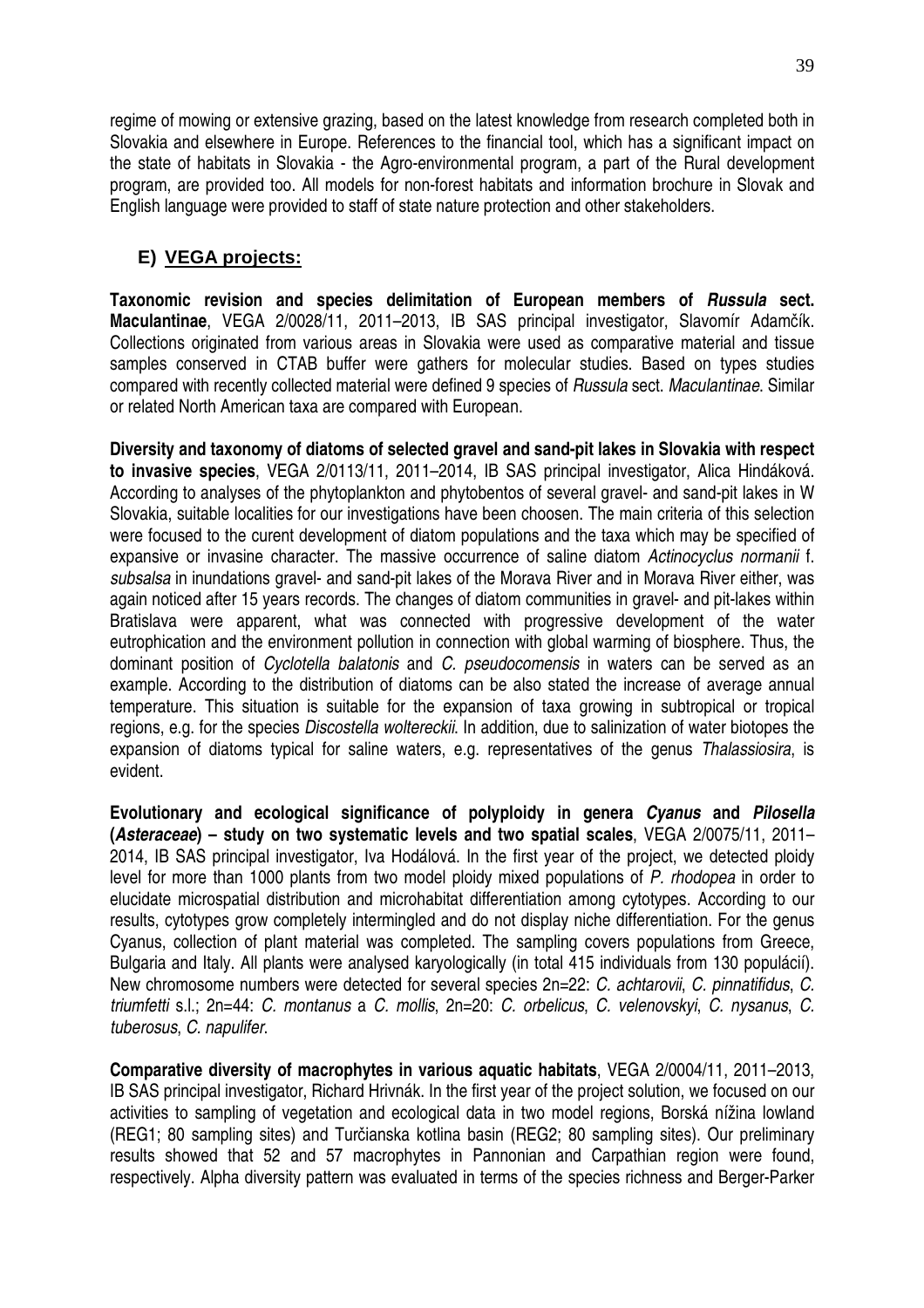regime of mowing or extensive grazing, based on the latest knowledge from research completed both in Slovakia and elsewhere in Europe. References to the financial tool, which has a significant impact on the state of habitats in Slovakia - the Agro-environmental program, a part of the Rural development program, are provided too. All models for non-forest habitats and information brochure in Slovak and English language were provided to staff of state nature protection and other stakeholders.

## E) VEGA projects:

**Taxonomic revision and species delimitation of European members of *Russula* sect. Maculantinae**, VEGA 2/0028/11, 2011–2013, IB SAS principal investigator, Slavomír Adamčík. Collections originated from various areas in Slovakia were used as comparative material and tissue samples conserved in CTAB buffer were gathers for molecular studies. Based on types studies compared with recently collected material were defined 9 species of *Russula* sect. *Maculantinae*. Similar or related North American taxa are compared with European.

**Diversity and taxonomy of diatoms of selected gravel and sand-pit lakes in Slovakia with respect to invasive species**, VEGA 2/0113/11, 2011–2014, IB SAS principal investigator, Alica Hindáková. According to analyses of the phytoplankton and phytobentos of several gravel- and sand-pit lakes in W Slovakia, suitable localities for our investigations have been choosen. The main criteria of this selection were focused to the curent development of diatom populations and the taxa which may be specified of expansive or invasine character. The massive occurrence of saline diatom *Actinocyclus normanii* f. *subsalsa* in inundations gravel- and sand-pit lakes of the Morava River and in Morava River either, was again noticed after 15 years records. The changes of diatom communities in gravel- and pit-lakes within Bratislava were apparent, what was connected with progressive development of the water eutrophication and the environment pollution in connection with global warming of biosphere. Thus, the dominant position of *Cyclotella balatonis* and *C. pseudocomensis* in waters can be served as an example. According to the distribution of diatoms can be also stated the increase of average annual temperature. This situation is suitable for the expansion of taxa growing in subtropical or tropical regions, e.g. for the species *Discostella woltereckii*. In addition, due to salinization of water biotopes the expansion of diatoms typical for saline waters, e.g. representatives of the genus *Thalassiosira*, is evident.

**Evolutionary and ecological significance of polyploidy in genera *Cyanus* and *Pilosella* (*Asteraceae*) – study on two systematic levels and two spatial scales**, VEGA 2/0075/11, 2011–2014, IB SAS principal investigator, Iva Hodálová. In the first year of the project, we detected ploidy level for more than 1000 plants from two model ploidy mixed populations of *P. rhodopea* in order to elucidate microspatial distribution and microhabitat differentiation among cytotypes. According to our results, cytotypes grow completely intermingled and do not display niche differentiation. For the genus Cyanus, collection of plant material was completed. The sampling covers populations from Greece, Bulgaria and Italy. All plants were analysed karyologically (in total 415 individuals from 130 populácií). New chromosome numbers were detected for several species 2n=22: *C. achtarovii*, *C. pinnatifidus*, *C. triumfetti* s.l.; 2n=44: *C. montanus* a *C. mollis*, 2n=20: *C. orbelicus*, *C. velenovskyi*, *C. nysanus*, *C. tuberosus*, *C. napulifer*.

**Comparative diversity of macrophytes in various aquatic habitats**, VEGA 2/0004/11, 2011–2013, IB SAS principal investigator, Richard Hrivnák. In the first year of the project solution, we focused on our activities to sampling of vegetation and ecological data in two model regions, Borská nížina lowland (REG1; 80 sampling sites) and Turčianska kotlina basin (REG2; 80 sampling sites). Our preliminary results showed that 52 and 57 macrophytes in Pannonian and Carpathian region were found, respectively. Alpha diversity pattern was evaluated in terms of the species richness and Berger-Parker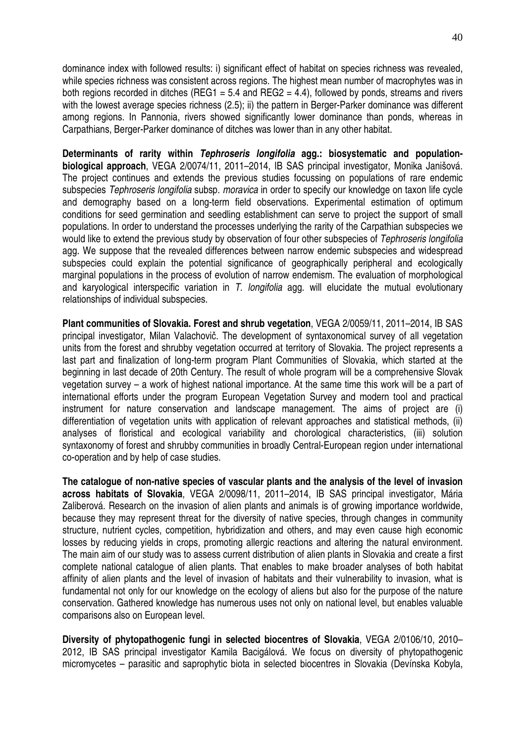dominance index with followed results: i) significant effect of habitat on species richness was revealed, while species richness was consistent across regions. The highest mean number of macrophytes was in both regions recorded in ditches (REG1 = 5.4 and REG2 = 4.4), followed by ponds, streams and rivers with the lowest average species richness (2.5); ii) the pattern in Berger-Parker dominance was different among regions. In Pannonia, rivers showed significantly lower dominance than ponds, whereas in Carpathians, Berger-Parker dominance of ditches was lower than in any other habitat.

**Determinants of rarity within *Tephroseris longifolia* agg.: biosystematic and population-biological approach**, VEGA 2/0074/11, 2011–2014, IB SAS principal investigator, Monika Janišová. The project continues and extends the previous studies focussing on populations of rare endemic subspecies *Tephroseris longifolia* subsp. *moravica* in order to specify our knowledge on taxon life cycle and demography based on a long-term field observations. Experimental estimation of optimum conditions for seed germination and seedling establishment can serve to project the support of small populations. In order to understand the processes underlying the rarity of the Carpathian subspecies we would like to extend the previous study by observation of four other subspecies of *Tephroseris longifolia* agg. We suppose that the revealed differences between narrow endemic subspecies and widespread subspecies could explain the potential significance of geographically peripheral and ecologically marginal populations in the process of evolution of narrow endemism. The evaluation of morphological and karyological interspecific variation in *T. longifolia* agg. will elucidate the mutual evolutionary relationships of individual subspecies.

**Plant communities of Slovakia. Forest and shrub vegetation**, VEGA 2/0059/11, 2011–2014, IB SAS principal investigator, Milan Valachovič. The development of syntaxonomical survey of all vegetation units from the forest and shrubby vegetation occurred at territory of Slovakia. The project represents a last part and finalization of long-term program Plant Communities of Slovakia, which started at the beginning in last decade of 20th Century. The result of whole program will be a comprehensive Slovak vegetation survey – a work of highest national importance. At the same time this work will be a part of international efforts under the program European Vegetation Survey and modern tool and practical instrument for nature conservation and landscape management. The aims of project are (i) differentiation of vegetation units with application of relevant approaches and statistical methods, (ii) analyses of floristical and ecological variability and chorological characteristics, (iii) solution syntaxonomy of forest and shrubby communities in broadly Central-European region under international co-operation and by help of case studies.

**The catalogue of non-native species of vascular plants and the analysis of the level of invasion across habitats of Slovakia**, VEGA 2/0098/11, 2011–2014, IB SAS principal investigator, Mária Zaliberová. Research on the invasion of alien plants and animals is of growing importance worldwide, because they may represent threat for the diversity of native species, through changes in community structure, nutrient cycles, competition, hybridization and others, and may even cause high economic losses by reducing yields in crops, promoting allergic reactions and altering the natural environment. The main aim of our study was to assess current distribution of alien plants in Slovakia and create a first complete national catalogue of alien plants. That enables to make broader analyses of both habitat affinity of alien plants and the level of invasion of habitats and their vulnerability to invasion, what is fundamental not only for our knowledge on the ecology of aliens but also for the purpose of the nature conservation. Gathered knowledge has numerous uses not only on national level, but enables valuable comparisons also on European level.

**Diversity of phytopathogenic fungi in selected biocentres of Slovakia**, VEGA 2/0106/10, 2010–2012, IB SAS principal investigator Kamila Bacigálová. We focus on diversity of phytopathogenic micromycetes – parasitic and saprophytic biota in selected biocentres in Slovakia (Devínska Kobyla,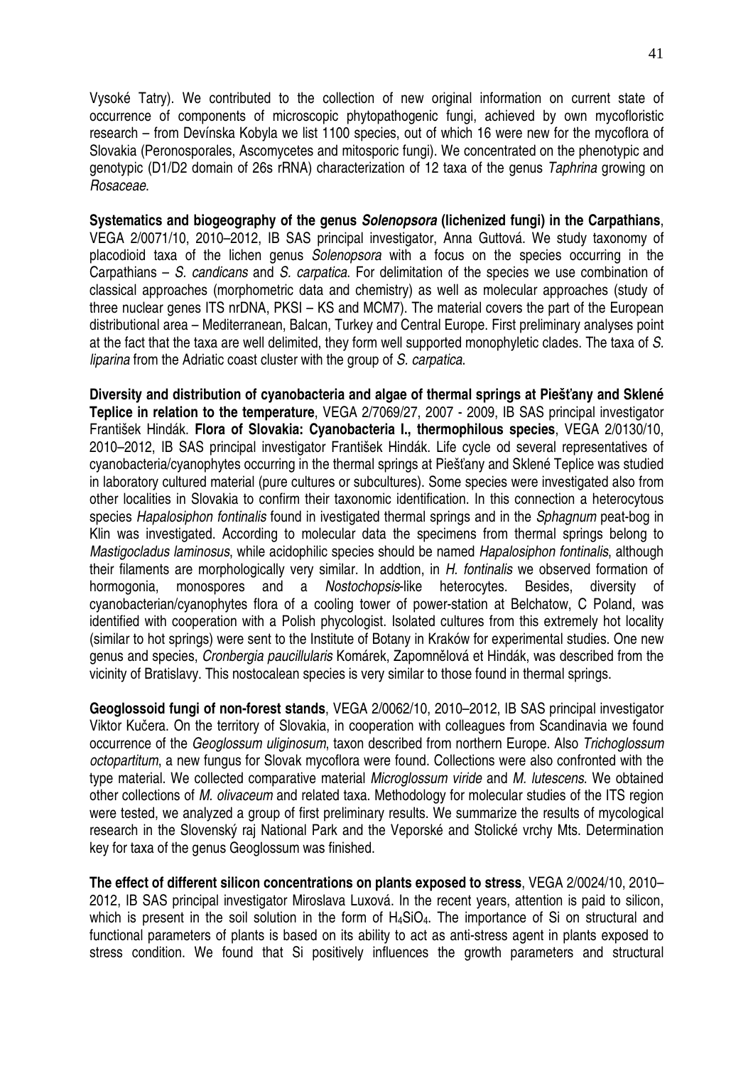Vysoké Tatry). We contributed to the collection of new original information on current state of occurrence of components of microscopic phytopathogenic fungi, achieved by own mycofloristic research – from Devínska Kobyla we list 1100 species, out of which 16 were new for the mycoflora of Slovakia (Peronosporales, Ascomycetes and mitosporic fungi). We concentrated on the phenotypic and genotypic (D1/D2 domain of 26s rRNA) characterization of 12 taxa of the genus *Taphrina* growing on *Rosaceae*.

**Systematics and biogeography of the genus *Solenopsora* (lichenized fungi) in the Carpathians**, VEGA 2/0071/10, 2010–2012, IB SAS principal investigator, Anna Guttová. We study taxonomy of placodioid taxa of the lichen genus *Solenopsora* with a focus on the species occurring in the Carpathians – *S. candicans* and *S. carpatica*. For delimitation of the species we use combination of classical approaches (morphometric data and chemistry) as well as molecular approaches (study of three nuclear genes ITS nrDNA, PKSI – KS and MCM7). The material covers the part of the European distributional area – Mediterranean, Balcan, Turkey and Central Europe. First preliminary analyses point at the fact that the taxa are well delimited, they form well supported monophyletic clades. The taxa of *S. liparina* from the Adriatic coast cluster with the group of *S. carpatica*.

**Diversity and distribution of cyanobacteria and algae of thermal springs at Piešťany and Sklené Teplice in relation to the temperature**, VEGA 2/7069/27, 2007 - 2009, IB SAS principal investigator František Hindák. **Flora of Slovakia: Cyanobacteria I., thermophilous species**, VEGA 2/0130/10, 2010–2012, IB SAS principal investigator František Hindák. Life cycle od several representatives of cyanobacteria/cyanophytes occurring in the thermal springs at Piešťany and Sklené Teplice was studied in laboratory cultured material (pure cultures or subcultures). Some species were investigated also from other localities in Slovakia to confirm their taxonomic identification. In this connection a heterocytous species *Hapalosiphon fontinalis* found in ivestigated thermal springs and in the *Sphagnum* peat-bog in Klin was investigated. According to molecular data the specimens from thermal springs belong to *Mastigocladus laminosus*, while acidophilic species should be named *Hapalosiphon fontinalis*, although their filaments are morphologically very similar. In addtion, in *H. fontinalis* we observed formation of hormogonia, monospores and a *Nostochopsis*-like heterocytes. Besides, diversity of cyanobacterian/cyanophytes flora of a cooling tower of power-station at Belchatow, C Poland, was identified with cooperation with a Polish phycologist. Isolated cultures from this extremely hot locality (similar to hot springs) were sent to the Institute of Botany in Kraków for experimental studies. One new genus and species, *Cronbergia paucillularis* Komárek, Zapomnělová et Hindák, was described from the vicinity of Bratislavy. This nostocalean species is very similar to those found in thermal springs.

**Geoglossoid fungi of non-forest stands**, VEGA 2/0062/10, 2010–2012, IB SAS principal investigator Viktor Kučera. On the territory of Slovakia, in cooperation with colleagues from Scandinavia we found occurrence of the *Geoglossum uliginosum*, taxon described from northern Europe. Also *Trichoglossum octopartitum*, a new fungus for Slovak mycoflora were found. Collections were also confronted with the type material. We collected comparative material *Microglossum viride* and *M. lutescens*. We obtained other collections of *M. olivaceum* and related taxa. Methodology for molecular studies of the ITS region were tested, we analyzed a group of first preliminary results. We summarize the results of mycological research in the Slovenský raj National Park and the Veporské and Stolické vrchy Mts. Determination key for taxa of the genus Geoglossum was finished.

**The effect of different silicon concentrations on plants exposed to stress**, VEGA 2/0024/10, 2010–2012, IB SAS principal investigator Miroslava Luxová. In the recent years, attention is paid to silicon, which is present in the soil solution in the form of $H_4SiO_4$. The importance of Si on structural and functional parameters of plants is based on its ability to act as anti-stress agent in plants exposed to stress condition. We found that Si positively influences the growth parameters and structural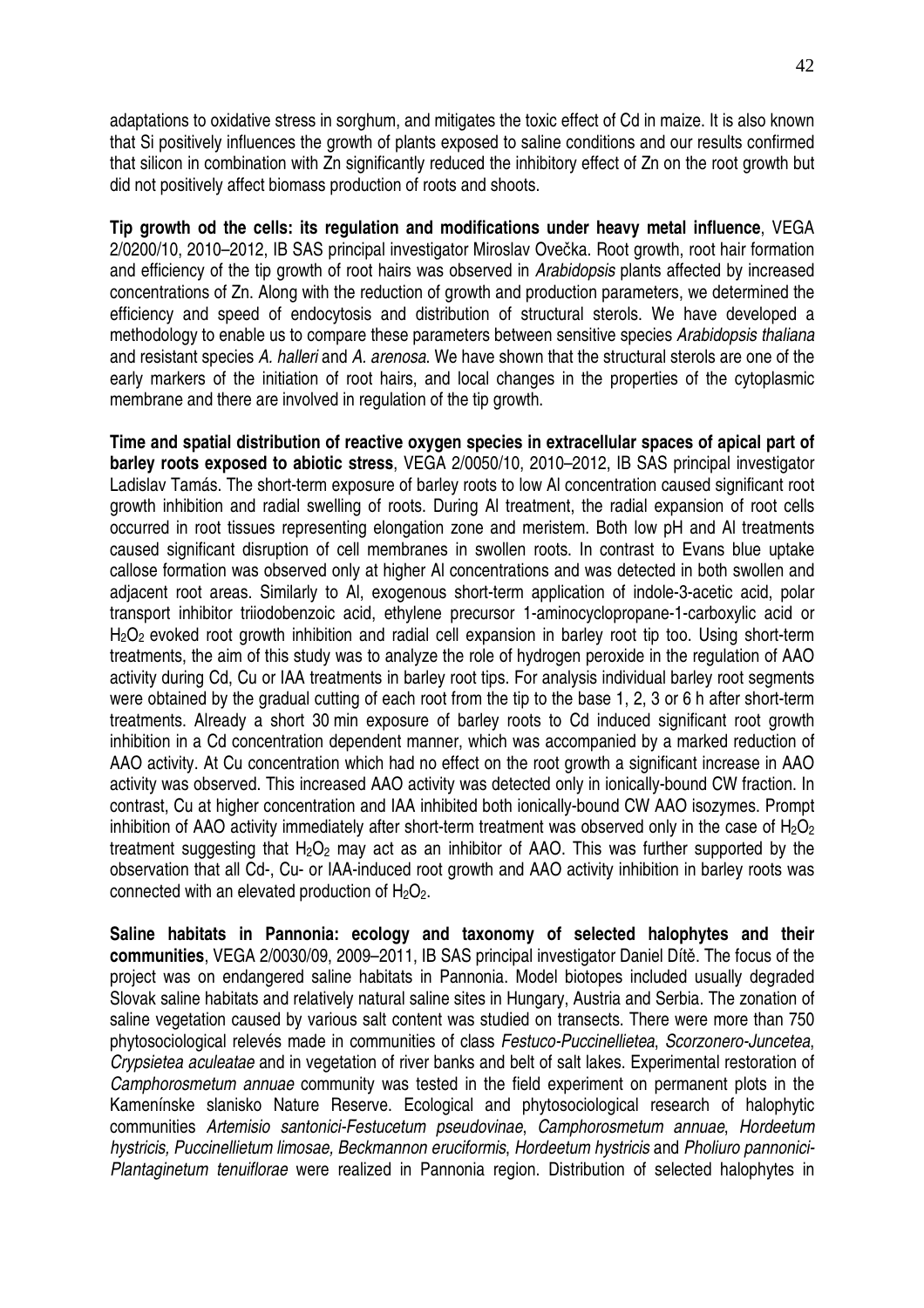adaptations to oxidative stress in sorghum, and mitigates the toxic effect of Cd in maize. It is also known that Si positively influences the growth of plants exposed to saline conditions and our results confirmed that silicon in combination with Zn significantly reduced the inhibitory effect of Zn on the root growth but did not positively affect biomass production of roots and shoots.

**Tip growth od the cells: its regulation and modifications under heavy metal influence**, VEGA 2/0200/10, 2010–2012, IB SAS principal investigator Miroslav Ovečka. Root growth, root hair formation and efficiency of the tip growth of root hairs was observed in *Arabidopsis* plants affected by increased concentrations of Zn. Along with the reduction of growth and production parameters, we determined the efficiency and speed of endocytosis and distribution of structural sterols. We have developed a methodology to enable us to compare these parameters between sensitive species *Arabidopsis thaliana* and resistant species *A. halleri* and *A. arenosa*. We have shown that the structural sterols are one of the early markers of the initiation of root hairs, and local changes in the properties of the cytoplasmic membrane and there are involved in regulation of the tip growth.

**Time and spatial distribution of reactive oxygen species in extracellular spaces of apical part of barley roots exposed to abiotic stress**, VEGA 2/0050/10, 2010–2012, IB SAS principal investigator Ladislav Tamás. The short-term exposure of barley roots to low Al concentration caused significant root growth inhibition and radial swelling of roots. During Al treatment, the radial expansion of root cells occurred in root tissues representing elongation zone and meristem. Both low pH and Al treatments caused significant disruption of cell membranes in swollen roots. In contrast to Evans blue uptake callose formation was observed only at higher Al concentrations and was detected in both swollen and adjacent root areas. Similarly to Al, exogenous short-term application of indole-3-acetic acid, polar transport inhibitor triiodobenzoic acid, ethylene precursor 1-aminocyclopropane-1-carboxylic acid or $H_2O_2$ evoked root growth inhibition and radial cell expansion in barley root tip too. Using short-term treatments, the aim of this study was to analyze the role of hydrogen peroxide in the regulation of AAO activity during Cd, Cu or IAA treatments in barley root tips. For analysis individual barley root segments were obtained by the gradual cutting of each root from the tip to the base 1, 2, 3 or 6 h after short-term treatments. Already a short 30 min exposure of barley roots to Cd induced significant root growth inhibition in a Cd concentration dependent manner, which was accompanied by a marked reduction of AAO activity. At Cu concentration which had no effect on the root growth a significant increase in AAO activity was observed. This increased AAO activity was detected only in ionically-bound CW fraction. In contrast, Cu at higher concentration and IAA inhibited both ionically-bound CW AAO isozymes. Prompt inhibition of AAO activity immediately after short-term treatment was observed only in the case of $H_2O_2$ treatment suggesting that $H_2O_2$ may act as an inhibitor of AAO. This was further supported by the observation that all Cd-, Cu- or IAA-induced root growth and AAO activity inhibition in barley roots was connected with an elevated production of $H_2O_2$.

**Saline habitats in Pannonia: ecology and taxonomy of selected halophytes and their communities**, VEGA 2/0030/09, 2009–2011, IB SAS principal investigator Daniel Dítě. The focus of the project was on endangered saline habitats in Pannonia. Model biotopes included usually degraded Slovak saline habitats and relatively natural saline sites in Hungary, Austria and Serbia. The zonation of saline vegetation caused by various salt content was studied on transects. There were more than 750 phytosociological relevés made in communities of class *Festuco-Puccinellietea*, *Scorzonero-Juncetea*, *Crypsietea aculeatae* and in vegetation of river banks and belt of salt lakes. Experimental restoration of *Camphorosmetum annuae* community was tested in the field experiment on permanent plots in the Kamenínske slanisko Nature Reserve. Ecological and phytosociological research of halophytic communities *Artemisio santonici-Festucetum pseudovinae*, *Camphorosmetum annuae*, *Hordeetum hystricis, Puccinellietum limosae, Beckmannon eruciformis*, *Hordeetum hystricis* and *Pholiuro pannonici-Plantaginetum tenuiflorae* were realized in Pannonia region. Distribution of selected halophytes in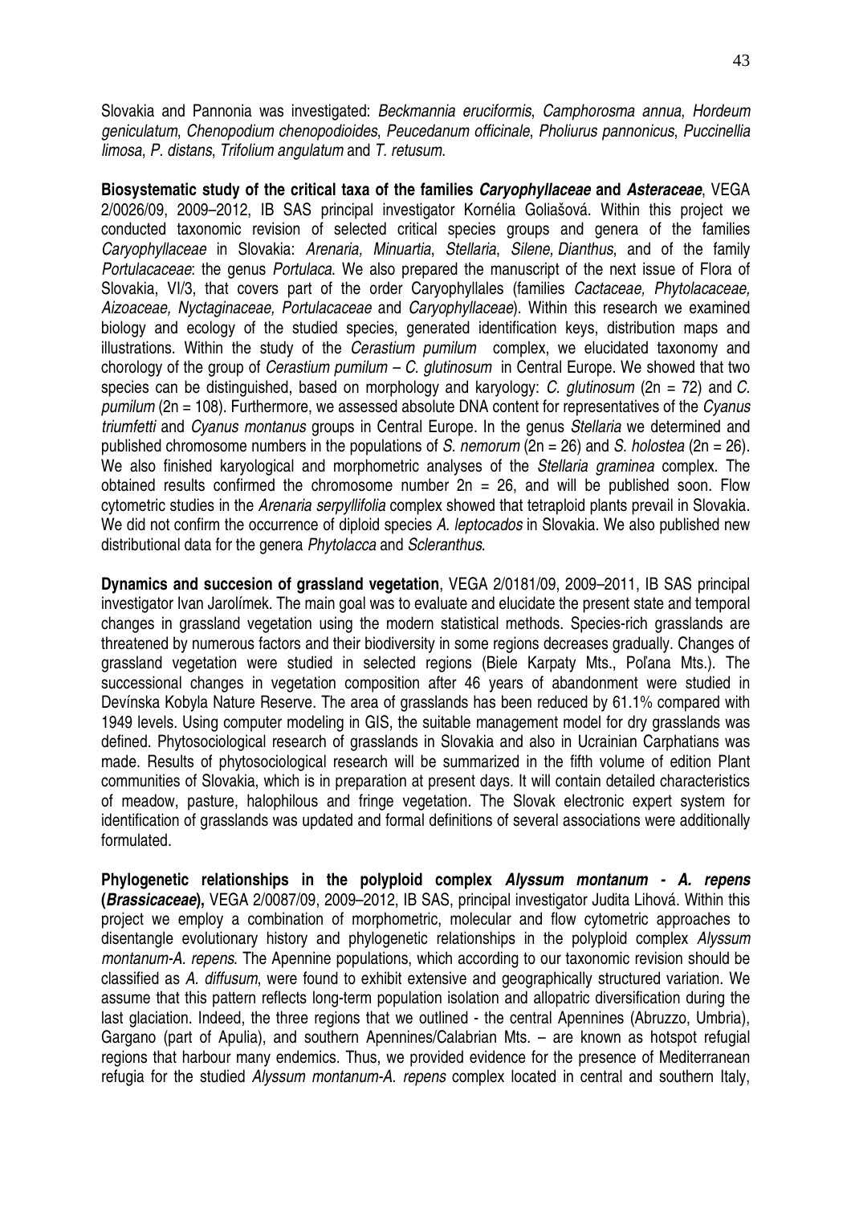Slovakia and Pannonia was investigated: *Beckmannia eruciformis*, *Camphorosma annua*, *Hordeum geniculatum*, *Chenopodium chenopodioides*, *Peucedanum officinale*, *Pholiurus pannonicus*, *Puccinellia limosa*, *P. distans*, *Trifolium angulatum* and *T. retusum*.

**Biosystematic study of the critical taxa of the families *Caryophyllaceae* and *Asteraceae***, VEGA 2/0026/09, 2009–2012, IB SAS principal investigator Kornélia Goliašová. Within this project we conducted taxonomic revision of selected critical species groups and genera of the families *Caryophyllaceae* in Slovakia: *Arenaria, Minuartia*, *Stellaria*, *Silene, Dianthus*, and of the family *Portulacaceae*: the genus *Portulaca*. We also prepared the manuscript of the next issue of Flora of Slovakia, VI/3, that covers part of the order Caryophyllales (families *Cactaceae, Phytolacaceae, Aizoaceae, Nyctaginaceae, Portulacaceae* and *Caryophyllaceae*). Within this research we examined biology and ecology of the studied species, generated identification keys, distribution maps and illustrations. Within the study of the *Cerastium pumilum* complex, we elucidated taxonomy and chorology of the group of *Cerastium pumilum – C. glutinosum* in Central Europe. We showed that two species can be distinguished, based on morphology and karyology: *C. glutinosum* (2n = 72) and *C. pumilum* (2n = 108). Furthermore, we assessed absolute DNA content for representatives of the *Cyanus triumfetti* and *Cyanus montanus* groups in Central Europe. In the genus *Stellaria* we determined and published chromosome numbers in the populations of *S. nemorum* (2n = 26) and *S. holostea* (2n = 26). We also finished karyological and morphometric analyses of the *Stellaria graminea* complex. The obtained results confirmed the chromosome number 2n = 26, and will be published soon. Flow cytometric studies in the *Arenaria serpyllifolia* complex showed that tetraploid plants prevail in Slovakia. We did not confirm the occurrence of diploid species *A. leptocados* in Slovakia. We also published new distributional data for the genera *Phytolacca* and *Scleranthus*.

**Dynamics and succesion of grassland vegetation**, VEGA 2/0181/09, 2009–2011, IB SAS principal investigator Ivan Jarolímek. The main goal was to evaluate and elucidate the present state and temporal changes in grassland vegetation using the modern statistical methods. Species-rich grasslands are threatened by numerous factors and their biodiversity in some regions decreases gradually. Changes of grassland vegetation were studied in selected regions (Biele Karpaty Mts., Poľana Mts.). The successional changes in vegetation composition after 46 years of abandonment were studied in Devínska Kobyla Nature Reserve. The area of grasslands has been reduced by 61.1% compared with 1949 levels. Using computer modeling in GIS, the suitable management model for dry grasslands was defined. Phytosociological research of grasslands in Slovakia and also in Ucrainian Carphatians was made. Results of phytosociological research will be summarized in the fifth volume of edition Plant communities of Slovakia, which is in preparation at present days. It will contain detailed characteristics of meadow, pasture, halophilous and fringe vegetation. The Slovak electronic expert system for identification of grasslands was updated and formal definitions of several associations were additionally formulated.

**Phylogenetic relationships in the polyploid complex *Alyssum montanum - A. repens* (*Brassicaceae*),** VEGA 2/0087/09, 2009–2012, IB SAS, principal investigator Judita Lihová. Within this project we employ a combination of morphometric, molecular and flow cytometric approaches to disentangle evolutionary history and phylogenetic relationships in the polyploid complex *Alyssum montanum-A. repens*. The Apennine populations, which according to our taxonomic revision should be classified as *A. diffusum*, were found to exhibit extensive and geographically structured variation. We assume that this pattern reflects long-term population isolation and allopatric diversification during the last glaciation. Indeed, the three regions that we outlined - the central Apennines (Abruzzo, Umbria), Gargano (part of Apulia), and southern Apennines/Calabrian Mts. – are known as hotspot refugial regions that harbour many endemics. Thus, we provided evidence for the presence of Mediterranean refugia for the studied *Alyssum montanum-A. repens* complex located in central and southern Italy,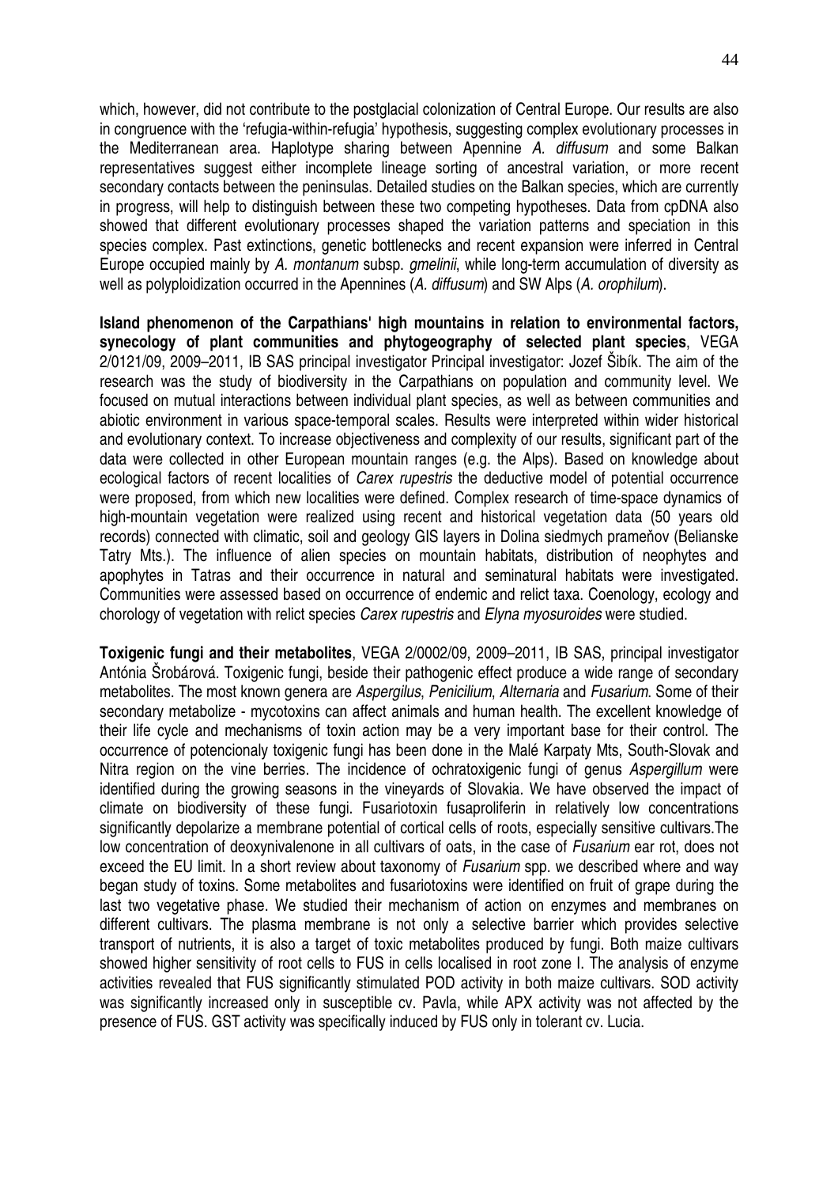which, however, did not contribute to the postglacial colonization of Central Europe. Our results are also in congruence with the 'refugia-within-refugia' hypothesis, suggesting complex evolutionary processes in the Mediterranean area. Haplotype sharing between Apennine *A. diffusum* and some Balkan representatives suggest either incomplete lineage sorting of ancestral variation, or more recent secondary contacts between the peninsulas. Detailed studies on the Balkan species, which are currently in progress, will help to distinguish between these two competing hypotheses. Data from cpDNA also showed that different evolutionary processes shaped the variation patterns and speciation in this species complex. Past extinctions, genetic bottlenecks and recent expansion were inferred in Central Europe occupied mainly by *A. montanum* subsp. *gmelinii*, while long-term accumulation of diversity as well as polyploidization occurred in the Apennines (*A. diffusum*) and SW Alps (*A. orophilum*).

**Island phenomenon of the Carpathians' high mountains in relation to environmental factors, synecology of plant communities and phytogeography of selected plant species**, VEGA 2/0121/09, 2009–2011, IB SAS principal investigator Principal investigator: Jozef Šibík. The aim of the research was the study of biodiversity in the Carpathians on population and community level. We focused on mutual interactions between individual plant species, as well as between communities and abiotic environment in various space-temporal scales. Results were interpreted within wider historical and evolutionary context. To increase objectiveness and complexity of our results, significant part of the data were collected in other European mountain ranges (e.g. the Alps). Based on knowledge about ecological factors of recent localities of *Carex rupestris* the deductive model of potential occurrence were proposed, from which new localities were defined. Complex research of time-space dynamics of high-mountain vegetation were realized using recent and historical vegetation data (50 years old records) connected with climatic, soil and geology GIS layers in Dolina siedmych prameňov (Belianske Tatry Mts.). The influence of alien species on mountain habitats, distribution of neophytes and apophytes in Tatras and their occurrence in natural and seminatural habitats were investigated. Communities were assessed based on occurrence of endemic and relict taxa. Coenology, ecology and chorology of vegetation with relict species *Carex rupestris* and *Elyna myosuroides* were studied.

**Toxigenic fungi and their metabolites**, VEGA 2/0002/09, 2009–2011, IB SAS, principal investigator Antónia Šrobárová. Toxigenic fungi, beside their pathogenic effect produce a wide range of secondary metabolites. The most known genera are *Aspergilus*, *Penicilium*, *Alternaria* and *Fusarium*. Some of their secondary metabolize - mycotoxins can affect animals and human health. The excellent knowledge of their life cycle and mechanisms of toxin action may be a very important base for their control. The occurrence of potencionaly toxigenic fungi has been done in the Malé Karpaty Mts, South-Slovak and Nitra region on the vine berries. The incidence of ochratoxigenic fungi of genus *Aspergillum* were identified during the growing seasons in the vineyards of Slovakia. We have observed the impact of climate on biodiversity of these fungi. Fusariotoxin fusaproliferin in relatively low concentrations significantly depolarize a membrane potential of cortical cells of roots, especially sensitive cultivars.The low concentration of deoxynivalenone in all cultivars of oats, in the case of *Fusarium* ear rot, does not exceed the EU limit. In a short review about taxonomy of *Fusarium* spp. we described where and way began study of toxins. Some metabolites and fusariotoxins were identified on fruit of grape during the last two vegetative phase. We studied their mechanism of action on enzymes and membranes on different cultivars. The plasma membrane is not only a selective barrier which provides selective transport of nutrients, it is also a target of toxic metabolites produced by fungi. Both maize cultivars showed higher sensitivity of root cells to FUS in cells localised in root zone I. The analysis of enzyme activities revealed that FUS significantly stimulated POD activity in both maize cultivars. SOD activity was significantly increased only in susceptible cv. Pavla, while APX activity was not affected by the presence of FUS. GST activity was specifically induced by FUS only in tolerant cv. Lucia.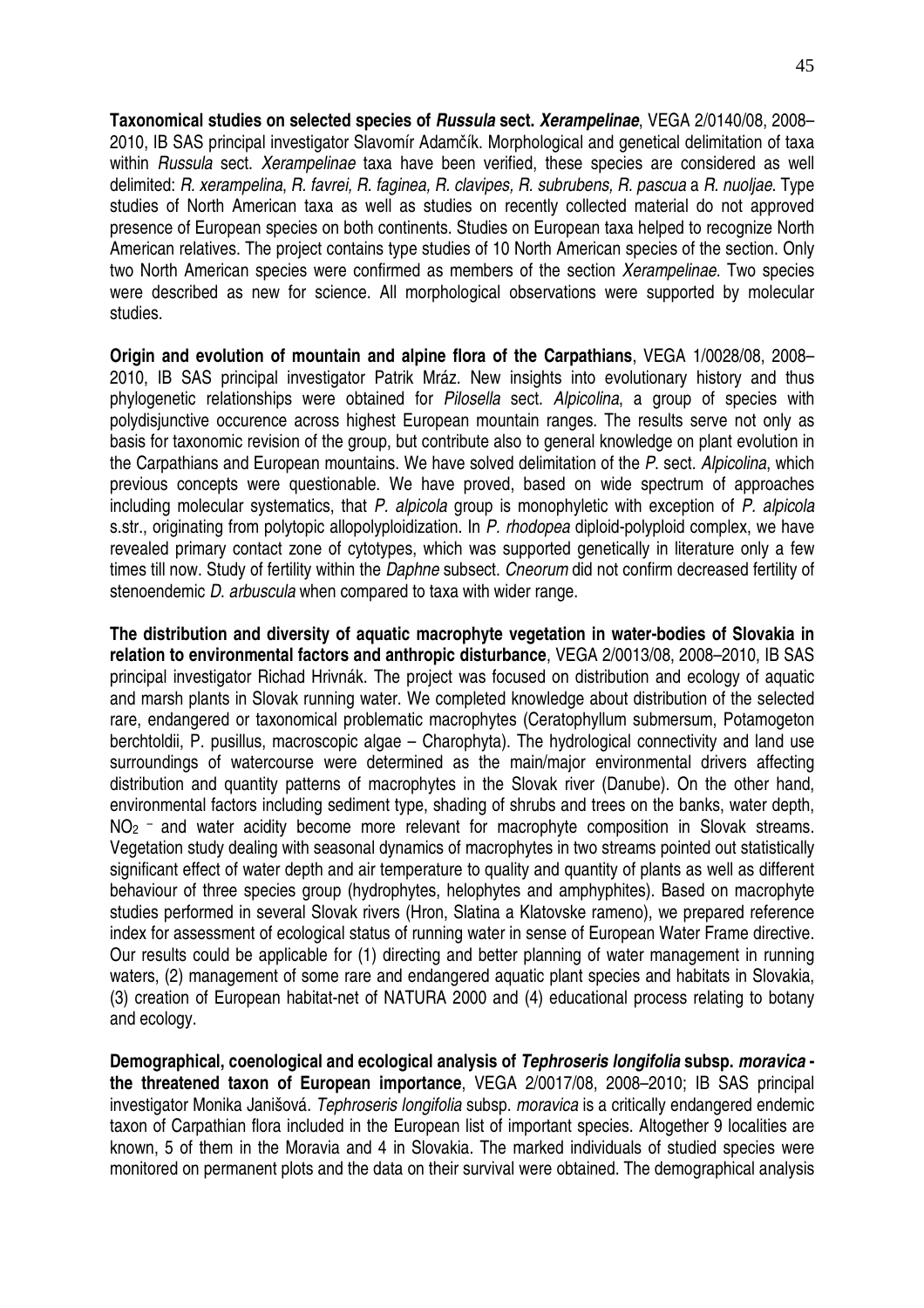**Taxonomical studies on selected species of *Russula* sect. *Xerampelinae***, VEGA 2/0140/08, 2008–2010, IB SAS principal investigator Slavomír Adamčík. Morphological and genetical delimitation of taxa within *Russula* sect. *Xerampelinae* taxa have been verified, these species are considered as well delimited: *R. xerampelina*, *R. favrei, R. faginea, R. clavipes, R. subrubens, R. pascua* a *R. nuoljae*. Type studies of North American taxa as well as studies on recently collected material do not approved presence of European species on both continents. Studies on European taxa helped to recognize North American relatives. The project contains type studies of 10 North American species of the section. Only two North American species were confirmed as members of the section *Xerampelinae.* Two species were described as new for science. All morphological observations were supported by molecular studies.

**Origin and evolution of mountain and alpine flora of the Carpathians**, VEGA 1/0028/08, 2008–2010, IB SAS principal investigator Patrik Mráz. New insights into evolutionary history and thus phylogenetic relationships were obtained for *Pilosella* sect. *Alpicolina*, a group of species with polydisjunctive occurence across highest European mountain ranges. The results serve not only as basis for taxonomic revision of the group, but contribute also to general knowledge on plant evolution in the Carpathians and European mountains. We have solved delimitation of the *P.* sect. *Alpicolina*, which previous concepts were questionable. We have proved, based on wide spectrum of approaches including molecular systematics, that *P. alpicola* group is monophyletic with exception of *P. alpicola* s.str., originating from polytopic allopolyploidization. In *P. rhodopea* diploid-polyploid complex, we have revealed primary contact zone of cytotypes, which was supported genetically in literature only a few times till now. Study of fertility within the *Daphne* subsect. *Cneorum* did not confirm decreased fertility of stenoendemic *D. arbuscula* when compared to taxa with wider range.

**The distribution and diversity of aquatic macrophyte vegetation in water-bodies of Slovakia in relation to environmental factors and anthropic disturbance**, VEGA 2/0013/08, 2008–2010, IB SAS principal investigator Richad Hrivnák. The project was focused on distribution and ecology of aquatic and marsh plants in Slovak running water. We completed knowledge about distribution of the selected rare, endangered or taxonomical problematic macrophytes (Ceratophyllum submersum, Potamogeton berchtoldii, P. pusillus, macroscopic algae – Charophyta). The hydrological connectivity and land use surroundings of watercourse were determined as the main/major environmental drivers affecting distribution and quantity patterns of macrophytes in the Slovak river (Danube). On the other hand, environmental factors including sediment type, shading of shrubs and trees on the banks, water depth, $NO_2^-$ and water acidity become more relevant for macrophyte composition in Slovak streams. Vegetation study dealing with seasonal dynamics of macrophytes in two streams pointed out statistically significant effect of water depth and air temperature to quality and quantity of plants as well as different behaviour of three species group (hydrophytes, helophytes and amphyphites). Based on macrophyte studies performed in several Slovak rivers (Hron, Slatina a Klatovske rameno), we prepared reference index for assessment of ecological status of running water in sense of European Water Frame directive. Our results could be applicable for (1) directing and better planning of water management in running waters, (2) management of some rare and endangered aquatic plant species and habitats in Slovakia, (3) creation of European habitat-net of NATURA 2000 and (4) educational process relating to botany and ecology.

**Demographical, coenological and ecological analysis of *Tephroseris longifolia* subsp. *moravica* - the threatened taxon of European importance**, VEGA 2/0017/08, 2008–2010; IB SAS principal investigator Monika Janišová. *Tephroseris longifolia* subsp. *moravica* is a critically endangered endemic taxon of Carpathian flora included in the European list of important species. Altogether 9 localities are known, 5 of them in the Moravia and 4 in Slovakia. The marked individuals of studied species were monitored on permanent plots and the data on their survival were obtained. The demographical analysis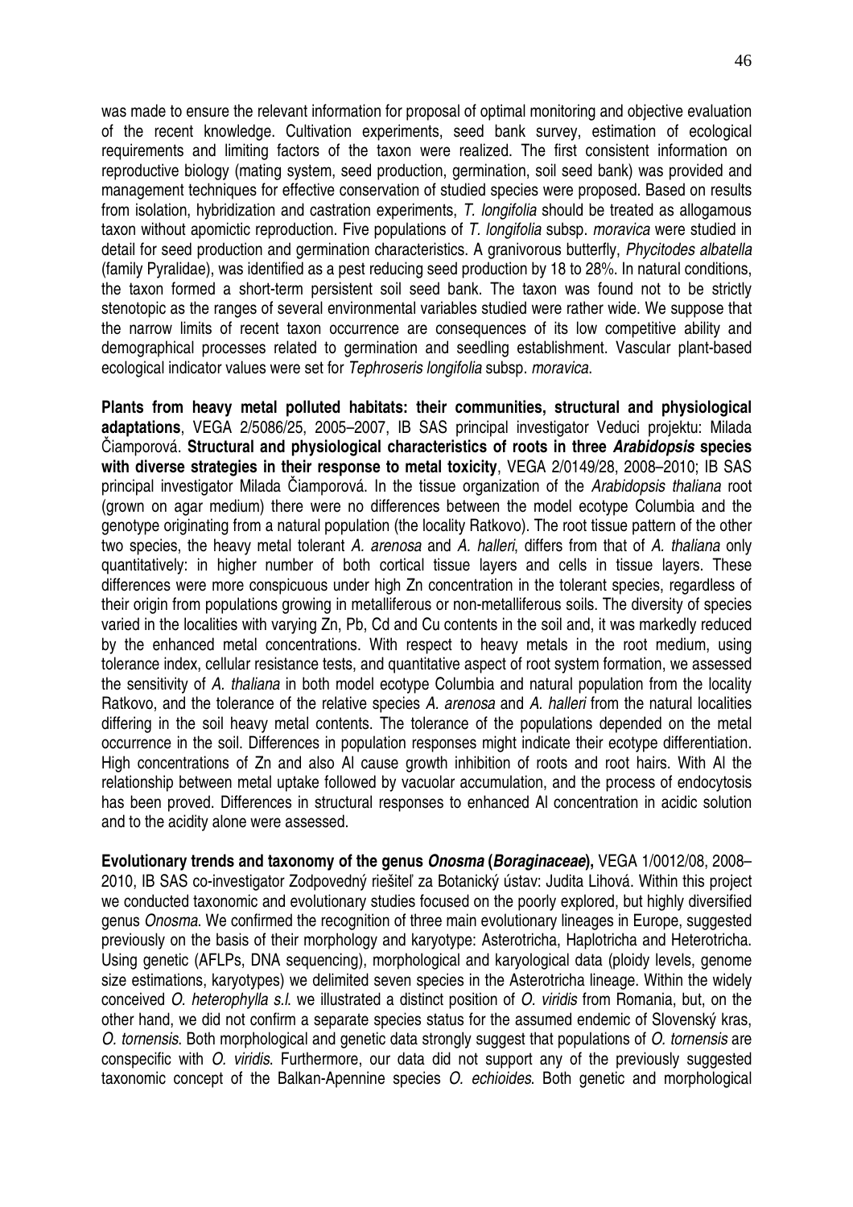was made to ensure the relevant information for proposal of optimal monitoring and objective evaluation of the recent knowledge. Cultivation experiments, seed bank survey, estimation of ecological requirements and limiting factors of the taxon were realized. The first consistent information on reproductive biology (mating system, seed production, germination, soil seed bank) was provided and management techniques for effective conservation of studied species were proposed. Based on results from isolation, hybridization and castration experiments, *T. longifolia* should be treated as allogamous taxon without apomictic reproduction. Five populations of *T. longifolia* subsp. *moravica* were studied in detail for seed production and germination characteristics. A granivorous butterfly, *Phycitodes albatella* (family Pyralidae), was identified as a pest reducing seed production by 18 to 28%. In natural conditions, the taxon formed a short-term persistent soil seed bank. The taxon was found not to be strictly stenotopic as the ranges of several environmental variables studied were rather wide. We suppose that the narrow limits of recent taxon occurrence are consequences of its low competitive ability and demographical processes related to germination and seedling establishment. Vascular plant-based ecological indicator values were set for *Tephroseris longifolia* subsp. *moravica*.

**Plants from heavy metal polluted habitats: their communities, structural and physiological adaptations**, VEGA 2/5086/25, 2005–2007, IB SAS principal investigator Veduci projektu: Milada Čiamporová. **Structural and physiological characteristics of roots in three *Arabidopsis* species with diverse strategies in their response to metal toxicity**, VEGA 2/0149/28, 2008–2010; IB SAS principal investigator Milada Čiamporová. In the tissue organization of the *Arabidopsis thaliana* root (grown on agar medium) there were no differences between the model ecotype Columbia and the genotype originating from a natural population (the locality Ratkovo). The root tissue pattern of the other two species, the heavy metal tolerant *A. arenosa* and *A. halleri*, differs from that of *A. thaliana* only quantitatively: in higher number of both cortical tissue layers and cells in tissue layers. These differences were more conspicuous under high Zn concentration in the tolerant species, regardless of their origin from populations growing in metalliferous or non-metalliferous soils. The diversity of species varied in the localities with varying Zn, Pb, Cd and Cu contents in the soil and, it was markedly reduced by the enhanced metal concentrations. With respect to heavy metals in the root medium, using tolerance index, cellular resistance tests, and quantitative aspect of root system formation, we assessed the sensitivity of *A. thaliana* in both model ecotype Columbia and natural population from the locality Ratkovo, and the tolerance of the relative species *A. arenosa* and *A. halleri* from the natural localities differing in the soil heavy metal contents. The tolerance of the populations depended on the metal occurrence in the soil. Differences in population responses might indicate their ecotype differentiation. High concentrations of Zn and also Al cause growth inhibition of roots and root hairs. With Al the relationship between metal uptake followed by vacuolar accumulation, and the process of endocytosis has been proved. Differences in structural responses to enhanced Al concentration in acidic solution and to the acidity alone were assessed.

**Evolutionary trends and taxonomy of the genus *Onosma* (*Boraginaceae*)**, VEGA 1/0012/08, 2008–2010, IB SAS co-investigator Zodpovedný riešiteľ za Botanický ústav: Judita Lihová. Within this project we conducted taxonomic and evolutionary studies focused on the poorly explored, but highly diversified genus *Onosma*. We confirmed the recognition of three main evolutionary lineages in Europe, suggested previously on the basis of their morphology and karyotype: Asterotricha, Haplotricha and Heterotricha. Using genetic (AFLPs, DNA sequencing), morphological and karyological data (ploidy levels, genome size estimations, karyotypes) we delimited seven species in the Asterotricha lineage. Within the widely conceived *O. heterophylla s.l.* we illustrated a distinct position of *O. viridis* from Romania, but, on the other hand, we did not confirm a separate species status for the assumed endemic of Slovenský kras, *O. tornensis*. Both morphological and genetic data strongly suggest that populations of *O. tornensis* are conspecific with *O. viridis*. Furthermore, our data did not support any of the previously suggested taxonomic concept of the Balkan-Apennine species *O. echioides*. Both genetic and morphological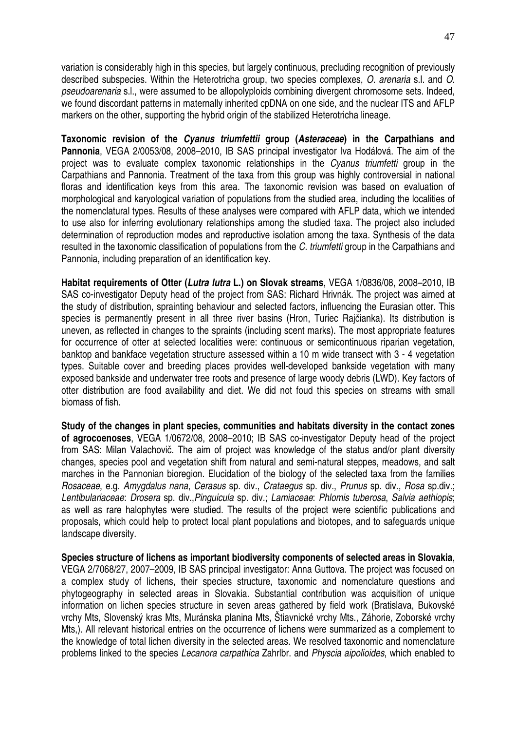variation is considerably high in this species, but largely continuous, precluding recognition of previously described subspecies. Within the Heterotricha group, two species complexes, *O. arenaria* s.l. and *O. pseudoarenaria* s.l., were assumed to be allopolyploids combining divergent chromosome sets. Indeed, we found discordant patterns in maternally inherited cpDNA on one side, and the nuclear ITS and AFLP markers on the other, supporting the hybrid origin of the stabilized Heterotricha lineage.

**Taxonomic revision of the *Cyanus triumfettii* group (*Asteraceae*) in the Carpathians and Pannonia**, VEGA 2/0053/08, 2008–2010, IB SAS principal investigator Iva Hodálová. The aim of the project was to evaluate complex taxonomic relationships in the *Cyanus triumfetti* group in the Carpathians and Pannonia. Treatment of the taxa from this group was highly controversial in national floras and identification keys from this area. The taxonomic revision was based on evaluation of morphological and karyological variation of populations from the studied area, including the localities of the nomenclatural types. Results of these analyses were compared with AFLP data, which we intended to use also for inferring evolutionary relationships among the studied taxa. The project also included determination of reproduction modes and reproductive isolation among the taxa. Synthesis of the data resulted in the taxonomic classification of populations from the *C. triumfetti* group in the Carpathians and Pannonia, including preparation of an identification key.

**Habitat requirements of Otter (*Lutra lutra* L.) on Slovak streams**, VEGA 1/0836/08, 2008–2010, IB SAS co-investigator Deputy head of the project from SAS: Richard Hrivnák. The project was aimed at the study of distribution, sprainting behaviour and selected factors, influencing the Eurasian otter. This species is permanently present in all three river basins (Hron, Turiec Rajčianka). Its distribution is uneven, as reflected in changes to the spraints (including scent marks). The most appropriate features for occurrence of otter at selected localities were: continuous or semicontinuous riparian vegetation, banktop and bankface vegetation structure assessed within a 10 m wide transect with 3 - 4 vegetation types. Suitable cover and breeding places provides well-developed bankside vegetation with many exposed bankside and underwater tree roots and presence of large woody debris (LWD). Key factors of otter distribution are food availability and diet. We did not foud this species on streams with small biomass of fish.

**Study of the changes in plant species, communities and habitats diversity in the contact zones of agrocoenoses**, VEGA 1/0672/08, 2008–2010; IB SAS co-investigator Deputy head of the project from SAS: Milan Valachovič. The aim of project was knowledge of the status and/or plant diversity changes, species pool and vegetation shift from natural and semi-natural steppes, meadows, and salt marches in the Pannonian bioregion. Elucidation of the biology of the selected taxa from the families *Rosaceae*, e.g. *Amygdalus nana*, *Cerasus* sp. div., *Crataegus* sp. div., *Prunus* sp. div., *Rosa* sp.div.; *Lentibulariaceae*: *Drosera* sp. div.,*Pinguicula* sp. div.; *Lamiaceae*: *Phlomis tuberosa*, *Salvia aethiopis*; as well as rare halophytes were studied. The results of the project were scientific publications and proposals, which could help to protect local plant populations and biotopes, and to safeguards unique landscape diversity.

**Species structure of lichens as important biodiversity components of selected areas in Slovakia**, VEGA 2/7068/27, 2007–2009, IB SAS principal investigator: Anna Guttova. The project was focused on a complex study of lichens, their species structure, taxonomic and nomenclature questions and phytogeography in selected areas in Slovakia. Substantial contribution was acquisition of unique information on lichen species structure in seven areas gathered by field work (Bratislava, Bukovské vrchy Mts, Slovenský kras Mts, Muránska planina Mts, Štiavnické vrchy Mts., Záhorie, Zoborské vrchy Mts,). All relevant historical entries on the occurrence of lichens were summarized as a complement to the knowledge of total lichen diversity in the selected areas. We resolved taxonomic and nomenclature problems linked to the species *Lecanora carpathica* Zahrlbr. and *Physcia aipolioides*, which enabled to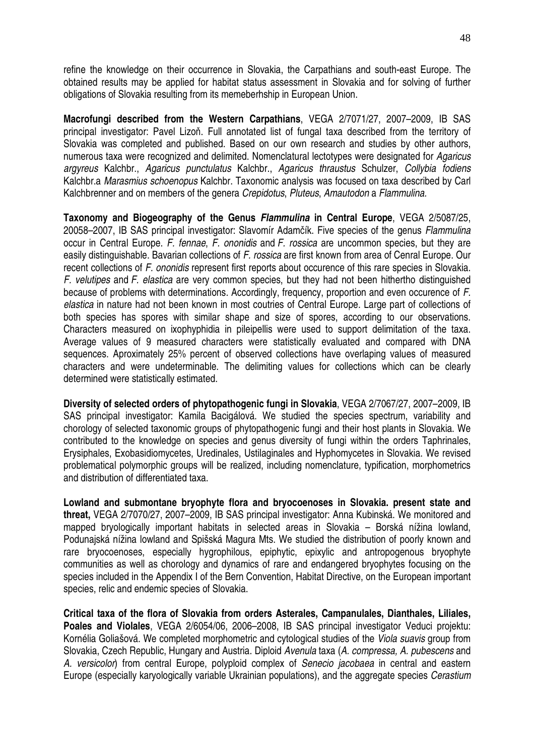refine the knowledge on their occurrence in Slovakia, the Carpathians and south-east Europe. The obtained results may be applied for habitat status assessment in Slovakia and for solving of further obligations of Slovakia resulting from its memeberhship in European Union.

**Macrofungi described from the Western Carpathians**, VEGA 2/7071/27, 2007–2009, IB SAS principal investigator: Pavel Lizoň. Full annotated list of fungal taxa described from the territory of Slovakia was completed and published. Based on our own research and studies by other authors, numerous taxa were recognized and delimited. Nomenclatural lectotypes were designated for *Agaricus argyreus* Kalchbr., *Agaricus punctulatus* Kalchbr., *Agaricus thraustus* Schulzer, *Collybia fodiens* Kalchbr.a *Marasmius schoenopus* Kalchbr. Taxonomic analysis was focused on taxa described by Carl Kalchbrenner and on members of the genera *Crepidotus*, *Pluteus*, *Amautodon* a *Flammulina.*

**Taxonomy and Biogeography of the Genus *Flammulina* in Central Europe**, VEGA 2/5087/25, 20058–2007, IB SAS principal investigator: Slavomír Adamčík. Five species of the genus *Flammulina* occur in Central Europe. *F. fennae*, *F. ononidis* and *F. rossica* are uncommon species, but they are easily distinguishable. Bavarian collections of *F. rossica* are first known from area of Cenral Europe. Our recent collections of *F. ononidis* represent first reports about occurence of this rare species in Slovakia. *F. velutipes* and *F. elastica* are very common species, but they had not been hithertho distinguished because of problems with determinations. Accordingly, frequency, proportion and even occurence of *F. elastica* in nature had not been known in most coutries of Central Europe. Large part of collections of both species has spores with similar shape and size of spores, according to our observations. Characters measured on ixophyphidia in pileipellis were used to support delimitation of the taxa. Average values of 9 measured characters were statistically evaluated and compared with DNA sequences. Aproximately 25% percent of observed collections have overlaping values of measured characters and were undeterminable. The delimiting values for collections which can be clearly determined were statistically estimated.

**Diversity of selected orders of phytopathogenic fungi in Slovakia**, VEGA 2/7067/27, 2007–2009, IB SAS principal investigator: Kamila Bacigálová. We studied the species spectrum, variability and chorology of selected taxonomic groups of phytopathogenic fungi and their host plants in Slovakia. We contributed to the knowledge on species and genus diversity of fungi within the orders Taphrinales, Erysiphales, Exobasidiomycetes, Uredinales, Ustilaginales and Hyphomycetes in Slovakia. We revised problematical polymorphic groups will be realized, including nomenclature, typification, morphometrics and distribution of differentiated taxa.

**Lowland and submontane bryophyte flora and bryocoenoses in Slovakia. present state and threat,** VEGA 2/7070/27, 2007–2009, IB SAS principal investigator: Anna Kubinská. We monitored and mapped bryologically important habitats in selected areas in Slovakia – Borská nížina lowland, Podunajská nížina lowland and Spišská Magura Mts. We studied the distribution of poorly known and rare bryocoenoses, especially hygrophilous, epiphytic, epixylic and antropogenous bryophyte communities as well as chorology and dynamics of rare and endangered bryophytes focusing on the species included in the Appendix I of the Bern Convention, Habitat Directive, on the European important species, relic and endemic species of Slovakia.

**Critical taxa of the flora of Slovakia from orders Asterales, Campanulales, Dianthales, Liliales, Poales and Violales**, VEGA 2/6054/06, 2006–2008, IB SAS principal investigator Veduci projektu: Kornélia Goliašová. We completed morphometric and cytological studies of the *Viola suavis* group from Slovakia, Czech Republic, Hungary and Austria. Diploid *Avenula* taxa (*A. compressa, A. pubescens* and *A. versicolor*) from central Europe, polyploid complex of *Senecio jacobaea* in central and eastern Europe (especially karyologically variable Ukrainian populations), and the aggregate species *Cerastium*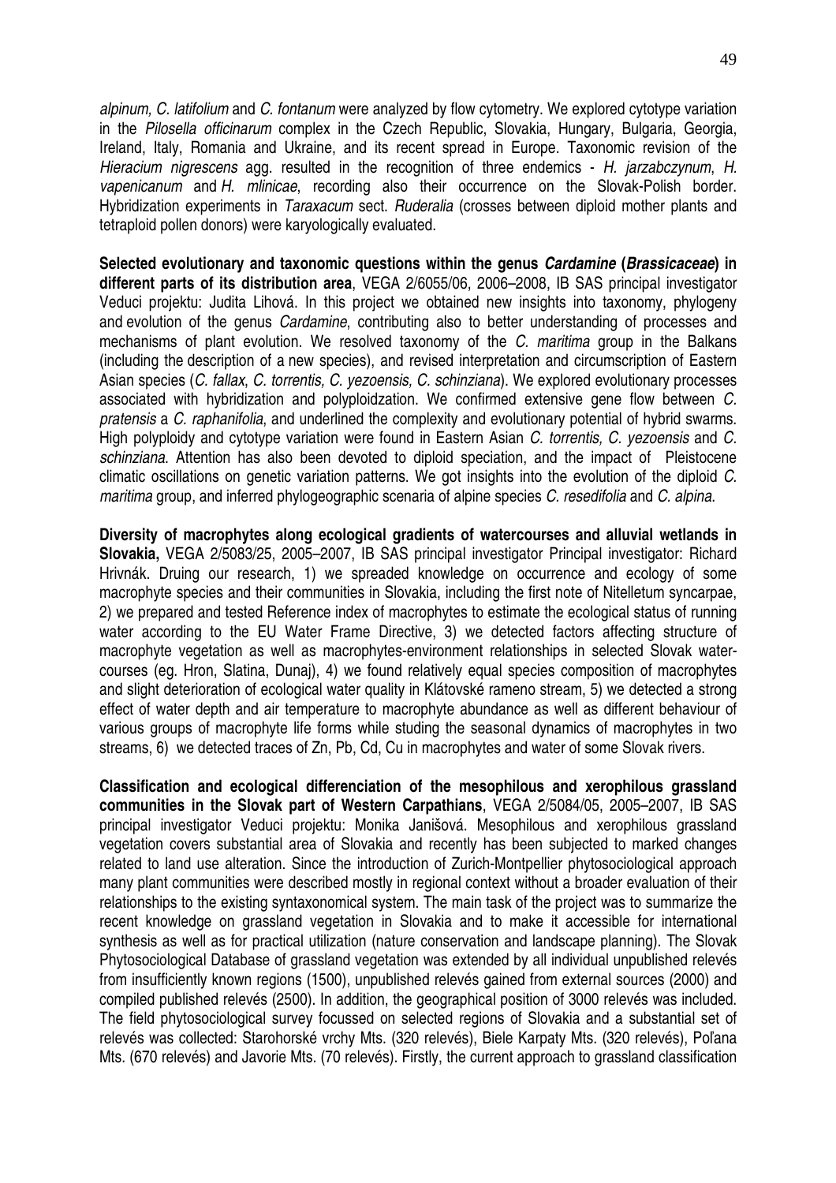*alpinum, C. latifolium* and *C. fontanum* were analyzed by flow cytometry. We explored cytotype variation in the *Pilosella officinarum* complex in the Czech Republic, Slovakia, Hungary, Bulgaria, Georgia, Ireland, Italy, Romania and Ukraine, and its recent spread in Europe. Taxonomic revision of the *Hieracium nigrescens* agg. resulted in the recognition of three endemics - *H. jarzabczynum*, *H. vapenicanum* and *H. mlinicae*, recording also their occurrence on the Slovak-Polish border. Hybridization experiments in *Taraxacum* sect. *Ruderalia* (crosses between diploid mother plants and tetraploid pollen donors) were karyologically evaluated.

**Selected evolutionary and taxonomic questions within the genus *Cardamine* (*Brassicaceae*) in different parts of its distribution area**, VEGA 2/6055/06, 2006–2008, IB SAS principal investigator Veduci projektu: Judita Lihová. In this project we obtained new insights into taxonomy, phylogeny and evolution of the genus *Cardamine*, contributing also to better understanding of processes and mechanisms of plant evolution. We resolved taxonomy of the *C. maritima* group in the Balkans (including the description of a new species), and revised interpretation and circumscription of Eastern Asian species (*C. fallax*, *C. torrentis, C. yezoensis, C. schinziana*). We explored evolutionary processes associated with hybridization and polyploidzation. We confirmed extensive gene flow between *C. pratensis* a *C. raphanifolia*, and underlined the complexity and evolutionary potential of hybrid swarms. High polyploidy and cytotype variation were found in Eastern Asian *C. torrentis, C. yezoensis* and *C. schinziana*. Attention has also been devoted to diploid speciation, and the impact of Pleistocene climatic oscillations on genetic variation patterns. We got insights into the evolution of the diploid *C. maritima* group, and inferred phylogeographic scenaria of alpine species *C. resedifolia* and *C. alpina*.

**Diversity of macrophytes along ecological gradients of watercourses and alluvial wetlands in Slovakia,** VEGA 2/5083/25, 2005–2007, IB SAS principal investigator Principal investigator: Richard Hrivnák. Druing our research, 1) we spreaded knowledge on occurrence and ecology of some macrophyte species and their communities in Slovakia, including the first note of Nitelletum syncarpae, 2) we prepared and tested Reference index of macrophytes to estimate the ecological status of running water according to the EU Water Frame Directive, 3) we detected factors affecting structure of macrophyte vegetation as well as macrophytes-environment relationships in selected Slovak water-courses (eg. Hron, Slatina, Dunaj), 4) we found relatively equal species composition of macrophytes and slight deterioration of ecological water quality in Klátovské rameno stream, 5) we detected a strong effect of water depth and air temperature to macrophyte abundance as well as different behaviour of various groups of macrophyte life forms while studing the seasonal dynamics of macrophytes in two streams, 6) we detected traces of Zn, Pb, Cd, Cu in macrophytes and water of some Slovak rivers.

**Classification and ecological differenciation of the mesophilous and xerophilous grassland communities in the Slovak part of Western Carpathians**, VEGA 2/5084/05, 2005–2007, IB SAS principal investigator Veduci projektu: Monika Janišová. Mesophilous and xerophilous grassland vegetation covers substantial area of Slovakia and recently has been subjected to marked changes related to land use alteration. Since the introduction of Zurich-Montpellier phytosociological approach many plant communities were described mostly in regional context without a broader evaluation of their relationships to the existing syntaxonomical system. The main task of the project was to summarize the recent knowledge on grassland vegetation in Slovakia and to make it accessible for international synthesis as well as for practical utilization (nature conservation and landscape planning). The Slovak Phytosociological Database of grassland vegetation was extended by all individual unpublished relevés from insufficiently known regions (1500), unpublished relevés gained from external sources (2000) and compiled published relevés (2500). In addition, the geographical position of 3000 relevés was included. The field phytosociological survey focussed on selected regions of Slovakia and a substantial set of relevés was collected: Starohorské vrchy Mts. (320 relevés), Biele Karpaty Mts. (320 relevés), Poľana Mts. (670 relevés) and Javorie Mts. (70 relevés). Firstly, the current approach to grassland classification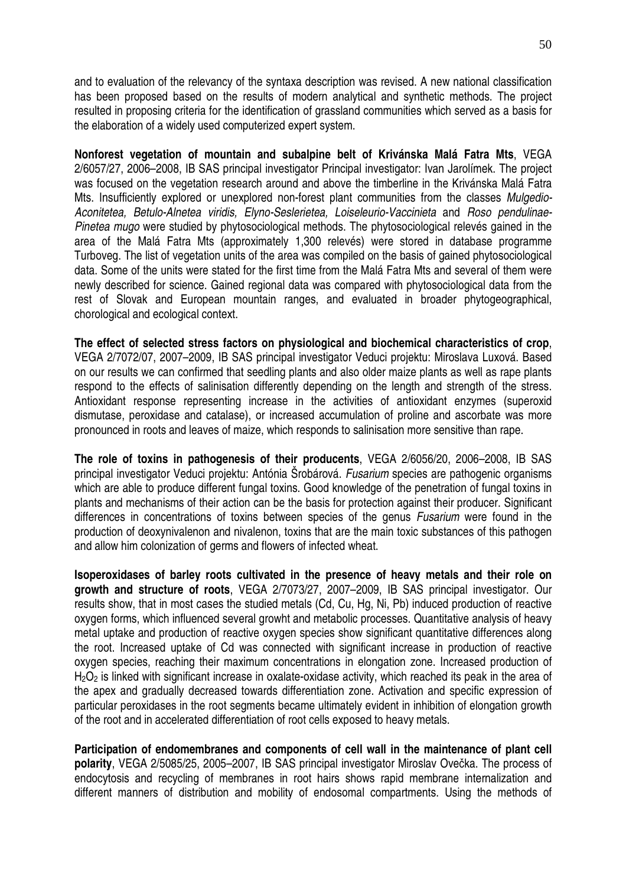and to evaluation of the relevancy of the syntaxa description was revised. A new national classification has been proposed based on the results of modern analytical and synthetic methods. The project resulted in proposing criteria for the identification of grassland communities which served as a basis for the elaboration of a widely used computerized expert system.

**Nonforest vegetation of mountain and subalpine belt of Kriváňska Malá Fatra Mts**, VEGA 2/6057/27, 2006–2008, IB SAS principal investigator Principal investigator: Ivan Jarolímek. The project was focused on the vegetation research around and above the timberline in the Kriváňska Malá Fatra Mts. Insufficiently explored or unexplored non-forest plant communities from the classes *Mulgedio-Aconitetea, Betulo-Alnetea viridis, Elyno-Seslerietea, Loiseleurio-Vaccinieta* and *Roso pendulinae-Pinetea mugo* were studied by phytosociological methods. The phytosociological relevés gained in the area of the Malá Fatra Mts (approximately 1,300 relevés) were stored in database programme Turboveg. The list of vegetation units of the area was compiled on the basis of gained phytosociological data. Some of the units were stated for the first time from the Malá Fatra Mts and several of them were newly described for science. Gained regional data was compared with phytosociological data from the rest of Slovak and European mountain ranges, and evaluated in broader phytogeographical, chorological and ecological context.

**The effect of selected stress factors on physiological and biochemical characteristics of crop**, VEGA 2/7072/07, 2007–2009, IB SAS principal investigator Veduci projektu: Miroslava Luxová. Based on our results we can confirmed that seedling plants and also older maize plants as well as rape plants respond to the effects of salinisation differently depending on the length and strength of the stress. Antioxidant response representing increase in the activities of antioxidant enzymes (superoxid dismutase, peroxidase and catalase), or increased accumulation of proline and ascorbate was more pronounced in roots and leaves of maize, which responds to salinisation more sensitive than rape.

**The role of toxins in pathogenesis of their producents**, VEGA 2/6056/20, 2006–2008, IB SAS principal investigator Veduci projektu: Antónia Šrobárová. *Fusarium* species are pathogenic organisms which are able to produce different fungal toxins. Good knowledge of the penetration of fungal toxins in plants and mechanisms of their action can be the basis for protection against their producer. Significant differences in concentrations of toxins between species of the genus *Fusarium* were found in the production of deoxynivalenon and nivalenon, toxins that are the main toxic substances of this pathogen and allow him colonization of germs and flowers of infected wheat.

**Isoperoxidases of barley roots cultivated in the presence of heavy metals and their role on growth and structure of roots**, VEGA 2/7073/27, 2007–2009, IB SAS principal investigator. Our results show, that in most cases the studied metals (Cd, Cu, Hg, Ni, Pb) induced production of reactive oxygen forms, which influenced several growht and metabolic processes. Quantitative analysis of heavy metal uptake and production of reactive oxygen species show significant quantitative differences along the root. Increased uptake of Cd was connected with significant increase in production of reactive oxygen species, reaching their maximum concentrations in elongation zone. Increased production of $H_2O_2$ is linked with significant increase in oxalate-oxidase activity, which reached its peak in the area of the apex and gradually decreased towards differentiation zone. Activation and specific expression of particular peroxidases in the root segments became ultimately evident in inhibition of elongation growth of the root and in accelerated differentiation of root cells exposed to heavy metals.

**Participation of endomembranes and components of cell wall in the maintenance of plant cell polarity**, VEGA 2/5085/25, 2005–2007, IB SAS principal investigator Miroslav Ovečka. The process of endocytosis and recycling of membranes in root hairs shows rapid membrane internalization and different manners of distribution and mobility of endosomal compartments. Using the methods of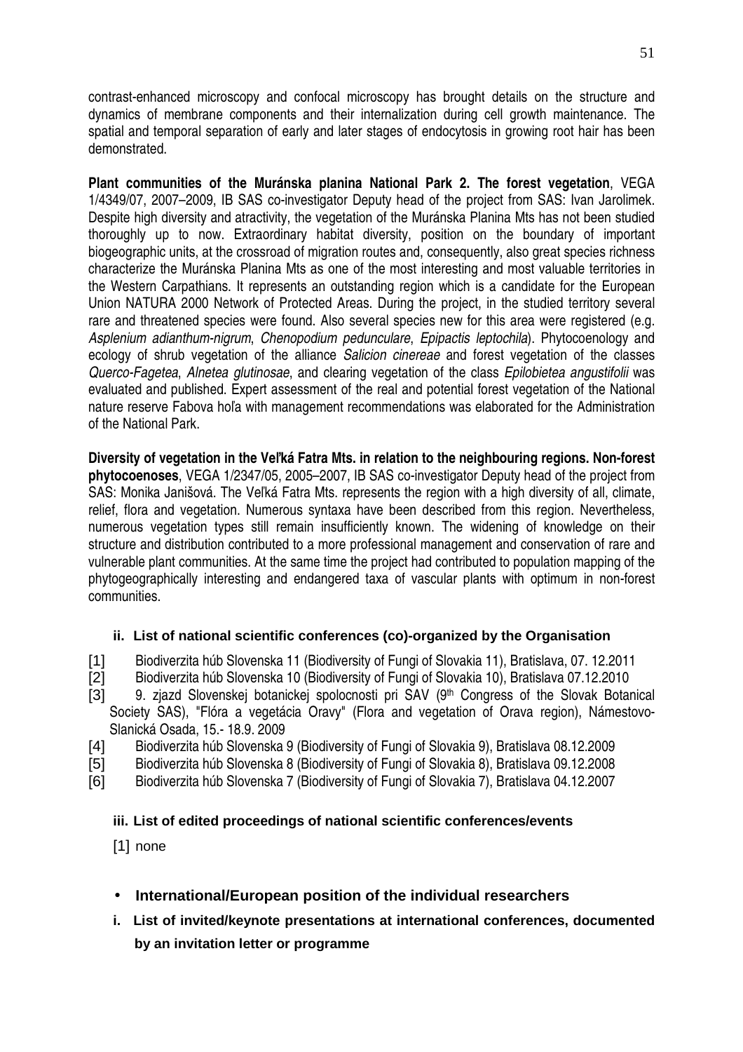contrast-enhanced microscopy and confocal microscopy has brought details on the structure and dynamics of membrane components and their internalization during cell growth maintenance. The spatial and temporal separation of early and later stages of endocytosis in growing root hair has been demonstrated.

**Plant communities of the Muránska planina National Park 2. The forest vegetation**, VEGA 1/4349/07, 2007–2009, IB SAS co-investigator Deputy head of the project from SAS: Ivan Jarolimek. Despite high diversity and atractivity, the vegetation of the Muránska Planina Mts has not been studied thoroughly up to now. Extraordinary habitat diversity, position on the boundary of important biogeographic units, at the crossroad of migration routes and, consequently, also great species richness characterize the Muránska Planina Mts as one of the most interesting and most valuable territories in the Western Carpathians. It represents an outstanding region which is a candidate for the European Union NATURA 2000 Network of Protected Areas. During the project, in the studied territory several rare and threatened species were found. Also several species new for this area were registered (e.g. *Asplenium adianthum-nigrum*, *Chenopodium pedunculare*, *Epipactis leptochila*). Phytocoenology and ecology of shrub vegetation of the alliance *Salicion cinereae* and forest vegetation of the classes *Querco-Fagetea*, *Alnetea glutinosae*, and clearing vegetation of the class *Epilobietea angustifolii* was evaluated and published. Expert assessment of the real and potential forest vegetation of the National nature reserve Fabova hoľa with management recommendations was elaborated for the Administration of the National Park.

**Diversity of vegetation in the Veľká Fatra Mts. in relation to the neighbouring regions. Non-forest phytocoenoses**, VEGA 1/2347/05, 2005–2007, IB SAS co-investigator Deputy head of the project from SAS: Monika Janišová. The Veľká Fatra Mts. represents the region with a high diversity of all, climate, relief, flora and vegetation. Numerous syntaxa have been described from this region. Nevertheless, numerous vegetation types still remain insufficiently known. The widening of knowledge on their structure and distribution contributed to a more professional management and conservation of rare and vulnerable plant communities. At the same time the project had contributed to population mapping of the phytogeographically interesting and endangered taxa of vascular plants with optimum in non-forest communities.

### ii. List of national scientific conferences (co)-organized by the Organisation

[1] Biodiverzita húb Slovenska 11 (Biodiversity of Fungi of Slovakia 11), Bratislava, 07. 12.2011

[2] Biodiverzita húb Slovenska 10 (Biodiversity of Fungi of Slovakia 10), Bratislava 07.12.2010

[3] 9. zjazd Slovenskej botanickej spolocnosti pri SAV (9th Congress of the Slovak Botanical Society SAS), "Flóra a vegetácia Oravy" (Flora and vegetation of Orava region), Námestovo-Slanická Osada, 15.- 18.9. 2009

[4] Biodiverzita húb Slovenska 9 (Biodiversity of Fungi of Slovakia 9), Bratislava 08.12.2009

[5] Biodiverzita húb Slovenska 8 (Biodiversity of Fungi of Slovakia 8), Bratislava 09.12.2008

[6] Biodiverzita húb Slovenska 7 (Biodiversity of Fungi of Slovakia 7), Bratislava 04.12.2007

### iii. List of edited proceedings of national scientific conferences/events

[1] none

## • International/European position of the individual researchers

### i. List of invited/keynote presentations at international conferences, documented by an invitation letter or programme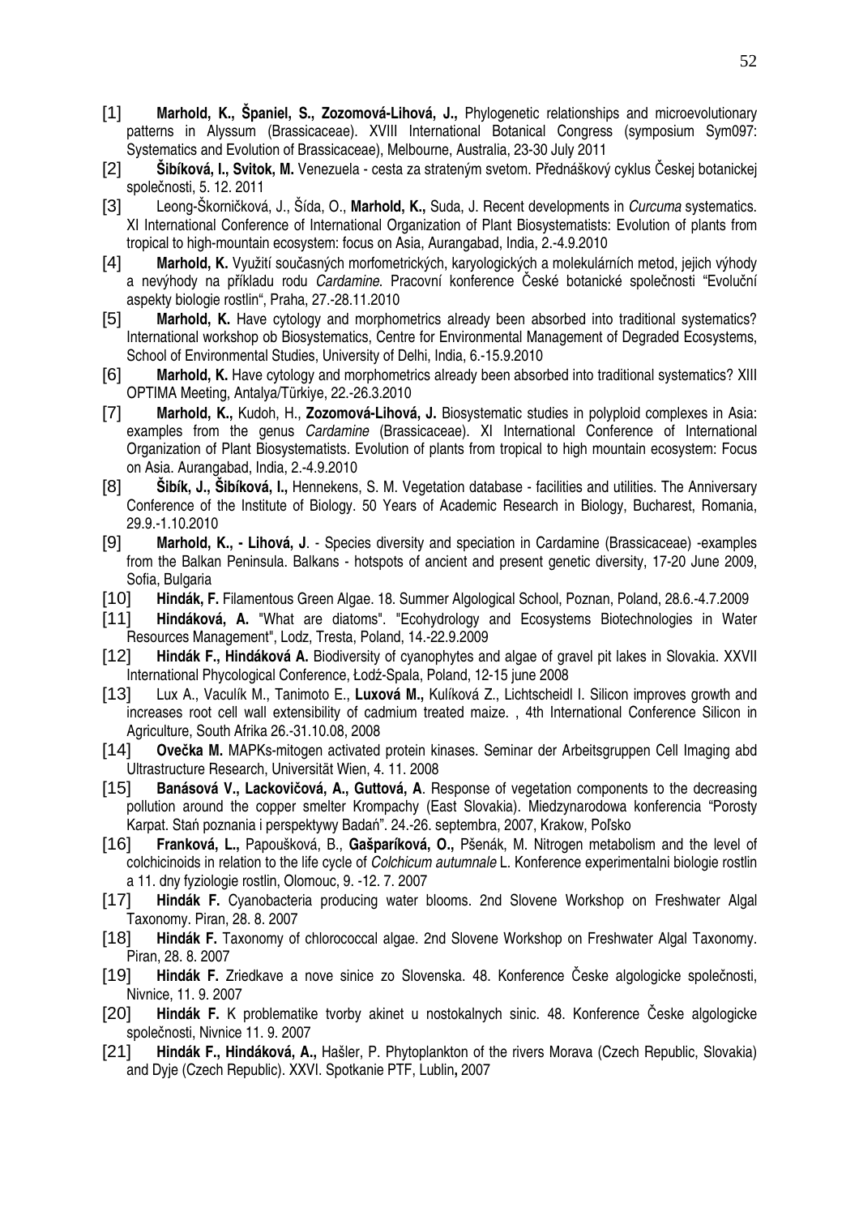[1] **Marhold, K., Španiel, S., Zozomová-Lihová, J.,** Phylogenetic relationships and microevolutionary patterns in Alyssum (Brassicaceae). XVIII International Botanical Congress (symposium Sym097: Systematics and Evolution of Brassicaceae), Melbourne, Australia, 23-30 July 2011

[2] **Šibíková, I., Svitok, M.** Venezuela - cesta za strateným svetom. Přednáškový cyklus Českej botanickej společnosti, 5. 12. 2011

[3] Leong-Škorničková, J., Šída, O., **Marhold, K.,** Suda, J. Recent developments in *Curcuma* systematics. XI International Conference of International Organization of Plant Biosystematists: Evolution of plants from tropical to high-mountain ecosystem: focus on Asia, Aurangabad, India, 2.-4.9.2010

[4] **Marhold, K.** Využití současných morfometrických, karyologických a molekulárních metod, jejich výhody a nevýhody na příkladu rodu *Cardamine*. Pracovní konference České botanické společnosti "Evoluční aspekty biologie rostlin", Praha, 27.-28.11.2010

[5] **Marhold, K.** Have cytology and morphometrics already been absorbed into traditional systematics? International workshop ob Biosystematics, Centre for Environmental Management of Degraded Ecosystems, School of Environmental Studies, University of Delhi, India, 6.-15.9.2010

[6] **Marhold, K.** Have cytology and morphometrics already been absorbed into traditional systematics? XIII OPTIMA Meeting, Antalya/Türkiye, 22.-26.3.2010

[7] **Marhold, K.,** Kudoh, H., **Zozomová-Lihová, J.** Biosystematic studies in polyploid complexes in Asia: examples from the genus *Cardamine* (Brassicaceae). XI International Conference of International Organization of Plant Biosystematists. Evolution of plants from tropical to high mountain ecosystem: Focus on Asia. Aurangabad, India, 2.-4.9.2010

[8] **Šibík, J., Šibíková, I.,** Hennekens, S. M. Vegetation database - facilities and utilities. The Anniversary Conference of the Institute of Biology. 50 Years of Academic Research in Biology, Bucharest, Romania, 29.9.-1.10.2010

[9] **Marhold, K., - Lihová, J**. - Species diversity and speciation in Cardamine (Brassicaceae) -examples from the Balkan Peninsula. Balkans - hotspots of ancient and present genetic diversity, 17-20 June 2009, Sofia, Bulgaria

[10] **Hindák, F.** Filamentous Green Algae. 18. Summer Algological School, Poznan, Poland, 28.6.-4.7.2009

[11] **Hindáková, A.** "What are diatoms". "Ecohydrology and Ecosystems Biotechnologies in Water Resources Management", Lodz, Tresta, Poland, 14.-22.9.2009

[12] **Hindák F., Hindáková A.** Biodiversity of cyanophytes and algae of gravel pit lakes in Slovakia. XXVII International Phycological Conference, Łodź-Spala, Poland, 12-15 june 2008

[13] Lux A., Vaculík M., Tanimoto E., **Luxová M.,** Kulíková Z., Lichtscheidl I. Silicon improves growth and increases root cell wall extensibility of cadmium treated maize. , 4th International Conference Silicon in Agriculture, South Afrika 26.-31.10.08, 2008

[14] **Ovečka M.** MAPKs-mitogen activated protein kinases. Seminar der Arbeitsgruppen Cell Imaging abd Ultrastructure Research, Universität Wien, 4. 11. 2008

[15] **Banásová V., Lackovičová, A., Guttová, A**. Response of vegetation components to the decreasing pollution around the copper smelter Krompachy (East Slovakia). Miedzynarodowa konferencia "Porosty Karpat. Stań poznania i perspektywy Badań". 24.-26. septembra, 2007, Krakow, Poľsko

[16] **Franková, L.,** Papoušková, B., **Gašparíková, O.,** Pšenák, M. Nitrogen metabolism and the level of colchicinoids in relation to the life cycle of *Colchicum autumnale* L. Konference experimentalni biologie rostlin a 11. dny fyziologie rostlin, Olomouc, 9. -12. 7. 2007

[17] **Hindák F.** Cyanobacteria producing water blooms. 2nd Slovene Workshop on Freshwater Algal Taxonomy. Piran, 28. 8. 2007

[18] **Hindák F.** Taxonomy of chlorococcal algae. 2nd Slovene Workshop on Freshwater Algal Taxonomy. Piran, 28. 8. 2007

[19] **Hindák F.** Zriedkave a nove sinice zo Slovenska. 48. Konference Česke algologicke společnosti, Nivnice, 11. 9. 2007

[20] **Hindák F.** K problematike tvorby akinet u nostokalnych sinic. 48. Konference Česke algologicke společnosti, Nivnice 11. 9. 2007

[21] **Hindák F., Hindáková, A.,** Hašler, P. Phytoplankton of the rivers Morava (Czech Republic, Slovakia) and Dyje (Czech Republic). XXVI. Spotkanie PTF, Lublin**,** 2007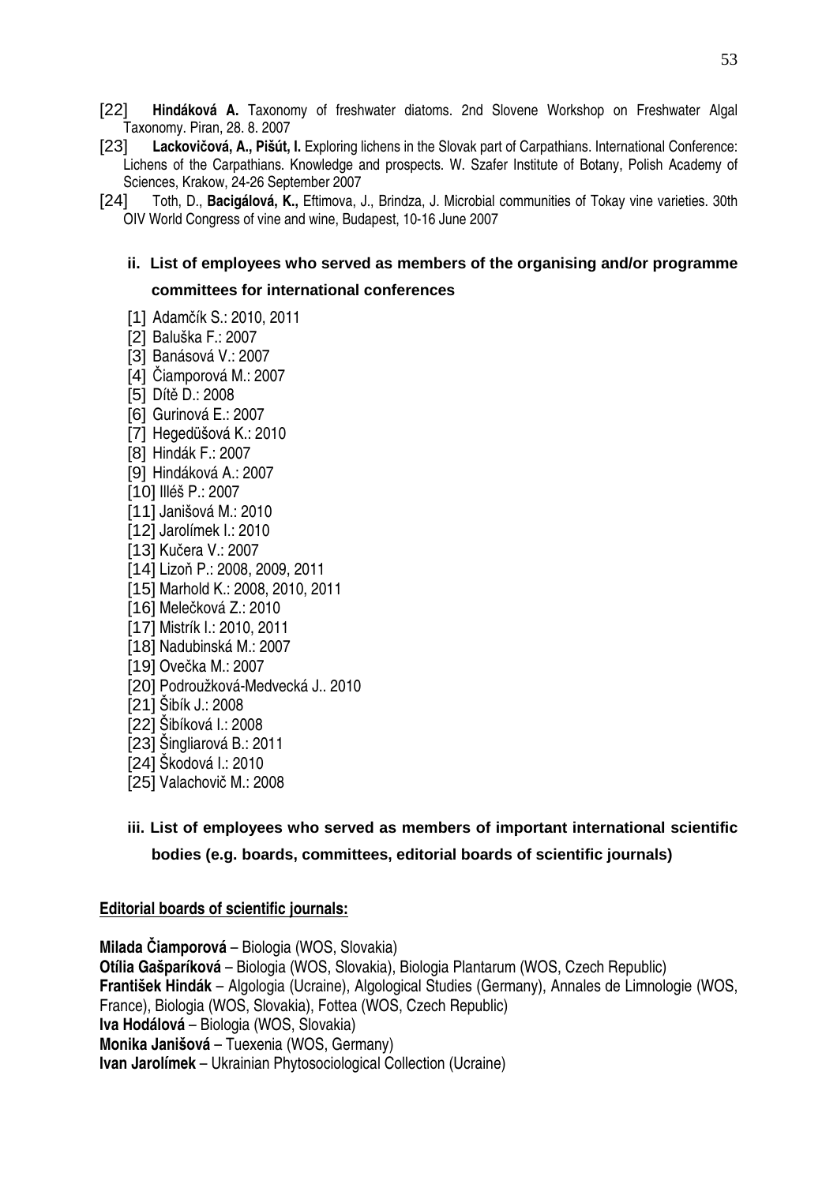[22] **Hindáková A.** Taxonomy of freshwater diatoms. 2nd Slovene Workshop on Freshwater Algal Taxonomy. Piran, 28. 8. 2007

[23] **Lackovičová, A., Pišút, I.** Exploring lichens in the Slovak part of Carpathians. International Conference: Lichens of the Carpathians. Knowledge and prospects. W. Szafer Institute of Botany, Polish Academy of Sciences, Krakow, 24-26 September 2007

[24] Toth, D., **Bacigálová, K.,** Eftimova, J., Brindza, J. Microbial communities of Tokay vine varieties. 30th OIV World Congress of vine and wine, Budapest, 10-16 June 2007

### ii. List of employees who served as members of the organising and/or programme committees for international conferences

[1] Adamčík S.: 2010, 2011
[2] Baluška F.: 2007
[3] Banásová V.: 2007
[4] Čiamporová M.: 2007
[5] Dítě D.: 2008
[6] Gurinová E.: 2007
[7] Hegedüšová K.: 2010
[8] Hindák F.: 2007
[9] Hindáková A.: 2007
[10] Illéš P.: 2007
[11] Janišová M.: 2010
[12] Jarolímek I.: 2010
[13] Kučera V.: 2007
[14] Lizoň P.: 2008, 2009, 2011
[15] Marhold K.: 2008, 2010, 2011
[16] Melečková Z.: 2010
[17] Mistrík I.: 2010, 2011
[18] Nadubinská M.: 2007
[19] Ovečka M.: 2007
[20] Podroužková-Medvecká J.. 2010
[21] Šibík J.: 2008
[22] Šibíková I.: 2008
[23] Šingliarová B.: 2011
[24] Škodová I.: 2010
[25] Valachovič M.: 2008

### iii. List of employees who served as members of important international scientific bodies (e.g. boards, committees, editorial boards of scientific journals)

**Editorial boards of scientific journals:**

**Milada Čiamporová** – Biologia (WOS, Slovakia)
**Otília Gašparíková** – Biologia (WOS, Slovakia), Biologia Plantarum (WOS, Czech Republic)
**František Hindák** – Algologia (Ucraine), Algological Studies (Germany), Annales de Limnologie (WOS, France), Biologia (WOS, Slovakia), Fottea (WOS, Czech Republic)
**Iva Hodálová** – Biologia (WOS, Slovakia)
**Monika Janišová** – Tuexenia (WOS, Germany)
**Ivan Jarolímek** – Ukrainian Phytosociological Collection (Ucraine)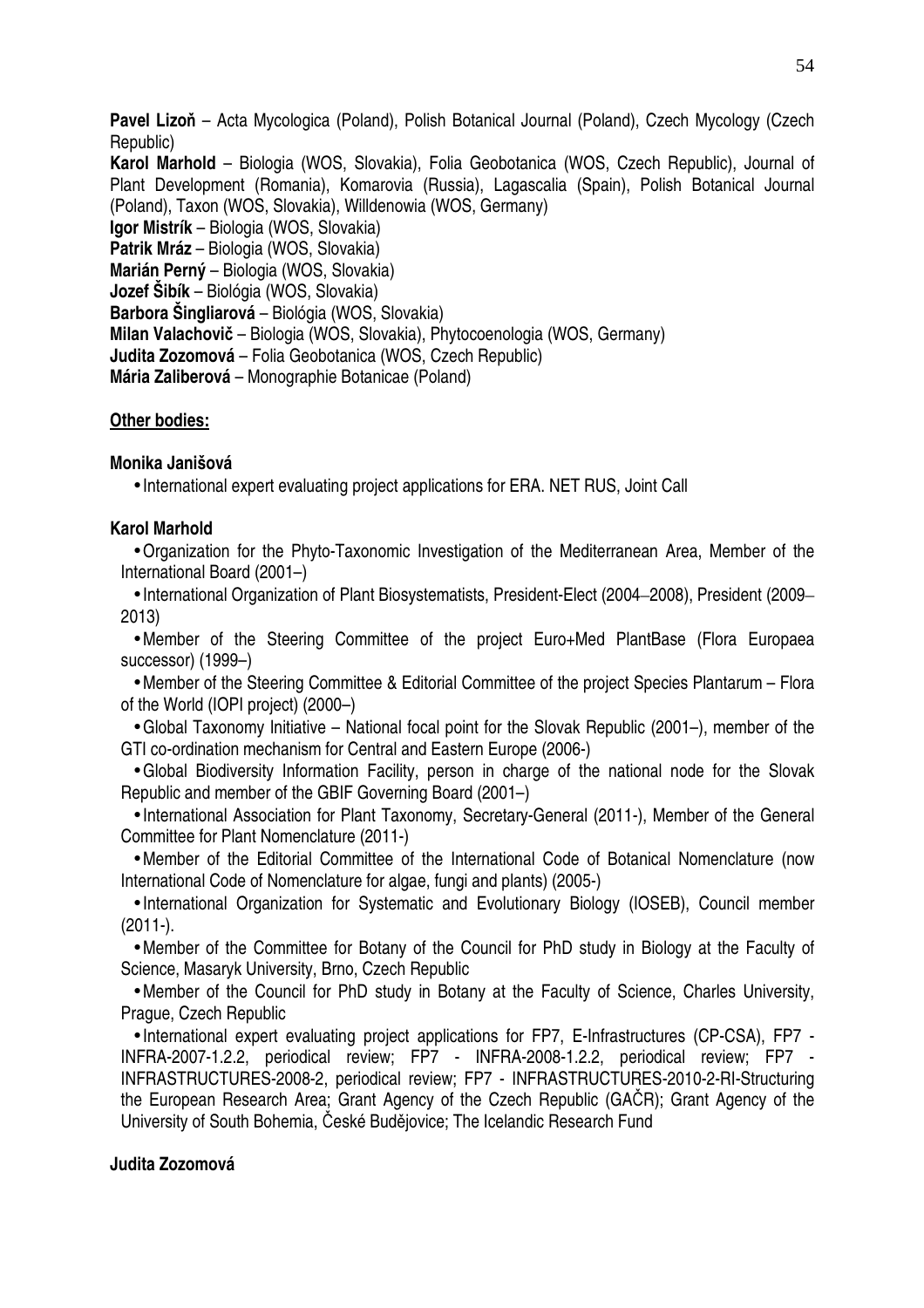**Pavel Lizoň** – Acta Mycologica (Poland), Polish Botanical Journal (Poland), Czech Mycology (Czech Republic)

**Karol Marhold** – Biologia (WOS, Slovakia), Folia Geobotanica (WOS, Czech Republic), Journal of Plant Development (Romania), Komarovia (Russia), Lagascalia (Spain), Polish Botanical Journal (Poland), Taxon (WOS, Slovakia), Willdenowia (WOS, Germany)

**Igor Mistrík** – Biologia (WOS, Slovakia)

**Patrik Mráz** – Biologia (WOS, Slovakia)

**Marián Perný** – Biologia (WOS, Slovakia)

**Jozef Šibík** – Biológia (WOS, Slovakia)

**Barbora Šingliarová** – Biológia (WOS, Slovakia)

**Milan Valachovič** – Biologia (WOS, Slovakia), Phytocoenologia (WOS, Germany)

**Judita Zozomová** – Folia Geobotanica (WOS, Czech Republic)

**Mária Zaliberová** – Monographie Botanicae (Poland)

**Other bodies:**

**Monika Janišová**

- International expert evaluating project applications for ERA. NET RUS, Joint Call

**Karol Marhold**

- Organization for the Phyto-Taxonomic Investigation of the Mediterranean Area, Member of the International Board (2001–)
- International Organization of Plant Biosystematists, President-Elect (2004–2008), President (2009–2013)
- Member of the Steering Committee of the project Euro+Med PlantBase (Flora Europaea successor) (1999–)
- Member of the Steering Committee & Editorial Committee of the project Species Plantarum – Flora of the World (IOPI project) (2000–)
- Global Taxonomy Initiative – National focal point for the Slovak Republic (2001–), member of the GTI co-ordination mechanism for Central and Eastern Europe (2006-)
- Global Biodiversity Information Facility, person in charge of the national node for the Slovak Republic and member of the GBIF Governing Board (2001–)
- International Association for Plant Taxonomy, Secretary-General (2011-), Member of the General Committee for Plant Nomenclature (2011-)
- Member of the Editorial Committee of the International Code of Botanical Nomenclature (now International Code of Nomenclature for algae, fungi and plants) (2005-)
- International Organization for Systematic and Evolutionary Biology (IOSEB), Council member (2011-).
- Member of the Committee for Botany of the Council for PhD study in Biology at the Faculty of Science, Masaryk University, Brno, Czech Republic
- Member of the Council for PhD study in Botany at the Faculty of Science, Charles University, Prague, Czech Republic
- International expert evaluating project applications for FP7, E-Infrastructures (CP-CSA), FP7 - INFRA-2007-1.2.2, periodical review; FP7 - INFRA-2008-1.2.2, periodical review; FP7 - INFRASTRUCTURES-2008-2, periodical review; FP7 - INFRASTRUCTURES-2010-2-RI-Structuring the European Research Area; Grant Agency of the Czech Republic (GAČR); Grant Agency of the University of South Bohemia, České Budějovice; The Icelandic Research Fund

**Judita Zozomová**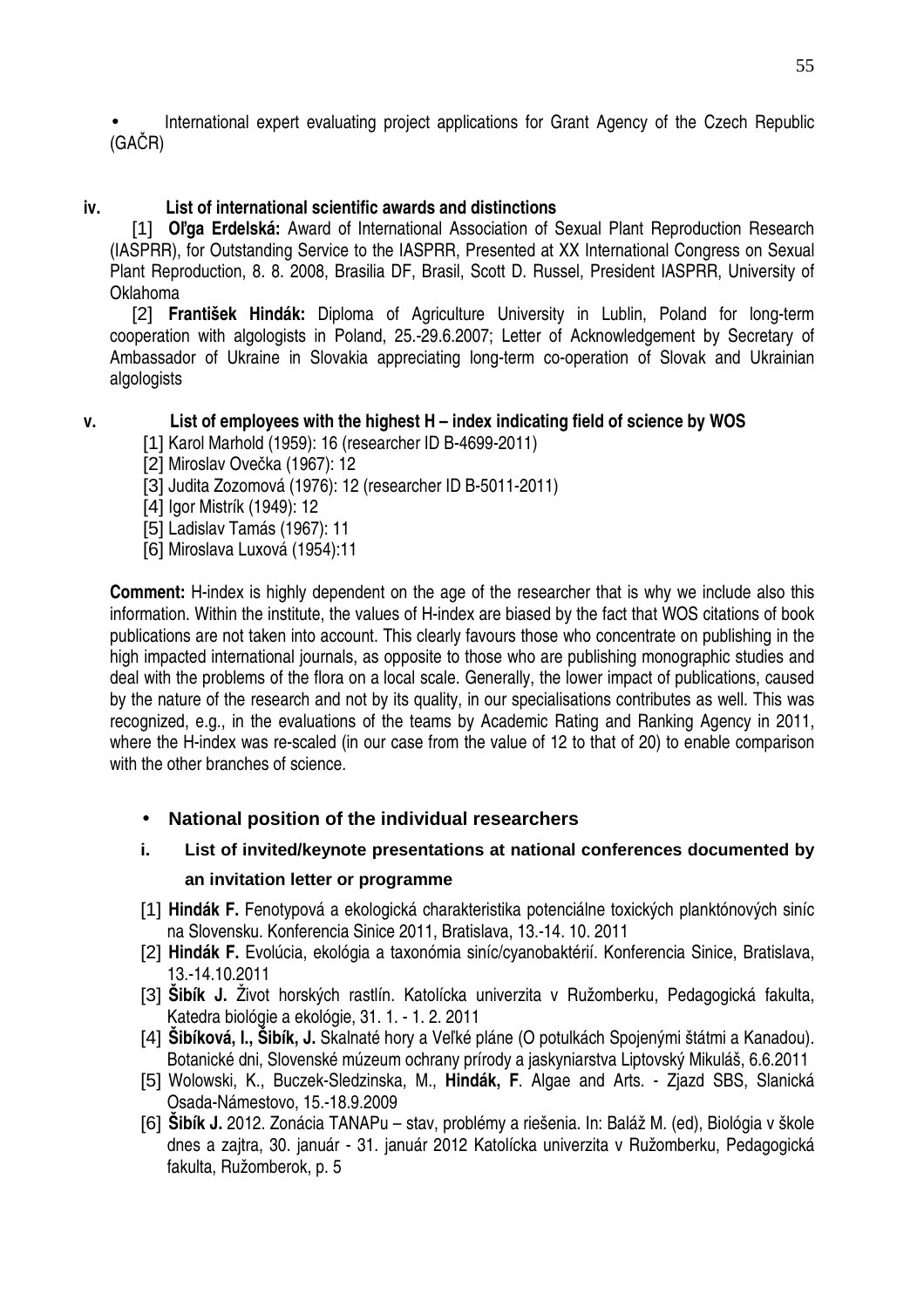- International expert evaluating project applications for Grant Agency of the Czech Republic (GAČR)

**iv. List of international scientific awards and distinctions**

[1] **Oľga Erdelská:** Award of International Association of Sexual Plant Reproduction Research (IASPRR), for Outstanding Service to the IASPRR, Presented at XX International Congress on Sexual Plant Reproduction, 8. 8. 2008, Brasilia DF, Brasil, Scott D. Russel, President IASPRR, University of Oklahoma

[2] **František Hindák:** Diploma of Agriculture University in Lublin, Poland for long-term cooperation with algologists in Poland, 25.-29.6.2007; Letter of Acknowledgement by Secretary of Ambassador of Ukraine in Slovakia appreciating long-term co-operation of Slovak and Ukrainian algologists

**v. List of employees with the highest H – index indicating field of science by WOS**

[1] Karol Marhold (1959): 16 (researcher ID B-4699-2011)
[2] Miroslav Ovečka (1967): 12
[3] Judita Zozomová (1976): 12 (researcher ID B-5011-2011)
[4] Igor Mistrík (1949): 12
[5] Ladislav Tamás (1967): 11
[6] Miroslava Luxová (1954):11

**Comment:** H-index is highly dependent on the age of the researcher that is why we include also this information. Within the institute, the values of H-index are biased by the fact that WOS citations of book publications are not taken into account. This clearly favours those who concentrate on publishing in the high impacted international journals, as opposite to those who are publishing monographic studies and deal with the problems of the flora on a local scale. Generally, the lower impact of publications, caused by the nature of the research and not by its quality, in our specialisations contributes as well. This was recognized, e.g., in the evaluations of the teams by Academic Rating and Ranking Agency in 2011, where the H-index was re-scaled (in our case from the value of 12 to that of 20) to enable comparison with the other branches of science.

- **National position of the individual researchers**

**i. List of invited/keynote presentations at national conferences documented by an invitation letter or programme**

[1] **Hindák F.** Fenotypová a ekologická charakteristika potenciálne toxických planktónových siníc na Slovensku. Konferencia Sinice 2011, Bratislava, 13.-14. 10. 2011
[2] **Hindák F.** Evolúcia, ekológia a taxonómia siníc/cyanobaktérií. Konferencia Sinice, Bratislava, 13.-14.10.2011
[3] **Šibík J.** Život horských rastlín. Katolícka univerzita v Ružomberku, Pedagogická fakulta, Katedra biológie a ekológie, 31. 1. - 1. 2. 2011
[4] **Šibíková, I., Šibík, J.** Skalnaté hory a Veľké pláne (O potulkách Spojenými štátmi a Kanadou). Botanické dni, Slovenské múzeum ochrany prírody a jaskyniarstva Liptovský Mikuláš, 6.6.2011
[5] Wolowski, K., Buczek-Sledzinska, M., **Hindák, F**. Algae and Arts. - Zjazd SBS, Slanická Osada-Námestovo, 15.-18.9.2009
[6] **Šibík J.** 2012. Zonácia TANAPu – stav, problémy a riešenia. In: Baláž M. (ed), Biológia v škole dnes a zajtra, 30. január - 31. január 2012 Katolícka univerzita v Ružomberku, Pedagogická fakulta, Ružomberok, p. 5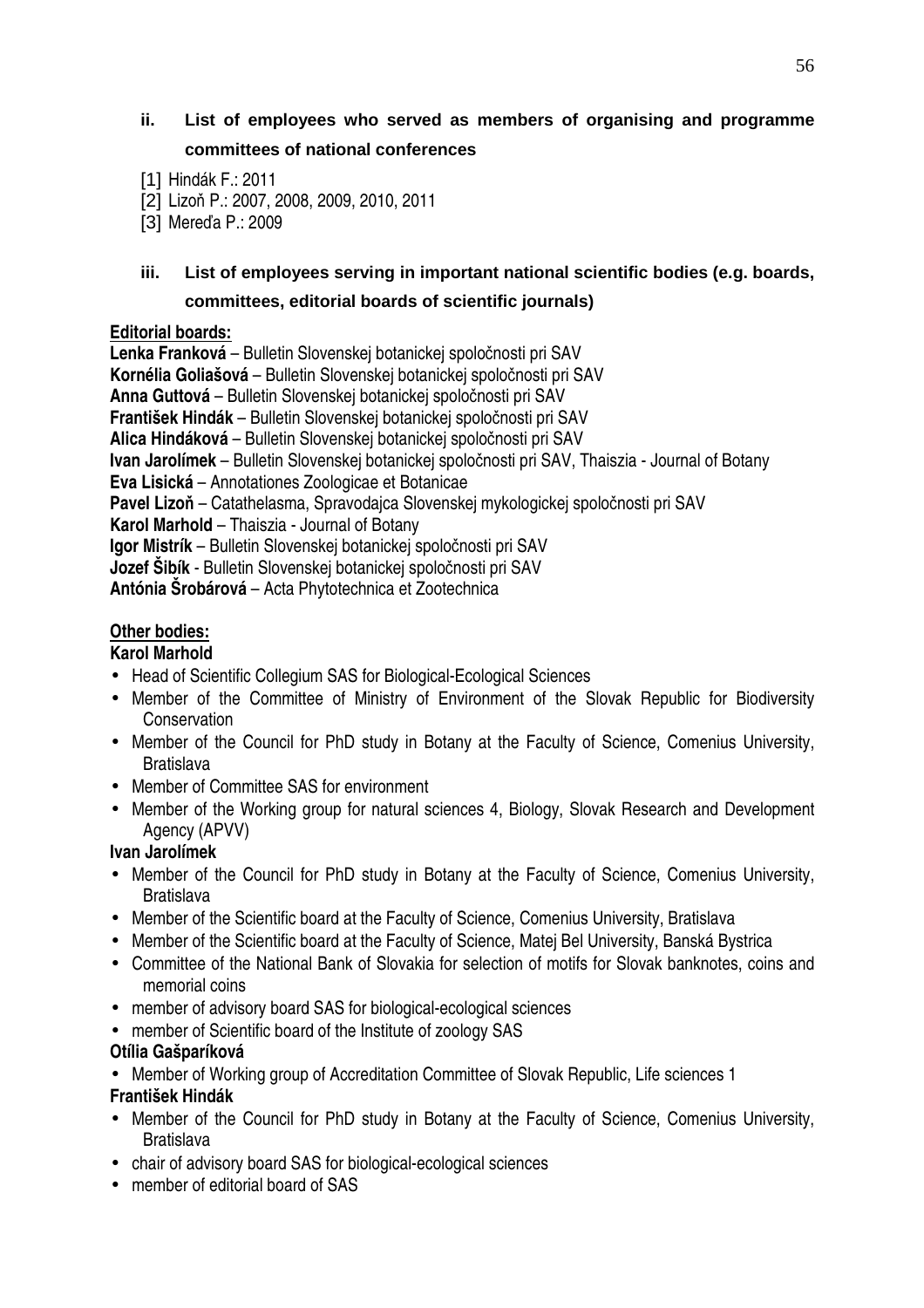### ii. List of employees who served as members of organising and programme committees of national conferences

[1] Hindák F.: 2011
[2] Lizoň P.: 2007, 2008, 2009, 2010, 2011
[3] Mereďa P.: 2009

### iii. List of employees serving in important national scientific bodies (e.g. boards, committees, editorial boards of scientific journals)

**Editorial boards:**

**Lenka Franková** – Bulletin Slovenskej botanickej spoločnosti pri SAV
**Kornélia Goliašová** – Bulletin Slovenskej botanickej spoločnosti pri SAV
**Anna Guttová** – Bulletin Slovenskej botanickej spoločnosti pri SAV
**František Hindák** – Bulletin Slovenskej botanickej spoločnosti pri SAV
**Alica Hindáková** – Bulletin Slovenskej botanickej spoločnosti pri SAV
**Ivan Jarolímek** – Bulletin Slovenskej botanickej spoločnosti pri SAV, Thaiszia - Journal of Botany
**Eva Lisická** – Annotationes Zoologicae et Botanicae
**Pavel Lizoň** – Catathelasma, Spravodajca Slovenskej mykologickej spoločnosti pri SAV
**Karol Marhold** – Thaiszia - Journal of Botany
**Igor Mistrík** – Bulletin Slovenskej botanickej spoločnosti pri SAV
**Jozef Šibík** - Bulletin Slovenskej botanickej spoločnosti pri SAV
**Antónia Šrobárová** – Acta Phytotechnica et Zootechnica

**Other bodies:**

**Karol Marhold**
- Head of Scientific Collegium SAS for Biological-Ecological Sciences
- Member of the Committee of Ministry of Environment of the Slovak Republic for Biodiversity Conservation
- Member of the Council for PhD study in Botany at the Faculty of Science, Comenius University, Bratislava
- Member of Committee SAS for environment
- Member of the Working group for natural sciences 4, Biology, Slovak Research and Development Agency (APVV)

**Ivan Jarolímek**
- Member of the Council for PhD study in Botany at the Faculty of Science, Comenius University, Bratislava
- Member of the Scientific board at the Faculty of Science, Comenius University, Bratislava
- Member of the Scientific board at the Faculty of Science, Matej Bel University, Banská Bystrica
- Committee of the National Bank of Slovakia for selection of motifs for Slovak banknotes, coins and memorial coins
- member of advisory board SAS for biological-ecological sciences
- member of Scientific board of the Institute of zoology SAS

**Otília Gašparíková**
- Member of Working group of Accreditation Committee of Slovak Republic, Life sciences 1

**František Hindák**
- Member of the Council for PhD study in Botany at the Faculty of Science, Comenius University, Bratislava
- chair of advisory board SAS for biological-ecological sciences
- member of editorial board of SAS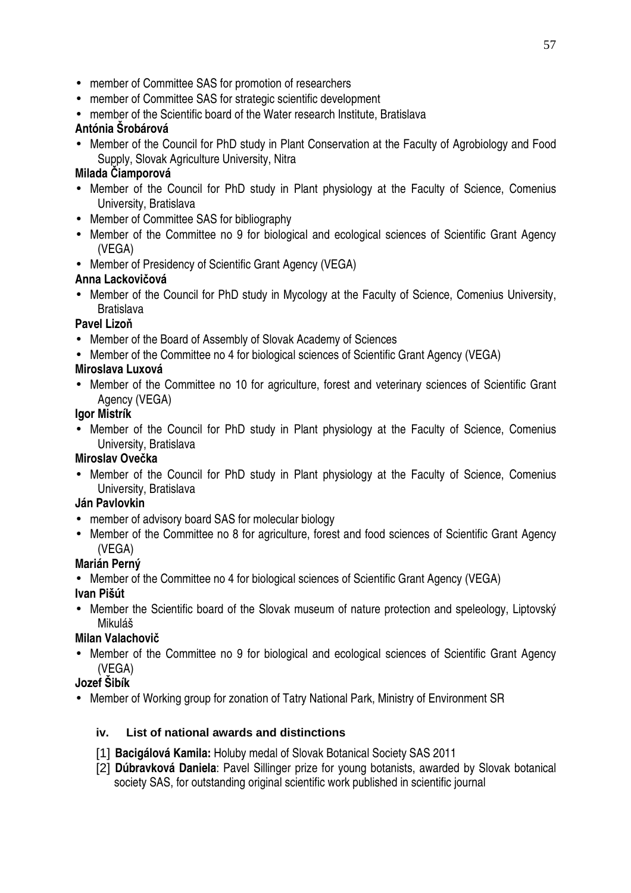- member of Committee SAS for promotion of researchers
- member of Committee SAS for strategic scientific development
- member of the Scientific board of the Water research Institute, Bratislava

**Antónia Šrobárová**

- Member of the Council for PhD study in Plant Conservation at the Faculty of Agrobiology and Food Supply, Slovak Agriculture University, Nitra

**Milada Čiamporová**

- Member of the Council for PhD study in Plant physiology at the Faculty of Science, Comenius University, Bratislava
- Member of Committee SAS for bibliography
- Member of the Committee no 9 for biological and ecological sciences of Scientific Grant Agency (VEGA)
- Member of Presidency of Scientific Grant Agency (VEGA)

**Anna Lackovičová**

- Member of the Council for PhD study in Mycology at the Faculty of Science, Comenius University, Bratislava

**Pavel Lizoň**

- Member of the Board of Assembly of Slovak Academy of Sciences
- Member of the Committee no 4 for biological sciences of Scientific Grant Agency (VEGA)

**Miroslava Luxová**

- Member of the Committee no 10 for agriculture, forest and veterinary sciences of Scientific Grant Agency (VEGA)

**Igor Mistrík**

- Member of the Council for PhD study in Plant physiology at the Faculty of Science, Comenius University, Bratislava

**Miroslav Ovečka**

- Member of the Council for PhD study in Plant physiology at the Faculty of Science, Comenius University, Bratislava

**Ján Pavlovkin**

- member of advisory board SAS for molecular biology
- Member of the Committee no 8 for agriculture, forest and food sciences of Scientific Grant Agency (VEGA)

**Marián Perný**

- Member of the Committee no 4 for biological sciences of Scientific Grant Agency (VEGA)

**Ivan Pišút**

- Member the Scientific board of the Slovak museum of nature protection and speleology, Liptovský Mikuláš

**Milan Valachovič**

- Member of the Committee no 9 for biological and ecological sciences of Scientific Grant Agency (VEGA)

**Jozef Šibík**

- Member of Working group for zonation of Tatry National Park, Ministry of Environment SR

### iv. List of national awards and distinctions

[1] **Bacigálová Kamila:** Holuby medal of Slovak Botanical Society SAS 2011

[2] **Dúbravková Daniela**: Pavel Sillinger prize for young botanists, awarded by Slovak botanical society SAS, for outstanding original scientific work published in scientific journal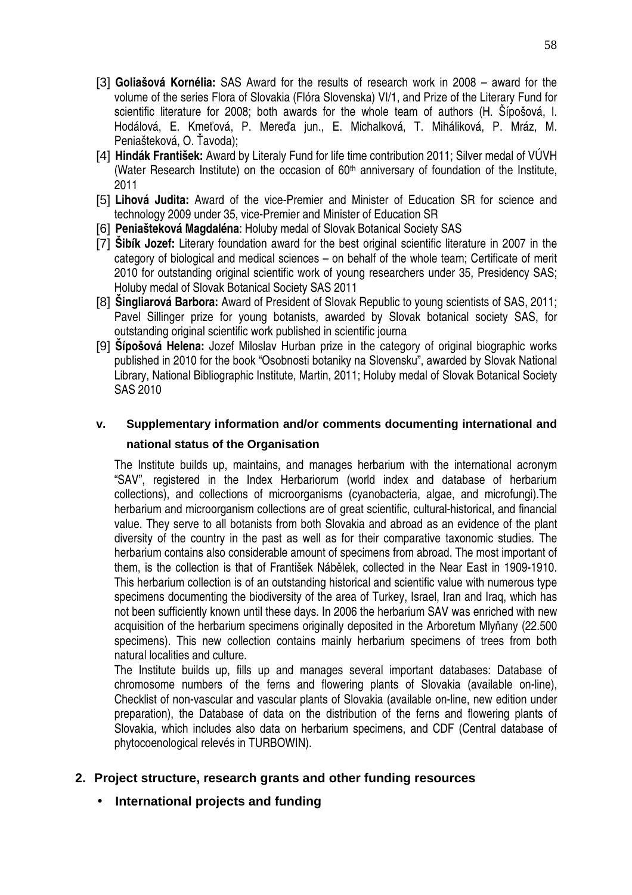[3] **Goliašová Kornélia:** SAS Award for the results of research work in 2008 – award for the volume of the series Flora of Slovakia (Flóra Slovenska) VI/1, and Prize of the Literary Fund for scientific literature for 2008; both awards for the whole team of authors (H. Šípošová, I. Hodálová, E. Kmeťová, P. Mereďa jun., E. Michalková, T. Miháliková, P. Mráz, M. Peniašteková, O. Ťavoda);

[4] **Hindák František:** Award by Literaly Fund for life time contribution 2011; Silver medal of VÚVH (Water Research Institute) on the occasion of 60th anniversary of foundation of the Institute, 2011

[5] **Lihová Judita:** Award of the vice-Premier and Minister of Education SR for science and technology 2009 under 35, vice-Premier and Minister of Education SR

[6] **Peniašteková Magdaléna**: Holuby medal of Slovak Botanical Society SAS

[7] **Šibík Jozef:** Literary foundation award for the best original scientific literature in 2007 in the category of biological and medical sciences – on behalf of the whole team; Certificate of merit 2010 for outstanding original scientific work of young researchers under 35, Presidency SAS; Holuby medal of Slovak Botanical Society SAS 2011

[8] **Šingliarová Barbora:** Award of President of Slovak Republic to young scientists of SAS, 2011; Pavel Sillinger prize for young botanists, awarded by Slovak botanical society SAS, for outstanding original scientific work published in scientific journa

[9] **Šípošová Helena:** Jozef Miloslav Hurban prize in the category of original biographic works published in 2010 for the book "Osobnosti botaniky na Slovensku", awarded by Slovak National Library, National Bibliographic Institute, Martin, 2011; Holuby medal of Slovak Botanical Society SAS 2010

### v. Supplementary information and/or comments documenting international and national status of the Organisation

The Institute builds up, maintains, and manages herbarium with the international acronym "SAV", registered in the Index Herbariorum (world index and database of herbarium collections), and collections of microorganisms (cyanobacteria, algae, and microfungi).The herbarium and microorganism collections are of great scientific, cultural-historical, and financial value. They serve to all botanists from both Slovakia and abroad as an evidence of the plant diversity of the country in the past as well as for their comparative taxonomic studies. The herbarium contains also considerable amount of specimens from abroad. The most important of them, is the collection is that of František Nábělek, collected in the Near East in 1909-1910. This herbarium collection is of an outstanding historical and scientific value with numerous type specimens documenting the biodiversity of the area of Turkey, Israel, Iran and Iraq, which has not been sufficiently known until these days. In 2006 the herbarium SAV was enriched with new acquisition of the herbarium specimens originally deposited in the Arboretum Mlyňany (22.500 specimens). This new collection contains mainly herbarium specimens of trees from both natural localities and culture.

The Institute builds up, fills up and manages several important databases: Database of chromosome numbers of the ferns and flowering plants of Slovakia (available on-line), Checklist of non-vascular and vascular plants of Slovakia (available on-line, new edition under preparation), the Database of data on the distribution of the ferns and flowering plants of Slovakia, which includes also data on herbarium specimens, and CDF (Central database of phytocoenological relevés in TURBOWIN).

## 2. Project structure, research grants and other funding resources

- **International projects and funding**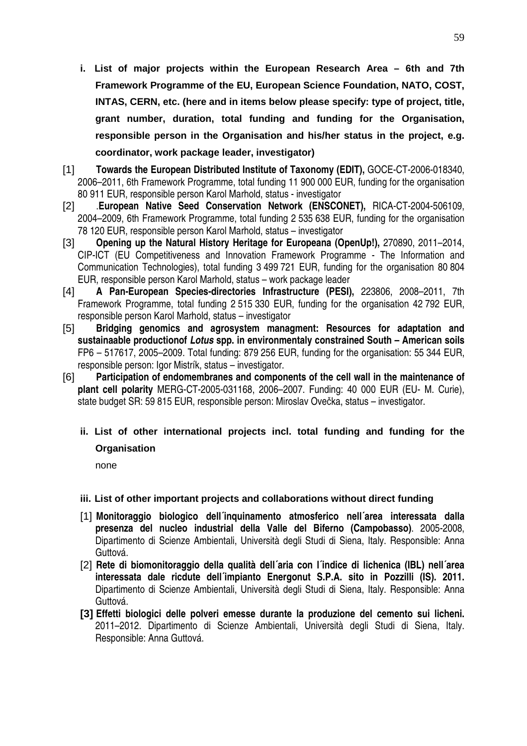**i. List of major projects within the European Research Area – 6th and 7th Framework Programme of the EU, European Science Foundation, NATO, COST, INTAS, CERN, etc. (here and in items below please specify: type of project, title, grant number, duration, total funding and funding for the Organisation, responsible person in the Organisation and his/her status in the project, e.g. coordinator, work package leader, investigator)**

[1] **Towards the European Distributed Institute of Taxonomy (EDIT),** GOCE-CT-2006-018340, 2006–2011, 6th Framework Programme, total funding 11 900 000 EUR, funding for the organisation 80 911 EUR, responsible person Karol Marhold, status - investigator

[2] .**European Native Seed Conservation Network (ENSCONET),** RICA-CT-2004-506109, 2004–2009, 6th Framework Programme, total funding 2 535 638 EUR, funding for the organisation 78 120 EUR, responsible person Karol Marhold, status – investigator

[3] **Opening up the Natural History Heritage for Europeana (OpenUp!),** 270890, 2011–2014, CIP-ICT (EU Competitiveness and Innovation Framework Programme - The Information and Communication Technologies), total funding 3 499 721 EUR, funding for the organisation 80 804 EUR, responsible person Karol Marhold, status – work package leader

[4] **A Pan-European Species-directories Infrastructure (PESI),** 223806, 2008–2011, 7th Framework Programme, total funding 2 515 330 EUR, funding for the organisation 42 792 EUR, responsible person Karol Marhold, status – investigator

[5] **Bridging genomics and agrosystem managment: Resources for adaptation and sustainaable productionof *Lotus* spp. in environmentaly constrained South – American soils** FP6 – 517617, 2005–2009. Total funding: 879 256 EUR, funding for the organisation: 55 344 EUR, responsible person: Igor Mistrík, status – investigator.

[6] **Participation of endomembranes and components of the cell wall in the maintenance of plant cell polarity** MERG-CT-2005-031168, 2006–2007. Funding: 40 000 EUR (EU- M. Curie), state budget SR: 59 815 EUR, responsible person: Miroslav Ovečka, status – investigator.

**ii. List of other international projects incl. total funding and funding for the Organisation**

none

**iii. List of other important projects and collaborations without direct funding**

[1] **Monitoraggio biologico dell´inquinamento atmosferico nell´area interessata dalla presenza del nucleo industrial della Valle del Biferno (Campobasso)**. 2005-2008, Dipartimento di Scienze Ambientali, Università degli Studi di Siena, Italy. Responsible: Anna Guttová.

[2] **Rete di biomonitoraggio della qualità dell´aria con l´indice di lichenica (IBL) nell´area interessata dale ricdute dell´impianto Energonut S.P.A. sito in Pozzilli (IS). 2011.** Dipartimento di Scienze Ambientali, Università degli Studi di Siena, Italy. Responsible: Anna Guttová.

**[3] Effetti biologici delle polveri emesse durante la produzione del cemento sui licheni.** 2011–2012. Dipartimento di Scienze Ambientali, Università degli Studi di Siena, Italy. Responsible: Anna Guttová.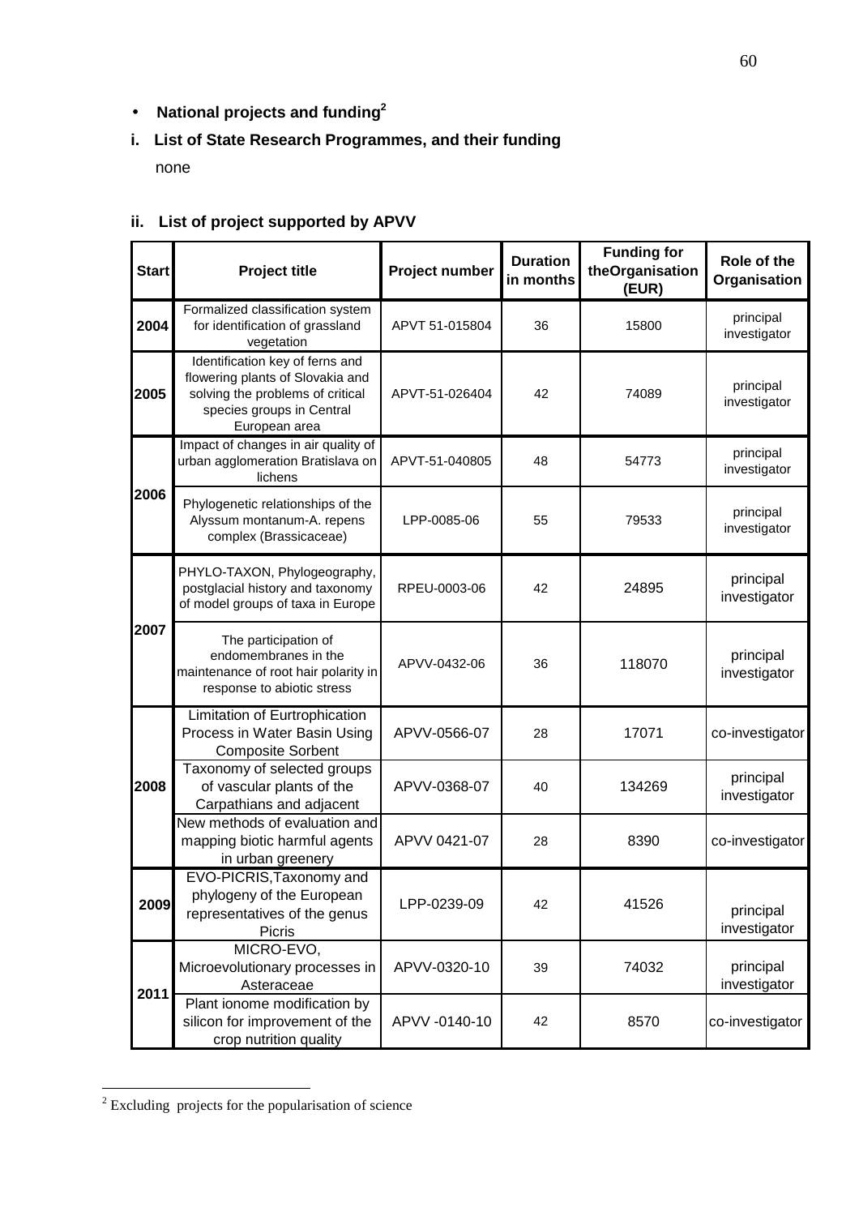- **National projects and funding**[2]

### i. List of State Research Programmes, and their funding

none

### ii. List of project supported by APVV

| Start | Project title | Project number | Duration in months | Funding for theOrganisation (EUR) | Role of the Organisation |
|---|---|---|---|---|---|
| 2004 | Formalized classification system for identification of grassland vegetation | APVT 51-015804 | 36 | 15800 | principal investigator |
| 2005 | Identification key of ferns and flowering plants of Slovakia and solving the problems of critical species groups in Central European area | APVT-51-026404 | 42 | 74089 | principal investigator |
| 2006 | Impact of changes in air quality of urban agglomeration Bratislava on lichens | APVT-51-040805 | 48 | 54773 | principal investigator |
| | Phylogenetic relationships of the Alyssum montanum-A. repens complex (Brassicaceae) | LPP-0085-06 | 55 | 79533 | principal investigator |
| 2007 | PHYLO-TAXON, Phylogeography, postglacial history and taxonomy of model groups of taxa in Europe | RPEU-0003-06 | 42 | 24895 | principal investigator |
| | The participation of endomembranes in the maintenance of root hair polarity in response to abiotic stress | APVV-0432-06 | 36 | 118070 | principal investigator |
| 2008 | Limitation of Eurtrophication Process in Water Basin Using Composite Sorbent | APVV-0566-07 | 28 | 17071 | co-investigator |
| | Taxonomy of selected groups of vascular plants of the Carpathians and adjacent | APVV-0368-07 | 40 | 134269 | principal investigator |
| | New methods of evaluation and mapping biotic harmful agents in urban greenery | APVV 0421-07 | 28 | 8390 | co-investigator |
| 2009 | EVO-PICRIS,Taxonomy and phylogeny of the European representatives of the genus Picris | LPP-0239-09 | 42 | 41526 | principal investigator |
| 2011 | MICRO-EVO, Microevolutionary processes in Asteraceae | APVV-0320-10 | 39 | 74032 | principal investigator |
| | Plant ionome modification by silicon for improvement of the crop nutrition quality | APVV -0140-10 | 42 | 8570 | co-investigator |

[2] Excluding projects for the popularisation of science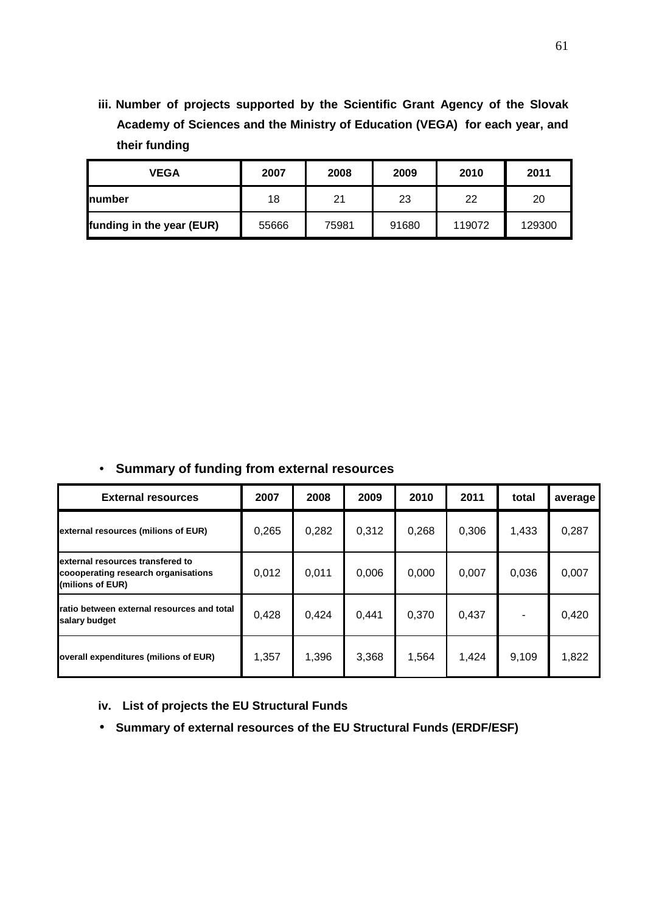**iii. Number of projects supported by the Scientific Grant Agency of the Slovak Academy of Sciences and the Ministry of Education (VEGA) for each year, and their funding**

| VEGA | 2007 | 2008 | 2009 | 2010 | 2011 |
|---|---|---|---|---|---|
| number | 18 | 21 | 23 | 22 | 20 |
| funding in the year (EUR) | 55666 | 75981 | 91680 | 119072 | 129300 |

- **Summary of funding from external resources**

| External resources | 2007 | 2008 | 2009 | 2010 | 2011 | total | average |
|---|---|---|---|---|---|---|---|
| external resources (milions of EUR) | 0,265 | 0,282 | 0,312 | 0,268 | 0,306 | 1,433 | 0,287 |
| external resources transfered to coooperating research organisations (milions of EUR) | 0,012 | 0,011 | 0,006 | 0,000 | 0,007 | 0,036 | 0,007 |
| ratio between external resources and total salary budget | 0,428 | 0,424 | 0,441 | 0,370 | 0,437 | - | 0,420 |
| overall expenditures (milions of EUR) | 1,357 | 1,396 | 3,368 | 1,564 | 1,424 | 9,109 | 1,822 |

**iv. List of projects the EU Structural Funds**

- **Summary of external resources of the EU Structural Funds (ERDF/ESF)**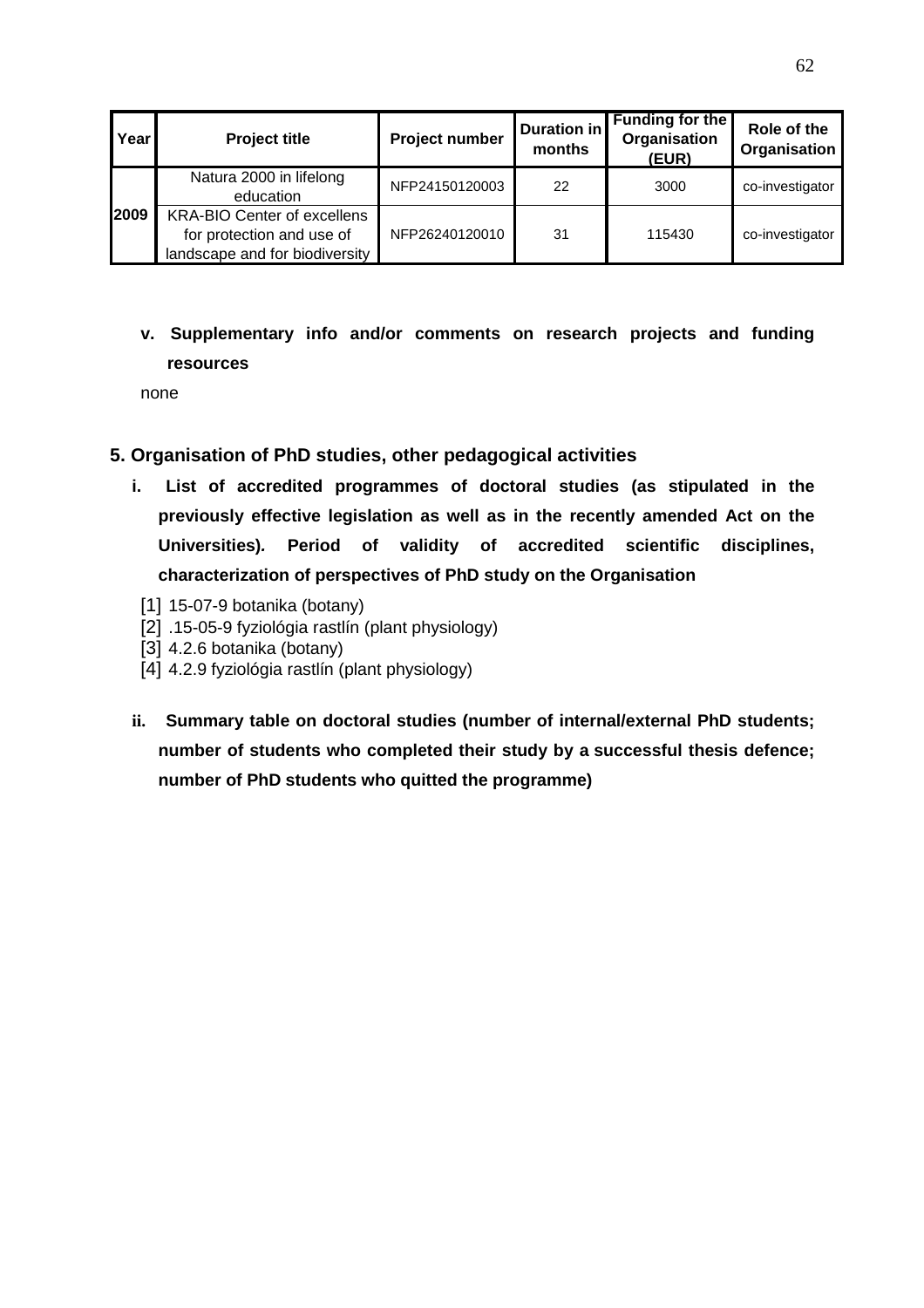| Year | Project title | Project number | Duration in months | Funding for the Organisation (EUR) | Role of the Organisation |
|---|---|---|---|---|---|
| 2009 | Natura 2000 in lifelong education | NFP24150120003 | 22 | 3000 | co-investigator |
| | KRA-BIO Center of excellens for protection and use of landscape and for biodiversity | NFP26240120010 | 31 | 115430 | co-investigator |

**v. Supplementary info and/or comments on research projects and funding resources**

none

## 5. Organisation of PhD studies, other pedagogical activities

**i. List of accredited programmes of doctoral studies (as stipulated in the previously effective legislation as well as in the recently amended Act on the Universities). Period of validity of accredited scientific disciplines, characterization of perspectives of PhD study on the Organisation**

[1] 15-07-9 botanika (botany)
[2] .15-05-9 fyziológia rastlín (plant physiology)
[3] 4.2.6 botanika (botany)
[4] 4.2.9 fyziológia rastlín (plant physiology)

**ii. Summary table on doctoral studies (number of internal/external PhD students; number of students who completed their study by a successful thesis defence; number of PhD students who quitted the programme)**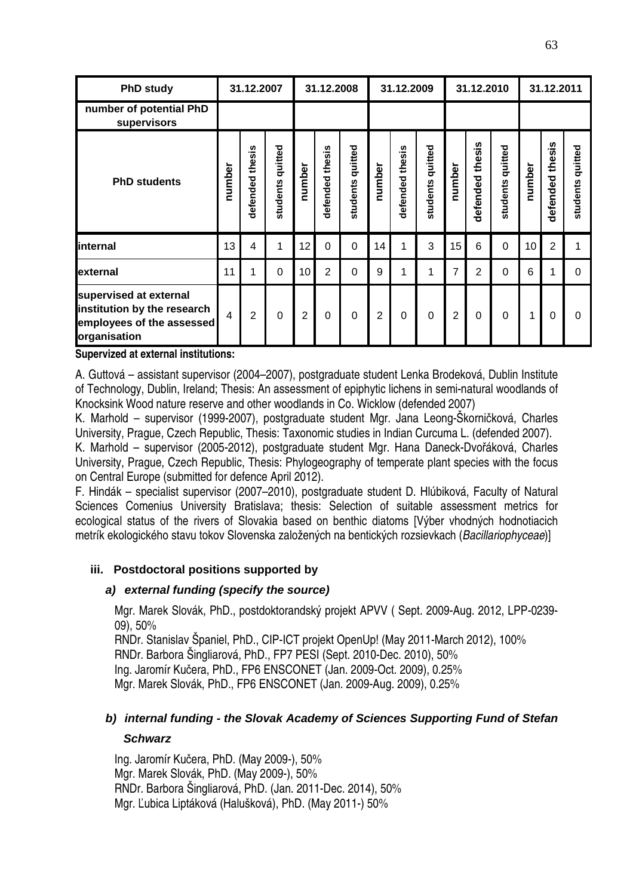| PhD study | 31.12.2007 | | | 31.12.2008 | | | 31.12.2009 | | | 31.12.2010 | | | 31.12.2011 | | |
|---|---|---|---|---|---|---|---|---|---|---|---|---|---|---|---|
| number of potential PhD supervisors | | | | | | | | | | | | | | | |
| PhD students | number | defended thesis | students quitted | number | defended thesis | students quitted | number | defended thesis | students quitted | number | defended thesis | students quitted | number | defended thesis | students quitted |
| internal | 13 | 4 | 1 | 12 | 0 | 0 | 14 | 1 | 3 | 15 | 6 | 0 | 10 | 2 | 1 |
| external | 11 | 1 | 0 | 10 | 2 | 0 | 9 | 1 | 1 | 7 | 2 | 0 | 6 | 1 | 0 |
| supervised at external institution by the research employees of the assessed organisation | 4 | 2 | 0 | 2 | 0 | 0 | 2 | 0 | 0 | 2 | 0 | 0 | 1 | 0 | 0 |

**Supervized at external institutions:**

A. Guttová – assistant supervisor (2004–2007), postgraduate student Lenka Brodeková, Dublin Institute of Technology, Dublin, Ireland; Thesis: An assessment of epiphytic lichens in semi-natural woodlands of Knocksink Wood nature reserve and other woodlands in Co. Wicklow (defended 2007)
K. Marhold – supervisor (1999-2007), postgraduate student Mgr. Jana Leong-Škorničková, Charles University, Prague, Czech Republic, Thesis: Taxonomic studies in Indian Curcuma L. (defended 2007).
K. Marhold – supervisor (2005-2012), postgraduate student Mgr. Hana Daneck-Dvořáková, Charles University, Prague, Czech Republic, Thesis: Phylogeography of temperate plant species with the focus on Central Europe (submitted for defence April 2012).
F. Hindák – specialist supervisor (2007–2010), postgraduate student D. Hlúbiková, Faculty of Natural Sciences Comenius University Bratislava; thesis: Selection of suitable assessment metrics for ecological status of the rivers of Slovakia based on benthic diatoms [Výber vhodných hodnotiacich metrík ekologického stavu tokov Slovenska založených na bentických rozsievkach (*Bacillariophyceae*)]

### iii. Postdoctoral positions supported by

#### *a) external funding (specify the source)*

Mgr. Marek Slovák, PhD., postdoktorandský projekt APVV ( Sept. 2009-Aug. 2012, LPP-0239-09), 50%
RNDr. Stanislav Španiel, PhD., CIP-ICT projekt OpenUp! (May 2011-March 2012), 100%
RNDr. Barbora Šingliarová, PhD., FP7 PESI (Sept. 2010-Dec. 2010), 50%
Ing. Jaromír Kučera, PhD., FP6 ENSCONET (Jan. 2009-Oct. 2009), 0.25%
Mgr. Marek Slovák, PhD., FP6 ENSCONET (Jan. 2009-Aug. 2009), 0.25%

#### *b) internal funding - the Slovak Academy of Sciences Supporting Fund of Stefan Schwarz*

Ing. Jaromír Kučera, PhD. (May 2009-), 50%
Mgr. Marek Slovák, PhD. (May 2009-), 50%
RNDr. Barbora Šingliarová, PhD. (Jan. 2011-Dec. 2014), 50%
Mgr. Ľubica Liptáková (Halušková), PhD. (May 2011-) 50%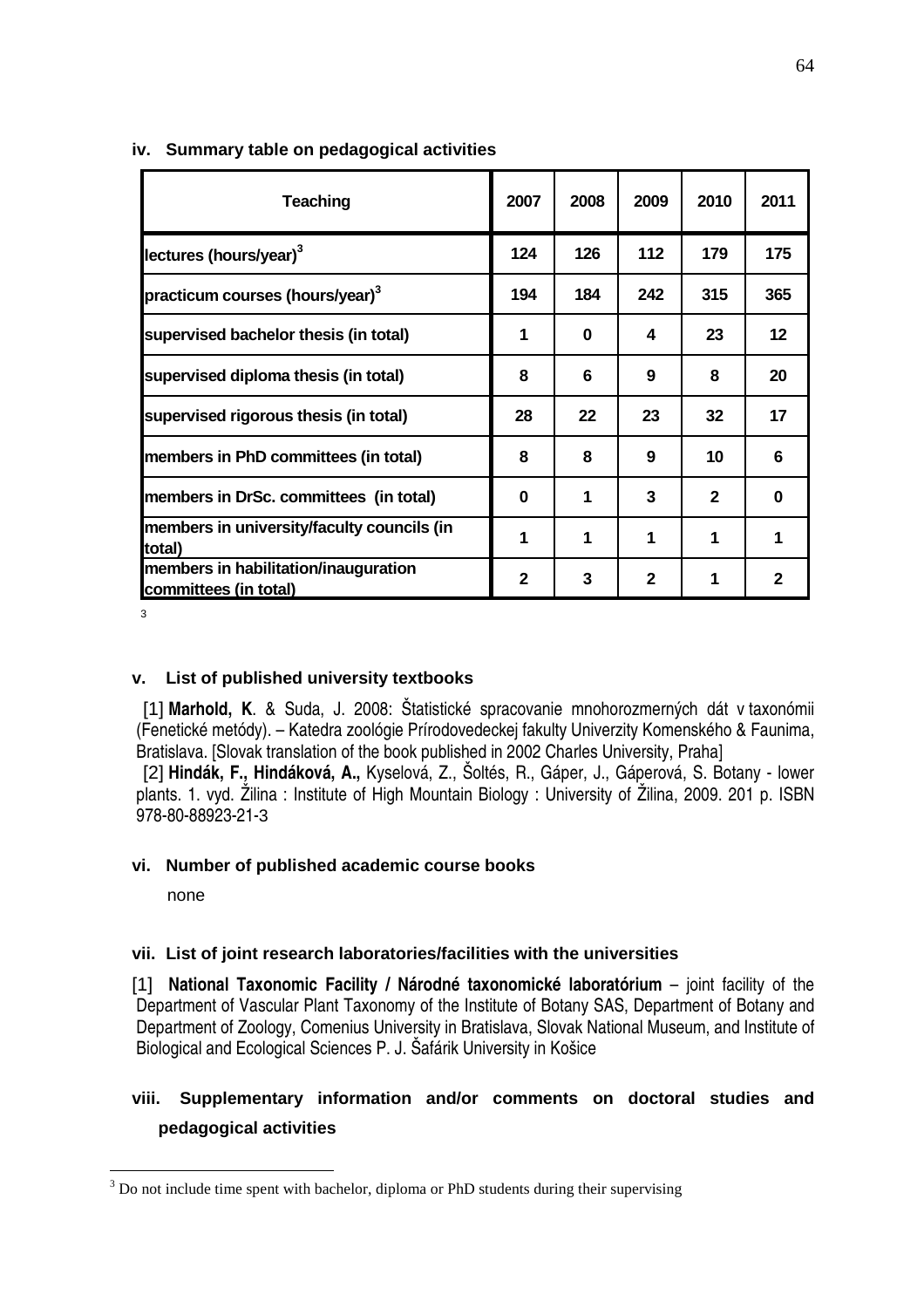### iv. Summary table on pedagogical activities

| Teaching | 2007 | 2008 | 2009 | 2010 | 2011 |
|---|---|---|---|---|---|
| lectures (hours/year)[3] | 124 | 126 | 112 | 179 | 175 |
| practicum courses (hours/year)[3] | 194 | 184 | 242 | 315 | 365 |
| supervised bachelor thesis (in total) | 1 | 0 | 4 | 23 | 12 |
| supervised diploma thesis (in total) | 8 | 6 | 9 | 8 | 20 |
| supervised rigorous thesis (in total) | 28 | 22 | 23 | 32 | 17 |
| members in PhD committees (in total) | 8 | 8 | 9 | 10 | 6 |
| members in DrSc. committees (in total) | 0 | 1 | 3 | 2 | 0 |
| members in university/faculty councils (in total) | 1 | 1 | 1 | 1 | 1 |
| members in habilitation/inauguration committees (in total) | 2 | 3 | 2 | 1 | 2 |

3

### v. List of published university textbooks

[1] **Marhold, K**. & Suda, J. 2008: Štatistické spracovanie mnohorozmerných dát v taxonómii (Fenetické metódy). – Katedra zoológie Prírodovedeckej fakulty Univerzity Komenského & Faunima, Bratislava. [Slovak translation of the book published in 2002 Charles University, Praha]

[2] **Hindák, F., Hindáková, A.,** Kyselová, Z., Šoltés, R., Gáper, J., Gáperová, S. Botany - lower plants. 1. vyd. Žilina : Institute of High Mountain Biology : University of Žilina, 2009. 201 p. ISBN 978-80-88923-21-3

### vi. Number of published academic course books

none

### vii. List of joint research laboratories/facilities with the universities

[1] **National Taxonomic Facility / Národné taxonomické laboratórium** – joint facility of the Department of Vascular Plant Taxonomy of the Institute of Botany SAS, Department of Botany and Department of Zoology, Comenius University in Bratislava, Slovak National Museum, and Institute of Biological and Ecological Sciences P. J. Šafárik University in Košice

### viii. Supplementary information and/or comments on doctoral studies and pedagogical activities

[3] Do not include time spent with bachelor, diploma or PhD students during their supervising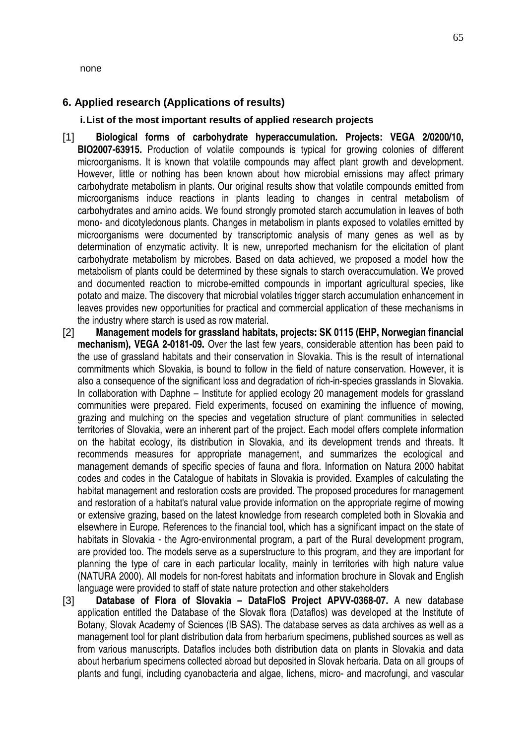none

## 6. Applied research (Applications of results)

### i. List of the most important results of applied research projects

[1] **Biological forms of carbohydrate hyperaccumulation. Projects: VEGA 2/0200/10, BIO2007-63915.** Production of volatile compounds is typical for growing colonies of different microorganisms. It is known that volatile compounds may affect plant growth and development. However, little or nothing has been known about how microbial emissions may affect primary carbohydrate metabolism in plants. Our original results show that volatile compounds emitted from microorganisms induce reactions in plants leading to changes in central metabolism of carbohydrates and amino acids. We found strongly promoted starch accumulation in leaves of both mono- and dicotyledonous plants. Changes in metabolism in plants exposed to volatiles emitted by microorganisms were documented by transcriptomic analysis of many genes as well as by determination of enzymatic activity. It is new, unreported mechanism for the elicitation of plant carbohydrate metabolism by microbes. Based on data achieved, we proposed a model how the metabolism of plants could be determined by these signals to starch overaccumulation. We proved and documented reaction to microbe-emitted compounds in important agricultural species, like potato and maize. The discovery that microbial volatiles trigger starch accumulation enhancement in leaves provides new opportunities for practical and commercial application of these mechanisms in the industry where starch is used as row material.

[2] **Management models for grassland habitats, projects: SK 0115 (EHP, Norwegian financial mechanism), VEGA 2-0181-09.** Over the last few years, considerable attention has been paid to the use of grassland habitats and their conservation in Slovakia. This is the result of international commitments which Slovakia, is bound to follow in the field of nature conservation. However, it is also a consequence of the significant loss and degradation of rich-in-species grasslands in Slovakia. In collaboration with Daphne – Institute for applied ecology 20 management models for grassland communities were prepared. Field experiments, focused on examining the influence of mowing, grazing and mulching on the species and vegetation structure of plant communities in selected territories of Slovakia, were an inherent part of the project. Each model offers complete information on the habitat ecology, its distribution in Slovakia, and its development trends and threats. It recommends measures for appropriate management, and summarizes the ecological and management demands of specific species of fauna and flora. Information on Natura 2000 habitat codes and codes in the Catalogue of habitats in Slovakia is provided. Examples of calculating the habitat management and restoration costs are provided. The proposed procedures for management and restoration of a habitat's natural value provide information on the appropriate regime of mowing or extensive grazing, based on the latest knowledge from research completed both in Slovakia and elsewhere in Europe. References to the financial tool, which has a significant impact on the state of habitats in Slovakia - the Agro-environmental program, a part of the Rural development program, are provided too. The models serve as a superstructure to this program, and they are important for planning the type of care in each particular locality, mainly in territories with high nature value (NATURA 2000). All models for non-forest habitats and information brochure in Slovak and English language were provided to staff of state nature protection and other stakeholders

[3] **Database of Flora of Slovakia – DataFloS Project APVV-0368-07.** A new database application entitled the Database of the Slovak flora (Dataflos) was developed at the Institute of Botany, Slovak Academy of Sciences (IB SAS). The database serves as data archives as well as a management tool for plant distribution data from herbarium specimens, published sources as well as from various manuscripts. Dataflos includes both distribution data on plants in Slovakia and data about herbarium specimens collected abroad but deposited in Slovak herbaria. Data on all groups of plants and fungi, including cyanobacteria and algae, lichens, micro- and macrofungi, and vascular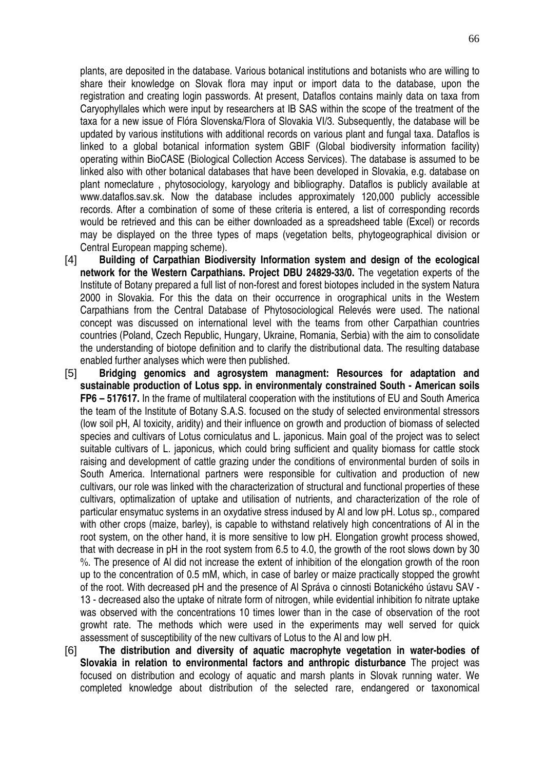plants, are deposited in the database. Various botanical institutions and botanists who are willing to share their knowledge on Slovak flora may input or import data to the database, upon the registration and creating login passwords. At present, Dataflos contains mainly data on taxa from Caryophyllales which were input by researchers at IB SAS within the scope of the treatment of the taxa for a new issue of Flóra Slovenska/Flora of Slovakia VI/3. Subsequently, the database will be updated by various institutions with additional records on various plant and fungal taxa. Dataflos is linked to a global botanical information system GBIF (Global biodiversity information facility) operating within BioCASE (Biological Collection Access Services). The database is assumed to be linked also with other botanical databases that have been developed in Slovakia, e.g. database on plant nomeclature , phytosociology, karyology and bibliography. Dataflos is publicly available at www.dataflos.sav.sk. Now the database includes approximately 120,000 publicly accessible records. After a combination of some of these criteria is entered, a list of corresponding records would be retrieved and this can be either downloaded as a spreadsheed table (Excel) or records may be displayed on the three types of maps (vegetation belts, phytogeographical division or Central European mapping scheme).

[4] **Building of Carpathian Biodiversity Information system and design of the ecological network for the Western Carpathians. Project DBU 24829-33/0.** The vegetation experts of the Institute of Botany prepared a full list of non-forest and forest biotopes included in the system Natura 2000 in Slovakia. For this the data on their occurrence in orographical units in the Western Carpathians from the Central Database of Phytosociological Relevés were used. The national concept was discussed on international level with the teams from other Carpathian countries countries (Poland, Czech Republic, Hungary, Ukraine, Romania, Serbia) with the aim to consolidate the understanding of biotope definition and to clarify the distributional data. The resulting database enabled further analyses which were then published.

[5] **Bridging genomics and agrosystem managment: Resources for adaptation and sustainable production of Lotus spp. in environmentaly constrained South - American soils FP6 – 517617.** In the frame of multilateral cooperation with the institutions of EU and South America the team of the Institute of Botany S.A.S. focused on the study of selected environmental stressors (low soil pH, Al toxicity, aridity) and their influence on growth and production of biomass of selected species and cultivars of Lotus corniculatus and L. japonicus. Main goal of the project was to select suitable cultivars of L. japonicus, which could bring sufficient and quality biomass for cattle stock raising and development of cattle grazing under the conditions of environmental burden of soils in South America. International partners were responsible for cultivation and production of new cultivars, our role was linked with the characterization of structural and functional properties of these cultivars, optimalization of uptake and utilisation of nutrients, and characterization of the role of particular ensymatuc systems in an oxydative stress indused by Al and low pH. Lotus sp., compared with other crops (maize, barley), is capable to withstand relatively high concentrations of Al in the root system, on the other hand, it is more sensitive to low pH. Elongation growht process showed, that with decrease in pH in the root system from 6.5 to 4.0, the growth of the root slows down by 30 %. The presence of Al did not increase the extent of inhibition of the elongation growth of the roon up to the concentration of 0.5 mM, which, in case of barley or maize practically stopped the growht of the root. With decreased pH and the presence of Al Správa o cinnosti Botanického ústavu SAV - 13 - decreased also the uptake of nitrate form of nitrogen, while evidential inhibition fo nitrate uptake was observed with the concentrations 10 times lower than in the case of observation of the root growht rate. The methods which were used in the experiments may well served for quick assessment of susceptibility of the new cultivars of Lotus to the Al and low pH.

[6] **The distribution and diversity of aquatic macrophyte vegetation in water-bodies of Slovakia in relation to environmental factors and anthropic disturbance** The project was focused on distribution and ecology of aquatic and marsh plants in Slovak running water. We completed knowledge about distribution of the selected rare, endangered or taxonomical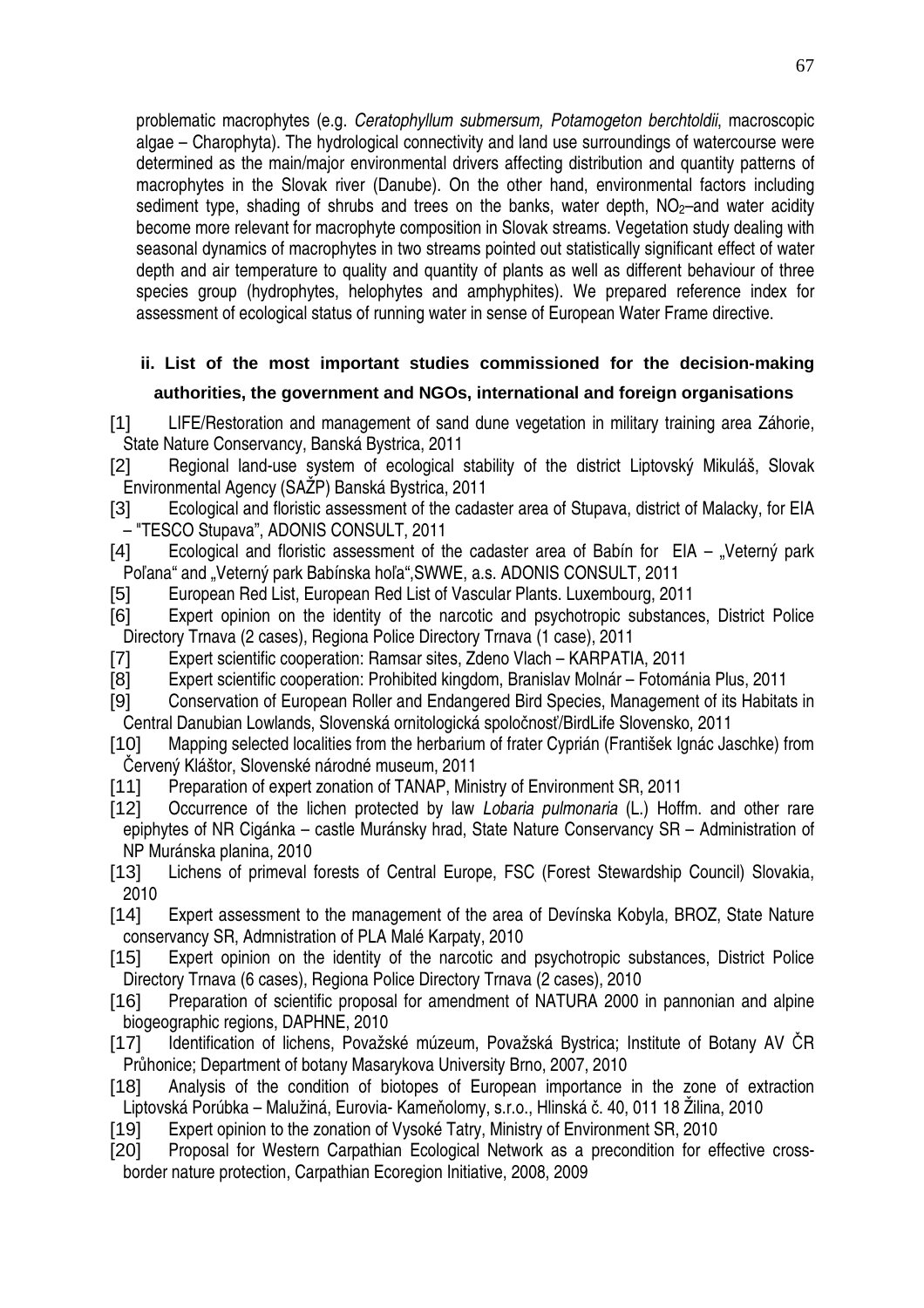problematic macrophytes (e.g. *Ceratophyllum submersum, Potamogeton berchtoldii*, macroscopic algae – Charophyta). The hydrological connectivity and land use surroundings of watercourse were determined as the main/major environmental drivers affecting distribution and quantity patterns of macrophytes in the Slovak river (Danube). On the other hand, environmental factors including sediment type, shading of shrubs and trees on the banks, water depth, $NO_2$–and water acidity become more relevant for macrophyte composition in Slovak streams. Vegetation study dealing with seasonal dynamics of macrophytes in two streams pointed out statistically significant effect of water depth and air temperature to quality and quantity of plants as well as different behaviour of three species group (hydrophytes, helophytes and amphyphites). We prepared reference index for assessment of ecological status of running water in sense of European Water Frame directive.

### ii. List of the most important studies commissioned for the decision-making authorities, the government and NGOs, international and foreign organisations

[1] LIFE/Restoration and management of sand dune vegetation in military training area Záhorie, State Nature Conservancy, Banská Bystrica, 2011

[2] Regional land-use system of ecological stability of the district Liptovský Mikuláš, Slovak Environmental Agency (SAŽP) Banská Bystrica, 2011

[3] Ecological and floristic assessment of the cadaster area of Stupava, district of Malacky, for EIA – "TESCO Stupava", ADONIS CONSULT, 2011

[4] Ecological and floristic assessment of the cadaster area of Babín for EIA – „Veterný park Poľana" and „Veterný park Babínska hoľa",SWWE, a.s. ADONIS CONSULT, 2011

[5] European Red List, European Red List of Vascular Plants. Luxembourg, 2011

[6] Expert opinion on the identity of the narcotic and psychotropic substances, District Police Directory Trnava (2 cases), Regiona Police Directory Trnava (1 case), 2011

[7] Expert scientific cooperation: Ramsar sites, Zdeno Vlach – KARPATIA, 2011

[8] Expert scientific cooperation: Prohibited kingdom, Branislav Molnár – Fotománia Plus, 2011

[9] Conservation of European Roller and Endangered Bird Species, Management of its Habitats in Central Danubian Lowlands, Slovenská ornitologická spoločnosť/BirdLife Slovensko, 2011

[10] Mapping selected localities from the herbarium of frater Cyprián (František Ignác Jaschke) from Červený Kláštor, Slovenské národné museum, 2011

[11] Preparation of expert zonation of TANAP, Ministry of Environment SR, 2011

[12] Occurrence of the lichen protected by law *Lobaria pulmonaria* (L.) Hoffm. and other rare epiphytes of NR Cigánka – castle Muránsky hrad, State Nature Conservancy SR – Administration of NP Muránska planina, 2010

[13] Lichens of primeval forests of Central Europe, FSC (Forest Stewardship Council) Slovakia, 2010

[14] Expert assessment to the management of the area of Devínska Kobyla, BROZ, State Nature conservancy SR, Admnistration of PLA Malé Karpaty, 2010

[15] Expert opinion on the identity of the narcotic and psychotropic substances, District Police Directory Trnava (6 cases), Regiona Police Directory Trnava (2 cases), 2010

[16] Preparation of scientific proposal for amendment of NATURA 2000 in pannonian and alpine biogeographic regions, DAPHNE, 2010

[17] Identification of lichens, Považské múzeum, Považská Bystrica; Institute of Botany AV ČR Průhonice; Department of botany Masarykova University Brno, 2007, 2010

[18] Analysis of the condition of biotopes of European importance in the zone of extraction Liptovská Porúbka – Malužiná, Eurovia- Kameňolomy, s.r.o., Hlinská č. 40, 011 18 Žilina, 2010

[19] Expert opinion to the zonation of Vysoké Tatry, Ministry of Environment SR, 2010

[20] Proposal for Western Carpathian Ecological Network as a precondition for effective cross-border nature protection, Carpathian Ecoregion Initiative, 2008, 2009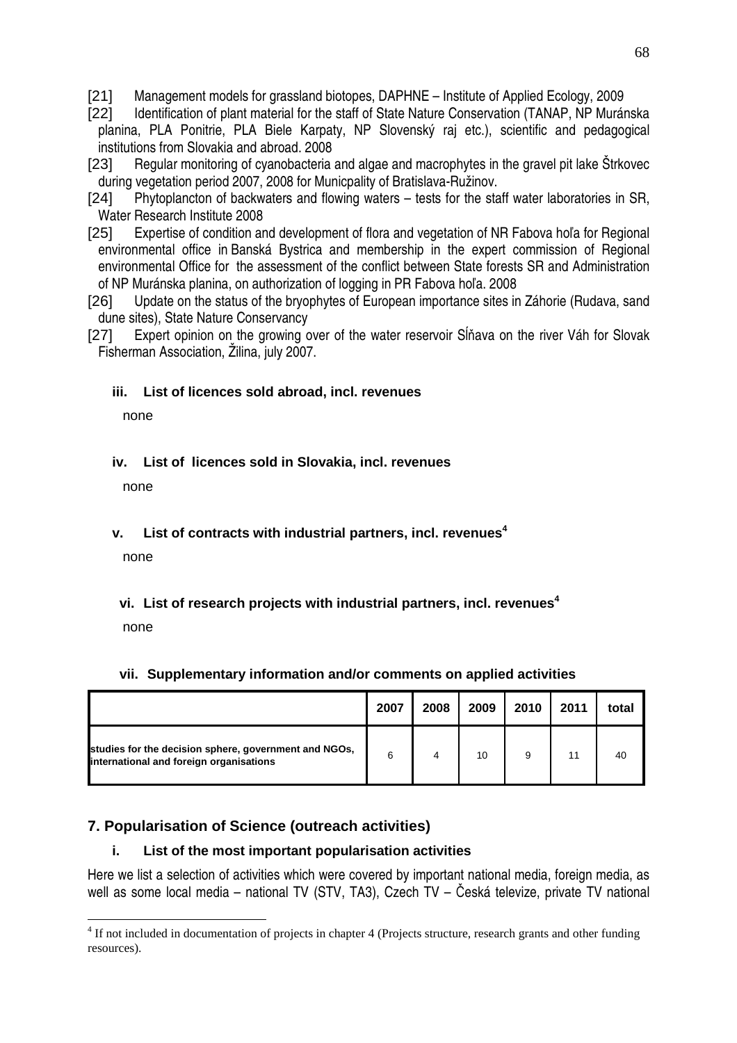[21] Management models for grassland biotopes, DAPHNE – Institute of Applied Ecology, 2009

[22] Identification of plant material for the staff of State Nature Conservation (TANAP, NP Muránska planina, PLA Ponitrie, PLA Biele Karpaty, NP Slovenský raj etc.), scientific and pedagogical institutions from Slovakia and abroad. 2008

[23] Regular monitoring of cyanobacteria and algae and macrophytes in the gravel pit lake Štrkovec during vegetation period 2007, 2008 for Municpality of Bratislava-Ružinov.

[24] Phytoplancton of backwaters and flowing waters – tests for the staff water laboratories in SR, Water Research Institute 2008

[25] Expertise of condition and development of flora and vegetation of NR Fabova hoľa for Regional environmental office in Banská Bystrica and membership in the expert commission of Regional environmental Office for the assessment of the conflict between State forests SR and Administration of NP Muránska planina, on authorization of logging in PR Fabova hoľa. 2008

[26] Update on the status of the bryophytes of European importance sites in Záhorie (Rudava, sand dune sites), State Nature Conservancy

[27] Expert opinion on the growing over of the water reservoir Sĺňava on the river Váh for Slovak Fisherman Association, Žilina, july 2007.

### iii. List of licences sold abroad, incl. revenues

none

### iv. List of licences sold in Slovakia, incl. revenues

none

### v. List of contracts with industrial partners, incl. revenues[4]

none

### vi. List of research projects with industrial partners, incl. revenues[4]

none

### vii. Supplementary information and/or comments on applied activities

| | 2007 | 2008 | 2009 | 2010 | 2011 | total |
|---|---|---|---|---|---|---|
| studies for the decision sphere, government and NGOs, international and foreign organisations | 6 | 4 | 10 | 9 | 11 | 40 |

## 7. Popularisation of Science (outreach activities)

### i. List of the most important popularisation activities

Here we list a selection of activities which were covered by important national media, foreign media, as well as some local media – national TV (STV, TA3), Czech TV – Česká televize, private TV national

[4] If not included in documentation of projects in chapter 4 (Projects structure, research grants and other funding resources).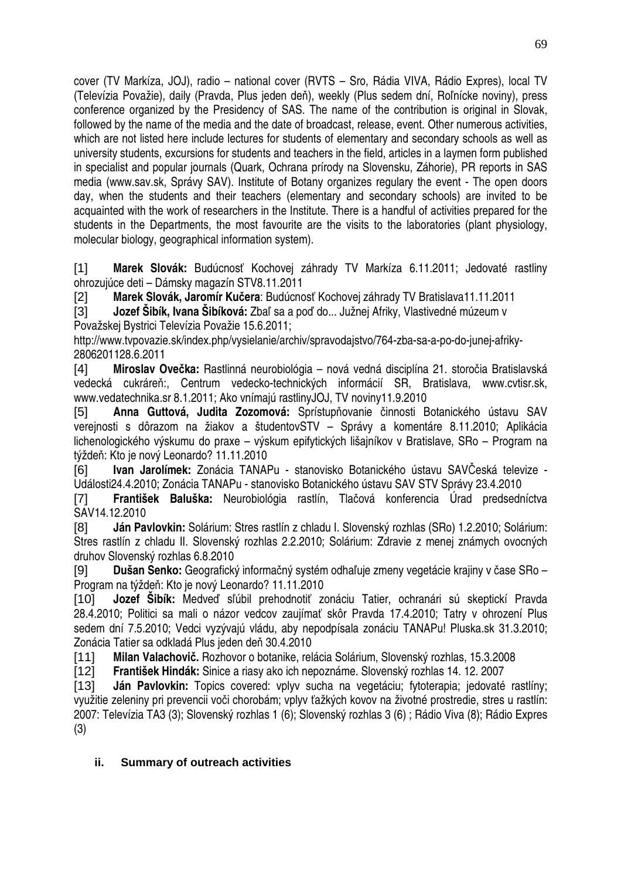cover (TV Markíza, JOJ), radio – national cover (RVTS – Sro, Rádia VIVA, Rádio Expres), local TV (Televízia Považie), daily (Pravda, Plus jeden deň), weekly (Plus sedem dní, Roľnícke noviny), press conference organized by the Presidency of SAS. The name of the contribution is original in Slovak, followed by the name of the media and the date of broadcast, release, event. Other numerous activities, which are not listed here include lectures for students of elementary and secondary schools as well as university students, excursions for students and teachers in the field, articles in a laymen form published in specialist and popular journals (Quark, Ochrana prírody na Slovensku, Záhorie), PR reports in SAS media (www.sav.sk, Správy SAV). Institute of Botany organizes regulary the event - The open doors day, when the students and their teachers (elementary and secondary schools) are invited to be acquainted with the work of researchers in the Institute. There is a handful of activities prepared for the students in the Departments, the most favourite are the visits to the laboratories (plant physiology, molecular biology, geographical information system).

[1] **Marek Slovák:** Budúcnosť Kochovej záhrady TV Markíza 6.11.2011; Jedovaté rastliny ohrozujúce deti – Dámsky magazín STV8.11.2011

[2] **Marek Slovák, Jaromír Kučera**: Budúcnosť Kochovej záhrady TV Bratislava11.11.2011

[3] **Jozef Šibík, Ivana Šibíková:** Zbaľ sa a poď do... Južnej Afriky, Vlastivedné múzeum v Považskej Bystrici Televízia Považie 15.6.2011;
http://www.tvpovazie.sk/index.php/vysielanie/archiv/spravodajstvo/764-zba-sa-a-po-do-junej-afriky-2806201128.6.2011

[4] **Miroslav Ovečka:** Rastlinná neurobiológia – nová vedná disciplína 21. storočia Bratislavská vedecká cukráreň:, Centrum vedecko-technických informácií SR, Bratislava, www.cvtisr.sk, www.vedatechnika.sr 8.1.2011; Ako vnímajú rastlinyJOJ, TV noviny11.9.2010

[5] **Anna Guttová, Judita Zozomová:** Sprístupňovanie činnosti Botanického ústavu SAV verejnosti s dôrazom na žiakov a študentovSTV – Správy a komentáre 8.11.2010; Aplikácia lichenologického výskumu do praxe – výskum epifytických lišajníkov v Bratislave, SRo – Program na týždeň: Kto je nový Leonardo? 11.11.2010

[6] **Ivan Jarolímek:** Zonácia TANAPu - stanovisko Botanického ústavu SAVČeská televize - Události24.4.2010; Zonácia TANAPu - stanovisko Botanického ústavu SAV STV Správy 23.4.2010

[7] **František Baluška:** Neurobiológia rastlín, Tlačová konferencia Úrad predsedníctva SAV14.12.2010

[8] **Ján Pavlovkin:** Solárium: Stres rastlín z chladu I. Slovenský rozhlas (SRo) 1.2.2010; Solárium: Stres rastlín z chladu II. Slovenský rozhlas 2.2.2010; Solárium: Zdravie z menej známych ovocných druhov Slovenský rozhlas 6.8.2010

[9] **Dušan Senko:** Geografický informačný systém odhaľuje zmeny vegetácie krajiny v čase SRo – Program na týždeň: Kto je nový Leonardo? 11.11.2010

[10] **Jozef Šibík:** Medveď sľúbil prehodnotiť zonáciu Tatier, ochranári sú skeptickí Pravda 28.4.2010; Politici sa mali o názor vedcov zaujímať skôr Pravda 17.4.2010; Tatry v ohrození Plus sedem dní 7.5.2010; Vedci vyzývajú vládu, aby nepodpísala zonáciu TANAPu! Pluska.sk 31.3.2010; Zonácia Tatier sa odkladá Plus jeden deň 30.4.2010

[11] **Milan Valachovič.** Rozhovor o botanike, relácia Solárium, Slovenský rozhlas, 15.3.2008

[12] **František Hindák:** Sinice a riasy ako ich nepoznáme. Slovenský rozhlas 14. 12. 2007

[13] **Ján Pavlovkin:** Topics covered: vplyv sucha na vegetáciu; fytoterapia; jedovaté rastlíny; využitie zeleniny pri prevencii voči chorobám; vplyv ťažkých kovov na životné prostredie, stres u rastlín: 2007: Televízia TA3 (3); Slovenský rozhlas 1 (6); Slovenský rozhlas 3 (6) ; Rádio Viva (8); Rádio Expres (3)

### ii. Summary of outreach activities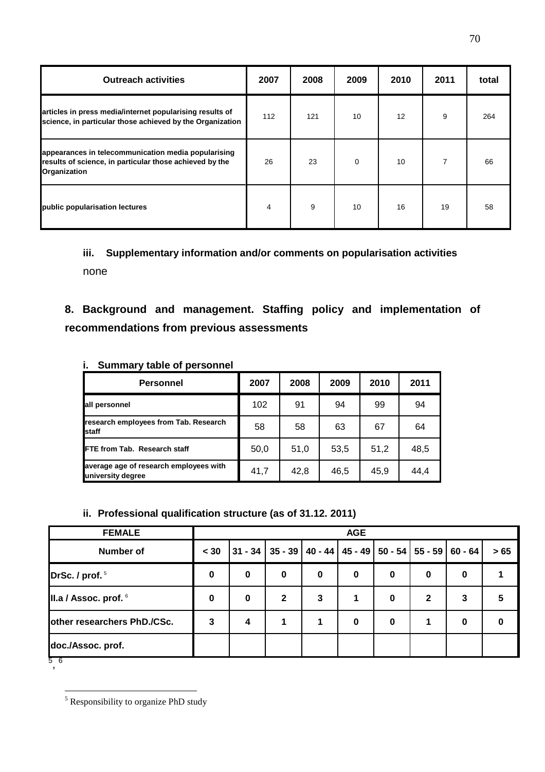| Outreach activities | 2007 | 2008 | 2009 | 2010 | 2011 | total |
|---|---|---|---|---|---|---|
| articles in press media/internet popularising results of science, in particular those achieved by the Organization | 112 | 121 | 10 | 12 | 9 | 264 |
| appearances in telecommunication media popularising results of science, in particular those achieved by the Organization | 26 | 23 | 0 | 10 | 7 | 66 |
| public popularisation lectures | 4 | 9 | 10 | 16 | 19 | 58 |

### iii. Supplementary information and/or comments on popularisation activities

none

## 8. Background and management. Staffing policy and implementation of recommendations from previous assessments

### i. Summary table of personnel

| Personnel | 2007 | 2008 | 2009 | 2010 | 2011 |
|---|---|---|---|---|---|
| all personnel | 102 | 91 | 94 | 99 | 94 |
| research employees from Tab. Research staff | 58 | 58 | 63 | 67 | 64 |
| FTE from Tab. Research staff | 50,0 | 51,0 | 53,5 | 51,2 | 48,5 |
| average age of research employees with university degree | 41,7 | 42,8 | 46,5 | 45,9 | 44,4 |

### ii. Professional qualification structure (as of 31.12. 2011)

| FEMALE | AGE | | | | | | | | |
|---|---|---|---|---|---|---|---|---|---|
| Number of | < 30 | 31 - 34 | 35 - 39 | 40 - 44 | 45 - 49 | 50 - 54 | 55 - 59 | 60 - 64 | > 65 |
| DrSc. / prof. [5] | 0 | 0 | 0 | 0 | 0 | 0 | 0 | 0 | 1 |
| II.a / Assoc. prof. [6] | 0 | 0 | 2 | 3 | 1 | 0 | 2 | 3 | 5 |
| other researchers PhD./CSc. | 3 | 4 | 1 | 1 | 0 | 0 | 1 | 0 | 0 |
| doc./Assoc. prof. | | | | | | | | | |

[5], [6]

[5] Responsibility to organize PhD study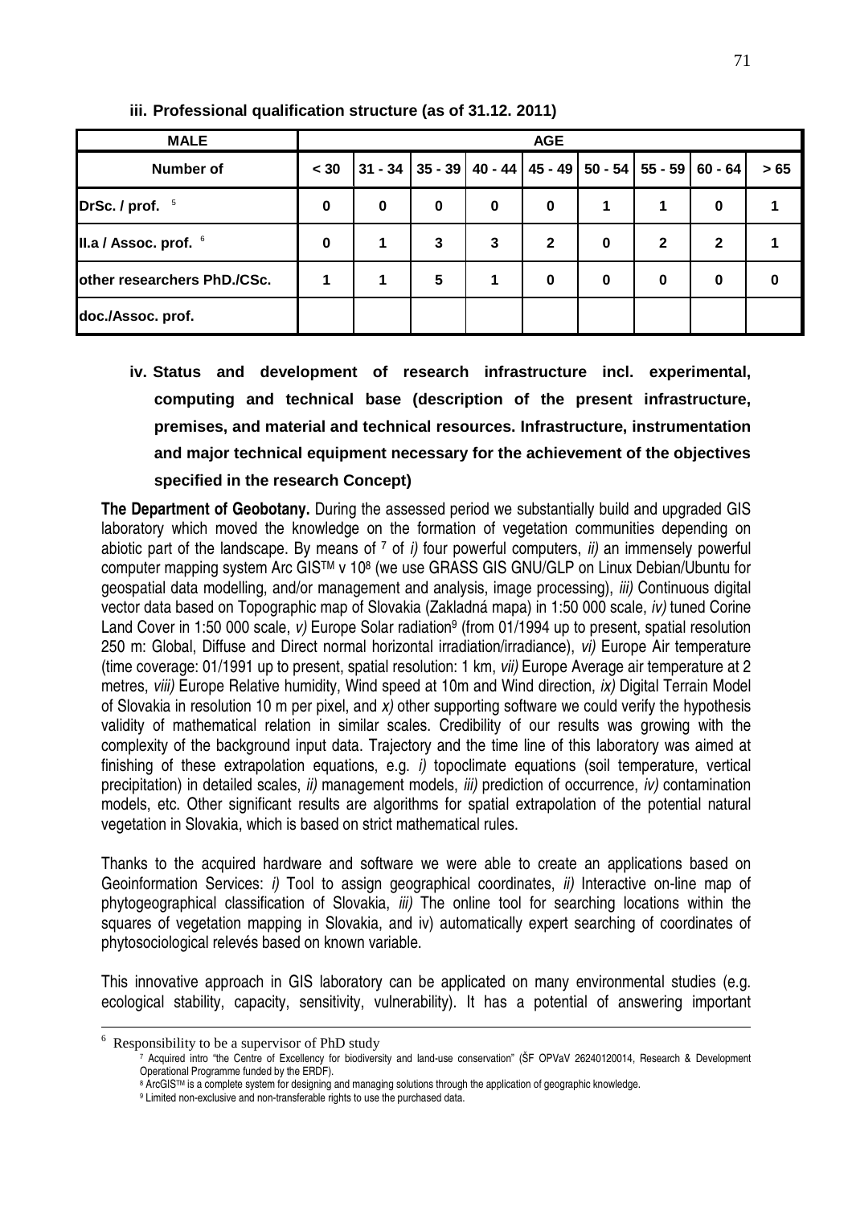**iii. Professional qualification structure (as of 31.12. 2011)**

| MALE | AGE | | | | | | | | |
|---|---|---|---|---|---|---|---|---|---|
| **Number of** | **< 30** | **31 - 34** | **35 - 39** | **40 - 44** | **45 - 49** | **50 - 54** | **55 - 59** | **60 - 64** | **> 65** |
| **DrSc. / prof.** [5] | 0 | 0 | 0 | 0 | 0 | 1 | 1 | 0 | 1 |
| **II.a / Assoc. prof.** [6] | 0 | 1 | 3 | 3 | 2 | 0 | 2 | 2 | 1 |
| **other researchers PhD./CSc.** | 1 | 1 | 5 | 1 | 0 | 0 | 0 | 0 | 0 |
| **doc./Assoc. prof.** | | | | | | | | | |

**iv. Status and development of research infrastructure incl. experimental, computing and technical base (description of the present infrastructure, premises, and material and technical resources. Infrastructure, instrumentation and major technical equipment necessary for the achievement of the objectives specified in the research Concept)**

**The Department of Geobotany.** During the assessed period we substantially build and upgraded GIS laboratory which moved the knowledge on the formation of vegetation communities depending on abiotic part of the landscape. By means of [7] of *i)* four powerful computers, *ii)* an immensely powerful computer mapping system Arc GIS™ v 10[8] (we use GRASS GIS GNU/GLP on Linux Debian/Ubuntu for geospatial data modelling, and/or management and analysis, image processing), *iii)* Continuous digital vector data based on Topographic map of Slovakia (Zakladná mapa) in 1:50 000 scale, *iv)* tuned Corine Land Cover in 1:50 000 scale, *v)* Europe Solar radiation[9] (from 01/1994 up to present, spatial resolution 250 m: Global, Diffuse and Direct normal horizontal irradiation/irradiance), *vi)* Europe Air temperature (time coverage: 01/1991 up to present, spatial resolution: 1 km, *vii)* Europe Average air temperature at 2 metres, *viii)* Europe Relative humidity, Wind speed at 10m and Wind direction, *ix)* Digital Terrain Model of Slovakia in resolution 10 m per pixel, and *x)* other supporting software we could verify the hypothesis validity of mathematical relation in similar scales. Credibility of our results was growing with the complexity of the background input data. Trajectory and the time line of this laboratory was aimed at finishing of these extrapolation equations, e.g. *i)* topoclimate equations (soil temperature, vertical precipitation) in detailed scales, *ii)* management models, *iii)* prediction of occurrence, *iv)* contamination models, etc. Other significant results are algorithms for spatial extrapolation of the potential natural vegetation in Slovakia, which is based on strict mathematical rules.

Thanks to the acquired hardware and software we were able to create an applications based on Geoinformation Services: *i)* Tool to assign geographical coordinates, *ii)* Interactive on-line map of phytogeographical classification of Slovakia, *iii)* The online tool for searching locations within the squares of vegetation mapping in Slovakia, and iv) automatically expert searching of coordinates of phytosociological relevés based on known variable.

This innovative approach in GIS laboratory can be applicated on many environmental studies (e.g. ecological stability, capacity, sensitivity, vulnerability). It has a potential of answering important

---

[6] Responsibility to be a supervisor of PhD study

[7] Acquired intro "the Centre of Excellency for biodiversity and land-use conservation" (ŠF OPVaV 26240120014, Research & Development Operational Programme funded by the ERDF).

[8] ArcGIS™ is a complete system for designing and managing solutions through the application of geographic knowledge.

[9] Limited non-exclusive and non-transferable rights to use the purchased data.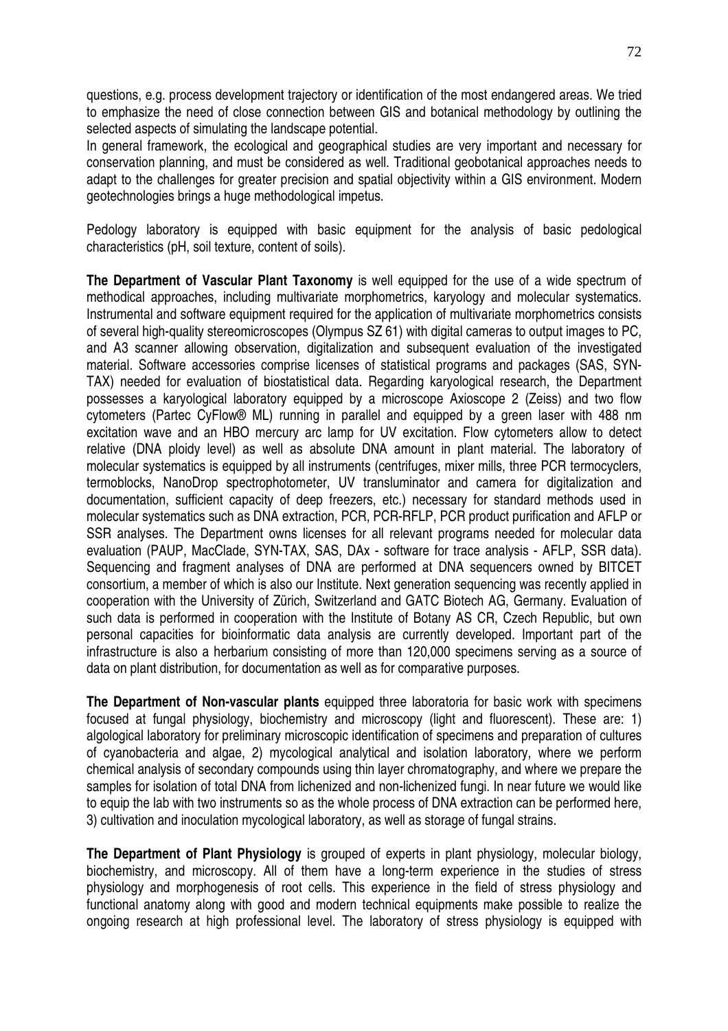questions, e.g. process development trajectory or identification of the most endangered areas. We tried to emphasize the need of close connection between GIS and botanical methodology by outlining the selected aspects of simulating the landscape potential.
In general framework, the ecological and geographical studies are very important and necessary for conservation planning, and must be considered as well. Traditional geobotanical approaches needs to adapt to the challenges for greater precision and spatial objectivity within a GIS environment. Modern geotechnologies brings a huge methodological impetus.

Pedology laboratory is equipped with basic equipment for the analysis of basic pedological characteristics (pH, soil texture, content of soils).

**The Department of Vascular Plant Taxonomy** is well equipped for the use of a wide spectrum of methodical approaches, including multivariate morphometrics, karyology and molecular systematics. Instrumental and software equipment required for the application of multivariate morphometrics consists of several high-quality stereomicroscopes (Olympus SZ 61) with digital cameras to output images to PC, and A3 scanner allowing observation, digitalization and subsequent evaluation of the investigated material. Software accessories comprise licenses of statistical programs and packages (SAS, SYN-TAX) needed for evaluation of biostatistical data. Regarding karyological research, the Department possesses a karyological laboratory equipped by a microscope Axioscope 2 (Zeiss) and two flow cytometers (Partec CyFlow® ML) running in parallel and equipped by a green laser with 488 nm excitation wave and an HBO mercury arc lamp for UV excitation. Flow cytometers allow to detect relative (DNA ploidy level) as well as absolute DNA amount in plant material. The laboratory of molecular systematics is equipped by all instruments (centrifuges, mixer mills, three PCR termocyclers, termoblocks, NanoDrop spectrophotometer, UV transluminator and camera for digitalization and documentation, sufficient capacity of deep freezers, etc.) necessary for standard methods used in molecular systematics such as DNA extraction, PCR, PCR-RFLP, PCR product purification and AFLP or SSR analyses. The Department owns licenses for all relevant programs needed for molecular data evaluation (PAUP, MacClade, SYN-TAX, SAS, DAx - software for trace analysis - AFLP, SSR data). Sequencing and fragment analyses of DNA are performed at DNA sequencers owned by BITCET consortium, a member of which is also our Institute. Next generation sequencing was recently applied in cooperation with the University of Zürich, Switzerland and GATC Biotech AG, Germany. Evaluation of such data is performed in cooperation with the Institute of Botany AS CR, Czech Republic, but own personal capacities for bioinformatic data analysis are currently developed. Important part of the infrastructure is also a herbarium consisting of more than 120,000 specimens serving as a source of data on plant distribution, for documentation as well as for comparative purposes.

**The Department of Non-vascular plants** equipped three laboratoria for basic work with specimens focused at fungal physiology, biochemistry and microscopy (light and fluorescent). These are: 1) algological laboratory for preliminary microscopic identification of specimens and preparation of cultures of cyanobacteria and algae, 2) mycological analytical and isolation laboratory, where we perform chemical analysis of secondary compounds using thin layer chromatography, and where we prepare the samples for isolation of total DNA from lichenized and non-lichenized fungi. In near future we would like to equip the lab with two instruments so as the whole process of DNA extraction can be performed here, 3) cultivation and inoculation mycological laboratory, as well as storage of fungal strains.

**The Department of Plant Physiology** is grouped of experts in plant physiology, molecular biology, biochemistry, and microscopy. All of them have a long-term experience in the studies of stress physiology and morphogenesis of root cells. This experience in the field of stress physiology and functional anatomy along with good and modern technical equipments make possible to realize the ongoing research at high professional level. The laboratory of stress physiology is equipped with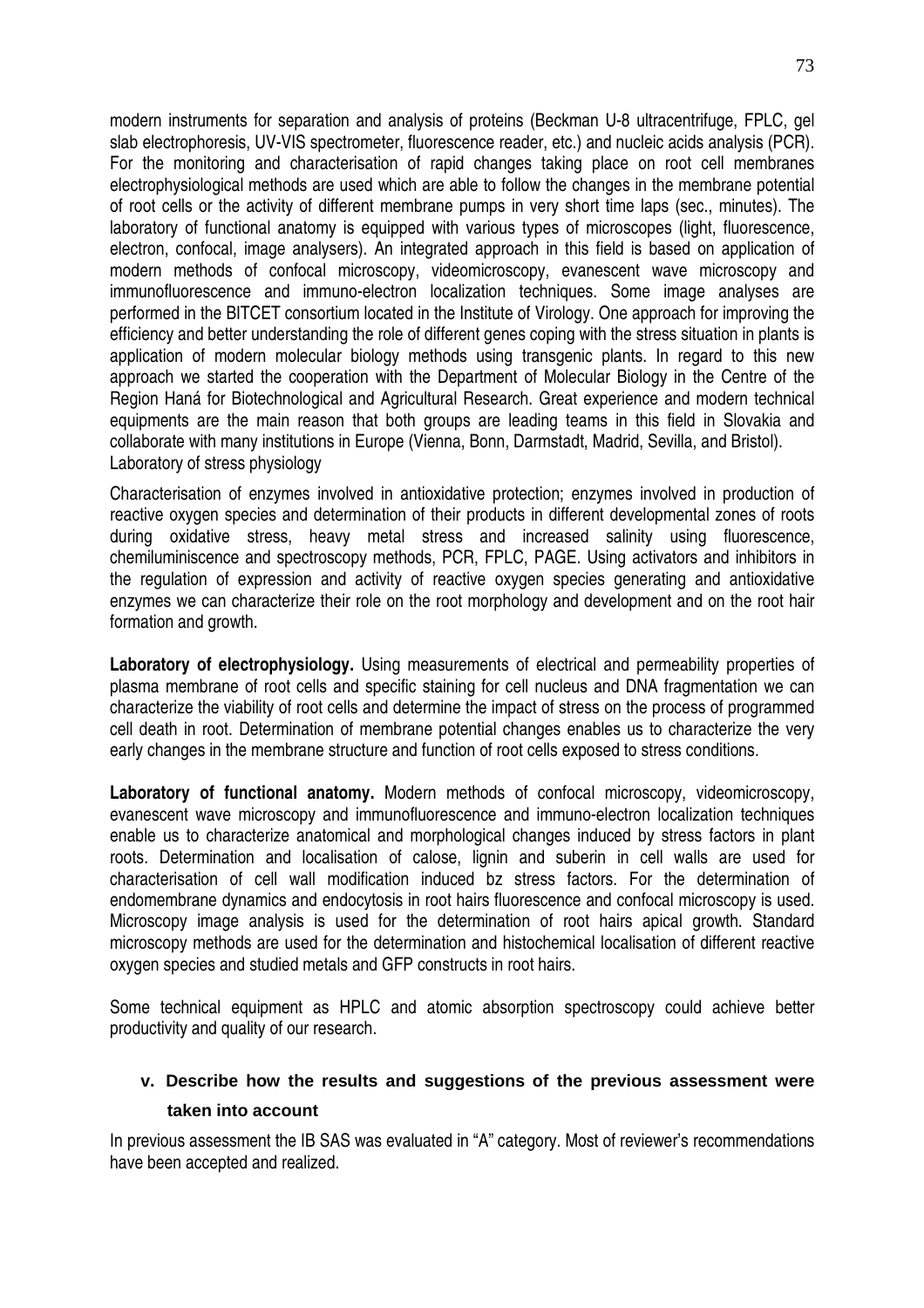modern instruments for separation and analysis of proteins (Beckman U-8 ultracentrifuge, FPLC, gel slab electrophoresis, UV-VIS spectrometer, fluorescence reader, etc.) and nucleic acids analysis (PCR). For the monitoring and characterisation of rapid changes taking place on root cell membranes electrophysiological methods are used which are able to follow the changes in the membrane potential of root cells or the activity of different membrane pumps in very short time laps (sec., minutes). The laboratory of functional anatomy is equipped with various types of microscopes (light, fluorescence, electron, confocal, image analysers). An integrated approach in this field is based on application of modern methods of confocal microscopy, videomicroscopy, evanescent wave microscopy and immunofluorescence and immuno-electron localization techniques. Some image analyses are performed in the BITCET consortium located in the Institute of Virology. One approach for improving the efficiency and better understanding the role of different genes coping with the stress situation in plants is application of modern molecular biology methods using transgenic plants. In regard to this new approach we started the cooperation with the Department of Molecular Biology in the Centre of the Region Haná for Biotechnological and Agricultural Research. Great experience and modern technical equipments are the main reason that both groups are leading teams in this field in Slovakia and collaborate with many institutions in Europe (Vienna, Bonn, Darmstadt, Madrid, Sevilla, and Bristol).
Laboratory of stress physiology

Characterisation of enzymes involved in antioxidative protection; enzymes involved in production of reactive oxygen species and determination of their products in different developmental zones of roots during oxidative stress, heavy metal stress and increased salinity using fluorescence, chemiluminiscence and spectroscopy methods, PCR, FPLC, PAGE. Using activators and inhibitors in the regulation of expression and activity of reactive oxygen species generating and antioxidative enzymes we can characterize their role on the root morphology and development and on the root hair formation and growth.

**Laboratory of electrophysiology.** Using measurements of electrical and permeability properties of plasma membrane of root cells and specific staining for cell nucleus and DNA fragmentation we can characterize the viability of root cells and determine the impact of stress on the process of programmed cell death in root. Determination of membrane potential changes enables us to characterize the very early changes in the membrane structure and function of root cells exposed to stress conditions.

**Laboratory of functional anatomy.** Modern methods of confocal microscopy, videomicroscopy, evanescent wave microscopy and immunofluorescence and immuno-electron localization techniques enable us to characterize anatomical and morphological changes induced by stress factors in plant roots. Determination and localisation of calose, lignin and suberin in cell walls are used for characterisation of cell wall modification induced bz stress factors. For the determination of endomembrane dynamics and endocytosis in root hairs fluorescence and confocal microscopy is used. Microscopy image analysis is used for the determination of root hairs apical growth. Standard microscopy methods are used for the determination and histochemical localisation of different reactive oxygen species and studied metals and GFP constructs in root hairs.

Some technical equipment as HPLC and atomic absorption spectroscopy could achieve better productivity and quality of our research.

### v. Describe how the results and suggestions of the previous assessment were taken into account

In previous assessment the IB SAS was evaluated in "A" category. Most of reviewer's recommendations have been accepted and realized.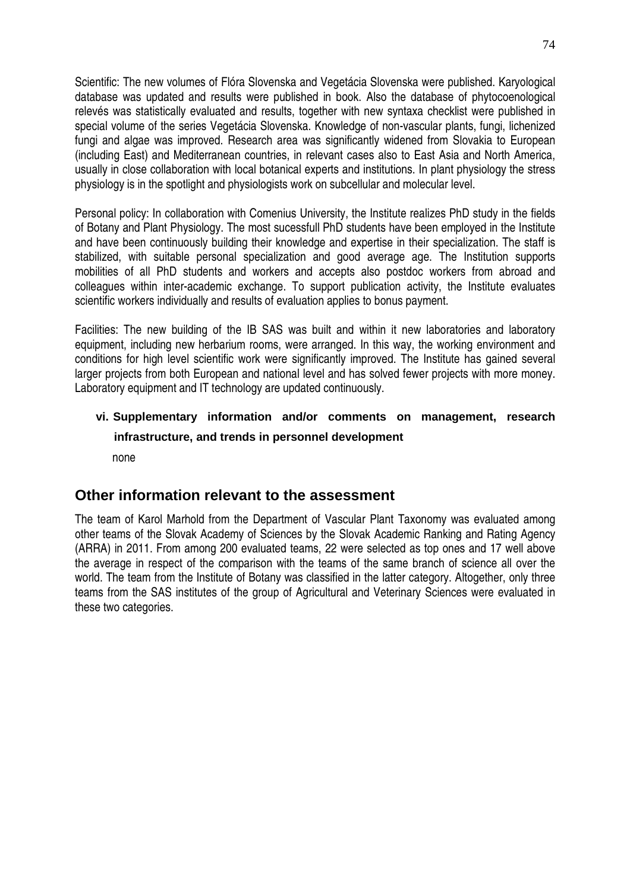Scientific: The new volumes of Flóra Slovenska and Vegetácia Slovenska were published. Karyological database was updated and results were published in book. Also the database of phytocoenological relevés was statistically evaluated and results, together with new syntaxa checklist were published in special volume of the series Vegetácia Slovenska. Knowledge of non-vascular plants, fungi, lichenized fungi and algae was improved. Research area was significantly widened from Slovakia to European (including East) and Mediterranean countries, in relevant cases also to East Asia and North America, usually in close collaboration with local botanical experts and institutions. In plant physiology the stress physiology is in the spotlight and physiologists work on subcellular and molecular level.

Personal policy: In collaboration with Comenius University, the Institute realizes PhD study in the fields of Botany and Plant Physiology. The most sucessfull PhD students have been employed in the Institute and have been continuously building their knowledge and expertise in their specialization. The staff is stabilized, with suitable personal specialization and good average age. The Institution supports mobilities of all PhD students and workers and accepts also postdoc workers from abroad and colleagues within inter-academic exchange. To support publication activity, the Institute evaluates scientific workers individually and results of evaluation applies to bonus payment.

Facilities: The new building of the IB SAS was built and within it new laboratories and laboratory equipment, including new herbarium rooms, were arranged. In this way, the working environment and conditions for high level scientific work were significantly improved. The Institute has gained several larger projects from both European and national level and has solved fewer projects with more money. Laboratory equipment and IT technology are updated continuously.

### vi. Supplementary information and/or comments on management, research infrastructure, and trends in personnel development

none

## Other information relevant to the assessment

The team of Karol Marhold from the Department of Vascular Plant Taxonomy was evaluated among other teams of the Slovak Academy of Sciences by the Slovak Academic Ranking and Rating Agency (ARRA) in 2011. From among 200 evaluated teams, 22 were selected as top ones and 17 well above the average in respect of the comparison with the teams of the same branch of science all over the world. The team from the Institute of Botany was classified in the latter category. Altogether, only three teams from the SAS institutes of the group of Agricultural and Veterinary Sciences were evaluated in these two categories.